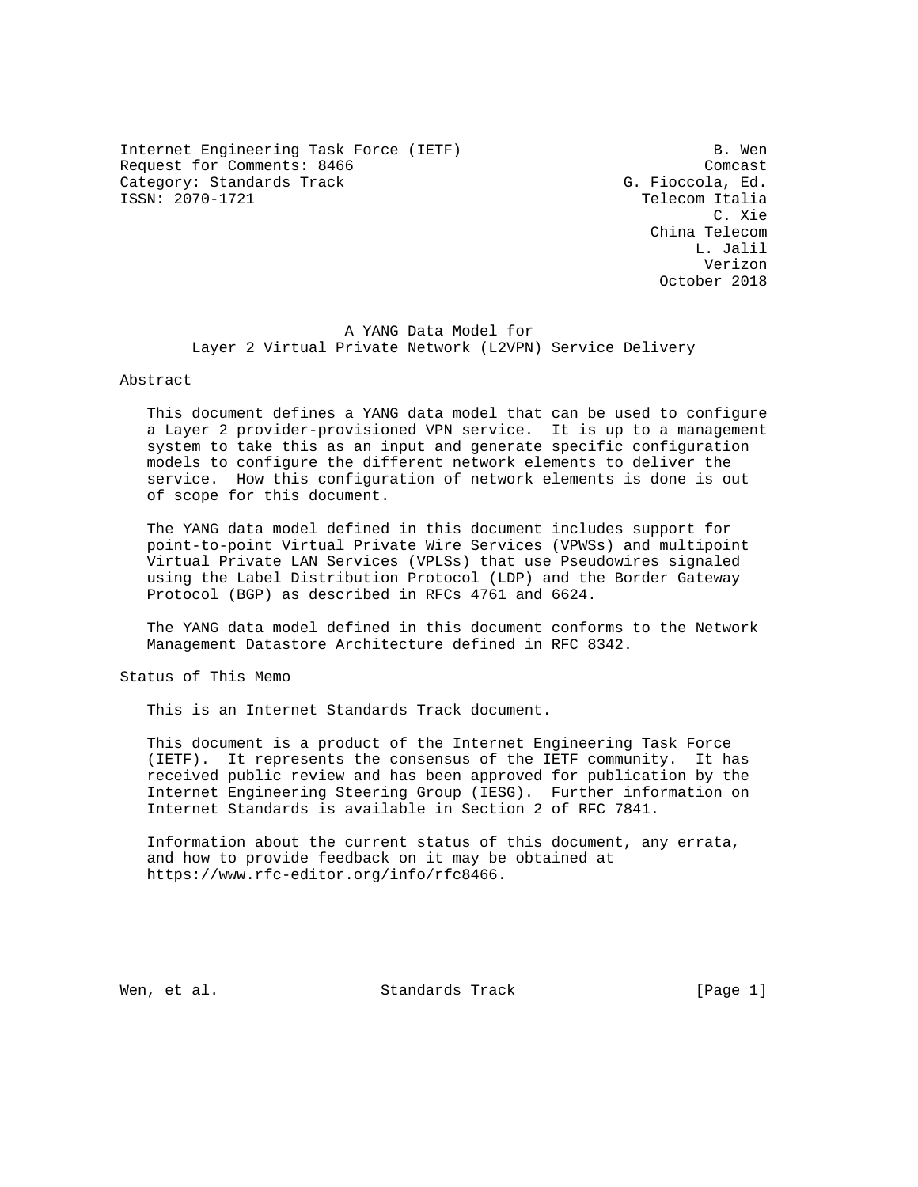Internet Engineering Task Force (IETF)  B. Wen
Request for Comments: 8466  Comcast
Category: Standards Track  G. Fioccola, Ed.
ISSN: 2070-1721  Telecom Italia
C. Xie
China Telecom
L. Jalil
Verizon
October 2018

# A YANG Data Model for Layer 2 Virtual Private Network (L2VPN) Service Delivery

## Abstract

This document defines a YANG data model that can be used to configure a Layer 2 provider-provisioned VPN service. It is up to a management system to take this as an input and generate specific configuration models to configure the different network elements to deliver the service. How this configuration of network elements is done is out of scope for this document.

The YANG data model defined in this document includes support for point-to-point Virtual Private Wire Services (VPWSs) and multipoint Virtual Private LAN Services (VPLSs) that use Pseudowires signaled using the Label Distribution Protocol (LDP) and the Border Gateway Protocol (BGP) as described in RFCs 4761 and 6624.

The YANG data model defined in this document conforms to the Network Management Datastore Architecture defined in RFC 8342.

## Status of This Memo

This is an Internet Standards Track document.

This document is a product of the Internet Engineering Task Force (IETF). It represents the consensus of the IETF community. It has received public review and has been approved for publication by the Internet Engineering Steering Group (IESG). Further information on Internet Standards is available in Section 2 of RFC 7841.

Information about the current status of this document, any errata, and how to provide feedback on it may be obtained at https://www.rfc-editor.org/info/rfc8466.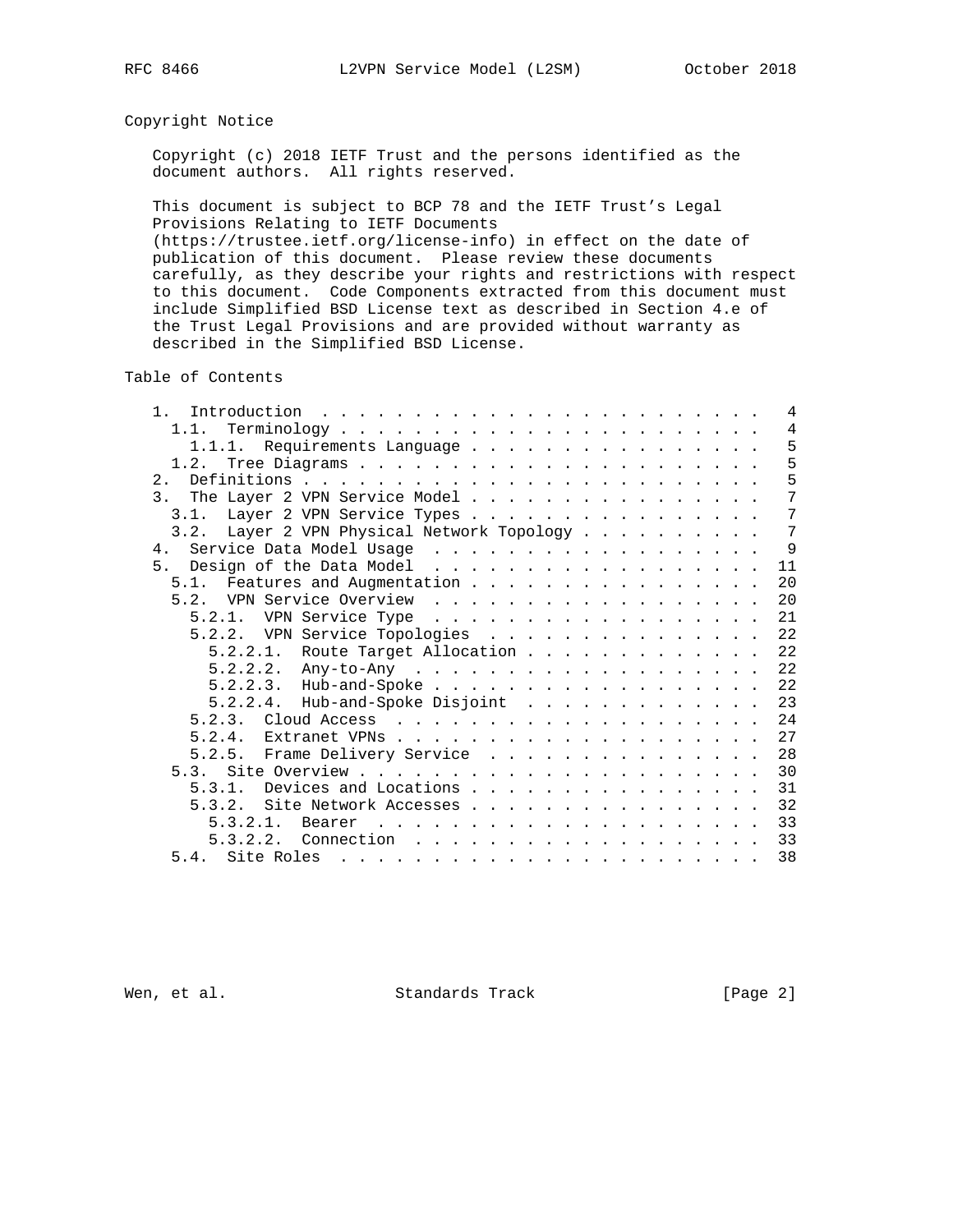## Copyright Notice

Copyright (c) 2018 IETF Trust and the persons identified as the document authors. All rights reserved.

This document is subject to BCP 78 and the IETF Trust's Legal Provisions Relating to IETF Documents (https://trustee.ietf.org/license-info) in effect on the date of publication of this document. Please review these documents carefully, as they describe your rights and restrictions with respect to this document. Code Components extracted from this document must include Simplified BSD License text as described in Section 4.e of the Trust Legal Provisions and are provided without warranty as described in the Simplified BSD License.

## Table of Contents

```
   1.  Introduction . . . . . . . . . . . . . . . . . . . . . . . .   4
     1.1.  Terminology . . . . . . . . . . . . . . . . . . . . . . .   4
       1.1.1.  Requirements Language . . . . . . . . . . . . . . . .   5
     1.2.  Tree Diagrams . . . . . . . . . . . . . . . . . . . . . .   5
   2.  Definitions . . . . . . . . . . . . . . . . . . . . . . . . .   5
   3.  The Layer 2 VPN Service Model . . . . . . . . . . . . . . . .   7
     3.1.  Layer 2 VPN Service Types . . . . . . . . . . . . . . . .   7
     3.2.  Layer 2 VPN Physical Network Topology . . . . . . . . . .   7
   4.  Service Data Model Usage  . . . . . . . . . . . . . . . . . .   9
   5.  Design of the Data Model  . . . . . . . . . . . . . . . . . .  11
     5.1.  Features and Augmentation . . . . . . . . . . . . . . . .  20
     5.2.  VPN Service Overview  . . . . . . . . . . . . . . . . . .  20
       5.2.1.  VPN Service Type  . . . . . . . . . . . . . . . . . .  21
       5.2.2.  VPN Service Topologies  . . . . . . . . . . . . . . .  22
         5.2.2.1.  Route Target Allocation . . . . . . . . . . . . .  22
         5.2.2.2.  Any-to-Any  . . . . . . . . . . . . . . . . . . .  22
         5.2.2.3.  Hub-and-Spoke . . . . . . . . . . . . . . . . . .  22
         5.2.2.4.  Hub-and-Spoke Disjoint  . . . . . . . . . . . . .  23
       5.2.3.  Cloud Access  . . . . . . . . . . . . . . . . . . . .  24
       5.2.4.  Extranet VPNs . . . . . . . . . . . . . . . . . . . .  27
       5.2.5.  Frame Delivery Service  . . . . . . . . . . . . . . .  28
     5.3.  Site Overview . . . . . . . . . . . . . . . . . . . . . .  30
       5.3.1.  Devices and Locations . . . . . . . . . . . . . . . .  31
       5.3.2.  Site Network Accesses . . . . . . . . . . . . . . . .  32
         5.3.2.1.  Bearer  . . . . . . . . . . . . . . . . . . . . .  33
         5.3.2.2.  Connection  . . . . . . . . . . . . . . . . . . .  33
     5.4.  Site Roles  . . . . . . . . . . . . . . . . . . . . . . .  38
```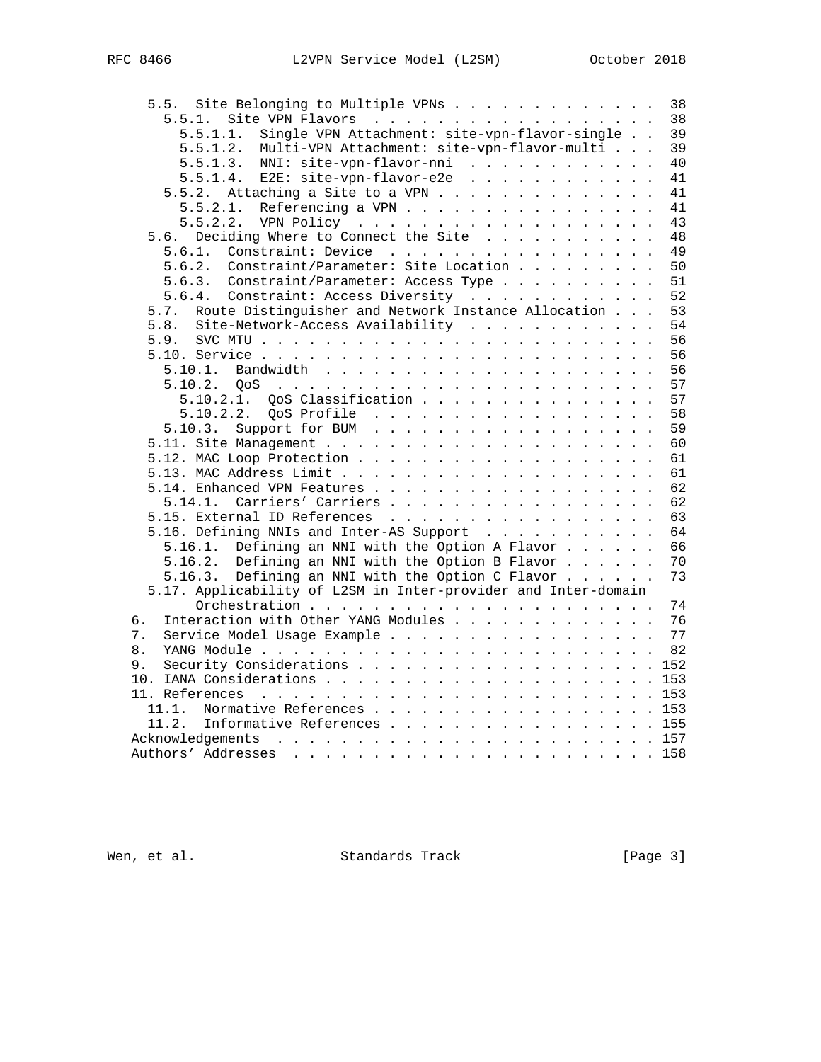```
      5.5.  Site Belonging to Multiple VPNs . . . . . . . . . . . . .  38
        5.5.1.  Site VPN Flavors  . . . . . . . . . . . . . . . . . .  38
          5.5.1.1.  Single VPN Attachment: site-vpn-flavor-single . .  39
          5.5.1.2.  Multi-VPN Attachment: site-vpn-flavor-multi . . .  39
          5.5.1.3.  NNI: site-vpn-flavor-nni  . . . . . . . . . . . .  40
          5.5.1.4.  E2E: site-vpn-flavor-e2e  . . . . . . . . . . . .  41
        5.5.2.  Attaching a Site to a VPN . . . . . . . . . . . . . .  41
          5.5.2.1.  Referencing a VPN . . . . . . . . . . . . . . . .  41
          5.5.2.2.  VPN Policy  . . . . . . . . . . . . . . . . . . .  43
      5.6.  Deciding Where to Connect the Site  . . . . . . . . . . .  48
        5.6.1.  Constraint: Device  . . . . . . . . . . . . . . . . .  49
        5.6.2.  Constraint/Parameter: Site Location . . . . . . . . .  50
        5.6.3.  Constraint/Parameter: Access Type . . . . . . . . . .  51
        5.6.4.  Constraint: Access Diversity  . . . . . . . . . . . .  52
      5.7.  Route Distinguisher and Network Instance Allocation . . .  53
      5.8.  Site-Network-Access Availability  . . . . . . . . . . . .  54
      5.9.  SVC MTU . . . . . . . . . . . . . . . . . . . . . . . . .  56
      5.10. Service . . . . . . . . . . . . . . . . . . . . . . . . .  56
        5.10.1.  Bandwidth  . . . . . . . . . . . . . . . . . . . . .  56
        5.10.2.  QoS  . . . . . . . . . . . . . . . . . . . . . . . .  57
          5.10.2.1.  QoS Classification . . . . . . . . . . . . . . .  57
          5.10.2.2.  QoS Profile  . . . . . . . . . . . . . . . . . .  58
        5.10.3.  Support for BUM  . . . . . . . . . . . . . . . . . .  59
      5.11. Site Management . . . . . . . . . . . . . . . . . . . . .  60
      5.12. MAC Loop Protection . . . . . . . . . . . . . . . . . . .  61
      5.13. MAC Address Limit . . . . . . . . . . . . . . . . . . . .  61
      5.14. Enhanced VPN Features . . . . . . . . . . . . . . . . . .  62
        5.14.1.  Carriers' Carriers . . . . . . . . . . . . . . . . .  62
      5.15. External ID References  . . . . . . . . . . . . . . . . .  63
      5.16. Defining NNIs and Inter-AS Support  . . . . . . . . . . .  64
        5.16.1.  Defining an NNI with the Option A Flavor . . . . . .  66
        5.16.2.  Defining an NNI with the Option B Flavor . . . . . .  70
        5.16.3.  Defining an NNI with the Option C Flavor . . . . . .  73
      5.17. Applicability of L2SM in Inter-provider and Inter-domain
            Orchestration . . . . . . . . . . . . . . . . . . . . . .  74
   6.  Interaction with Other YANG Modules . . . . . . . . . . . . .  76
   7.  Service Model Usage Example . . . . . . . . . . . . . . . . .  77
   8.  YANG Module . . . . . . . . . . . . . . . . . . . . . . . . .  82
   9.  Security Considerations . . . . . . . . . . . . . . . . . . . 152
   10. IANA Considerations . . . . . . . . . . . . . . . . . . . . . 153
   11. References  . . . . . . . . . . . . . . . . . . . . . . . . . 153
     11.1.  Normative References . . . . . . . . . . . . . . . . . . 153
     11.2.  Informative References . . . . . . . . . . . . . . . . . 155
   Acknowledgements  . . . . . . . . . . . . . . . . . . . . . . . . 157
   Authors' Addresses  . . . . . . . . . . . . . . . . . . . . . . . 158
```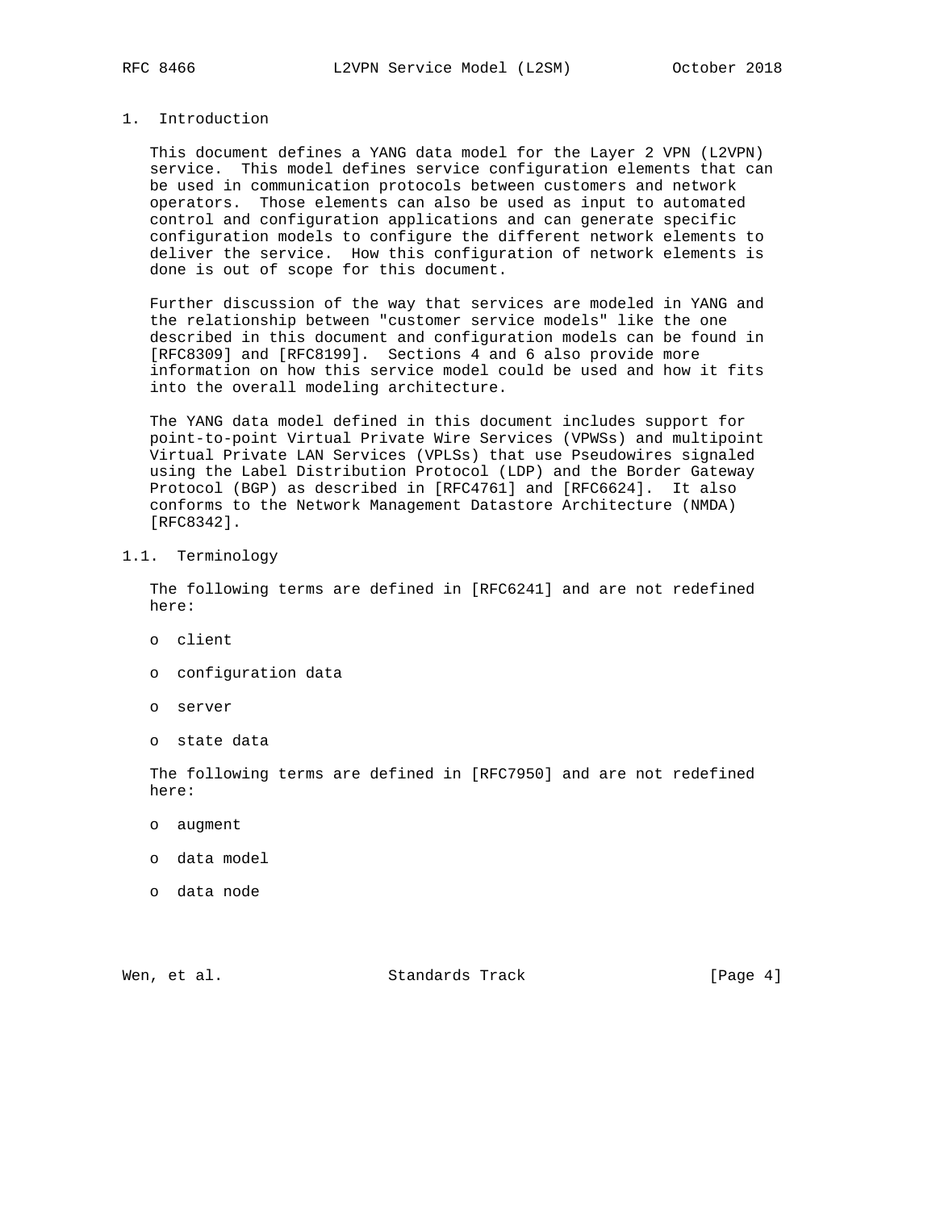# 1. Introduction

This document defines a YANG data model for the Layer 2 VPN (L2VPN) service. This model defines service configuration elements that can be used in communication protocols between customers and network operators. Those elements can also be used as input to automated control and configuration applications and can generate specific configuration models to configure the different network elements to deliver the service. How this configuration of network elements is done is out of scope for this document.

Further discussion of the way that services are modeled in YANG and the relationship between "customer service models" like the one described in this document and configuration models can be found in [RFC8309] and [RFC8199]. Sections 4 and 6 also provide more information on how this service model could be used and how it fits into the overall modeling architecture.

The YANG data model defined in this document includes support for point-to-point Virtual Private Wire Services (VPWSs) and multipoint Virtual Private LAN Services (VPLSs) that use Pseudowires signaled using the Label Distribution Protocol (LDP) and the Border Gateway Protocol (BGP) as described in [RFC4761] and [RFC6624]. It also conforms to the Network Management Datastore Architecture (NMDA) [RFC8342].

## 1.1. Terminology

The following terms are defined in [RFC6241] and are not redefined here:

- client
- configuration data
- server
- state data

The following terms are defined in [RFC7950] and are not redefined here:

- augment
- data model
- data node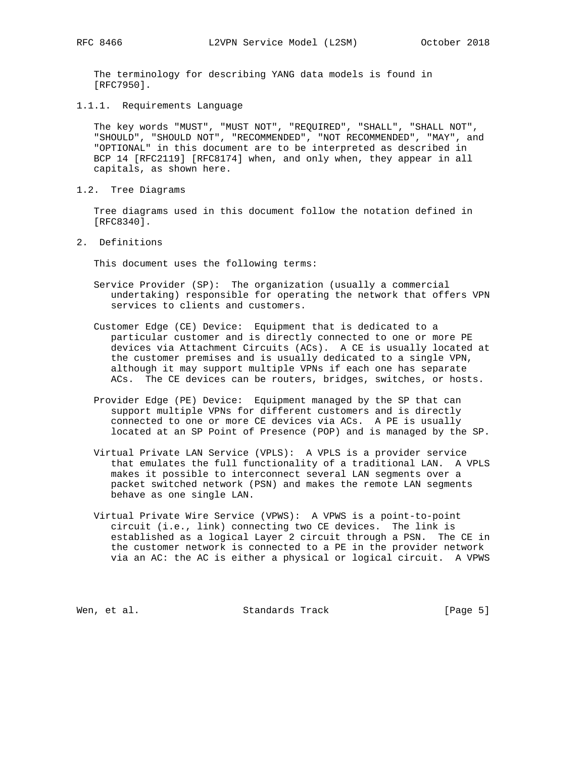The terminology for describing YANG data models is found in [RFC7950].

#### 1.1.1. Requirements Language

The key words "MUST", "MUST NOT", "REQUIRED", "SHALL", "SHALL NOT", "SHOULD", "SHOULD NOT", "RECOMMENDED", "NOT RECOMMENDED", "MAY", and "OPTIONAL" in this document are to be interpreted as described in BCP 14 [RFC2119] [RFC8174] when, and only when, they appear in all capitals, as shown here.

### 1.2. Tree Diagrams

Tree diagrams used in this document follow the notation defined in [RFC8340].

## 2. Definitions

This document uses the following terms:

Service Provider (SP): The organization (usually a commercial undertaking) responsible for operating the network that offers VPN services to clients and customers.

Customer Edge (CE) Device: Equipment that is dedicated to a particular customer and is directly connected to one or more PE devices via Attachment Circuits (ACs). A CE is usually located at the customer premises and is usually dedicated to a single VPN, although it may support multiple VPNs if each one has separate ACs. The CE devices can be routers, bridges, switches, or hosts.

Provider Edge (PE) Device: Equipment managed by the SP that can support multiple VPNs for different customers and is directly connected to one or more CE devices via ACs. A PE is usually located at an SP Point of Presence (POP) and is managed by the SP.

Virtual Private LAN Service (VPLS): A VPLS is a provider service that emulates the full functionality of a traditional LAN. A VPLS makes it possible to interconnect several LAN segments over a packet switched network (PSN) and makes the remote LAN segments behave as one single LAN.

Virtual Private Wire Service (VPWS): A VPWS is a point-to-point circuit (i.e., link) connecting two CE devices. The link is established as a logical Layer 2 circuit through a PSN. The CE in the customer network is connected to a PE in the provider network via an AC: the AC is either a physical or logical circuit. A VPWS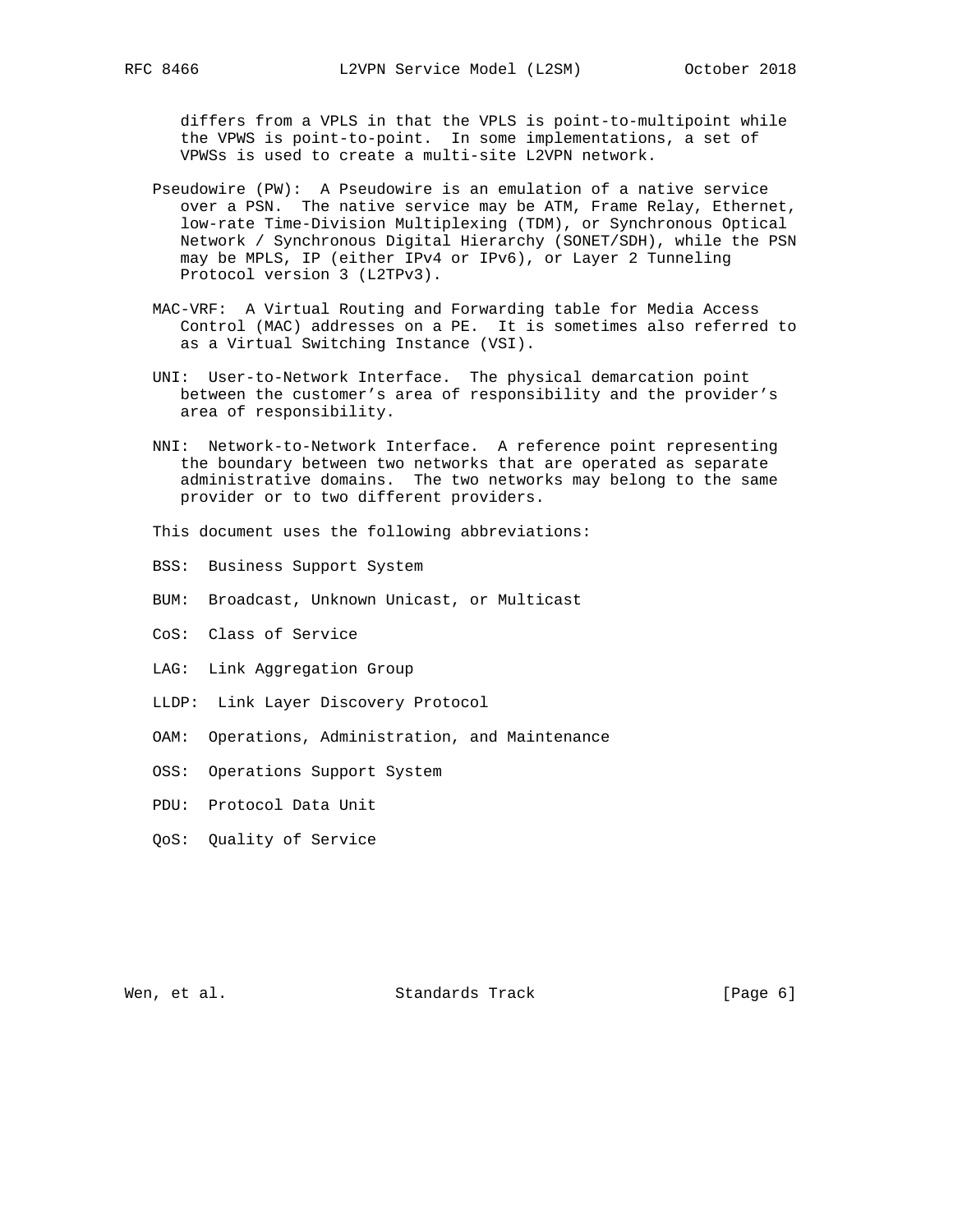differs from a VPLS in that the VPLS is point-to-multipoint while the VPWS is point-to-point. In some implementations, a set of VPWSs is used to create a multi-site L2VPN network.

Pseudowire (PW): A Pseudowire is an emulation of a native service over a PSN. The native service may be ATM, Frame Relay, Ethernet, low-rate Time-Division Multiplexing (TDM), or Synchronous Optical Network / Synchronous Digital Hierarchy (SONET/SDH), while the PSN may be MPLS, IP (either IPv4 or IPv6), or Layer 2 Tunneling Protocol version 3 (L2TPv3).

MAC-VRF: A Virtual Routing and Forwarding table for Media Access Control (MAC) addresses on a PE. It is sometimes also referred to as a Virtual Switching Instance (VSI).

UNI: User-to-Network Interface. The physical demarcation point between the customer's area of responsibility and the provider's area of responsibility.

NNI: Network-to-Network Interface. A reference point representing the boundary between two networks that are operated as separate administrative domains. The two networks may belong to the same provider or to two different providers.

This document uses the following abbreviations:

BSS: Business Support System

BUM: Broadcast, Unknown Unicast, or Multicast

CoS: Class of Service

LAG: Link Aggregation Group

LLDP: Link Layer Discovery Protocol

OAM: Operations, Administration, and Maintenance

OSS: Operations Support System

PDU: Protocol Data Unit

QoS: Quality of Service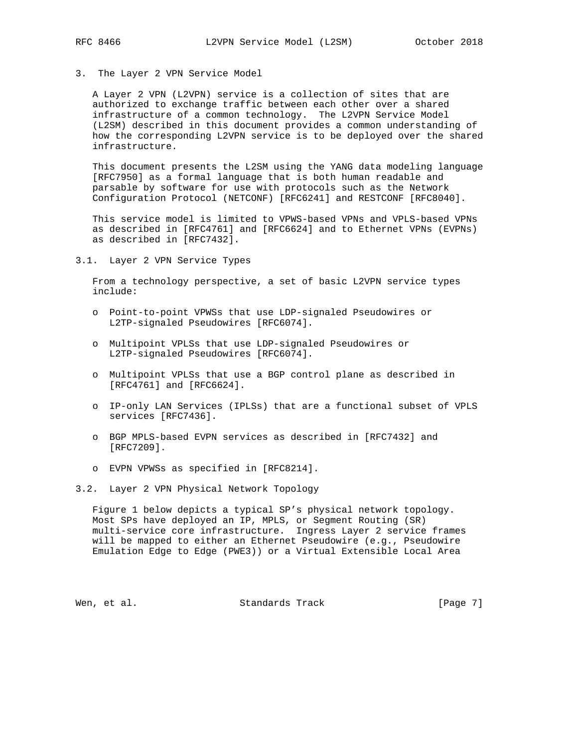## 3. The Layer 2 VPN Service Model

A Layer 2 VPN (L2VPN) service is a collection of sites that are authorized to exchange traffic between each other over a shared infrastructure of a common technology. The L2VPN Service Model (L2SM) described in this document provides a common understanding of how the corresponding L2VPN service is to be deployed over the shared infrastructure.

This document presents the L2SM using the YANG data modeling language [RFC7950] as a formal language that is both human readable and parsable by software for use with protocols such as the Network Configuration Protocol (NETCONF) [RFC6241] and RESTCONF [RFC8040].

This service model is limited to VPWS-based VPNs and VPLS-based VPNs as described in [RFC4761] and [RFC6624] and to Ethernet VPNs (EVPNs) as described in [RFC7432].

### 3.1. Layer 2 VPN Service Types

From a technology perspective, a set of basic L2VPN service types include:

- Point-to-point VPWSs that use LDP-signaled Pseudowires or L2TP-signaled Pseudowires [RFC6074].
- Multipoint VPLSs that use LDP-signaled Pseudowires or L2TP-signaled Pseudowires [RFC6074].
- Multipoint VPLSs that use a BGP control plane as described in [RFC4761] and [RFC6624].
- IP-only LAN Services (IPLSs) that are a functional subset of VPLS services [RFC7436].
- BGP MPLS-based EVPN services as described in [RFC7432] and [RFC7209].
- EVPN VPWSs as specified in [RFC8214].

### 3.2. Layer 2 VPN Physical Network Topology

Figure 1 below depicts a typical SP's physical network topology. Most SPs have deployed an IP, MPLS, or Segment Routing (SR) multi-service core infrastructure. Ingress Layer 2 service frames will be mapped to either an Ethernet Pseudowire (e.g., Pseudowire Emulation Edge to Edge (PWE3)) or a Virtual Extensible Local Area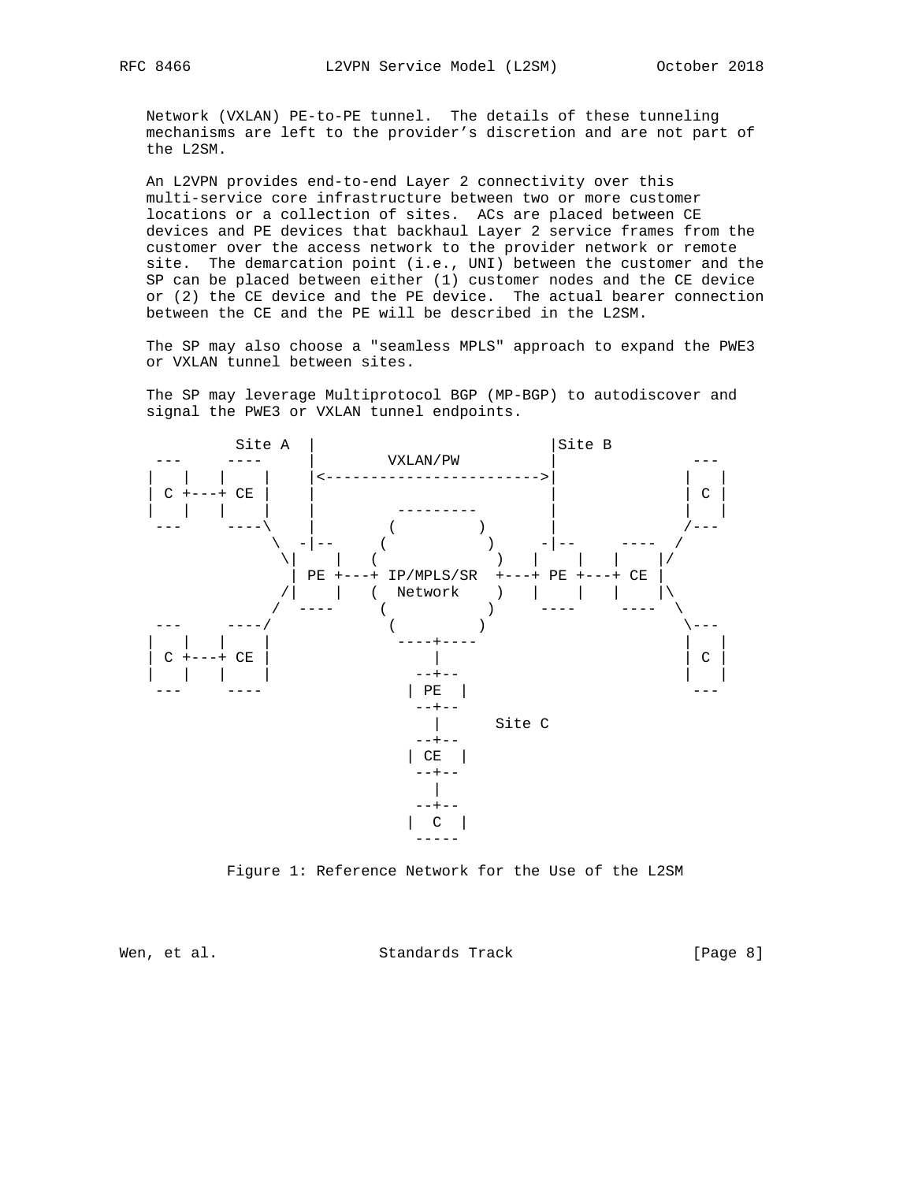Network (VXLAN) PE-to-PE tunnel. The details of these tunneling mechanisms are left to the provider's discretion and are not part of the L2SM.

An L2VPN provides end-to-end Layer 2 connectivity over this multi-service core infrastructure between two or more customer locations or a collection of sites. ACs are placed between CE devices and PE devices that backhaul Layer 2 service frames from the customer over the access network to the provider network or remote site. The demarcation point (i.e., UNI) between the customer and the SP can be placed between either (1) customer nodes and the CE device or (2) the CE device and the PE device. The actual bearer connection between the CE and the PE will be described in the L2SM.

The SP may also choose a "seamless MPLS" approach to expand the PWE3 or VXLAN tunnel between sites.

The SP may leverage Multiprotocol BGP (MP-BGP) to autodiscover and signal the PWE3 or VXLAN tunnel endpoints.

```
         Site A  |                          |Site B
 ---     ----    |        VXLAN/PW          |             ---
|   |   |    |   |<------------------------>|            |   |
| C +---+ CE |   |                          |            | C |
|   |   |    |   |          ---------       |            |   |
 ---     ----\   |        (         )       |            /---
              \  -|--    (           )    -|--     ----  /
               \|    |   (            )   |    |   |    |/
                | PE +---+ IP/MPLS/SR  +---+ PE +---+ CE |
               /|    |   (  Network    )   |    |   |    |\
              /  ----    (            )    ----     ----  \
 ---     ----/            (          )                    \---
|   |   |    |             ----+----                      |   |
| C +---+ CE |                 |                          | C |
|   |   |    |               --+--                        |   |
 ---     ----               | PE  |                        ---
                             --+--
                               |     Site C
                             --+--
                            | CE  |
                             --+--
                               |
                             --+--
                            |  C  |
                             -----
```

Figure 1: Reference Network for the Use of the L2SM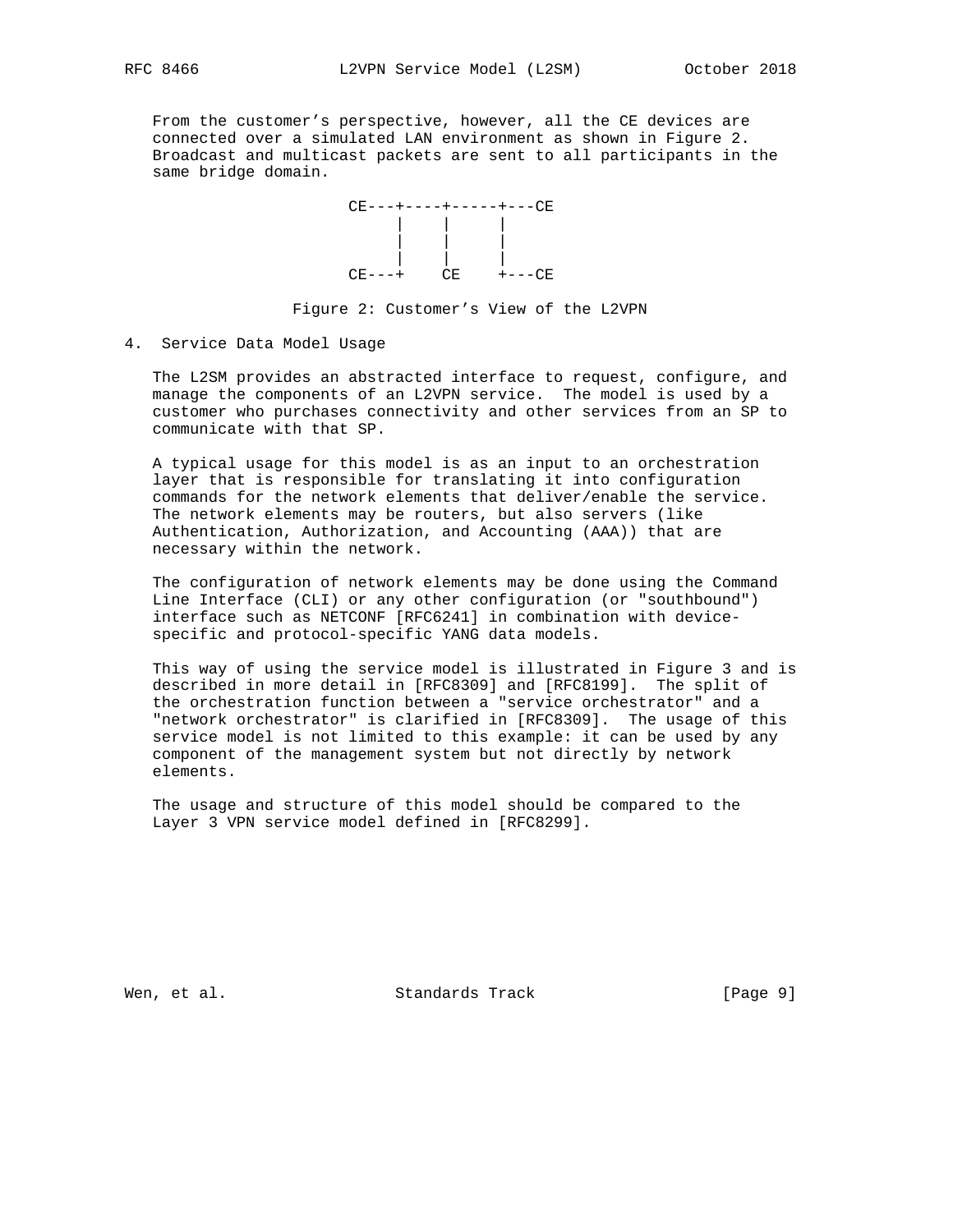From the customer's perspective, however, all the CE devices are connected over a simulated LAN environment as shown in Figure 2. Broadcast and multicast packets are sent to all participants in the same bridge domain.

```
CE---+----+-----+---CE
     |    |     |
     |    |     |
     |    |     |
CE---+    CE    +---CE
```

Figure 2: Customer's View of the L2VPN

## 4. Service Data Model Usage

The L2SM provides an abstracted interface to request, configure, and manage the components of an L2VPN service. The model is used by a customer who purchases connectivity and other services from an SP to communicate with that SP.

A typical usage for this model is as an input to an orchestration layer that is responsible for translating it into configuration commands for the network elements that deliver/enable the service. The network elements may be routers, but also servers (like Authentication, Authorization, and Accounting (AAA)) that are necessary within the network.

The configuration of network elements may be done using the Command Line Interface (CLI) or any other configuration (or "southbound") interface such as NETCONF [RFC6241] in combination with device-specific and protocol-specific YANG data models.

This way of using the service model is illustrated in Figure 3 and is described in more detail in [RFC8309] and [RFC8199]. The split of the orchestration function between a "service orchestrator" and a "network orchestrator" is clarified in [RFC8309]. The usage of this service model is not limited to this example: it can be used by any component of the management system but not directly by network elements.

The usage and structure of this model should be compared to the Layer 3 VPN service model defined in [RFC8299].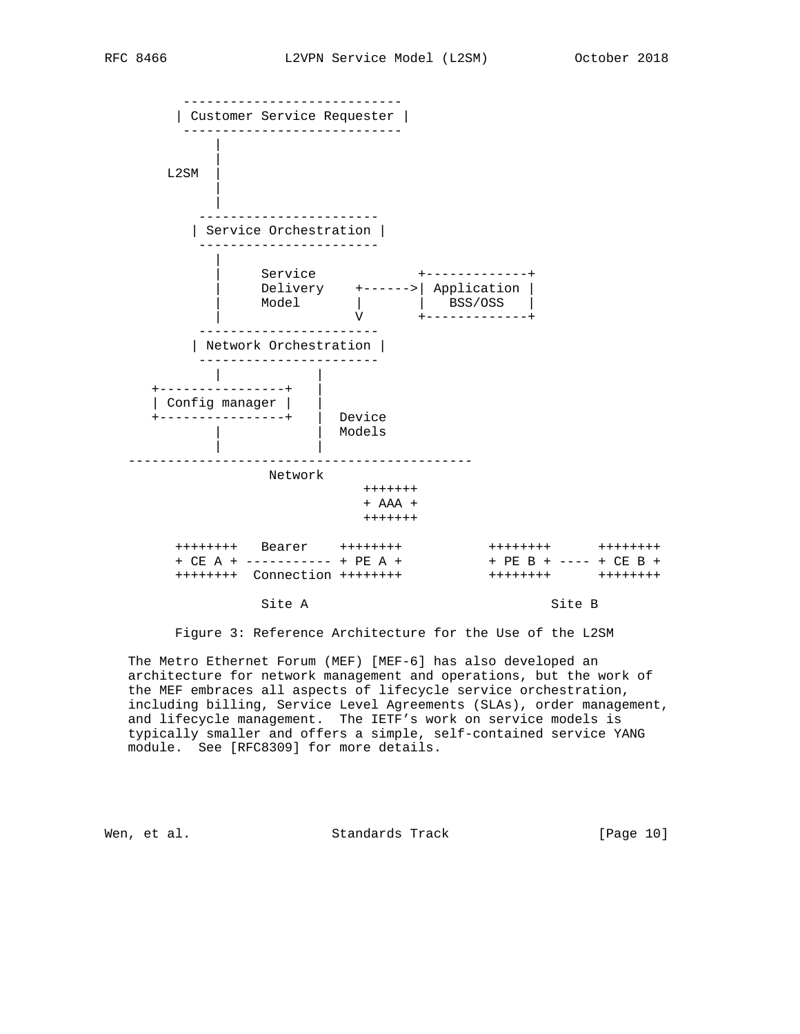```
          ----------------------------
         | Customer Service Requester |
          ----------------------------
              |
              |
       L2SM   |
              |
              |
           -----------------------
          | Service Orchestration |
           -----------------------
              |
              |     Service            +-------------+
              |     Delivery    +------>| Application |
              |     Model       |       |   BSS/OSS   |
              |                 V       +-------------+
           -----------------------
          | Network Orchestration |
           -----------------------
              |           |
      +----------------+   |
      | Config manager |   |
      +----------------+   |  Device
              |           |  Models
              |           |
   --------------------------------------------
                   Network
                            +++++++
                            + AAA +
                            +++++++

       ++++++++   Bearer    ++++++++           ++++++++      ++++++++
       + CE A + ----------- + PE A +           + PE B + ---- + CE B +
       ++++++++  Connection ++++++++           ++++++++      ++++++++

                Site A                                 Site B
```

Figure 3: Reference Architecture for the Use of the L2SM

The Metro Ethernet Forum (MEF) [MEF-6] has also developed an architecture for network management and operations, but the work of the MEF embraces all aspects of lifecycle service orchestration, including billing, Service Level Agreements (SLAs), order management, and lifecycle management. The IETF's work on service models is typically smaller and offers a simple, self-contained service YANG module. See [RFC8309] for more details.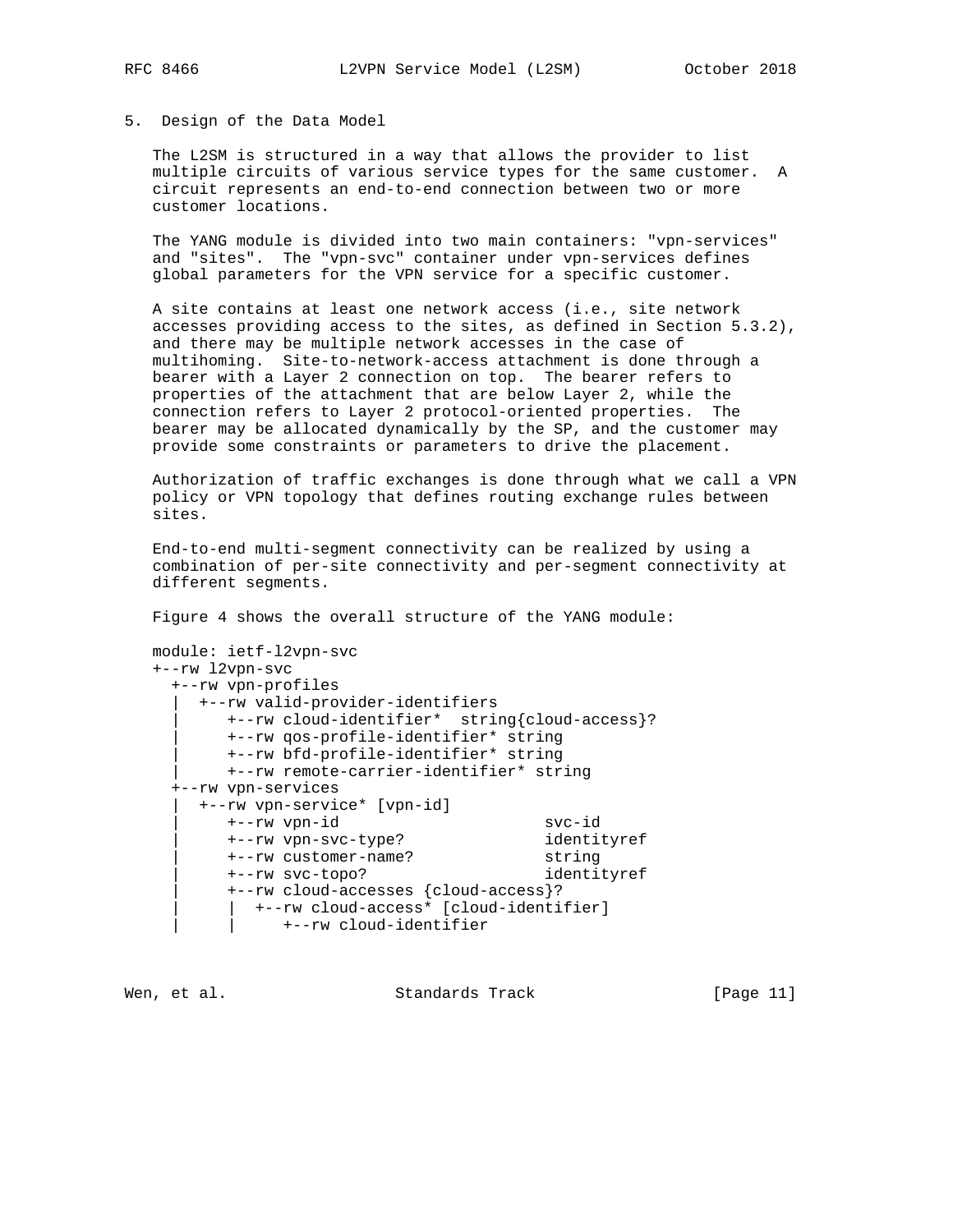## 5. Design of the Data Model

The L2SM is structured in a way that allows the provider to list multiple circuits of various service types for the same customer. A circuit represents an end-to-end connection between two or more customer locations.

The YANG module is divided into two main containers: "vpn-services" and "sites". The "vpn-svc" container under vpn-services defines global parameters for the VPN service for a specific customer.

A site contains at least one network access (i.e., site network accesses providing access to the sites, as defined in Section 5.3.2), and there may be multiple network accesses in the case of multihoming. Site-to-network-access attachment is done through a bearer with a Layer 2 connection on top. The bearer refers to properties of the attachment that are below Layer 2, while the connection refers to Layer 2 protocol-oriented properties. The bearer may be allocated dynamically by the SP, and the customer may provide some constraints or parameters to drive the placement.

Authorization of traffic exchanges is done through what we call a VPN policy or VPN topology that defines routing exchange rules between sites.

End-to-end multi-segment connectivity can be realized by using a combination of per-site connectivity and per-segment connectivity at different segments.

Figure 4 shows the overall structure of the YANG module:

```
module: ietf-l2vpn-svc
+--rw l2vpn-svc
  +--rw vpn-profiles
  |  +--rw valid-provider-identifiers
  |     +--rw cloud-identifier*  string{cloud-access}?
  |     +--rw qos-profile-identifier* string
  |     +--rw bfd-profile-identifier* string
  |     +--rw remote-carrier-identifier* string
  +--rw vpn-services
  |  +--rw vpn-service* [vpn-id]
  |     +--rw vpn-id                     svc-id
  |     +--rw vpn-svc-type?              identityref
  |     +--rw customer-name?             string
  |     +--rw svc-topo?                  identityref
  |     +--rw cloud-accesses {cloud-access}?
  |     |  +--rw cloud-access* [cloud-identifier]
  |     |     +--rw cloud-identifier
```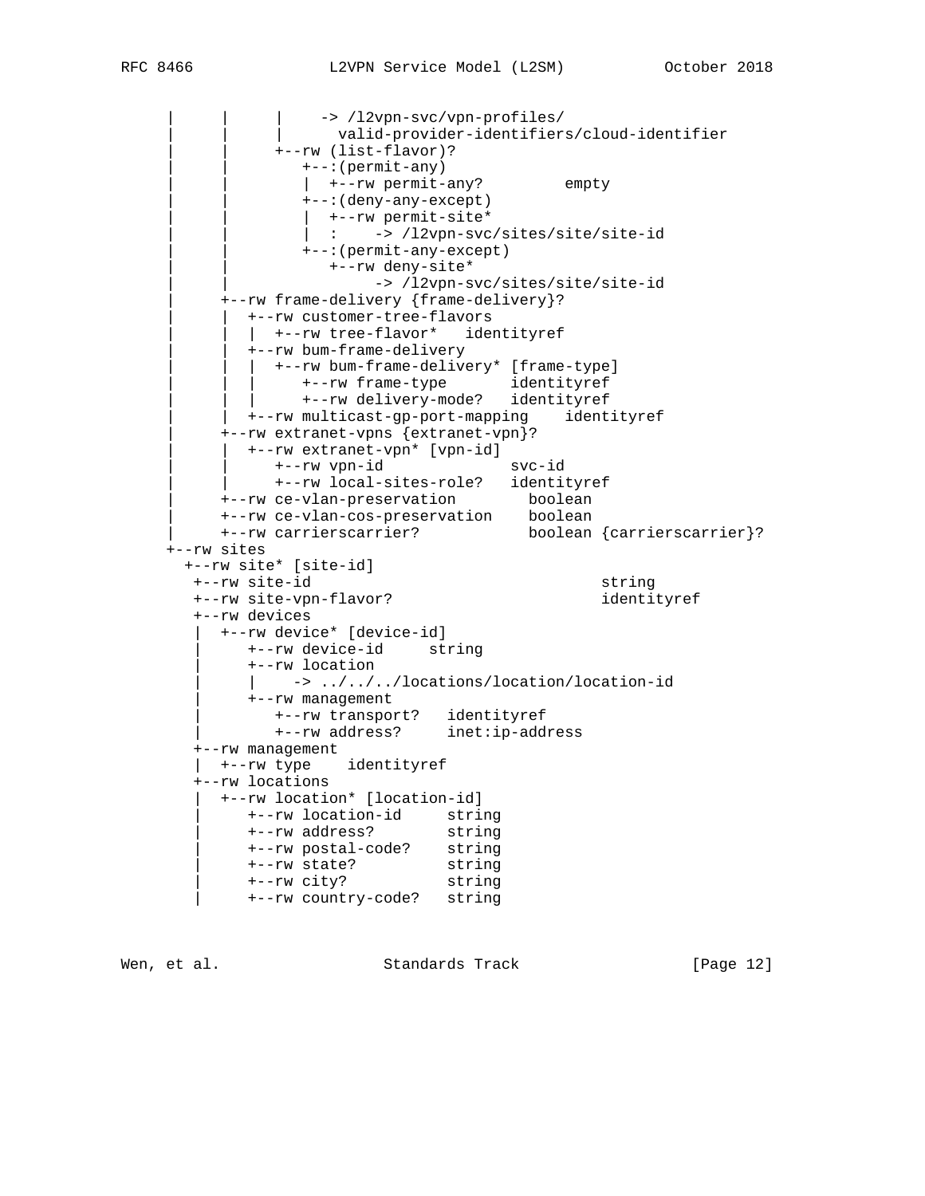```
     |     |     |    -> /l2vpn-svc/vpn-profiles/
     |     |     |      valid-provider-identifiers/cloud-identifier
     |     |     +--rw (list-flavor)?
     |     |        +--:(permit-any)
     |     |        |  +--rw permit-any?         empty
     |     |        +--:(deny-any-except)
     |     |        |  +--rw permit-site*
     |     |        |  :    -> /l2vpn-svc/sites/site/site-id
     |     |        +--:(permit-any-except)
     |     |           +--rw deny-site*
     |     |                -> /l2vpn-svc/sites/site/site-id
     |     +--rw frame-delivery {frame-delivery}?
     |     |  +--rw customer-tree-flavors
     |     |  |  +--rw tree-flavor*   identityref
     |     |  +--rw bum-frame-delivery
     |     |  |  +--rw bum-frame-delivery* [frame-type]
     |     |  |     +--rw frame-type       identityref
     |     |  |     +--rw delivery-mode?   identityref
     |     |  +--rw multicast-gp-port-mapping    identityref
     |     +--rw extranet-vpns {extranet-vpn}?
     |     |  +--rw extranet-vpn* [vpn-id]
     |     |     +--rw vpn-id             svc-id
     |     |     +--rw local-sites-role?   identityref
     |     +--rw ce-vlan-preservation        boolean
     |     +--rw ce-vlan-cos-preservation    boolean
     |     +--rw carrierscarrier?            boolean {carrierscarrier}?
     +--rw sites
       +--rw site* [site-id]
        +--rw site-id                               string
        +--rw site-vpn-flavor?                      identityref
        +--rw devices
        |  +--rw device* [device-id]
        |     +--rw device-id     string
        |     +--rw location
        |     |    -> ../../../locations/location/location-id
        |     +--rw management
        |        +--rw transport?   identityref
        |        +--rw address?     inet:ip-address
        +--rw management
        |  +--rw type    identityref
        +--rw locations
        |  +--rw location* [location-id]
        |     +--rw location-id     string
        |     +--rw address?        string
        |     +--rw postal-code?    string
        |     +--rw state?          string
        |     +--rw city?           string
        |     +--rw country-code?   string
```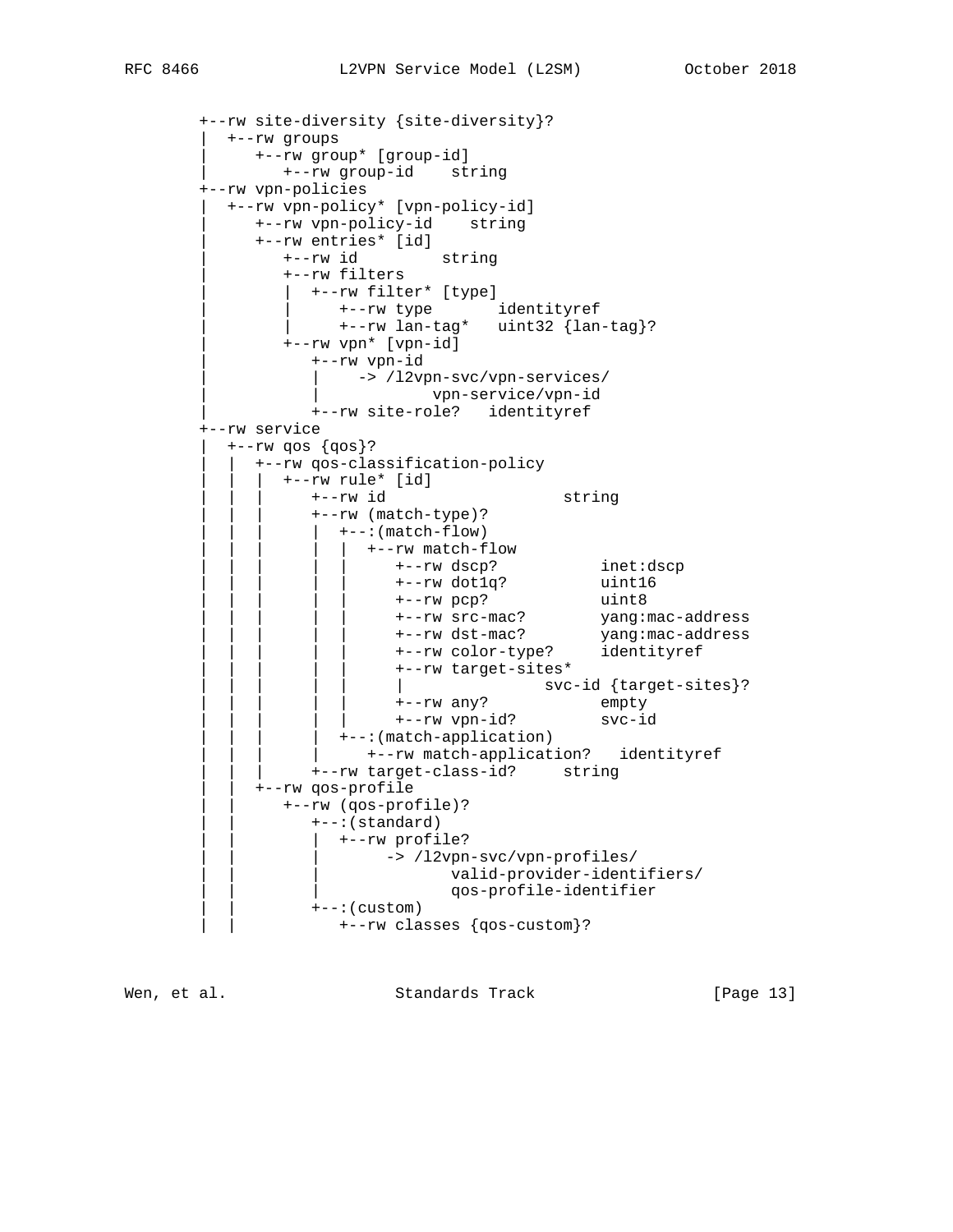```
     +--rw site-diversity {site-diversity}?
     |  +--rw groups
     |     +--rw group* [group-id]
     |        +--rw group-id    string
     +--rw vpn-policies
     |  +--rw vpn-policy* [vpn-policy-id]
     |     +--rw vpn-policy-id    string
     |     +--rw entries* [id]
     |        +--rw id         string
     |        +--rw filters
     |        |  +--rw filter* [type]
     |        |     +--rw type       identityref
     |        |     +--rw lan-tag*   uint32 {lan-tag}?
     |        +--rw vpn* [vpn-id]
     |           +--rw vpn-id
     |           |    -> /l2vpn-svc/vpn-services/
     |           |           vpn-service/vpn-id
     |           +--rw site-role?   identityref
     +--rw service
     |  +--rw qos {qos}?
     |  |  +--rw qos-classification-policy
     |  |  |  +--rw rule* [id]
     |  |  |     +--rw id                   string
     |  |  |     +--rw (match-type)?
     |  |  |     |  +--:(match-flow)
     |  |  |     |  |  +--rw match-flow
     |  |  |     |  |     +--rw dscp?           inet:dscp
     |  |  |     |  |     +--rw dot1q?          uint16
     |  |  |     |  |     +--rw pcp?            uint8
     |  |  |     |  |     +--rw src-mac?        yang:mac-address
     |  |  |     |  |     +--rw dst-mac?        yang:mac-address
     |  |  |     |  |     +--rw color-type?     identityref
     |  |  |     |  |     +--rw target-sites*
     |  |  |     |  |     |               svc-id {target-sites}?
     |  |  |     |  |     +--rw any?            empty
     |  |  |     |  |     +--rw vpn-id?         svc-id
     |  |  |     |  +--:(match-application)
     |  |  |     |     +--rw match-application?   identityref
     |  |  |     +--rw target-class-id?     string
     |  |  +--rw qos-profile
     |  |     +--rw (qos-profile)?
     |  |        +--:(standard)
     |  |        |  +--rw profile?
     |  |        |       -> /l2vpn-svc/vpn-profiles/
     |  |        |              valid-provider-identifiers/
     |  |        |              qos-profile-identifier
     |  |        +--:(custom)
     |  |           +--rw classes {qos-custom}?
```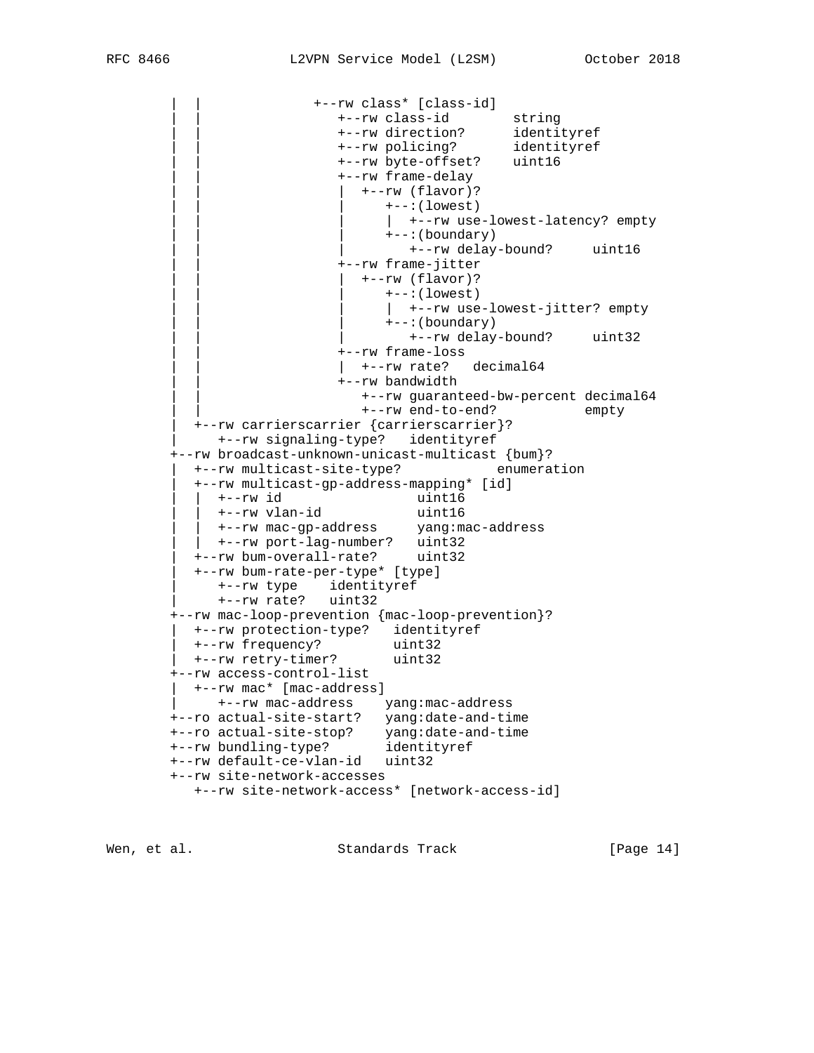```
   |  |               +--rw class* [class-id]
   |  |                  +--rw class-id        string
   |  |                  +--rw direction?      identityref
   |  |                  +--rw policing?       identityref
   |  |                  +--rw byte-offset?    uint16
   |  |                  +--rw frame-delay
   |  |                  |  +--rw (flavor)?
   |  |                  |     +--:(lowest)
   |  |                  |     |  +--rw use-lowest-latency? empty
   |  |                  |     +--:(boundary)
   |  |                  |        +--rw delay-bound?     uint16
   |  |                  +--rw frame-jitter
   |  |                  |  +--rw (flavor)?
   |  |                  |     +--:(lowest)
   |  |                  |     |  +--rw use-lowest-jitter? empty
   |  |                  |     +--:(boundary)
   |  |                  |        +--rw delay-bound?     uint32
   |  |                  +--rw frame-loss
   |  |                  |  +--rw rate?   decimal64
   |  |                  +--rw bandwidth
   |  |                     +--rw guaranteed-bw-percent decimal64
   |  |                     +--rw end-to-end?           empty
   |  +--rw carrierscarrier {carrierscarrier}?
   |     +--rw signaling-type?   identityref
   +--rw broadcast-unknown-unicast-multicast {bum}?
   |  +--rw multicast-site-type?            enumeration
   |  +--rw multicast-gp-address-mapping* [id]
   |  |  +--rw id                  uint16
   |  |  +--rw vlan-id             uint16
   |  |  +--rw mac-gp-address      yang:mac-address
   |  |  +--rw port-lag-number?    uint32
   |  +--rw bum-overall-rate?     uint32
   |  +--rw bum-rate-per-type* [type]
   |     +--rw type    identityref
   |     +--rw rate?   uint32
   +--rw mac-loop-prevention {mac-loop-prevention}?
   |  +--rw protection-type?   identityref
   |  +--rw frequency?         uint32
   |  +--rw retry-timer?       uint32
   +--rw access-control-list
   |  +--rw mac* [mac-address]
   |     +--rw mac-address    yang:mac-address
   +--ro actual-site-start?   yang:date-and-time
   +--ro actual-site-stop?    yang:date-and-time
   +--rw bundling-type?       identityref
   +--rw default-ce-vlan-id   uint32
   +--rw site-network-accesses
      +--rw site-network-access* [network-access-id]
```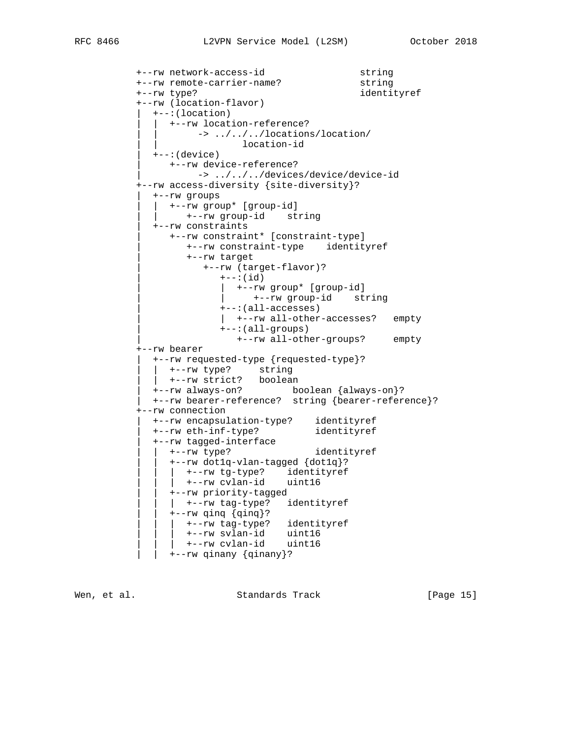```
           +--rw network-access-id                 string
           +--rw remote-carrier-name?              string
           +--rw type?                             identityref
           +--rw (location-flavor)
           |  +--:(location)
           |  |  +--rw location-reference?
           |  |        -> ../../../locations/location/
           |  |                  location-id
           |  +--:(device)
           |     +--rw device-reference?
           |           -> ../../../devices/device/device-id
           +--rw access-diversity {site-diversity}?
           |  +--rw groups
           |  |  +--rw group* [group-id]
           |  |     +--rw group-id    string
           |  +--rw constraints
           |     +--rw constraint* [constraint-type]
           |        +--rw constraint-type    identityref
           |        +--rw target
           |           +--rw (target-flavor)?
           |              +--:(id)
           |              |  +--rw group* [group-id]
           |              |     +--rw group-id    string
           |              +--:(all-accesses)
           |              |  +--rw all-other-accesses?   empty
           |              +--:(all-groups)
           |                 +--rw all-other-groups?     empty
           +--rw bearer
           |  +--rw requested-type {requested-type}?
           |  |  +--rw type?     string
           |  |  +--rw strict?   boolean
           |  +--rw always-on?         boolean {always-on}?
           |  +--rw bearer-reference?  string {bearer-reference}?
           +--rw connection
           |  +--rw encapsulation-type?    identityref
           |  +--rw eth-inf-type?          identityref
           |  +--rw tagged-interface
           |  |  +--rw type?               identityref
           |  |  +--rw dot1q-vlan-tagged {dot1q}?
           |  |  |  +--rw tg-type?    identityref
           |  |  |  +--rw cvlan-id    uint16
           |  |  +--rw priority-tagged
           |  |  |  +--rw tag-type?   identityref
           |  |  +--rw qinq {qinq}?
           |  |  |  +--rw tag-type?   identityref
           |  |  |  +--rw svlan-id    uint16
           |  |  |  +--rw cvlan-id    uint16
           |  |  +--rw qinany {qinany}?
```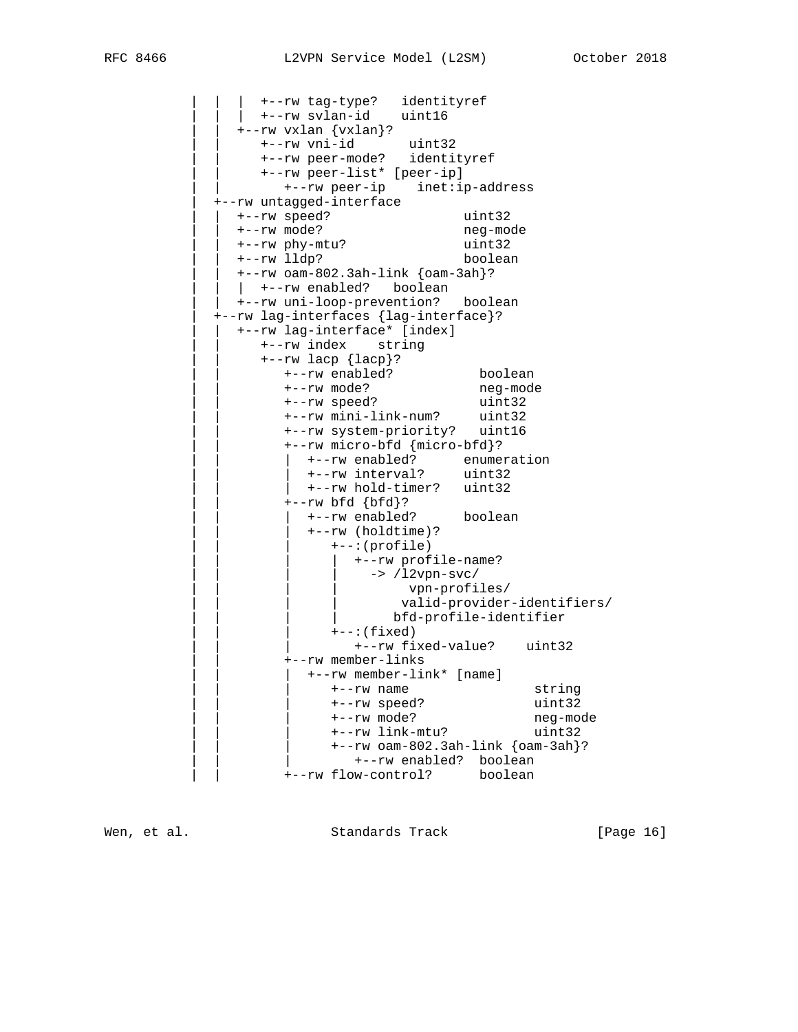```
   |  |  |  +--rw tag-type?   identityref
   |  |  |  +--rw svlan-id    uint16
   |  |  +--rw vxlan {vxlan}?
   |  |     +--rw vni-id       uint32
   |  |     +--rw peer-mode?   identityref
   |  |     +--rw peer-list* [peer-ip]
   |  |        +--rw peer-ip    inet:ip-address
   |  +--rw untagged-interface
   |  |  +--rw speed?                 uint32
   |  |  +--rw mode?                  neg-mode
   |  |  +--rw phy-mtu?               uint32
   |  |  +--rw lldp?                  boolean
   |  |  +--rw oam-802.3ah-link {oam-3ah}?
   |  |  |  +--rw enabled?   boolean
   |  |  +--rw uni-loop-prevention?   boolean
   |  +--rw lag-interfaces {lag-interface}?
   |  |  +--rw lag-interface* [index]
   |  |     +--rw index    string
   |  |     +--rw lacp {lacp}?
   |  |        +--rw enabled?           boolean
   |  |        +--rw mode?              neg-mode
   |  |        +--rw speed?             uint32
   |  |        +--rw mini-link-num?     uint32
   |  |        +--rw system-priority?   uint16
   |  |        +--rw micro-bfd {micro-bfd}?
   |  |        |  +--rw enabled?      enumeration
   |  |        |  +--rw interval?     uint32
   |  |        |  +--rw hold-timer?   uint32
   |  |        +--rw bfd {bfd}?
   |  |        |  +--rw enabled?      boolean
   |  |        |  +--rw (holdtime)?
   |  |        |     +--:(profile)
   |  |        |     |  +--rw profile-name?
   |  |        |     |     -> /l2vpn-svc/
   |  |        |     |          vpn-profiles/
   |  |        |     |         valid-provider-identifiers/
   |  |        |     |        bfd-profile-identifier
   |  |        |     +--:(fixed)
   |  |        |        +--rw fixed-value?    uint32
   |  |        +--rw member-links
   |  |        |  +--rw member-link* [name]
   |  |        |     +--rw name                 string
   |  |        |     +--rw speed?               uint32
   |  |        |     +--rw mode?                neg-mode
   |  |        |     +--rw link-mtu?            uint32
   |  |        |     +--rw oam-802.3ah-link {oam-3ah}?
   |  |        |        +--rw enabled?  boolean
   |  |        +--rw flow-control?      boolean
```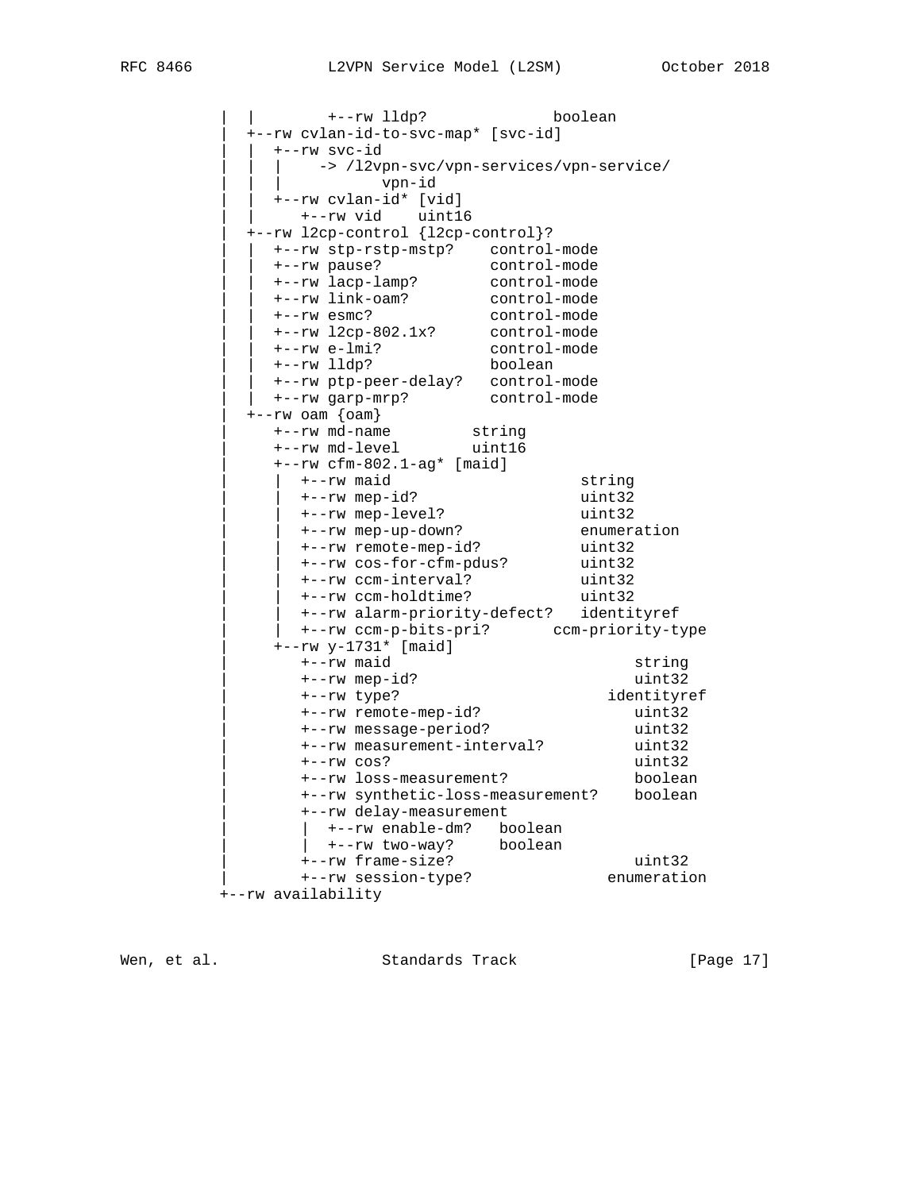```
   |  |        +--rw lldp?              boolean
   |  +--rw cvlan-id-to-svc-map* [svc-id]
   |  |  +--rw svc-id
   |  |  |     -> /l2vpn-svc/vpn-services/vpn-service/
   |  |  |           vpn-id
   |  |  +--rw cvlan-id* [vid]
   |  |     +--rw vid    uint16
   |  +--rw l2cp-control {l2cp-control}?
   |  |  +--rw stp-rstp-mstp?    control-mode
   |  |  +--rw pause?            control-mode
   |  |  +--rw lacp-lamp?        control-mode
   |  |  +--rw link-oam?         control-mode
   |  |  +--rw esmc?             control-mode
   |  |  +--rw l2cp-802.1x?      control-mode
   |  |  +--rw e-lmi?            control-mode
   |  |  +--rw lldp?             boolean
   |  |  +--rw ptp-peer-delay?   control-mode
   |  |  +--rw garp-mrp?         control-mode
   |  +--rw oam {oam}
   |     +--rw md-name         string
   |     +--rw md-level        uint16
   |     +--rw cfm-802.1-ag* [maid]
   |     |  +--rw maid                     string
   |     |  +--rw mep-id?                  uint32
   |     |  +--rw mep-level?               uint32
   |     |  +--rw mep-up-down?             enumeration
   |     |  +--rw remote-mep-id?           uint32
   |     |  +--rw cos-for-cfm-pdus?        uint32
   |     |  +--rw ccm-interval?            uint32
   |     |  +--rw ccm-holdtime?            uint32
   |     |  +--rw alarm-priority-defect?   identityref
   |     |  +--rw ccm-p-bits-pri?       ccm-priority-type
   |     +--rw y-1731* [maid]
   |        +--rw maid                           string
   |        +--rw mep-id?                        uint32
   |        +--rw type?                       identityref
   |        +--rw remote-mep-id?                 uint32
   |        +--rw message-period?                uint32
   |        +--rw measurement-interval?          uint32
   |        +--rw cos?                           uint32
   |        +--rw loss-measurement?              boolean
   |        +--rw synthetic-loss-measurement?    boolean
   |        +--rw delay-measurement
   |        |  +--rw enable-dm?   boolean
   |        |  +--rw two-way?     boolean
   |        +--rw frame-size?                    uint32
   |        +--rw session-type?               enumeration
   +--rw availability
```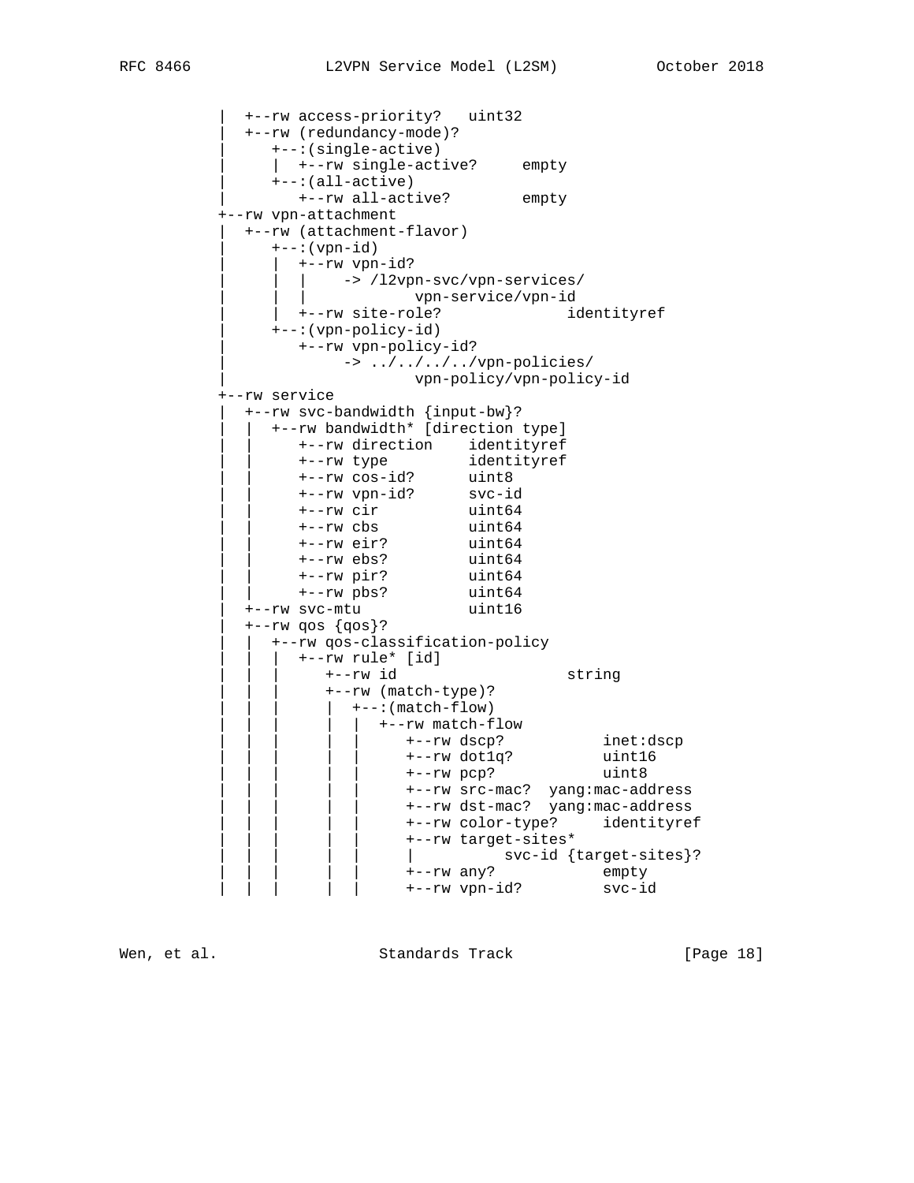```
           |  +--rw access-priority?   uint32
           |  +--rw (redundancy-mode)?
           |     +--:(single-active)
           |     |  +--rw single-active?     empty
           |     +--:(all-active)
           |        +--rw all-active?        empty
           +--rw vpn-attachment
           |  +--rw (attachment-flavor)
           |     +--:(vpn-id)
           |     |  +--rw vpn-id?
           |     |  |    -> /l2vpn-svc/vpn-services/
           |     |  |            vpn-service/vpn-id
           |     |  +--rw site-role?             identityref
           |     +--:(vpn-policy-id)
           |        +--rw vpn-policy-id?
           |             -> ../../../../vpn-policies/
           |                     vpn-policy/vpn-policy-id
           +--rw service
           |  +--rw svc-bandwidth {input-bw}?
           |  |  +--rw bandwidth* [direction type]
           |  |     +--rw direction    identityref
           |  |     +--rw type         identityref
           |  |     +--rw cos-id?      uint8
           |  |     +--rw vpn-id?      svc-id
           |  |     +--rw cir          uint64
           |  |     +--rw cbs          uint64
           |  |     +--rw eir?         uint64
           |  |     +--rw ebs?         uint64
           |  |     +--rw pir?         uint64
           |  |     +--rw pbs?         uint64
           |  +--rw svc-mtu            uint16
           |  +--rw qos {qos}?
           |  |  +--rw qos-classification-policy
           |  |  |  +--rw rule* [id]
           |  |  |     +--rw id                   string
           |  |  |     +--rw (match-type)?
           |  |  |     |  +--:(match-flow)
           |  |  |     |  |  +--rw match-flow
           |  |  |     |  |     +--rw dscp?           inet:dscp
           |  |  |     |  |     +--rw dot1q?          uint16
           |  |  |     |  |     +--rw pcp?            uint8
           |  |  |     |  |     +--rw src-mac?  yang:mac-address
           |  |  |     |  |     +--rw dst-mac?  yang:mac-address
           |  |  |     |  |     +--rw color-type?     identityref
           |  |  |     |  |     +--rw target-sites*
           |  |  |     |  |     |          svc-id {target-sites}?
           |  |  |     |  |     +--rw any?            empty
           |  |  |     |  |     +--rw vpn-id?         svc-id
```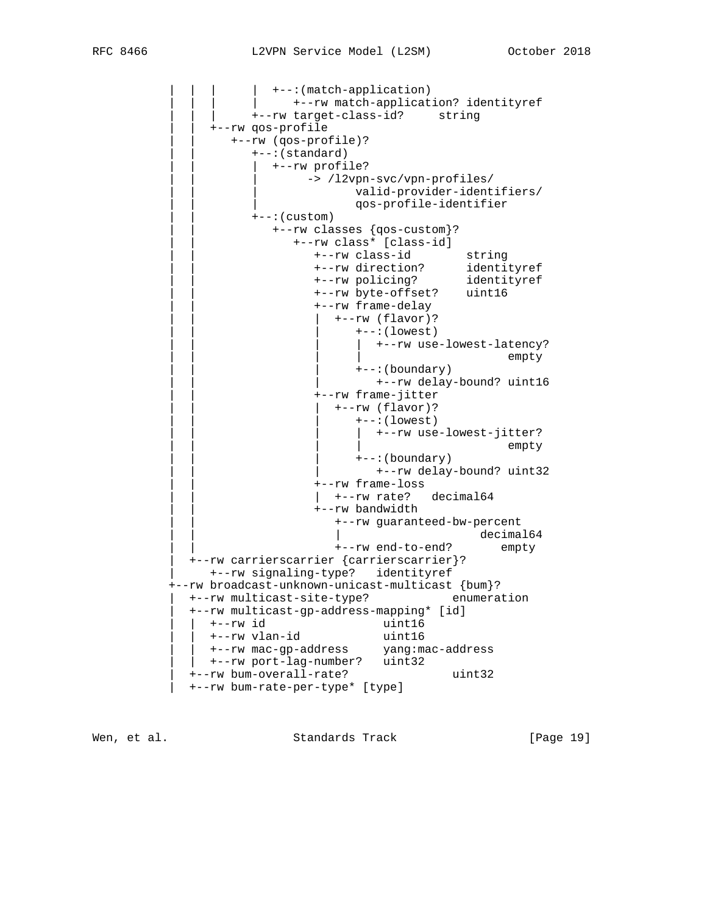```
   |  |  |     |  +--:(match-application)
   |  |  |     |     +--rw match-application? identityref
   |  |  |     +--rw target-class-id?     string
   |  |  +--rw qos-profile
   |  |     +--rw (qos-profile)?
   |  |        +--:(standard)
   |  |        |  +--rw profile?
   |  |        |       -> /l2vpn-svc/vpn-profiles/
   |  |        |              valid-provider-identifiers/
   |  |        |              qos-profile-identifier
   |  |        +--:(custom)
   |  |           +--rw classes {qos-custom}?
   |  |              +--rw class* [class-id]
   |  |                 +--rw class-id        string
   |  |                 +--rw direction?      identityref
   |  |                 +--rw policing?       identityref
   |  |                 +--rw byte-offset?    uint16
   |  |                 +--rw frame-delay
   |  |                 |  +--rw (flavor)?
   |  |                 |     +--:(lowest)
   |  |                 |     |  +--rw use-lowest-latency?
   |  |                 |     |                     empty
   |  |                 |     +--:(boundary)
   |  |                 |        +--rw delay-bound? uint16
   |  |                 +--rw frame-jitter
   |  |                 |  +--rw (flavor)?
   |  |                 |     +--:(lowest)
   |  |                 |     |  +--rw use-lowest-jitter?
   |  |                 |     |                     empty
   |  |                 |     +--:(boundary)
   |  |                 |        +--rw delay-bound? uint32
   |  |                 +--rw frame-loss
   |  |                 |  +--rw rate?   decimal64
   |  |                 +--rw bandwidth
   |  |                    +--rw guaranteed-bw-percent
   |  |                    |                    decimal64
   |  |                    +--rw end-to-end?       empty
   |  +--rw carrierscarrier {carrierscarrier}?
   |     +--rw signaling-type?   identityref
   +--rw broadcast-unknown-unicast-multicast {bum}?
   |  +--rw multicast-site-type?           enumeration
   |  +--rw multicast-gp-address-mapping* [id]
   |  |  +--rw id                 uint16
   |  |  +--rw vlan-id            uint16
   |  |  +--rw mac-gp-address     yang:mac-address
   |  |  +--rw port-lag-number?   uint32
   |  +--rw bum-overall-rate?              uint32
   |  +--rw bum-rate-per-type* [type]
```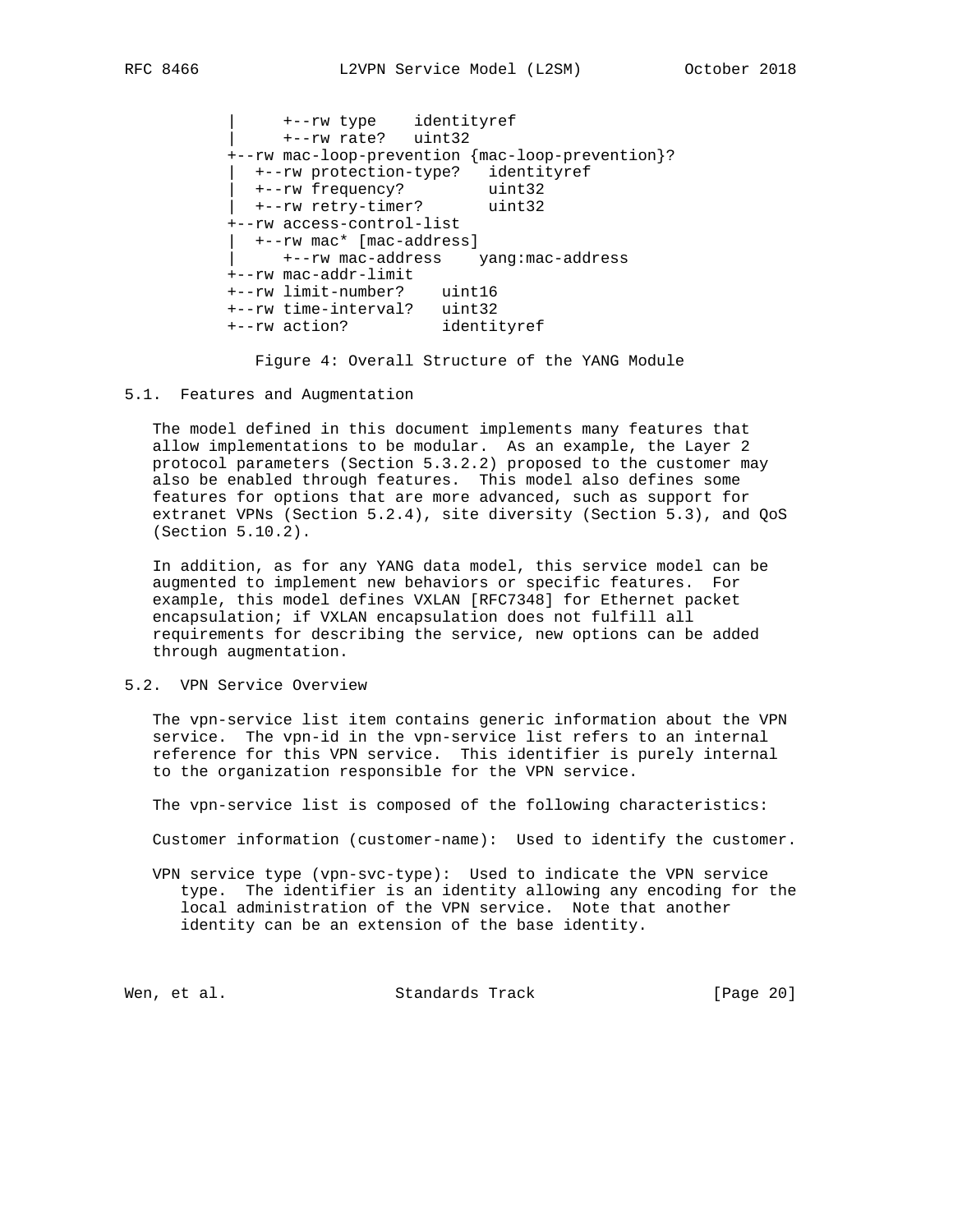```
          |     +--rw type    identityref
          |     +--rw rate?   uint32
          +--rw mac-loop-prevention {mac-loop-prevention}?
          |  +--rw protection-type?   identityref
          |  +--rw frequency?         uint32
          |  +--rw retry-timer?       uint32
          +--rw access-control-list
          |  +--rw mac* [mac-address]
          |     +--rw mac-address    yang:mac-address
          +--rw mac-addr-limit
          +--rw limit-number?    uint16
          +--rw time-interval?   uint32
          +--rw action?          identityref
```

Figure 4: Overall Structure of the YANG Module

## 5.1. Features and Augmentation

The model defined in this document implements many features that allow implementations to be modular. As an example, the Layer 2 protocol parameters (Section 5.3.2.2) proposed to the customer may also be enabled through features. This model also defines some features for options that are more advanced, such as support for extranet VPNs (Section 5.2.4), site diversity (Section 5.3), and QoS (Section 5.10.2).

In addition, as for any YANG data model, this service model can be augmented to implement new behaviors or specific features. For example, this model defines VXLAN [RFC7348] for Ethernet packet encapsulation; if VXLAN encapsulation does not fulfill all requirements for describing the service, new options can be added through augmentation.

## 5.2. VPN Service Overview

The vpn-service list item contains generic information about the VPN service. The vpn-id in the vpn-service list refers to an internal reference for this VPN service. This identifier is purely internal to the organization responsible for the VPN service.

The vpn-service list is composed of the following characteristics:

Customer information (customer-name): Used to identify the customer.

VPN service type (vpn-svc-type): Used to indicate the VPN service type. The identifier is an identity allowing any encoding for the local administration of the VPN service. Note that another identity can be an extension of the base identity.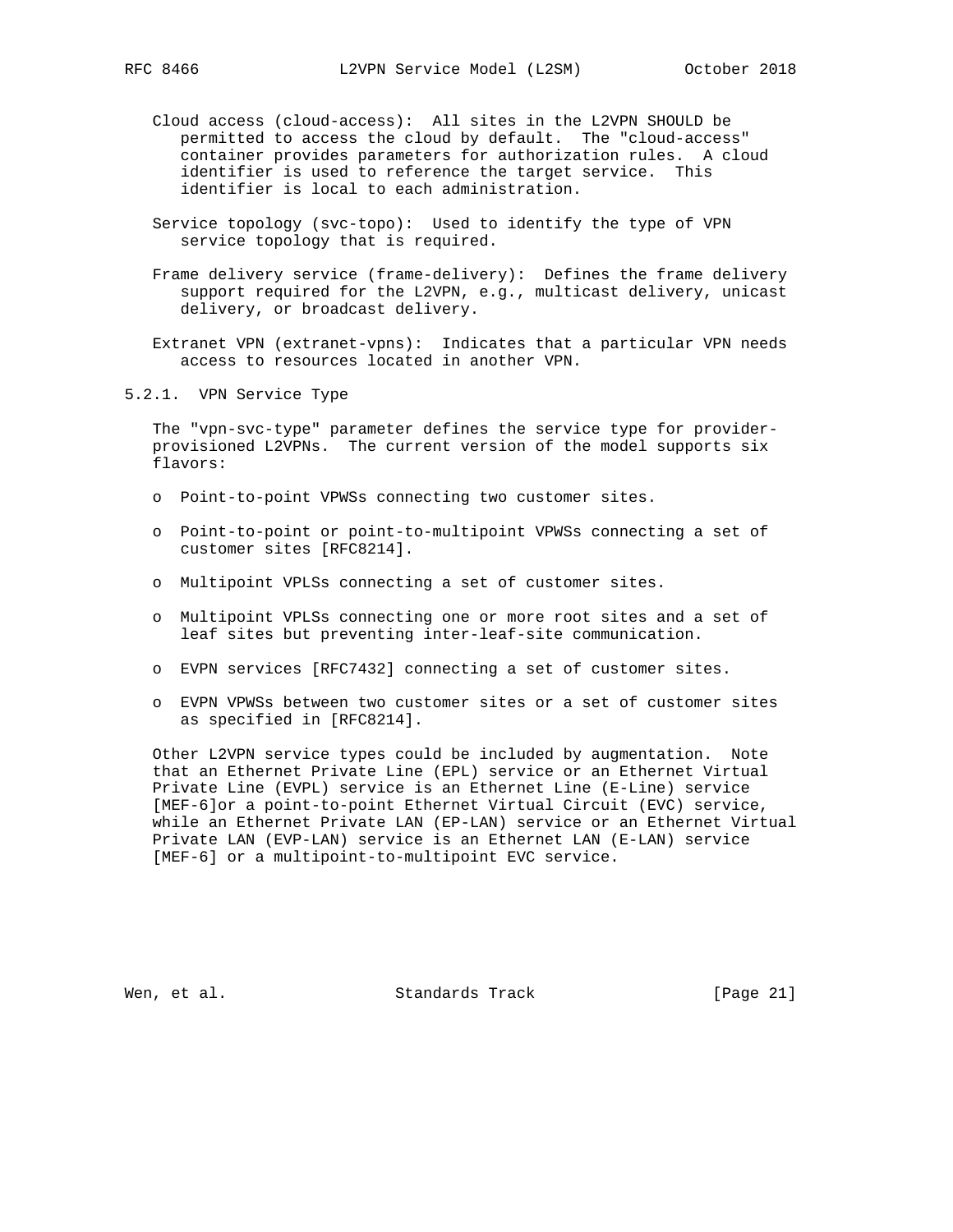Cloud access (cloud-access): All sites in the L2VPN SHOULD be permitted to access the cloud by default. The "cloud-access" container provides parameters for authorization rules. A cloud identifier is used to reference the target service. This identifier is local to each administration.

Service topology (svc-topo): Used to identify the type of VPN service topology that is required.

Frame delivery service (frame-delivery): Defines the frame delivery support required for the L2VPN, e.g., multicast delivery, unicast delivery, or broadcast delivery.

Extranet VPN (extranet-vpns): Indicates that a particular VPN needs access to resources located in another VPN.

### 5.2.1. VPN Service Type

The "vpn-svc-type" parameter defines the service type for provider-provisioned L2VPNs. The current version of the model supports six flavors:

- Point-to-point VPWSs connecting two customer sites.
- Point-to-point or point-to-multipoint VPWSs connecting a set of customer sites [RFC8214].
- Multipoint VPLSs connecting a set of customer sites.
- Multipoint VPLSs connecting one or more root sites and a set of leaf sites but preventing inter-leaf-site communication.
- EVPN services [RFC7432] connecting a set of customer sites.
- EVPN VPWSs between two customer sites or a set of customer sites as specified in [RFC8214].

Other L2VPN service types could be included by augmentation. Note that an Ethernet Private Line (EPL) service or an Ethernet Virtual Private Line (EVPL) service is an Ethernet Line (E-Line) service [MEF-6]or a point-to-point Ethernet Virtual Circuit (EVC) service, while an Ethernet Private LAN (EP-LAN) service or an Ethernet Virtual Private LAN (EVP-LAN) service is an Ethernet LAN (E-LAN) service [MEF-6] or a multipoint-to-multipoint EVC service.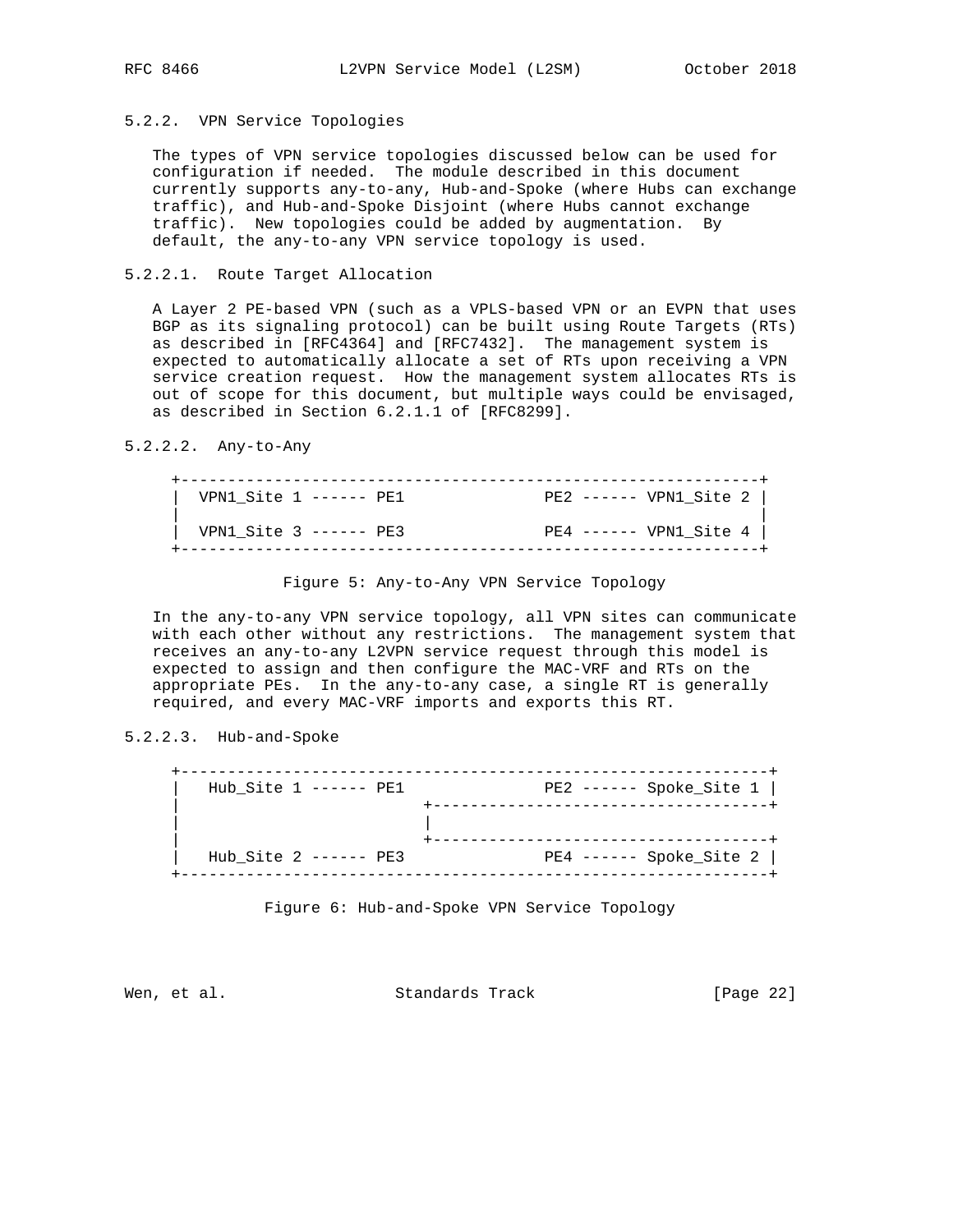### 5.2.2. VPN Service Topologies

The types of VPN service topologies discussed below can be used for configuration if needed. The module described in this document currently supports any-to-any, Hub-and-Spoke (where Hubs can exchange traffic), and Hub-and-Spoke Disjoint (where Hubs cannot exchange traffic). New topologies could be added by augmentation. By default, the any-to-any VPN service topology is used.

#### 5.2.2.1. Route Target Allocation

A Layer 2 PE-based VPN (such as a VPLS-based VPN or an EVPN that uses BGP as its signaling protocol) can be built using Route Targets (RTs) as described in [RFC4364] and [RFC7432]. The management system is expected to automatically allocate a set of RTs upon receiving a VPN service creation request. How the management system allocates RTs is out of scope for this document, but multiple ways could be envisaged, as described in Section 6.2.1.1 of [RFC8299].

#### 5.2.2.2. Any-to-Any

```
+--------------------------------------------------------------+
| VPN1_Site 1 ------ PE1              PE2 ------ VPN1_Site 2 |
|                                                              |
| VPN1_Site 3 ------ PE3              PE4 ------ VPN1_Site 4 |
+--------------------------------------------------------------+
```

Figure 5: Any-to-Any VPN Service Topology

In the any-to-any VPN service topology, all VPN sites can communicate with each other without any restrictions. The management system that receives an any-to-any L2VPN service request through this model is expected to assign and then configure the MAC-VRF and RTs on the appropriate PEs. In the any-to-any case, a single RT is generally required, and every MAC-VRF imports and exports this RT.

#### 5.2.2.3. Hub-and-Spoke

```
+---------------------------------------------------------------+
|  Hub_Site 1 ------ PE1              PE2 ------ Spoke_Site 1 |
|                         +-------------------------------------+
|                         |
|                         +-------------------------------------+
|  Hub_Site 2 ------ PE3              PE4 ------ Spoke_Site 2 |
+---------------------------------------------------------------+
```

Figure 6: Hub-and-Spoke VPN Service Topology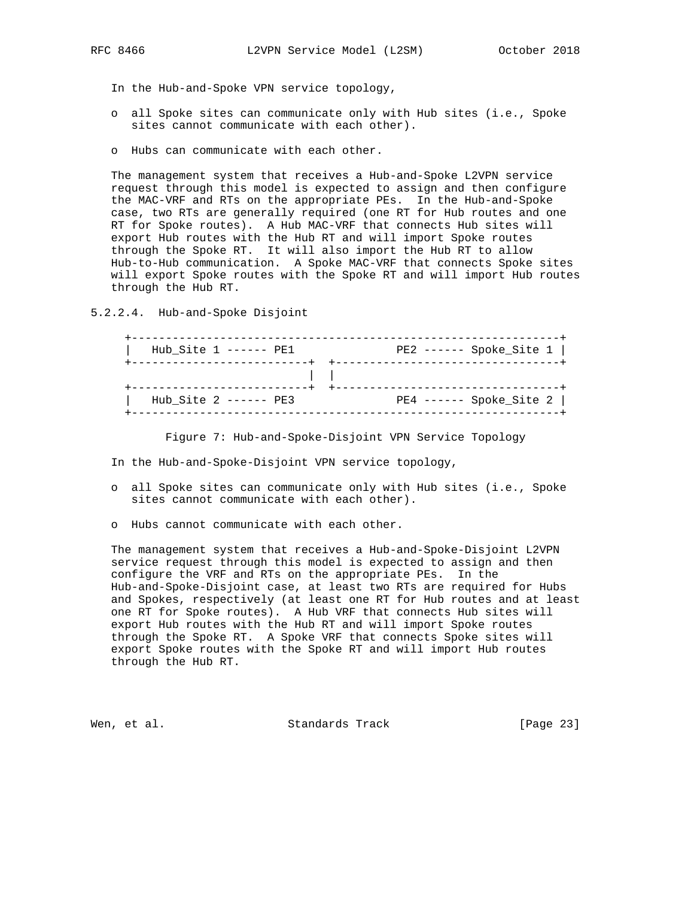In the Hub-and-Spoke VPN service topology,

- all Spoke sites can communicate only with Hub sites (i.e., Spoke sites cannot communicate with each other).
- Hubs can communicate with each other.

The management system that receives a Hub-and-Spoke L2VPN service request through this model is expected to assign and then configure the MAC-VRF and RTs on the appropriate PEs. In the Hub-and-Spoke case, two RTs are generally required (one RT for Hub routes and one RT for Spoke routes). A Hub MAC-VRF that connects Hub sites will export Hub routes with the Hub RT and will import Spoke routes through the Spoke RT. It will also import the Hub RT to allow Hub-to-Hub communication. A Spoke MAC-VRF that connects Spoke sites will export Spoke routes with the Spoke RT and will import Hub routes through the Hub RT.

#### 5.2.2.4. Hub-and-Spoke Disjoint

```
+-------------------------------------------------------------+
|   Hub_Site 1 ------ PE1             PE2 ------ Spoke_Site 1 |
+--------------------------+  +-------------------------------+
                           |  |
+--------------------------+  +-------------------------------+
|   Hub_Site 2 ------ PE3             PE4 ------ Spoke_Site 2 |
+-------------------------------------------------------------+
```

Figure 7: Hub-and-Spoke-Disjoint VPN Service Topology

In the Hub-and-Spoke-Disjoint VPN service topology,

- all Spoke sites can communicate only with Hub sites (i.e., Spoke sites cannot communicate with each other).
- Hubs cannot communicate with each other.

The management system that receives a Hub-and-Spoke-Disjoint L2VPN service request through this model is expected to assign and then configure the VRF and RTs on the appropriate PEs. In the Hub-and-Spoke-Disjoint case, at least two RTs are required for Hubs and Spokes, respectively (at least one RT for Hub routes and at least one RT for Spoke routes). A Hub VRF that connects Hub sites will export Hub routes with the Hub RT and will import Spoke routes through the Spoke RT. A Spoke VRF that connects Spoke sites will export Spoke routes with the Spoke RT and will import Hub routes through the Hub RT.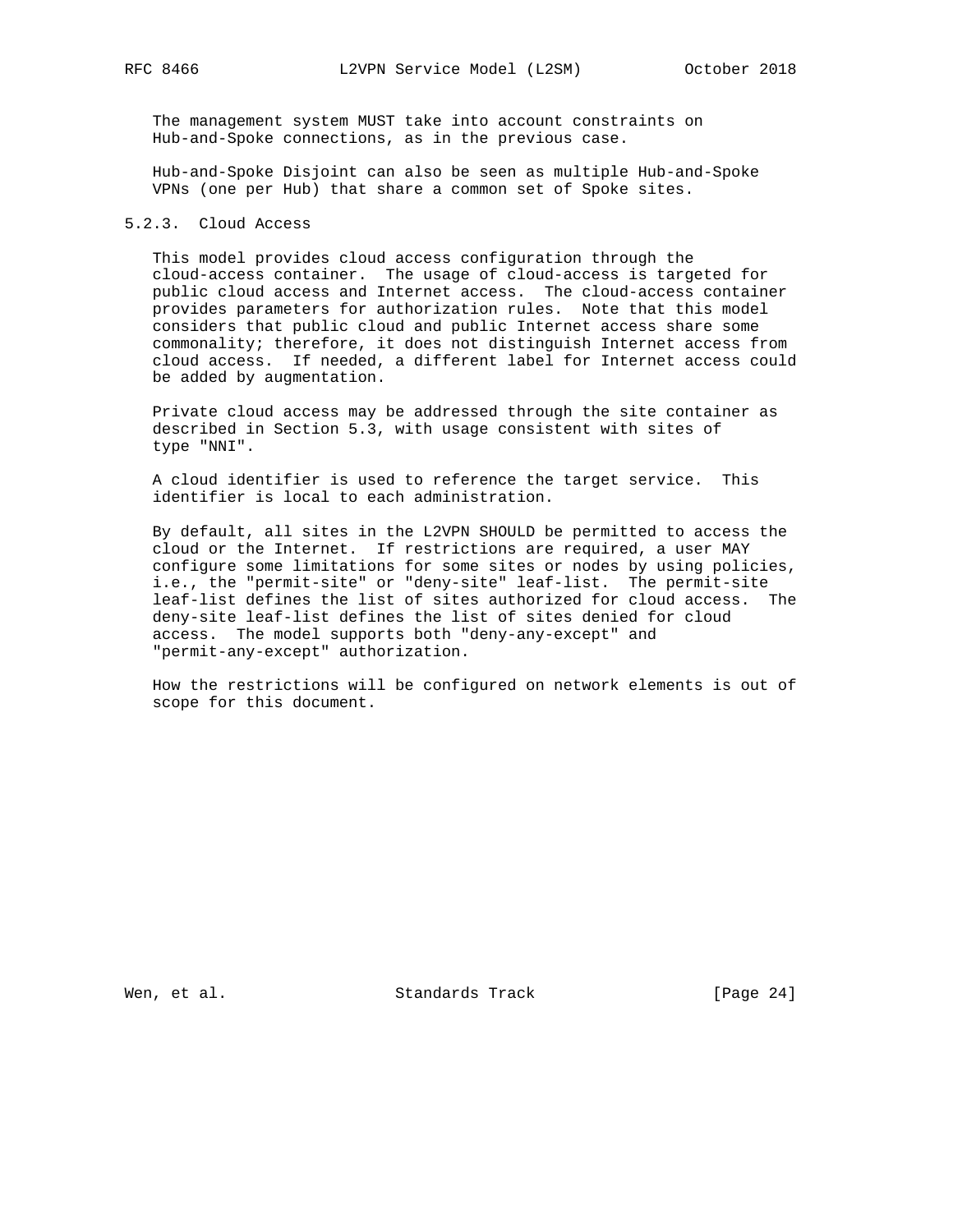The management system MUST take into account constraints on Hub-and-Spoke connections, as in the previous case.

Hub-and-Spoke Disjoint can also be seen as multiple Hub-and-Spoke VPNs (one per Hub) that share a common set of Spoke sites.

### 5.2.3. Cloud Access

This model provides cloud access configuration through the cloud-access container. The usage of cloud-access is targeted for public cloud access and Internet access. The cloud-access container provides parameters for authorization rules. Note that this model considers that public cloud and public Internet access share some commonality; therefore, it does not distinguish Internet access from cloud access. If needed, a different label for Internet access could be added by augmentation.

Private cloud access may be addressed through the site container as described in Section 5.3, with usage consistent with sites of type "NNI".

A cloud identifier is used to reference the target service. This identifier is local to each administration.

By default, all sites in the L2VPN SHOULD be permitted to access the cloud or the Internet. If restrictions are required, a user MAY configure some limitations for some sites or nodes by using policies, i.e., the "permit-site" or "deny-site" leaf-list. The permit-site leaf-list defines the list of sites authorized for cloud access. The deny-site leaf-list defines the list of sites denied for cloud access. The model supports both "deny-any-except" and "permit-any-except" authorization.

How the restrictions will be configured on network elements is out of scope for this document.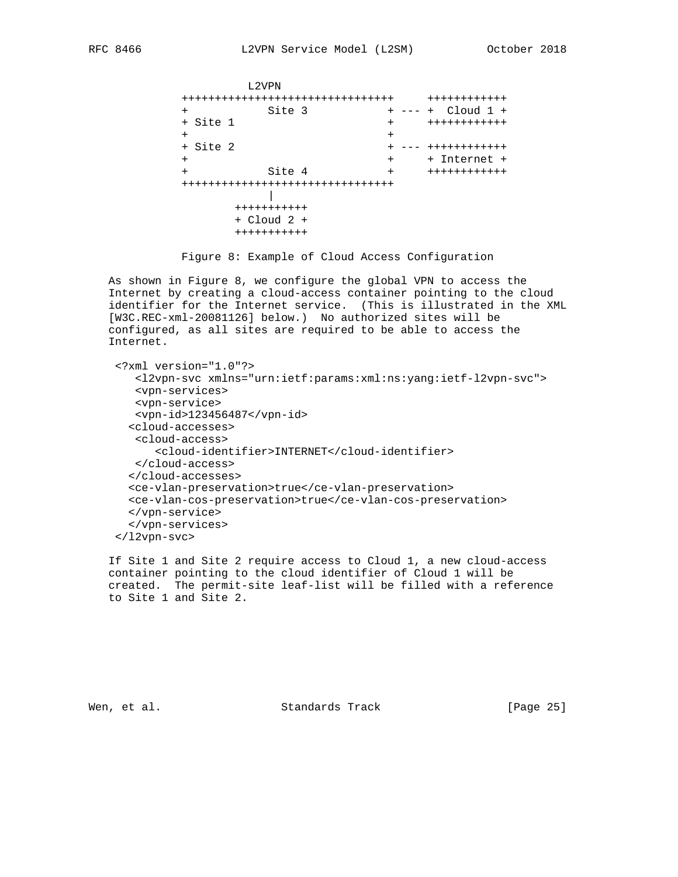```
                L2VPN
   ++++++++++++++++++++++++++++++++     ++++++++++++
   +            Site 3            + --- +  Cloud 1 +
   + Site 1                       +     ++++++++++++
   +                              +
   + Site 2                       + --- ++++++++++++
   +                              +     + Internet +
   +            Site 4            +     ++++++++++++
   ++++++++++++++++++++++++++++++++
                 |
           +++++++++++
           + Cloud 2 +
           +++++++++++
```

Figure 8: Example of Cloud Access Configuration

As shown in Figure 8, we configure the global VPN to access the Internet by creating a cloud-access container pointing to the cloud identifier for the Internet service. (This is illustrated in the XML [W3C.REC-xml-20081126] below.) No authorized sites will be configured, as all sites are required to be able to access the Internet.

```
<?xml version="1.0"?>
   <l2vpn-svc xmlns="urn:ietf:params:xml:ns:yang:ietf-l2vpn-svc">
   <vpn-services>
   <vpn-service>
   <vpn-id>123456487</vpn-id>
  <cloud-accesses>
   <cloud-access>
      <cloud-identifier>INTERNET</cloud-identifier>
   </cloud-access>
  </cloud-accesses>
  <ce-vlan-preservation>true</ce-vlan-preservation>
  <ce-vlan-cos-preservation>true</ce-vlan-cos-preservation>
  </vpn-service>
  </vpn-services>
</l2vpn-svc>
```

If Site 1 and Site 2 require access to Cloud 1, a new cloud-access container pointing to the cloud identifier of Cloud 1 will be created. The permit-site leaf-list will be filled with a reference to Site 1 and Site 2.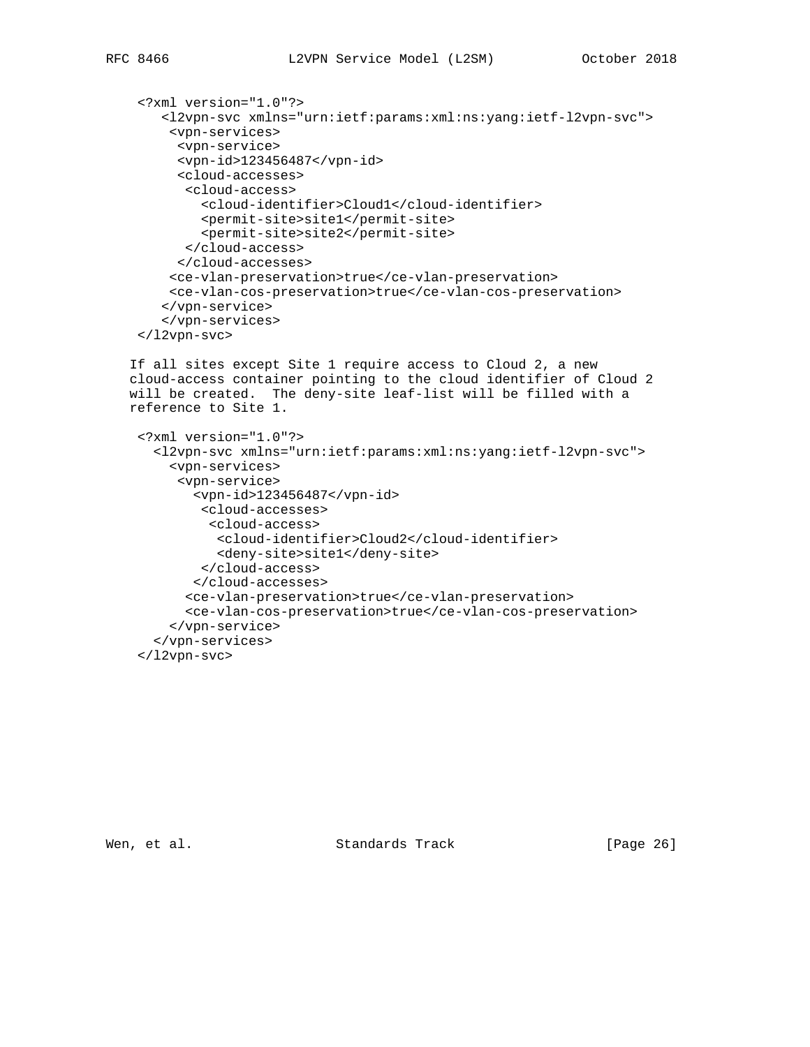```
<?xml version="1.0"?>
   <l2vpn-svc xmlns="urn:ietf:params:xml:ns:yang:ietf-l2vpn-svc">
    <vpn-services>
     <vpn-service>
     <vpn-id>123456487</vpn-id>
     <cloud-accesses>
      <cloud-access>
        <cloud-identifier>Cloud1</cloud-identifier>
        <permit-site>site1</permit-site>
        <permit-site>site2</permit-site>
      </cloud-access>
     </cloud-accesses>
    <ce-vlan-preservation>true</ce-vlan-preservation>
    <ce-vlan-cos-preservation>true</ce-vlan-cos-preservation>
   </vpn-service>
   </vpn-services>
</l2vpn-svc>
```

If all sites except Site 1 require access to Cloud 2, a new cloud-access container pointing to the cloud identifier of Cloud 2 will be created. The deny-site leaf-list will be filled with a reference to Site 1.

```
<?xml version="1.0"?>
  <l2vpn-svc xmlns="urn:ietf:params:xml:ns:yang:ietf-l2vpn-svc">
    <vpn-services>
     <vpn-service>
       <vpn-id>123456487</vpn-id>
        <cloud-accesses>
         <cloud-access>
          <cloud-identifier>Cloud2</cloud-identifier>
          <deny-site>site1</deny-site>
        </cloud-access>
       </cloud-accesses>
      <ce-vlan-preservation>true</ce-vlan-preservation>
      <ce-vlan-cos-preservation>true</ce-vlan-cos-preservation>
    </vpn-service>
  </vpn-services>
</l2vpn-svc>
```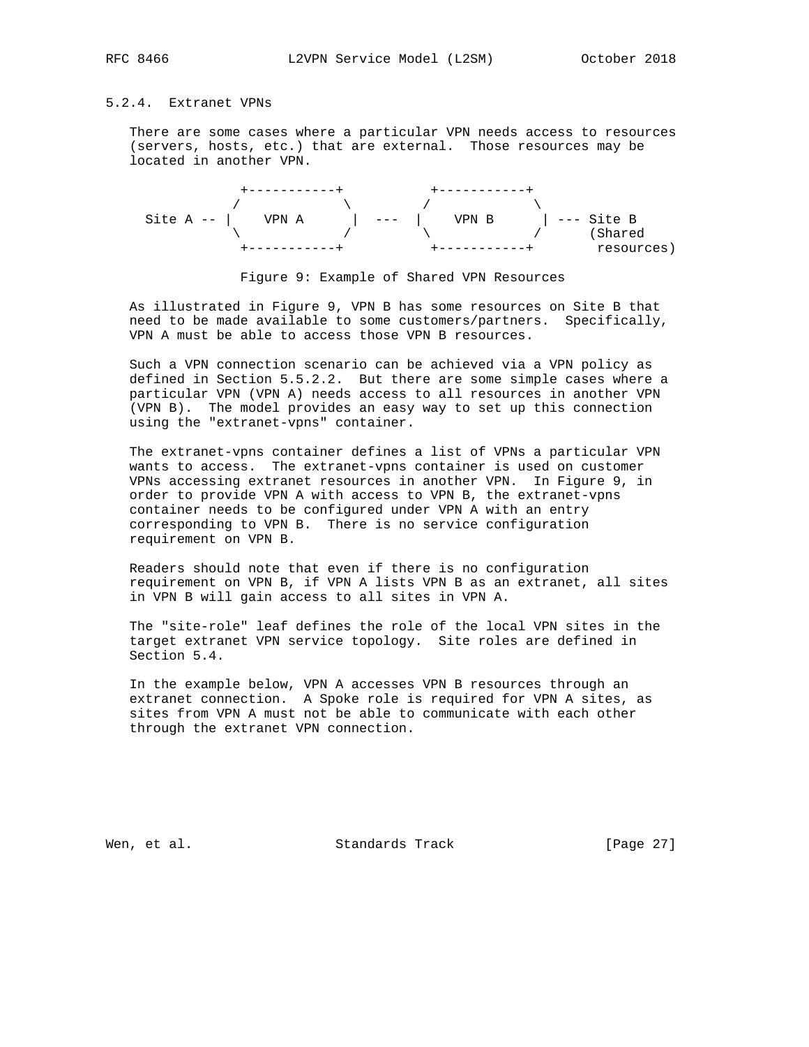### 5.2.4. Extranet VPNs

There are some cases where a particular VPN needs access to resources (servers, hosts, etc.) that are external. Those resources may be located in another VPN.

```
              +-----------+           +-----------+
             /             \         /             \
  Site A -- |    VPN A      |  ---  |    VPN B      | --- Site B
             \             /         \             /      (Shared
              +-----------+           +-----------+        resources)
```

Figure 9: Example of Shared VPN Resources

As illustrated in Figure 9, VPN B has some resources on Site B that need to be made available to some customers/partners. Specifically, VPN A must be able to access those VPN B resources.

Such a VPN connection scenario can be achieved via a VPN policy as defined in Section 5.5.2.2. But there are some simple cases where a particular VPN (VPN A) needs access to all resources in another VPN (VPN B). The model provides an easy way to set up this connection using the "extranet-vpns" container.

The extranet-vpns container defines a list of VPNs a particular VPN wants to access. The extranet-vpns container is used on customer VPNs accessing extranet resources in another VPN. In Figure 9, in order to provide VPN A with access to VPN B, the extranet-vpns container needs to be configured under VPN A with an entry corresponding to VPN B. There is no service configuration requirement on VPN B.

Readers should note that even if there is no configuration requirement on VPN B, if VPN A lists VPN B as an extranet, all sites in VPN B will gain access to all sites in VPN A.

The "site-role" leaf defines the role of the local VPN sites in the target extranet VPN service topology. Site roles are defined in Section 5.4.

In the example below, VPN A accesses VPN B resources through an extranet connection. A Spoke role is required for VPN A sites, as sites from VPN A must not be able to communicate with each other through the extranet VPN connection.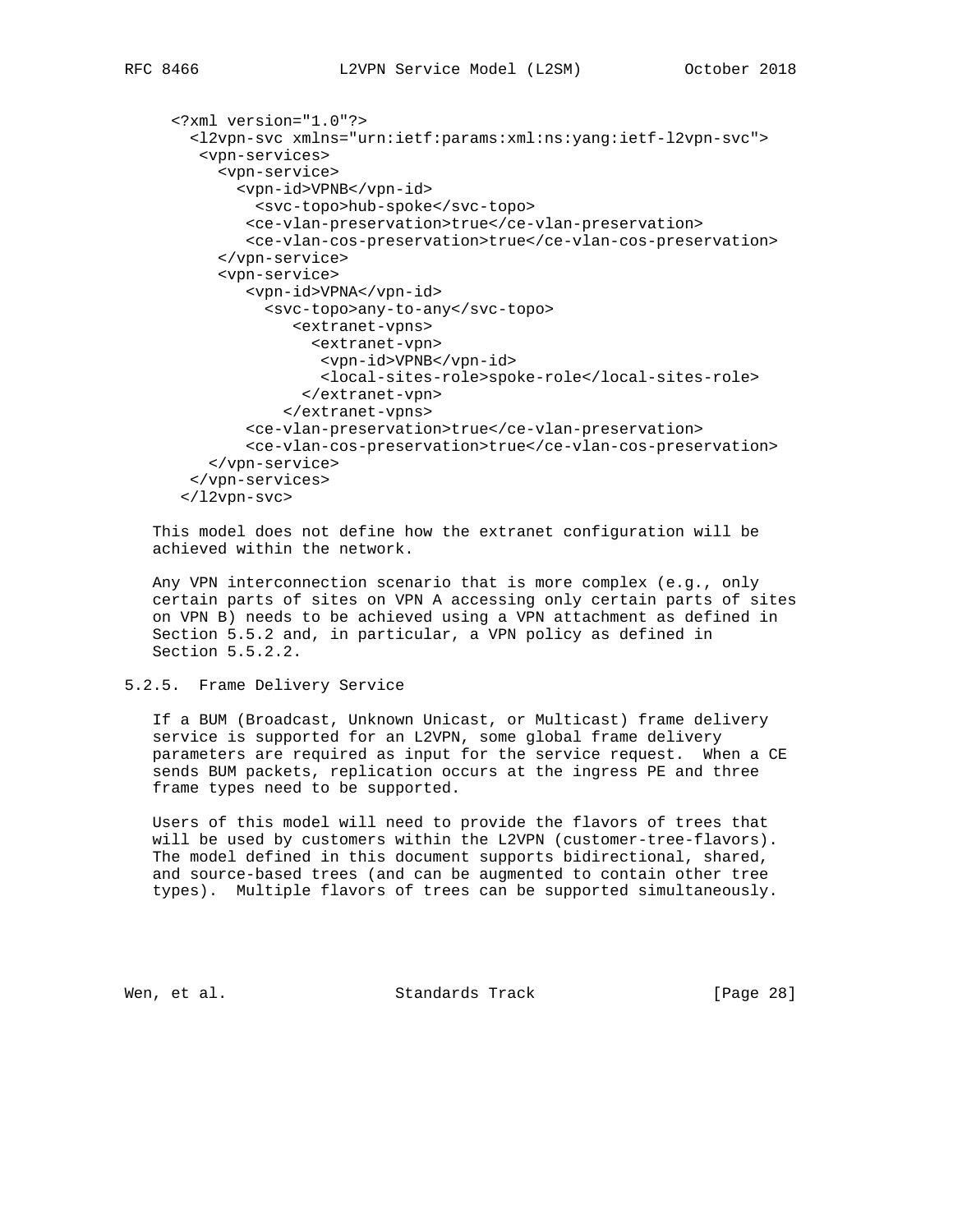```xml
<?xml version="1.0"?>
  <l2vpn-svc xmlns="urn:ietf:params:xml:ns:yang:ietf-l2vpn-svc">
   <vpn-services>
     <vpn-service>
       <vpn-id>VPNB</vpn-id>
         <svc-topo>hub-spoke</svc-topo>
        <ce-vlan-preservation>true</ce-vlan-preservation>
        <ce-vlan-cos-preservation>true</ce-vlan-cos-preservation>
     </vpn-service>
     <vpn-service>
        <vpn-id>VPNA</vpn-id>
          <svc-topo>any-to-any</svc-topo>
             <extranet-vpns>
               <extranet-vpn>
                <vpn-id>VPNB</vpn-id>
                <local-sites-role>spoke-role</local-sites-role>
              </extranet-vpn>
            </extranet-vpns>
        <ce-vlan-preservation>true</ce-vlan-preservation>
        <ce-vlan-cos-preservation>true</ce-vlan-cos-preservation>
    </vpn-service>
  </vpn-services>
 </l2vpn-svc>
```

This model does not define how the extranet configuration will be achieved within the network.

Any VPN interconnection scenario that is more complex (e.g., only certain parts of sites on VPN A accessing only certain parts of sites on VPN B) needs to be achieved using a VPN attachment as defined in Section 5.5.2 and, in particular, a VPN policy as defined in Section 5.5.2.2.

### 5.2.5. Frame Delivery Service

If a BUM (Broadcast, Unknown Unicast, or Multicast) frame delivery service is supported for an L2VPN, some global frame delivery parameters are required as input for the service request. When a CE sends BUM packets, replication occurs at the ingress PE and three frame types need to be supported.

Users of this model will need to provide the flavors of trees that will be used by customers within the L2VPN (customer-tree-flavors). The model defined in this document supports bidirectional, shared, and source-based trees (and can be augmented to contain other tree types). Multiple flavors of trees can be supported simultaneously.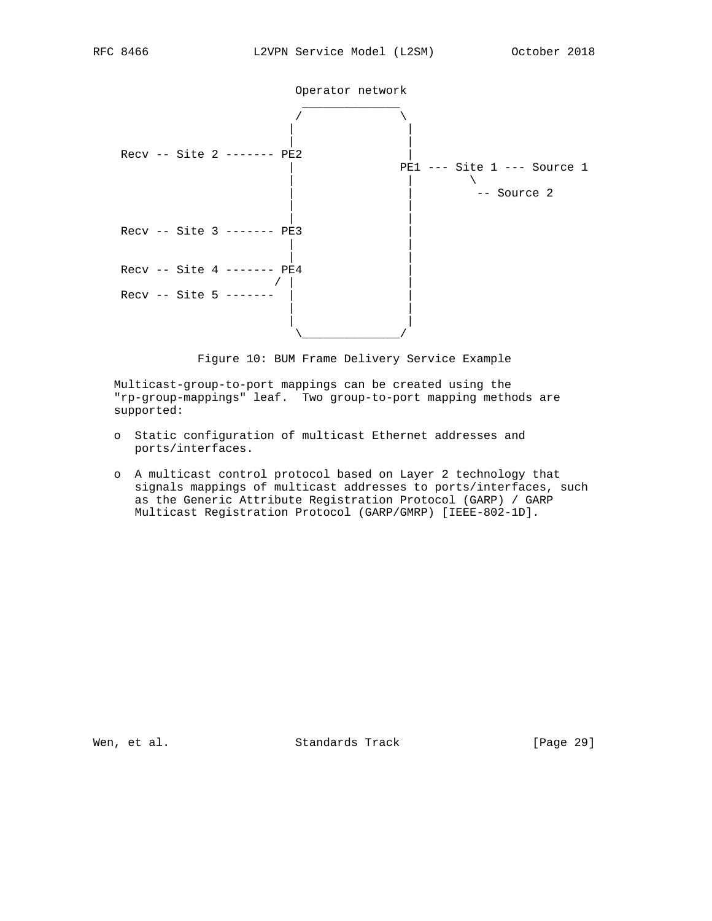```
                            Operator network
                             ______________
                            /              \
                           |                |
                           |                |
    Recv -- Site 2 ------- PE2              |
                           |               PE1 --- Site 1 --- Source 1
                           |                |        \
                           |                |         -- Source 2
                           |                |
                           |                |
    Recv -- Site 3 ------- PE3              |
                           |                |
                           |                |
    Recv -- Site 4 ------- PE4              |
                          / |               |
    Recv -- Site 5 -------  |               |
                           |                |
                           |                |
                            \______________/
```

Figure 10: BUM Frame Delivery Service Example

Multicast-group-to-port mappings can be created using the "rp-group-mappings" leaf. Two group-to-port mapping methods are supported:

- Static configuration of multicast Ethernet addresses and ports/interfaces.
- A multicast control protocol based on Layer 2 technology that signals mappings of multicast addresses to ports/interfaces, such as the Generic Attribute Registration Protocol (GARP) / GARP Multicast Registration Protocol (GARP/GMRP) [IEEE-802-1D].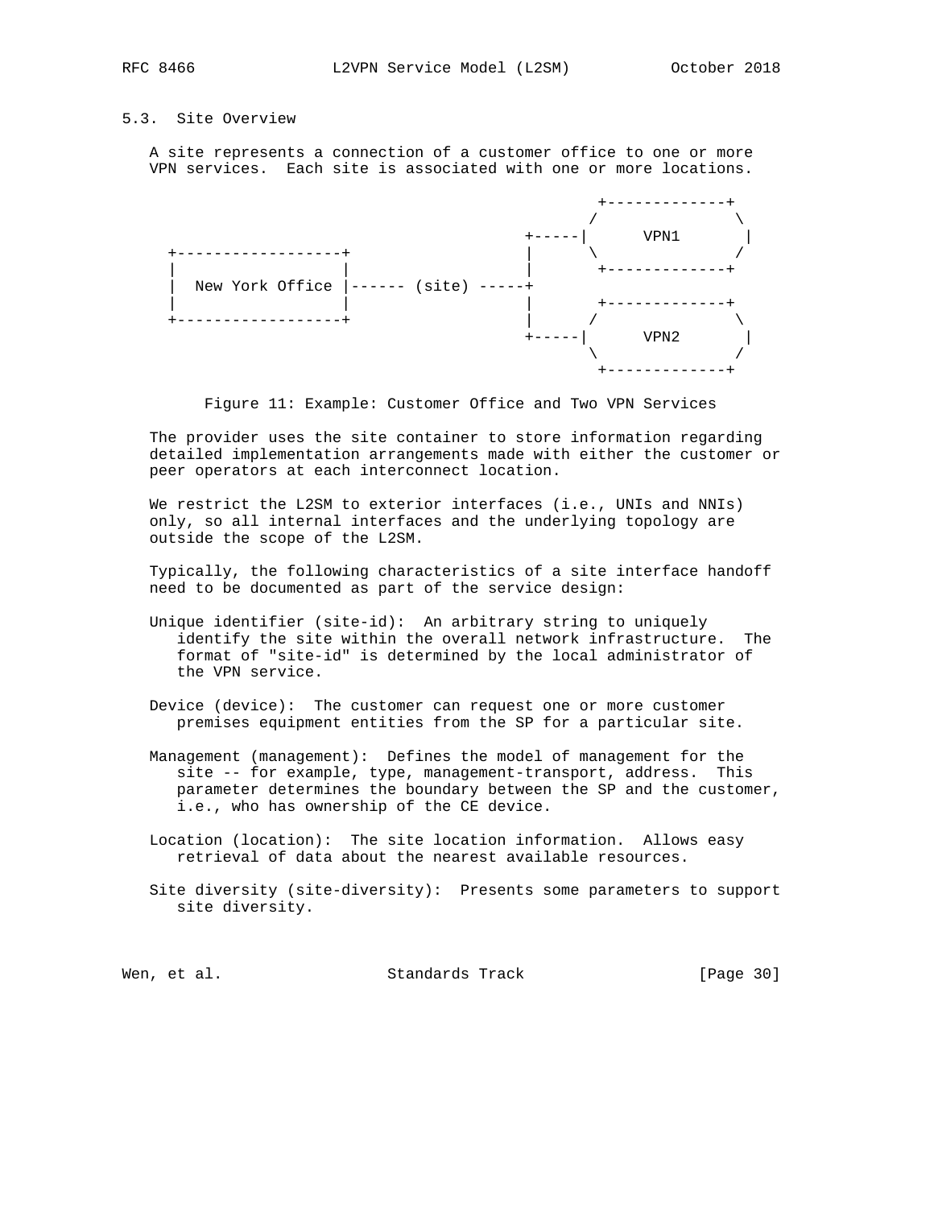### 5.3. Site Overview

A site represents a connection of a customer office to one or more VPN services. Each site is associated with one or more locations.

```
                                              +-------------+
                                             /               \
                                      +-----|      VPN1       |
  +------------------+                |      \               /
  |                  |                |       +-------------+
  |  New York Office |------ (site) -----+
  |                  |                |       +-------------+
  +------------------+                |      /               \
                                      +-----|      VPN2       |
                                             \               /
                                              +-------------+
```

Figure 11: Example: Customer Office and Two VPN Services

The provider uses the site container to store information regarding detailed implementation arrangements made with either the customer or peer operators at each interconnect location.

We restrict the L2SM to exterior interfaces (i.e., UNIs and NNIs) only, so all internal interfaces and the underlying topology are outside the scope of the L2SM.

Typically, the following characteristics of a site interface handoff need to be documented as part of the service design:

Unique identifier (site-id): An arbitrary string to uniquely identify the site within the overall network infrastructure. The format of "site-id" is determined by the local administrator of the VPN service.

Device (device): The customer can request one or more customer premises equipment entities from the SP for a particular site.

Management (management): Defines the model of management for the site -- for example, type, management-transport, address. This parameter determines the boundary between the SP and the customer, i.e., who has ownership of the CE device.

Location (location): The site location information. Allows easy retrieval of data about the nearest available resources.

Site diversity (site-diversity): Presents some parameters to support site diversity.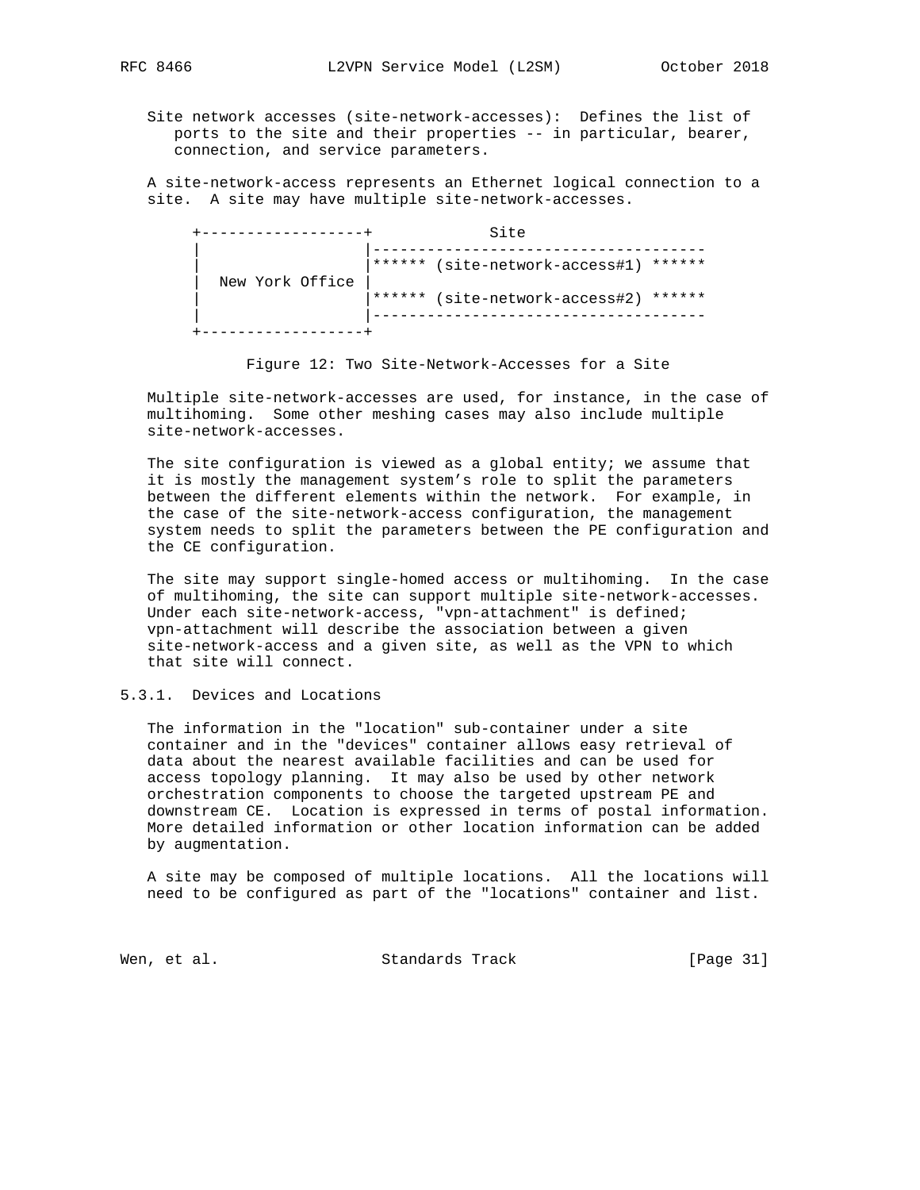Site network accesses (site-network-accesses): Defines the list of ports to the site and their properties -- in particular, bearer, connection, and service parameters.

A site-network-access represents an Ethernet logical connection to a site. A site may have multiple site-network-accesses.

```
+------------------+             Site
|                  |-----------------------------------
|                  |****** (site-network-access#1) ******
|  New York Office |
|                  |****** (site-network-access#2) ******
|                  |-----------------------------------
+------------------+
```

Figure 12: Two Site-Network-Accesses for a Site

Multiple site-network-accesses are used, for instance, in the case of multihoming. Some other meshing cases may also include multiple site-network-accesses.

The site configuration is viewed as a global entity; we assume that it is mostly the management system's role to split the parameters between the different elements within the network. For example, in the case of the site-network-access configuration, the management system needs to split the parameters between the PE configuration and the CE configuration.

The site may support single-homed access or multihoming. In the case of multihoming, the site can support multiple site-network-accesses. Under each site-network-access, "vpn-attachment" is defined; vpn-attachment will describe the association between a given site-network-access and a given site, as well as the VPN to which that site will connect.

### 5.3.1. Devices and Locations

The information in the "location" sub-container under a site container and in the "devices" container allows easy retrieval of data about the nearest available facilities and can be used for access topology planning. It may also be used by other network orchestration components to choose the targeted upstream PE and downstream CE. Location is expressed in terms of postal information. More detailed information or other location information can be added by augmentation.

A site may be composed of multiple locations. All the locations will need to be configured as part of the "locations" container and list.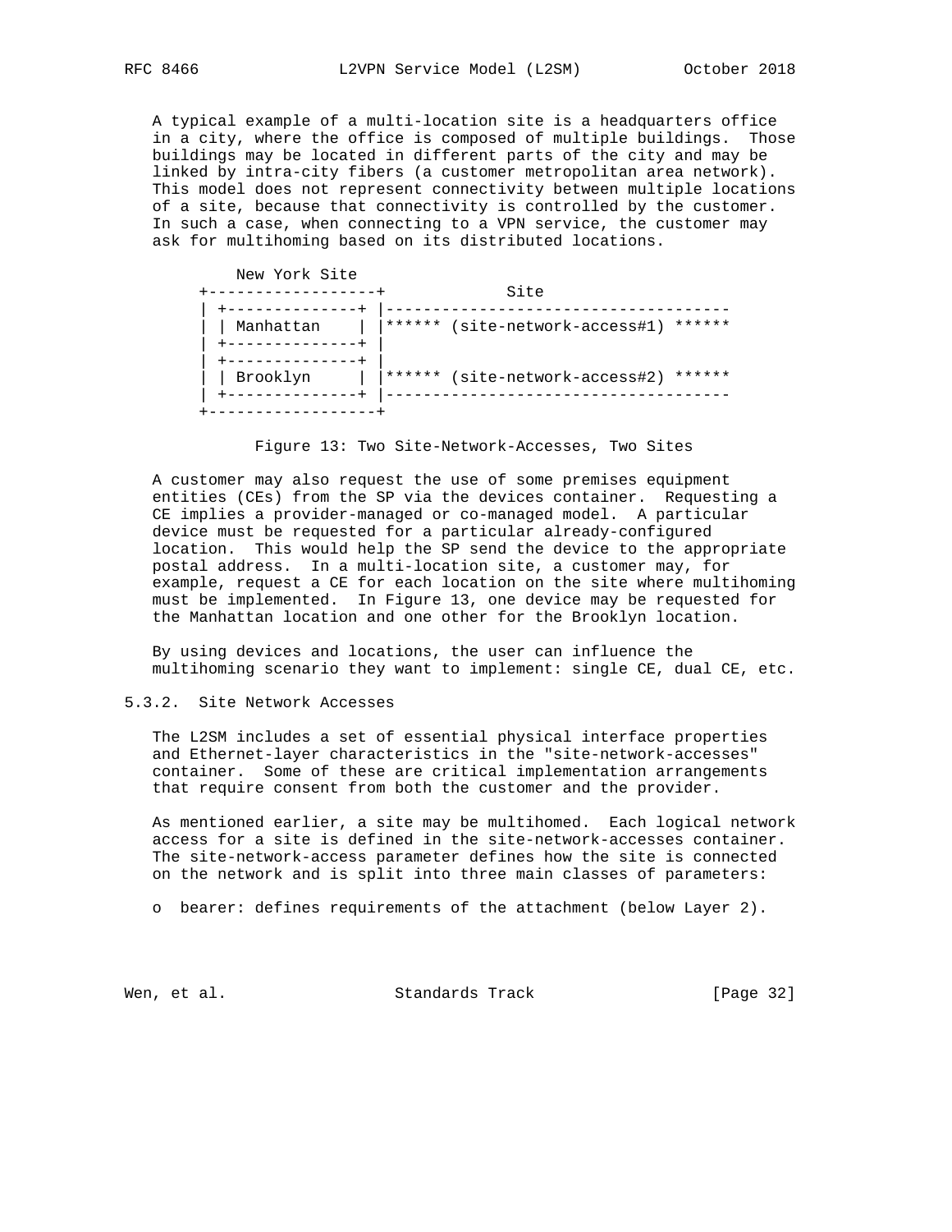A typical example of a multi-location site is a headquarters office in a city, where the office is composed of multiple buildings. Those buildings may be located in different parts of the city and may be linked by intra-city fibers (a customer metropolitan area network). This model does not represent connectivity between multiple locations of a site, because that connectivity is controlled by the customer. In such a case, when connecting to a VPN service, the customer may ask for multihoming based on its distributed locations.

```
           New York Site
       +------------------+             Site
       | +--------------+ |------------------------------------
       | | Manhattan    | |****** (site-network-access#1) ******
       | +--------------+ |
       | +--------------+ |
       | | Brooklyn     | |****** (site-network-access#2) ******
       | +--------------+ |------------------------------------
       +------------------+
```

Figure 13: Two Site-Network-Accesses, Two Sites

A customer may also request the use of some premises equipment entities (CEs) from the SP via the devices container. Requesting a CE implies a provider-managed or co-managed model. A particular device must be requested for a particular already-configured location. This would help the SP send the device to the appropriate postal address. In a multi-location site, a customer may, for example, request a CE for each location on the site where multihoming must be implemented. In Figure 13, one device may be requested for the Manhattan location and one other for the Brooklyn location.

By using devices and locations, the user can influence the multihoming scenario they want to implement: single CE, dual CE, etc.

### 5.3.2. Site Network Accesses

The L2SM includes a set of essential physical interface properties and Ethernet-layer characteristics in the "site-network-accesses" container. Some of these are critical implementation arrangements that require consent from both the customer and the provider.

As mentioned earlier, a site may be multihomed. Each logical network access for a site is defined in the site-network-accesses container. The site-network-access parameter defines how the site is connected on the network and is split into three main classes of parameters:

- bearer: defines requirements of the attachment (below Layer 2).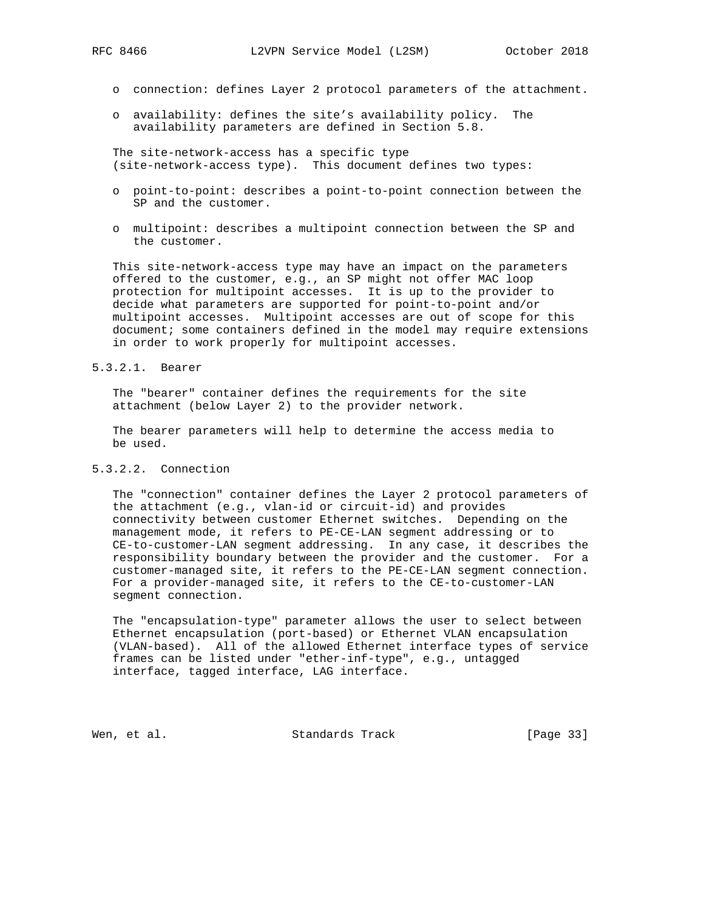- connection: defines Layer 2 protocol parameters of the attachment.

- availability: defines the site's availability policy. The availability parameters are defined in Section 5.8.

The site-network-access has a specific type (site-network-access type). This document defines two types:

- point-to-point: describes a point-to-point connection between the SP and the customer.

- multipoint: describes a multipoint connection between the SP and the customer.

This site-network-access type may have an impact on the parameters offered to the customer, e.g., an SP might not offer MAC loop protection for multipoint accesses. It is up to the provider to decide what parameters are supported for point-to-point and/or multipoint accesses. Multipoint accesses are out of scope for this document; some containers defined in the model may require extensions in order to work properly for multipoint accesses.

#### 5.3.2.1. Bearer

The "bearer" container defines the requirements for the site attachment (below Layer 2) to the provider network.

The bearer parameters will help to determine the access media to be used.

#### 5.3.2.2. Connection

The "connection" container defines the Layer 2 protocol parameters of the attachment (e.g., vlan-id or circuit-id) and provides connectivity between customer Ethernet switches. Depending on the management mode, it refers to PE-CE-LAN segment addressing or to CE-to-customer-LAN segment addressing. In any case, it describes the responsibility boundary between the provider and the customer. For a customer-managed site, it refers to the PE-CE-LAN segment connection. For a provider-managed site, it refers to the CE-to-customer-LAN segment connection.

The "encapsulation-type" parameter allows the user to select between Ethernet encapsulation (port-based) or Ethernet VLAN encapsulation (VLAN-based). All of the allowed Ethernet interface types of service frames can be listed under "ether-inf-type", e.g., untagged interface, tagged interface, LAG interface.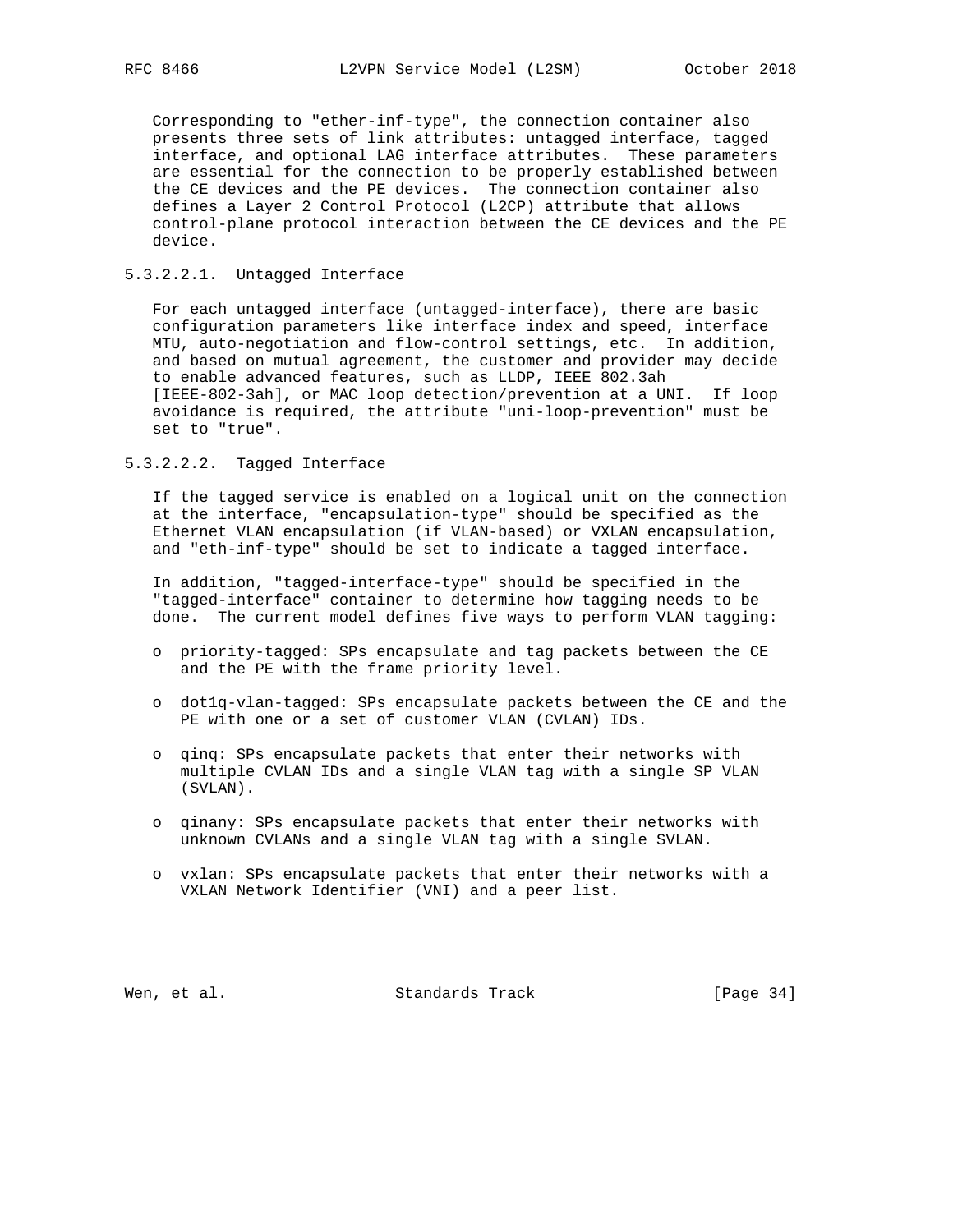Corresponding to "ether-inf-type", the connection container also presents three sets of link attributes: untagged interface, tagged interface, and optional LAG interface attributes. These parameters are essential for the connection to be properly established between the CE devices and the PE devices. The connection container also defines a Layer 2 Control Protocol (L2CP) attribute that allows control-plane protocol interaction between the CE devices and the PE device.

##### 5.3.2.2.1. Untagged Interface

For each untagged interface (untagged-interface), there are basic configuration parameters like interface index and speed, interface MTU, auto-negotiation and flow-control settings, etc. In addition, and based on mutual agreement, the customer and provider may decide to enable advanced features, such as LLDP, IEEE 802.3ah [IEEE-802-3ah], or MAC loop detection/prevention at a UNI. If loop avoidance is required, the attribute "uni-loop-prevention" must be set to "true".

##### 5.3.2.2.2. Tagged Interface

If the tagged service is enabled on a logical unit on the connection at the interface, "encapsulation-type" should be specified as the Ethernet VLAN encapsulation (if VLAN-based) or VXLAN encapsulation, and "eth-inf-type" should be set to indicate a tagged interface.

In addition, "tagged-interface-type" should be specified in the "tagged-interface" container to determine how tagging needs to be done. The current model defines five ways to perform VLAN tagging:

- priority-tagged: SPs encapsulate and tag packets between the CE and the PE with the frame priority level.
- dot1q-vlan-tagged: SPs encapsulate packets between the CE and the PE with one or a set of customer VLAN (CVLAN) IDs.
- qinq: SPs encapsulate packets that enter their networks with multiple CVLAN IDs and a single VLAN tag with a single SP VLAN (SVLAN).
- qinany: SPs encapsulate packets that enter their networks with unknown CVLANs and a single VLAN tag with a single SVLAN.
- vxlan: SPs encapsulate packets that enter their networks with a VXLAN Network Identifier (VNI) and a peer list.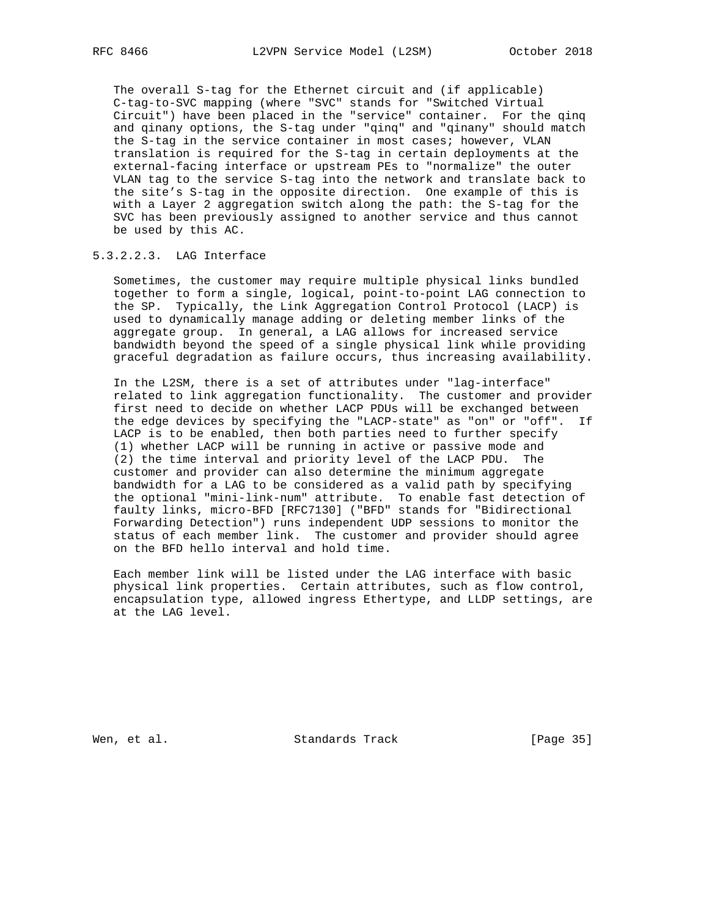The overall S-tag for the Ethernet circuit and (if applicable) C-tag-to-SVC mapping (where "SVC" stands for "Switched Virtual Circuit") have been placed in the "service" container. For the qinq and qinany options, the S-tag under "qinq" and "qinany" should match the S-tag in the service container in most cases; however, VLAN translation is required for the S-tag in certain deployments at the external-facing interface or upstream PEs to "normalize" the outer VLAN tag to the service S-tag into the network and translate back to the site's S-tag in the opposite direction. One example of this is with a Layer 2 aggregation switch along the path: the S-tag for the SVC has been previously assigned to another service and thus cannot be used by this AC.

##### 5.3.2.2.3. LAG Interface

Sometimes, the customer may require multiple physical links bundled together to form a single, logical, point-to-point LAG connection to the SP. Typically, the Link Aggregation Control Protocol (LACP) is used to dynamically manage adding or deleting member links of the aggregate group. In general, a LAG allows for increased service bandwidth beyond the speed of a single physical link while providing graceful degradation as failure occurs, thus increasing availability.

In the L2SM, there is a set of attributes under "lag-interface" related to link aggregation functionality. The customer and provider first need to decide on whether LACP PDUs will be exchanged between the edge devices by specifying the "LACP-state" as "on" or "off". If LACP is to be enabled, then both parties need to further specify (1) whether LACP will be running in active or passive mode and (2) the time interval and priority level of the LACP PDU. The customer and provider can also determine the minimum aggregate bandwidth for a LAG to be considered as a valid path by specifying the optional "mini-link-num" attribute. To enable fast detection of faulty links, micro-BFD [RFC7130] ("BFD" stands for "Bidirectional Forwarding Detection") runs independent UDP sessions to monitor the status of each member link. The customer and provider should agree on the BFD hello interval and hold time.

Each member link will be listed under the LAG interface with basic physical link properties. Certain attributes, such as flow control, encapsulation type, allowed ingress Ethertype, and LLDP settings, are at the LAG level.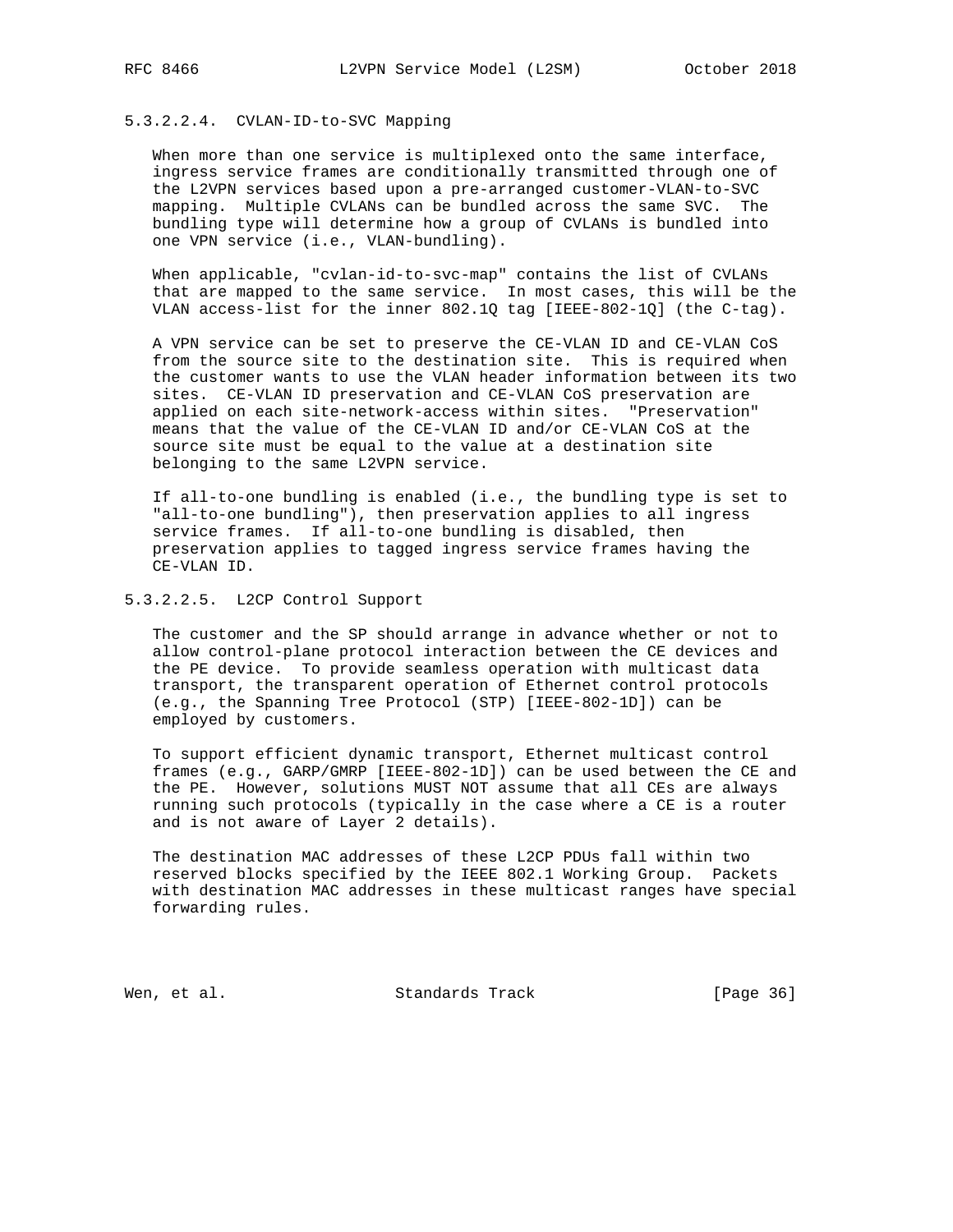#### 5.3.2.2.4. CVLAN-ID-to-SVC Mapping

When more than one service is multiplexed onto the same interface, ingress service frames are conditionally transmitted through one of the L2VPN services based upon a pre-arranged customer-VLAN-to-SVC mapping. Multiple CVLANs can be bundled across the same SVC. The bundling type will determine how a group of CVLANs is bundled into one VPN service (i.e., VLAN-bundling).

When applicable, "cvlan-id-to-svc-map" contains the list of CVLANs that are mapped to the same service. In most cases, this will be the VLAN access-list for the inner 802.1Q tag [IEEE-802-1Q] (the C-tag).

A VPN service can be set to preserve the CE-VLAN ID and CE-VLAN CoS from the source site to the destination site. This is required when the customer wants to use the VLAN header information between its two sites. CE-VLAN ID preservation and CE-VLAN CoS preservation are applied on each site-network-access within sites. "Preservation" means that the value of the CE-VLAN ID and/or CE-VLAN CoS at the source site must be equal to the value at a destination site belonging to the same L2VPN service.

If all-to-one bundling is enabled (i.e., the bundling type is set to "all-to-one bundling"), then preservation applies to all ingress service frames. If all-to-one bundling is disabled, then preservation applies to tagged ingress service frames having the CE-VLAN ID.

#### 5.3.2.2.5. L2CP Control Support

The customer and the SP should arrange in advance whether or not to allow control-plane protocol interaction between the CE devices and the PE device. To provide seamless operation with multicast data transport, the transparent operation of Ethernet control protocols (e.g., the Spanning Tree Protocol (STP) [IEEE-802-1D]) can be employed by customers.

To support efficient dynamic transport, Ethernet multicast control frames (e.g., GARP/GMRP [IEEE-802-1D]) can be used between the CE and the PE. However, solutions MUST NOT assume that all CEs are always running such protocols (typically in the case where a CE is a router and is not aware of Layer 2 details).

The destination MAC addresses of these L2CP PDUs fall within two reserved blocks specified by the IEEE 802.1 Working Group. Packets with destination MAC addresses in these multicast ranges have special forwarding rules.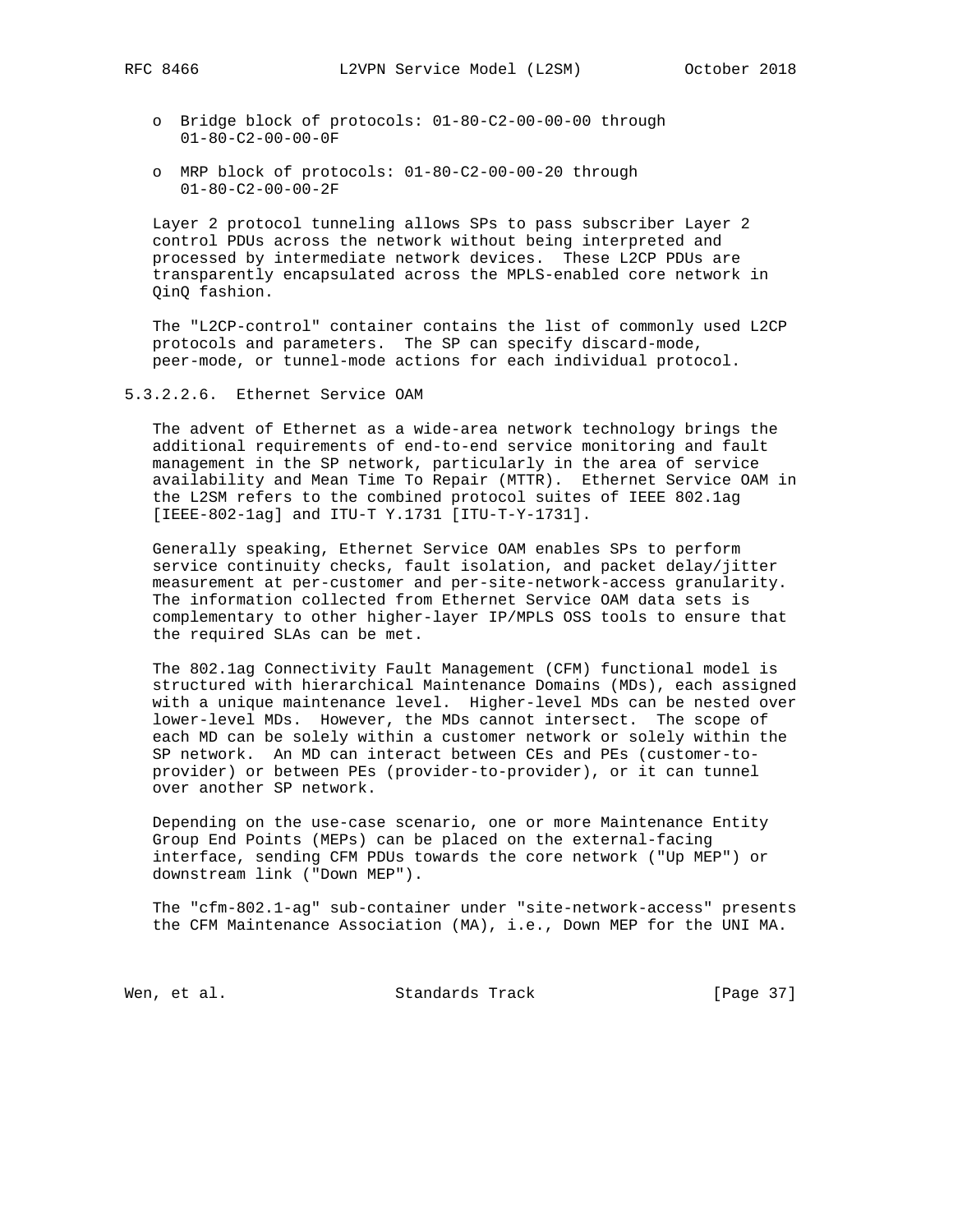- Bridge block of protocols: 01-80-C2-00-00-00 through 01-80-C2-00-00-0F

- MRP block of protocols: 01-80-C2-00-00-20 through 01-80-C2-00-00-2F

Layer 2 protocol tunneling allows SPs to pass subscriber Layer 2 control PDUs across the network without being interpreted and processed by intermediate network devices. These L2CP PDUs are transparently encapsulated across the MPLS-enabled core network in QinQ fashion.

The "L2CP-control" container contains the list of commonly used L2CP protocols and parameters. The SP can specify discard-mode, peer-mode, or tunnel-mode actions for each individual protocol.

##### 5.3.2.2.6. Ethernet Service OAM

The advent of Ethernet as a wide-area network technology brings the additional requirements of end-to-end service monitoring and fault management in the SP network, particularly in the area of service availability and Mean Time To Repair (MTTR). Ethernet Service OAM in the L2SM refers to the combined protocol suites of IEEE 802.1ag [IEEE-802-1ag] and ITU-T Y.1731 [ITU-T-Y-1731].

Generally speaking, Ethernet Service OAM enables SPs to perform service continuity checks, fault isolation, and packet delay/jitter measurement at per-customer and per-site-network-access granularity. The information collected from Ethernet Service OAM data sets is complementary to other higher-layer IP/MPLS OSS tools to ensure that the required SLAs can be met.

The 802.1ag Connectivity Fault Management (CFM) functional model is structured with hierarchical Maintenance Domains (MDs), each assigned with a unique maintenance level. Higher-level MDs can be nested over lower-level MDs. However, the MDs cannot intersect. The scope of each MD can be solely within a customer network or solely within the SP network. An MD can interact between CEs and PEs (customer-to-provider) or between PEs (provider-to-provider), or it can tunnel over another SP network.

Depending on the use-case scenario, one or more Maintenance Entity Group End Points (MEPs) can be placed on the external-facing interface, sending CFM PDUs towards the core network ("Up MEP") or downstream link ("Down MEP").

The "cfm-802.1-ag" sub-container under "site-network-access" presents the CFM Maintenance Association (MA), i.e., Down MEP for the UNI MA.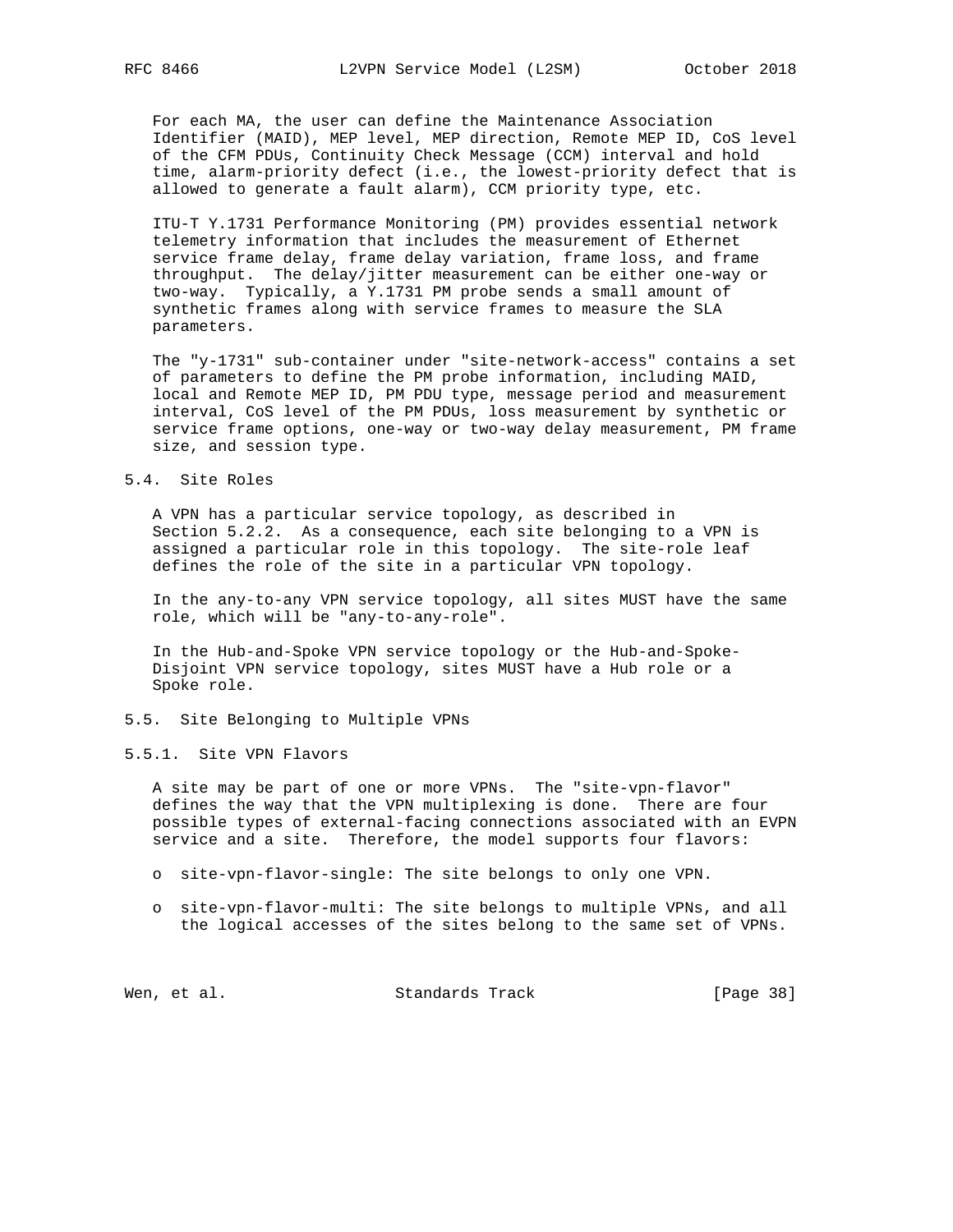For each MA, the user can define the Maintenance Association Identifier (MAID), MEP level, MEP direction, Remote MEP ID, CoS level of the CFM PDUs, Continuity Check Message (CCM) interval and hold time, alarm-priority defect (i.e., the lowest-priority defect that is allowed to generate a fault alarm), CCM priority type, etc.

ITU-T Y.1731 Performance Monitoring (PM) provides essential network telemetry information that includes the measurement of Ethernet service frame delay, frame delay variation, frame loss, and frame throughput. The delay/jitter measurement can be either one-way or two-way. Typically, a Y.1731 PM probe sends a small amount of synthetic frames along with service frames to measure the SLA parameters.

The "y-1731" sub-container under "site-network-access" contains a set of parameters to define the PM probe information, including MAID, local and Remote MEP ID, PM PDU type, message period and measurement interval, CoS level of the PM PDUs, loss measurement by synthetic or service frame options, one-way or two-way delay measurement, PM frame size, and session type.

## 5.4. Site Roles

A VPN has a particular service topology, as described in Section 5.2.2. As a consequence, each site belonging to a VPN is assigned a particular role in this topology. The site-role leaf defines the role of the site in a particular VPN topology.

In the any-to-any VPN service topology, all sites MUST have the same role, which will be "any-to-any-role".

In the Hub-and-Spoke VPN service topology or the Hub-and-Spoke-Disjoint VPN service topology, sites MUST have a Hub role or a Spoke role.

## 5.5. Site Belonging to Multiple VPNs

### 5.5.1. Site VPN Flavors

A site may be part of one or more VPNs. The "site-vpn-flavor" defines the way that the VPN multiplexing is done. There are four possible types of external-facing connections associated with an EVPN service and a site. Therefore, the model supports four flavors:

- site-vpn-flavor-single: The site belongs to only one VPN.

- site-vpn-flavor-multi: The site belongs to multiple VPNs, and all the logical accesses of the sites belong to the same set of VPNs.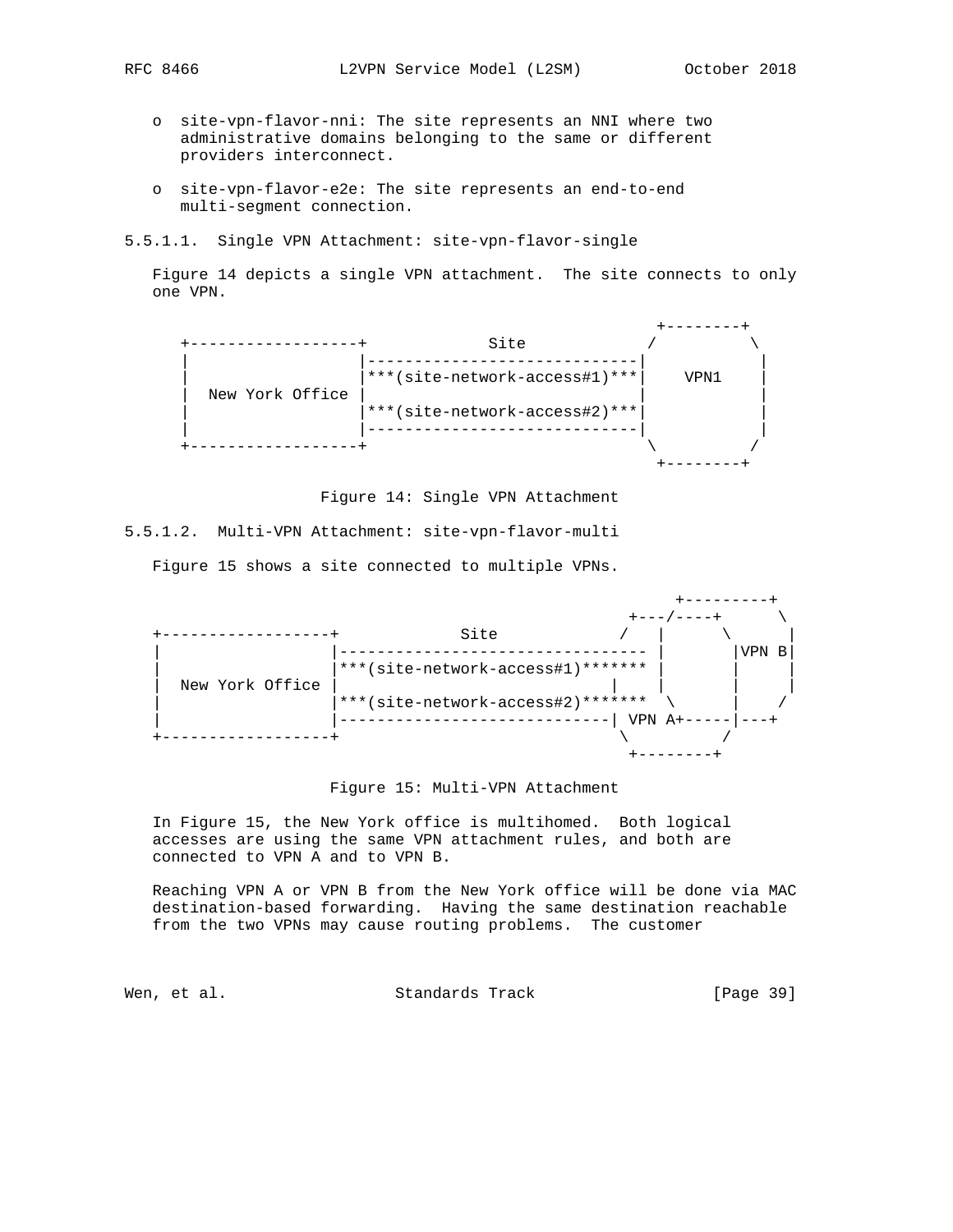o site-vpn-flavor-nni: The site represents an NNI where two administrative domains belonging to the same or different providers interconnect.

o site-vpn-flavor-e2e: The site represents an end-to-end multi-segment connection.

#### 5.5.1.1. Single VPN Attachment: site-vpn-flavor-single

Figure 14 depicts a single VPN attachment. The site connects to only one VPN.

```
                                                     +--------+
   +------------------+            Site             /          \
   |                  |-----------------------------|          |
   |                  |***(site-network-access#1)***|   VPN1   |
   |  New York Office |                             |          |
   |                  |***(site-network-access#2)***|          |
   |                  |-----------------------------|          |
   +------------------+                              \        /
                                                     +--------+
```

Figure 14: Single VPN Attachment

#### 5.5.1.2. Multi-VPN Attachment: site-vpn-flavor-multi

Figure 15 shows a site connected to multiple VPNs.

```
                                                       +---------+
                                                   +---/----+     \
+------------------+            Site              /   |      \     |
|                  |--------------------------------- |       |VPN B|
|                  |***(site-network-access#1)******* |       |     |
|  New York Office |                              |   |       |     |
|                  |***(site-network-access#2)*******  \      |    /
|                  |-----------------------------| VPN A+-----|---+
+------------------+                              \          /
                                                   +--------+
```

Figure 15: Multi-VPN Attachment

In Figure 15, the New York office is multihomed. Both logical accesses are using the same VPN attachment rules, and both are connected to VPN A and to VPN B.

Reaching VPN A or VPN B from the New York office will be done via MAC destination-based forwarding. Having the same destination reachable from the two VPNs may cause routing problems. The customer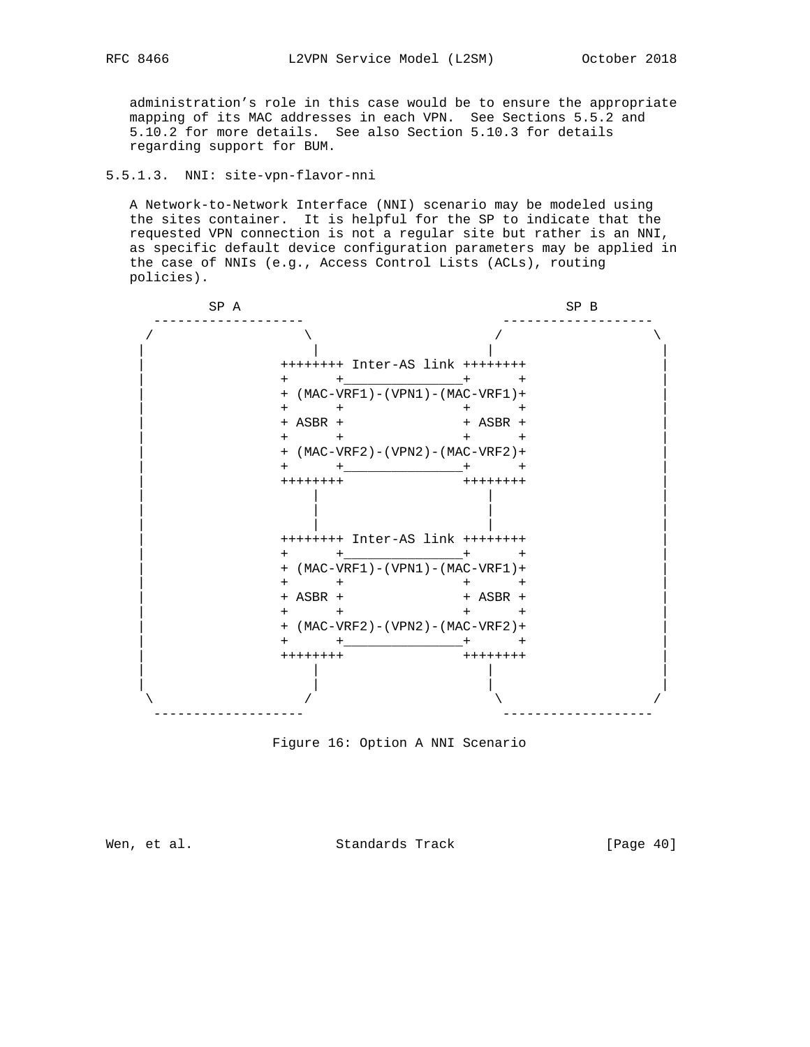administration's role in this case would be to ensure the appropriate mapping of its MAC addresses in each VPN. See Sections 5.5.2 and 5.10.2 for more details. See also Section 5.10.3 for details regarding support for BUM.

#### 5.5.1.3. NNI: site-vpn-flavor-nni

A Network-to-Network Interface (NNI) scenario may be modeled using the sites container. It is helpful for the SP to indicate that the requested VPN connection is not a regular site but rather is an NNI, as specific default device configuration parameters may be applied in the case of NNIs (e.g., Access Control Lists (ACLs), routing policies).

```
           SP A                                      SP B
      -------------------                   -------------------
     /                   \                 /                   \
    |                     |               |                     |
    |                ++++++++ Inter-AS link ++++++++            |
    |                +      +_______________+      +            |
    |                + (MAC-VRF1)-(VPN1)-(MAC-VRF1)+            |
    |                +      +               +      +            |
    |                + ASBR +               + ASBR +            |
    |                +      +               +      +            |
    |                + (MAC-VRF2)-(VPN2)-(MAC-VRF2)+            |
    |                +      +_______________+      +            |
    |                ++++++++               ++++++++            |
    |                     |               |                     |
    |                     |               |                     |
    |                     |               |                     |
    |                ++++++++ Inter-AS link ++++++++            |
    |                +      +_______________+      +            |
    |                + (MAC-VRF1)-(VPN1)-(MAC-VRF1)+            |
    |                +      +               +      +            |
    |                + ASBR +               + ASBR +            |
    |                +      +               +      +            |
    |                + (MAC-VRF2)-(VPN2)-(MAC-VRF2)+            |
    |                +      +_______________+      +            |
    |                ++++++++               ++++++++            |
    |                     |               |                     |
    |                     |               |                     |
     \                   /                 \                   /
      -------------------                   -------------------
```

Figure 16: Option A NNI Scenario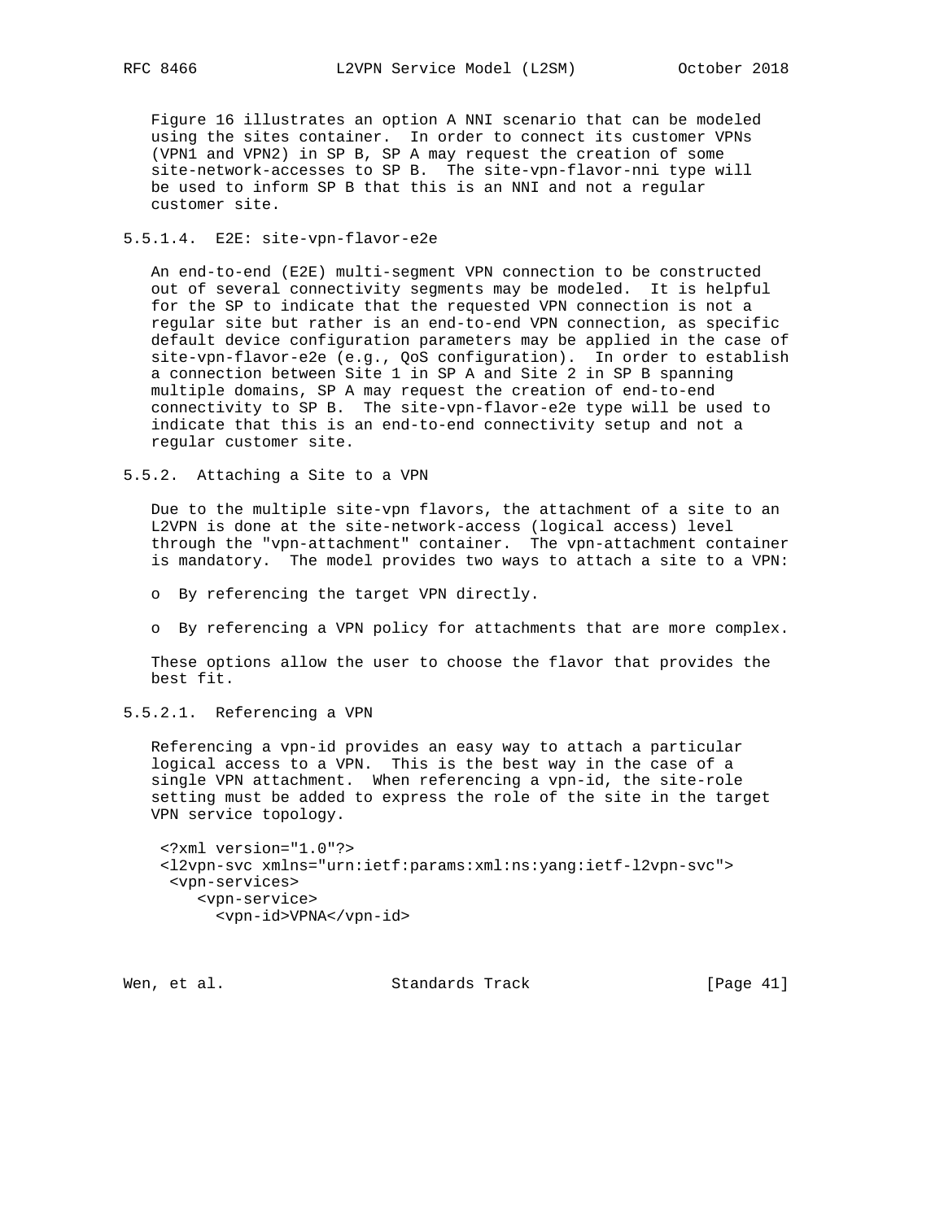Figure 16 illustrates an option A NNI scenario that can be modeled using the sites container. In order to connect its customer VPNs (VPN1 and VPN2) in SP B, SP A may request the creation of some site-network-accesses to SP B. The site-vpn-flavor-nni type will be used to inform SP B that this is an NNI and not a regular customer site.

#### 5.5.1.4. E2E: site-vpn-flavor-e2e

An end-to-end (E2E) multi-segment VPN connection to be constructed out of several connectivity segments may be modeled. It is helpful for the SP to indicate that the requested VPN connection is not a regular site but rather is an end-to-end VPN connection, as specific default device configuration parameters may be applied in the case of site-vpn-flavor-e2e (e.g., QoS configuration). In order to establish a connection between Site 1 in SP A and Site 2 in SP B spanning multiple domains, SP A may request the creation of end-to-end connectivity to SP B. The site-vpn-flavor-e2e type will be used to indicate that this is an end-to-end connectivity setup and not a regular customer site.

### 5.5.2. Attaching a Site to a VPN

Due to the multiple site-vpn flavors, the attachment of a site to an L2VPN is done at the site-network-access (logical access) level through the "vpn-attachment" container. The vpn-attachment container is mandatory. The model provides two ways to attach a site to a VPN:

- By referencing the target VPN directly.
- By referencing a VPN policy for attachments that are more complex.

These options allow the user to choose the flavor that provides the best fit.

#### 5.5.2.1. Referencing a VPN

Referencing a vpn-id provides an easy way to attach a particular logical access to a VPN. This is the best way in the case of a single VPN attachment. When referencing a vpn-id, the site-role setting must be added to express the role of the site in the target VPN service topology.

```
 <?xml version="1.0"?>
 <l2vpn-svc xmlns="urn:ietf:params:xml:ns:yang:ietf-l2vpn-svc">
  <vpn-services>
     <vpn-service>
       <vpn-id>VPNA</vpn-id>
```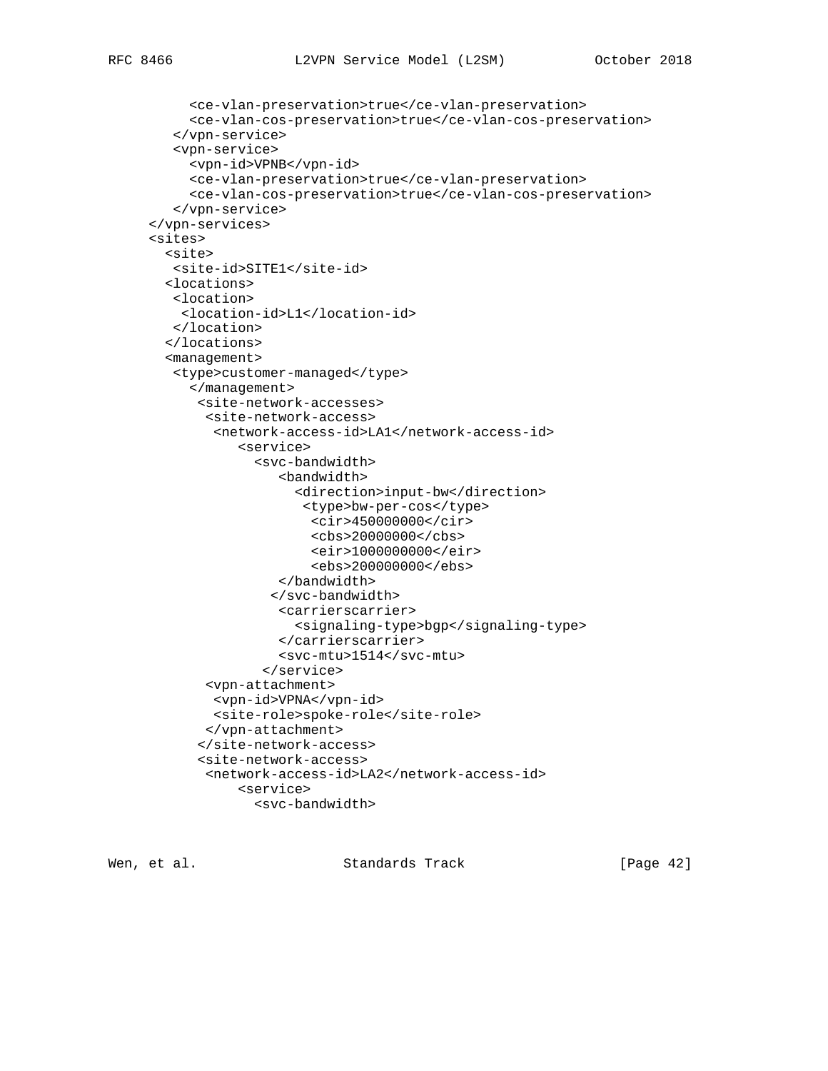```
          <ce-vlan-preservation>true</ce-vlan-preservation>
          <ce-vlan-cos-preservation>true</ce-vlan-cos-preservation>
        </vpn-service>
        <vpn-service>
          <vpn-id>VPNB</vpn-id>
          <ce-vlan-preservation>true</ce-vlan-preservation>
          <ce-vlan-cos-preservation>true</ce-vlan-cos-preservation>
        </vpn-service>
      </vpn-services>
      <sites>
        <site>
         <site-id>SITE1</site-id>
        <locations>
         <location>
          <location-id>L1</location-id>
         </location>
        </locations>
        <management>
         <type>customer-managed</type>
          </management>
           <site-network-accesses>
            <site-network-access>
             <network-access-id>LA1</network-access-id>
                <service>
                  <svc-bandwidth>
                     <bandwidth>
                       <direction>input-bw</direction>
                        <type>bw-per-cos</type>
                         <cir>450000000</cir>
                         <cbs>20000000</cbs>
                         <eir>1000000000</eir>
                         <ebs>200000000</ebs>
                     </bandwidth>
                    </svc-bandwidth>
                     <carrierscarrier>
                       <signaling-type>bgp</signaling-type>
                     </carrierscarrier>
                     <svc-mtu>1514</svc-mtu>
                   </service>
            <vpn-attachment>
             <vpn-id>VPNA</vpn-id>
             <site-role>spoke-role</site-role>
            </vpn-attachment>
           </site-network-access>
           <site-network-access>
            <network-access-id>LA2</network-access-id>
                <service>
                  <svc-bandwidth>
```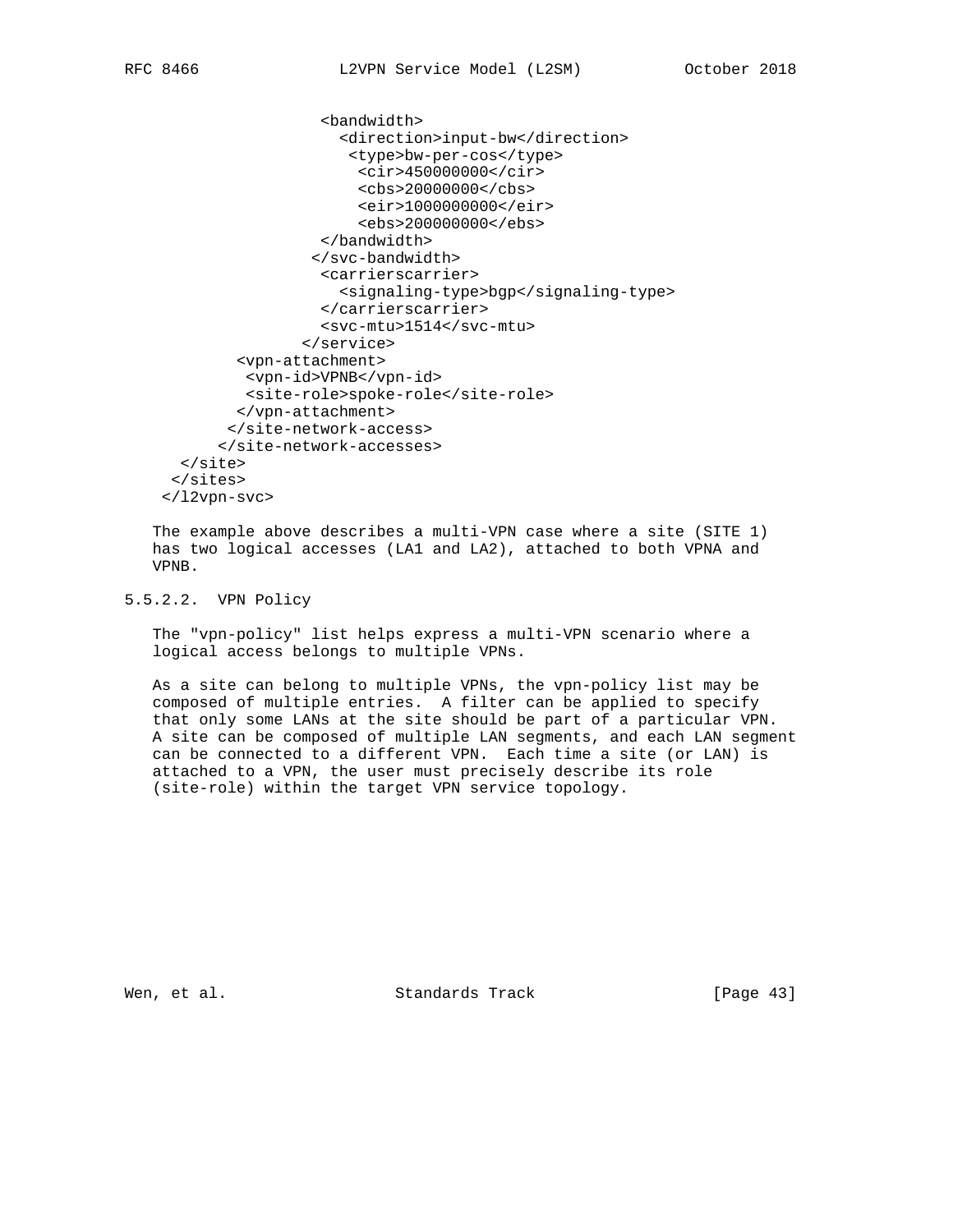```
                  <bandwidth>
                    <direction>input-bw</direction>
                     <type>bw-per-cos</type>
                      <cir>450000000</cir>
                      <cbs>20000000</cbs>
                      <eir>1000000000</eir>
                      <ebs>200000000</ebs>
                  </bandwidth>
                 </svc-bandwidth>
                  <carrierscarrier>
                    <signaling-type>bgp</signaling-type>
                  </carrierscarrier>
                  <svc-mtu>1514</svc-mtu>
                </service>
         <vpn-attachment>
          <vpn-id>VPNB</vpn-id>
          <site-role>spoke-role</site-role>
         </vpn-attachment>
        </site-network-access>
       </site-network-accesses>
   </site>
  </sites>
 </l2vpn-svc>
```

The example above describes a multi-VPN case where a site (SITE 1) has two logical accesses (LA1 and LA2), attached to both VPNA and VPNB.

#### 5.5.2.2. VPN Policy

The "vpn-policy" list helps express a multi-VPN scenario where a logical access belongs to multiple VPNs.

As a site can belong to multiple VPNs, the vpn-policy list may be composed of multiple entries. A filter can be applied to specify that only some LANs at the site should be part of a particular VPN. A site can be composed of multiple LAN segments, and each LAN segment can be connected to a different VPN. Each time a site (or LAN) is attached to a VPN, the user must precisely describe its role (site-role) within the target VPN service topology.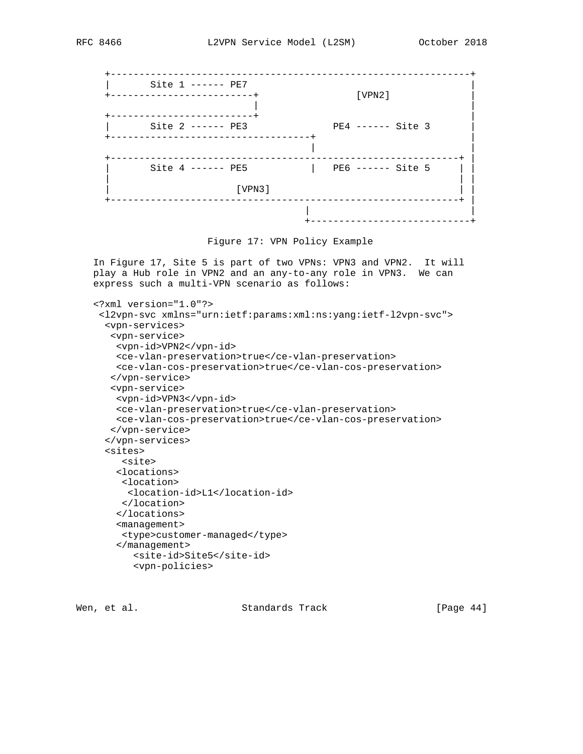```
+-------------------------------------------------------------+
|       Site 1 ------ PE7                                     |
+-------------------------+               [VPN2]              |
                          |                                   |
+-------------------------+                                   |
|       Site 2 ------ PE3              PE4 ------ Site 3       |
+-----------------------------------+                         |
                                    |                         |
+-------------------------------------------------------------+ |
|       Site 4 ------ PE5           |   PE6 ------ Site 5     | |
|                                                           | |
|                     [VPN3]                                | |
+-------------------------------------------------------------+ |
                                   |                           |
                                   +---------------------------+
```

Figure 17: VPN Policy Example

In Figure 17, Site 5 is part of two VPNs: VPN3 and VPN2. It will play a Hub role in VPN2 and an any-to-any role in VPN3. We can express such a multi-VPN scenario as follows:

```
<?xml version="1.0"?>
 <l2vpn-svc xmlns="urn:ietf:params:xml:ns:yang:ietf-l2vpn-svc">
  <vpn-services>
   <vpn-service>
    <vpn-id>VPN2</vpn-id>
    <ce-vlan-preservation>true</ce-vlan-preservation>
    <ce-vlan-cos-preservation>true</ce-vlan-cos-preservation>
   </vpn-service>
   <vpn-service>
    <vpn-id>VPN3</vpn-id>
    <ce-vlan-preservation>true</ce-vlan-preservation>
    <ce-vlan-cos-preservation>true</ce-vlan-cos-preservation>
   </vpn-service>
  </vpn-services>
  <sites>
     <site>
    <locations>
     <location>
      <location-id>L1</location-id>
     </location>
    </locations>
    <management>
     <type>customer-managed</type>
    </management>
       <site-id>Site5</site-id>
       <vpn-policies>
```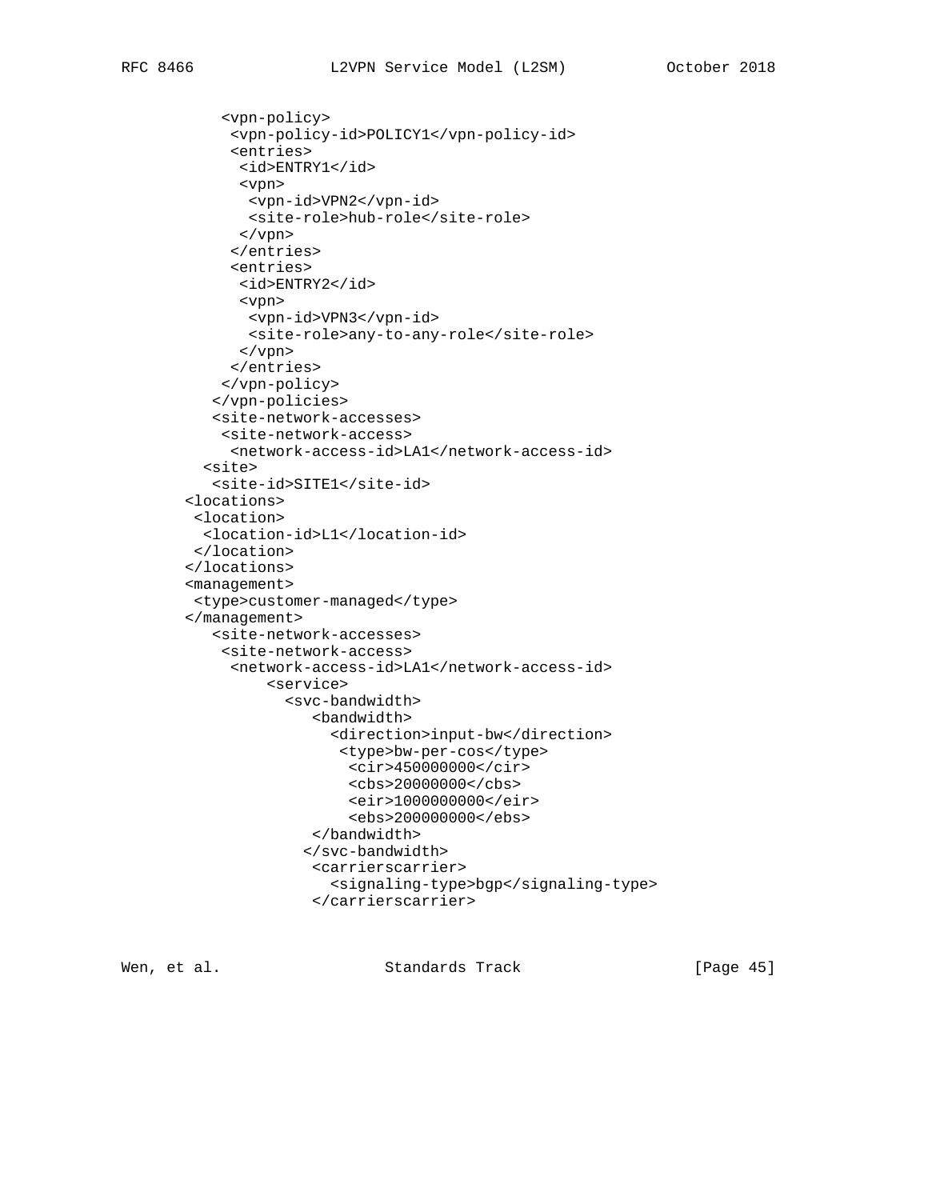```
          <vpn-policy>
           <vpn-policy-id>POLICY1</vpn-policy-id>
           <entries>
            <id>ENTRY1</id>
            <vpn>
             <vpn-id>VPN2</vpn-id>
             <site-role>hub-role</site-role>
            </vpn>
           </entries>
           <entries>
            <id>ENTRY2</id>
            <vpn>
             <vpn-id>VPN3</vpn-id>
             <site-role>any-to-any-role</site-role>
            </vpn>
           </entries>
          </vpn-policy>
         </vpn-policies>
         <site-network-accesses>
          <site-network-access>
           <network-access-id>LA1</network-access-id>
        <site>
         <site-id>SITE1</site-id>
       <locations>
        <location>
         <location-id>L1</location-id>
        </location>
       </locations>
       <management>
        <type>customer-managed</type>
       </management>
          <site-network-accesses>
           <site-network-access>
            <network-access-id>LA1</network-access-id>
                <service>
                  <svc-bandwidth>
                     <bandwidth>
                       <direction>input-bw</direction>
                        <type>bw-per-cos</type>
                         <cir>450000000</cir>
                         <cbs>20000000</cbs>
                         <eir>1000000000</eir>
                         <ebs>200000000</ebs>
                     </bandwidth>
                    </svc-bandwidth>
                     <carrierscarrier>
                       <signaling-type>bgp</signaling-type>
                     </carrierscarrier>
```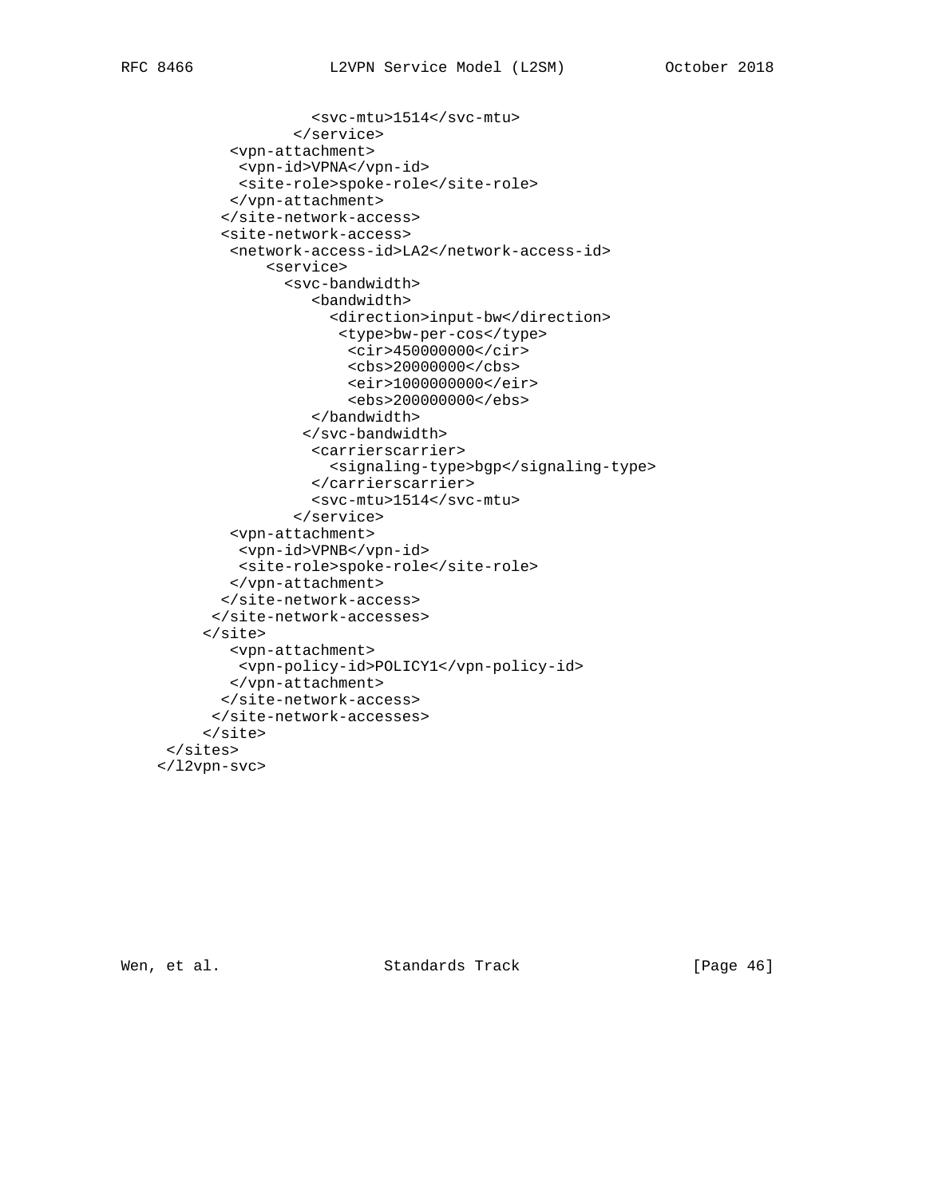```
                  <svc-mtu>1514</svc-mtu>
                </service>
         <vpn-attachment>
          <vpn-id>VPNA</vpn-id>
          <site-role>spoke-role</site-role>
         </vpn-attachment>
        </site-network-access>
        <site-network-access>
         <network-access-id>LA2</network-access-id>
             <service>
               <svc-bandwidth>
                  <bandwidth>
                    <direction>input-bw</direction>
                     <type>bw-per-cos</type>
                      <cir>450000000</cir>
                      <cbs>20000000</cbs>
                      <eir>1000000000</eir>
                      <ebs>200000000</ebs>
                  </bandwidth>
                 </svc-bandwidth>
                  <carrierscarrier>
                    <signaling-type>bgp</signaling-type>
                  </carrierscarrier>
                  <svc-mtu>1514</svc-mtu>
                </service>
         <vpn-attachment>
          <vpn-id>VPNB</vpn-id>
          <site-role>spoke-role</site-role>
         </vpn-attachment>
        </site-network-access>
       </site-network-accesses>
      </site>
         <vpn-attachment>
          <vpn-policy-id>POLICY1</vpn-policy-id>
         </vpn-attachment>
        </site-network-access>
       </site-network-accesses>
      </site>
  </sites>
 </l2vpn-svc>
```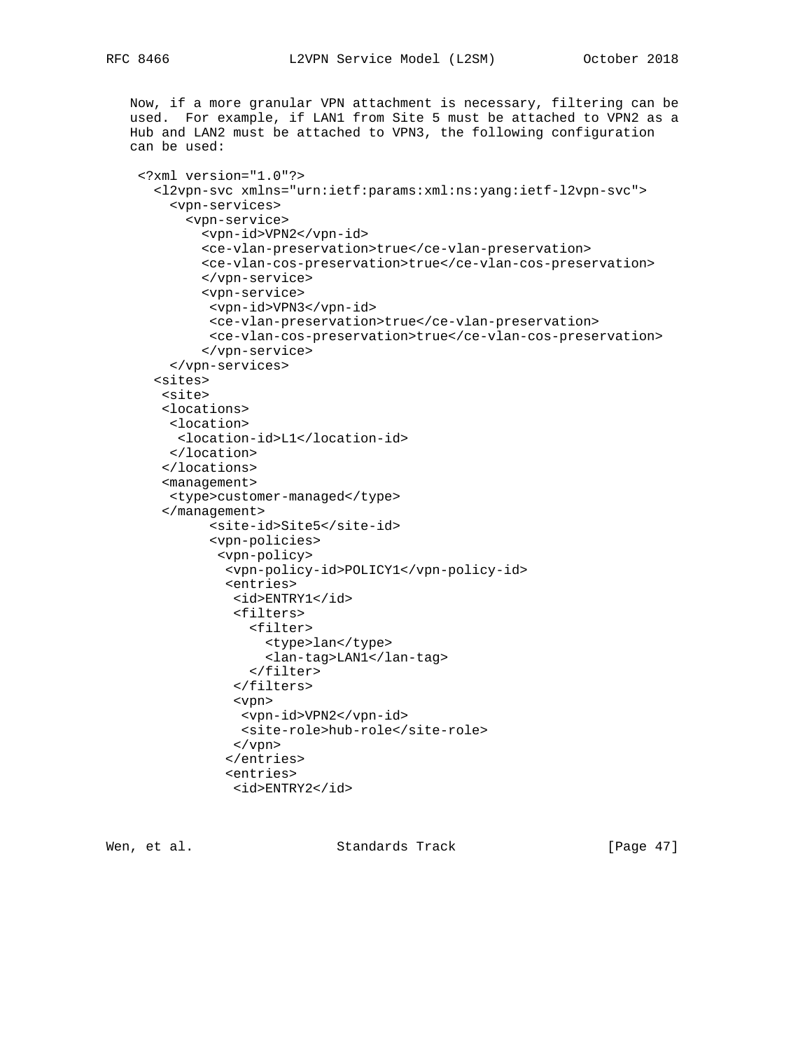Now, if a more granular VPN attachment is necessary, filtering can be used. For example, if LAN1 from Site 5 must be attached to VPN2 as a Hub and LAN2 must be attached to VPN3, the following configuration can be used:

```
 <?xml version="1.0"?>
   <l2vpn-svc xmlns="urn:ietf:params:xml:ns:yang:ietf-l2vpn-svc">
     <vpn-services>
       <vpn-service>
         <vpn-id>VPN2</vpn-id>
         <ce-vlan-preservation>true</ce-vlan-preservation>
         <ce-vlan-cos-preservation>true</ce-vlan-cos-preservation>
         </vpn-service>
         <vpn-service>
          <vpn-id>VPN3</vpn-id>
          <ce-vlan-preservation>true</ce-vlan-preservation>
          <ce-vlan-cos-preservation>true</ce-vlan-cos-preservation>
         </vpn-service>
     </vpn-services>
    <sites>
     <site>
     <locations>
      <location>
       <location-id>L1</location-id>
      </location>
     </locations>
     <management>
      <type>customer-managed</type>
     </management>
           <site-id>Site5</site-id>
           <vpn-policies>
            <vpn-policy>
             <vpn-policy-id>POLICY1</vpn-policy-id>
             <entries>
              <id>ENTRY1</id>
              <filters>
                <filter>
                  <type>lan</type>
                  <lan-tag>LAN1</lan-tag>
                </filter>
              </filters>
              <vpn>
               <vpn-id>VPN2</vpn-id>
               <site-role>hub-role</site-role>
              </vpn>
             </entries>
             <entries>
              <id>ENTRY2</id>
```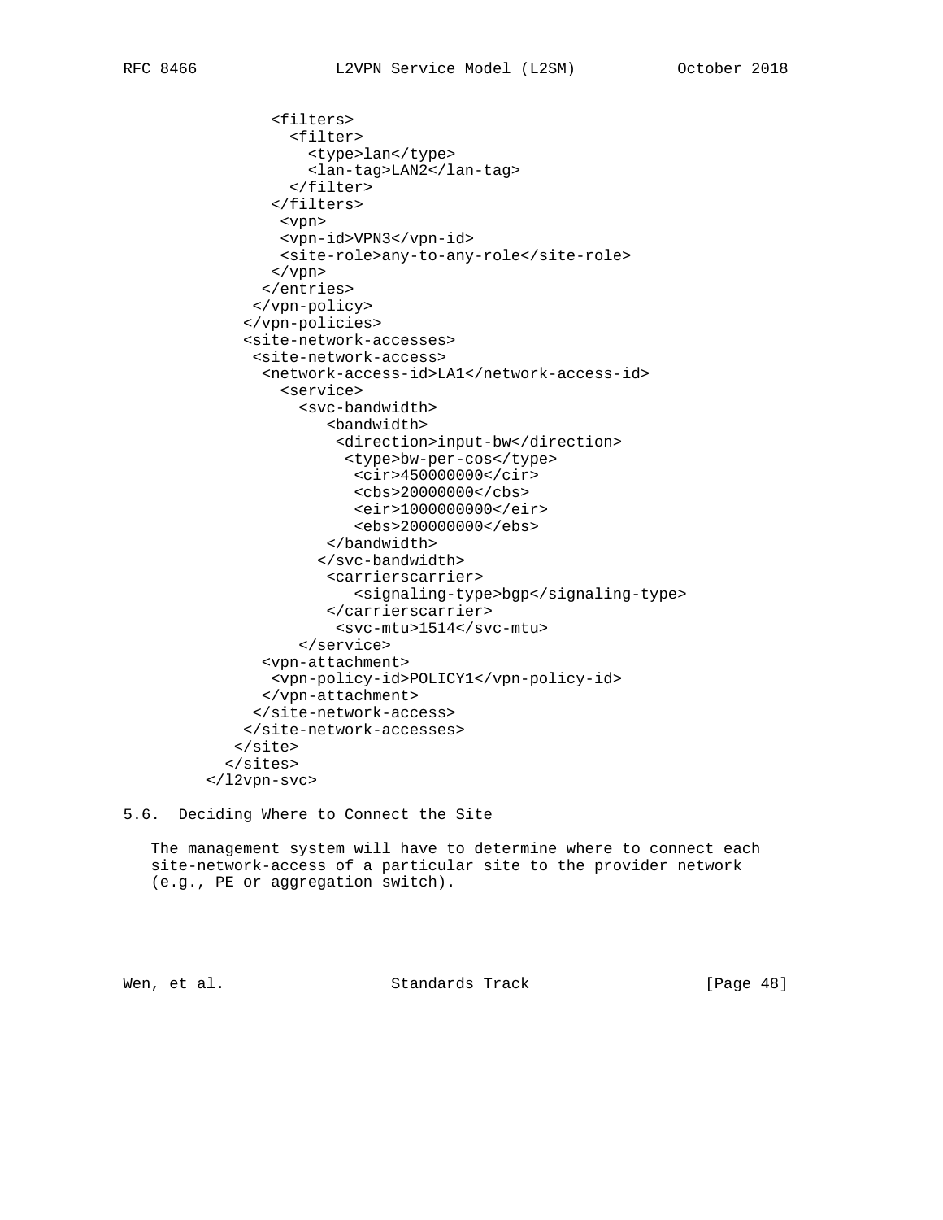```
              <filters>
                <filter>
                  <type>lan</type>
                  <lan-tag>LAN2</lan-tag>
                </filter>
              </filters>
               <vpn>
               <vpn-id>VPN3</vpn-id>
               <site-role>any-to-any-role</site-role>
              </vpn>
             </entries>
            </vpn-policy>
           </vpn-policies>
           <site-network-accesses>
            <site-network-access>
             <network-access-id>LA1</network-access-id>
               <service>
                 <svc-bandwidth>
                    <bandwidth>
                     <direction>input-bw</direction>
                      <type>bw-per-cos</type>
                       <cir>450000000</cir>
                       <cbs>20000000</cbs>
                       <eir>1000000000</eir>
                       <ebs>200000000</ebs>
                    </bandwidth>
                   </svc-bandwidth>
                    <carrierscarrier>
                       <signaling-type>bgp</signaling-type>
                    </carrierscarrier>
                     <svc-mtu>1514</svc-mtu>
                 </service>
             <vpn-attachment>
              <vpn-policy-id>POLICY1</vpn-policy-id>
             </vpn-attachment>
            </site-network-access>
           </site-network-accesses>
          </site>
         </sites>
       </l2vpn-svc>
```

### 5.6. Deciding Where to Connect the Site

The management system will have to determine where to connect each site-network-access of a particular site to the provider network (e.g., PE or aggregation switch).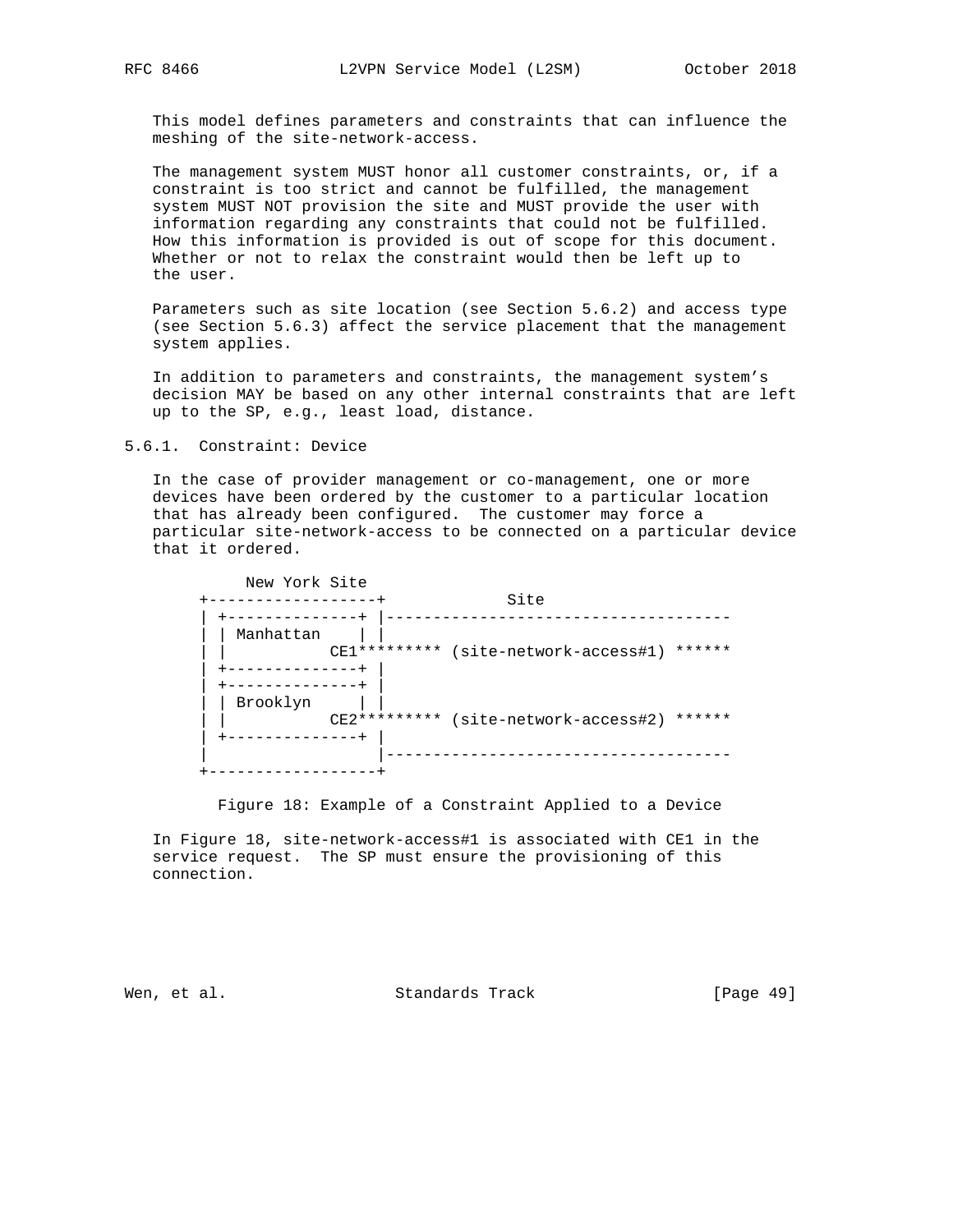This model defines parameters and constraints that can influence the meshing of the site-network-access.

The management system MUST honor all customer constraints, or, if a constraint is too strict and cannot be fulfilled, the management system MUST NOT provision the site and MUST provide the user with information regarding any constraints that could not be fulfilled. How this information is provided is out of scope for this document. Whether or not to relax the constraint would then be left up to the user.

Parameters such as site location (see Section 5.6.2) and access type (see Section 5.6.3) affect the service placement that the management system applies.

In addition to parameters and constraints, the management system's decision MAY be based on any other internal constraints that are left up to the SP, e.g., least load, distance.

### 5.6.1. Constraint: Device

In the case of provider management or co-management, one or more devices have been ordered by the customer to a particular location that has already been configured. The customer may force a particular site-network-access to be connected on a particular device that it ordered.

```
          New York Site
     +------------------+            Site
     | +--------------+ |------------------------------------
     | | Manhattan    | |
     | |           CE1********* (site-network-access#1) ******
     | +--------------+ |
     | +--------------+ |
     | | Brooklyn     | |
     | |           CE2********* (site-network-access#2) ******
     | +--------------+ |
     |                  |------------------------------------
     +------------------+
```

Figure 18: Example of a Constraint Applied to a Device

In Figure 18, site-network-access#1 is associated with CE1 in the service request. The SP must ensure the provisioning of this connection.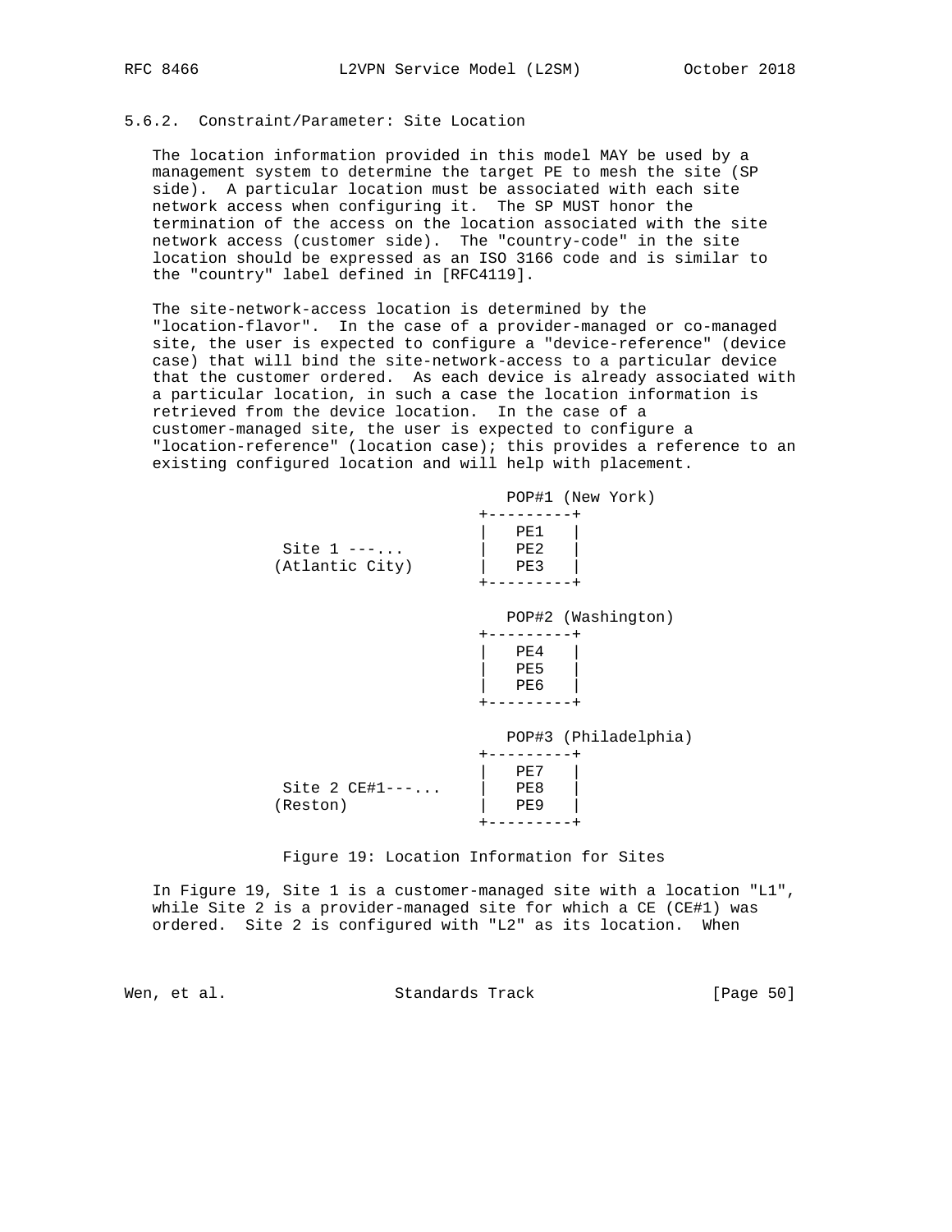### 5.6.2. Constraint/Parameter: Site Location

The location information provided in this model MAY be used by a management system to determine the target PE to mesh the site (SP side). A particular location must be associated with each site network access when configuring it. The SP MUST honor the termination of the access on the location associated with the site network access (customer side). The "country-code" in the site location should be expressed as an ISO 3166 code and is similar to the "country" label defined in [RFC4119].

The site-network-access location is determined by the "location-flavor". In the case of a provider-managed or co-managed site, the user is expected to configure a "device-reference" (device case) that will bind the site-network-access to a particular device that the customer ordered. As each device is already associated with a particular location, in such a case the location information is retrieved from the device location. In the case of a customer-managed site, the user is expected to configure a "location-reference" (location case); this provides a reference to an existing configured location and will help with placement.

```
                                 POP#1 (New York)
                               +---------+
                               |   PE1   |
          Site 1 ---...        |   PE2   |
         (Atlantic City)       |   PE3   |
                               +---------+

                                 POP#2 (Washington)
                               +---------+
                               |   PE4   |
                               |   PE5   |
                               |   PE6   |
                               +---------+

                                 POP#3 (Philadelphia)
                               +---------+
                               |   PE7   |
          Site 2 CE#1---...    |   PE8   |
         (Reston)              |   PE9   |
                               +---------+
```

Figure 19: Location Information for Sites

In Figure 19, Site 1 is a customer-managed site with a location "L1", while Site 2 is a provider-managed site for which a CE (CE#1) was ordered. Site 2 is configured with "L2" as its location. When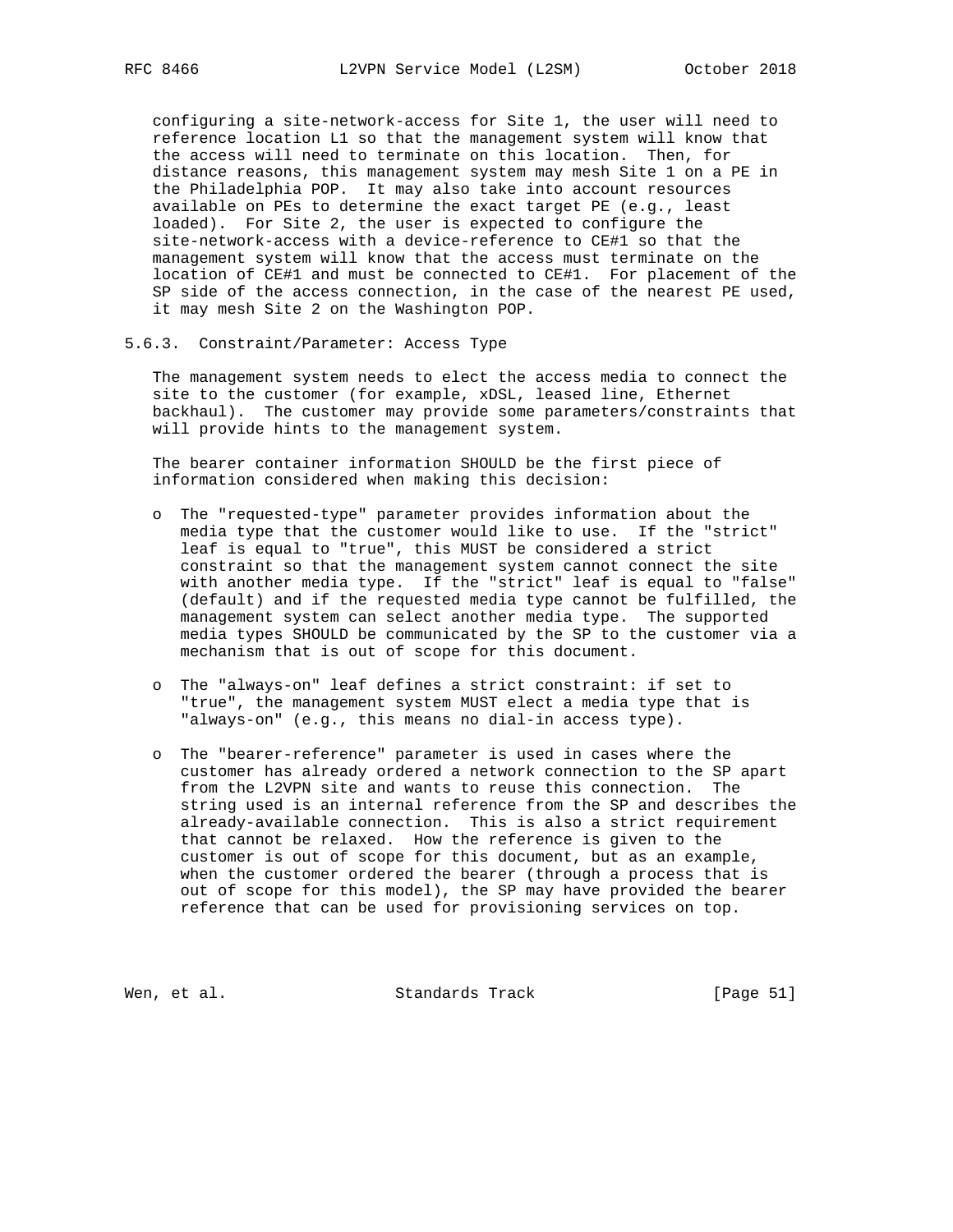configuring a site-network-access for Site 1, the user will need to reference location L1 so that the management system will know that the access will need to terminate on this location. Then, for distance reasons, this management system may mesh Site 1 on a PE in the Philadelphia POP. It may also take into account resources available on PEs to determine the exact target PE (e.g., least loaded). For Site 2, the user is expected to configure the site-network-access with a device-reference to CE#1 so that the management system will know that the access must terminate on the location of CE#1 and must be connected to CE#1. For placement of the SP side of the access connection, in the case of the nearest PE used, it may mesh Site 2 on the Washington POP.

### 5.6.3. Constraint/Parameter: Access Type

The management system needs to elect the access media to connect the site to the customer (for example, xDSL, leased line, Ethernet backhaul). The customer may provide some parameters/constraints that will provide hints to the management system.

The bearer container information SHOULD be the first piece of information considered when making this decision:

- The "requested-type" parameter provides information about the media type that the customer would like to use. If the "strict" leaf is equal to "true", this MUST be considered a strict constraint so that the management system cannot connect the site with another media type. If the "strict" leaf is equal to "false" (default) and if the requested media type cannot be fulfilled, the management system can select another media type. The supported media types SHOULD be communicated by the SP to the customer via a mechanism that is out of scope for this document.

- The "always-on" leaf defines a strict constraint: if set to "true", the management system MUST elect a media type that is "always-on" (e.g., this means no dial-in access type).

- The "bearer-reference" parameter is used in cases where the customer has already ordered a network connection to the SP apart from the L2VPN site and wants to reuse this connection. The string used is an internal reference from the SP and describes the already-available connection. This is also a strict requirement that cannot be relaxed. How the reference is given to the customer is out of scope for this document, but as an example, when the customer ordered the bearer (through a process that is out of scope for this model), the SP may have provided the bearer reference that can be used for provisioning services on top.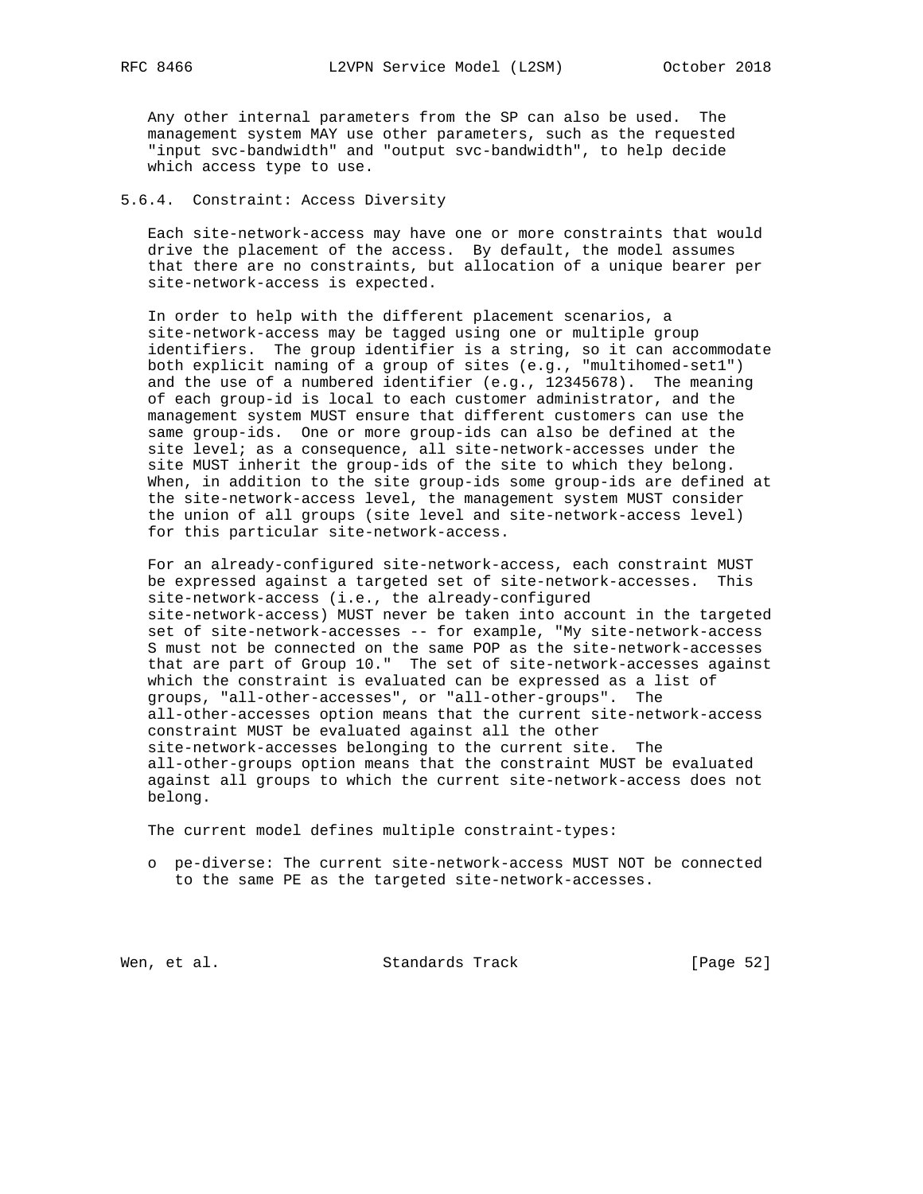Any other internal parameters from the SP can also be used. The management system MAY use other parameters, such as the requested "input svc-bandwidth" and "output svc-bandwidth", to help decide which access type to use.

### 5.6.4. Constraint: Access Diversity

Each site-network-access may have one or more constraints that would drive the placement of the access. By default, the model assumes that there are no constraints, but allocation of a unique bearer per site-network-access is expected.

In order to help with the different placement scenarios, a site-network-access may be tagged using one or multiple group identifiers. The group identifier is a string, so it can accommodate both explicit naming of a group of sites (e.g., "multihomed-set1") and the use of a numbered identifier (e.g., 12345678). The meaning of each group-id is local to each customer administrator, and the management system MUST ensure that different customers can use the same group-ids. One or more group-ids can also be defined at the site level; as a consequence, all site-network-accesses under the site MUST inherit the group-ids of the site to which they belong. When, in addition to the site group-ids some group-ids are defined at the site-network-access level, the management system MUST consider the union of all groups (site level and site-network-access level) for this particular site-network-access.

For an already-configured site-network-access, each constraint MUST be expressed against a targeted set of site-network-accesses. This site-network-access (i.e., the already-configured site-network-access) MUST never be taken into account in the targeted set of site-network-accesses -- for example, "My site-network-access S must not be connected on the same POP as the site-network-accesses that are part of Group 10." The set of site-network-accesses against which the constraint is evaluated can be expressed as a list of groups, "all-other-accesses", or "all-other-groups". The all-other-accesses option means that the current site-network-access constraint MUST be evaluated against all the other site-network-accesses belonging to the current site. The all-other-groups option means that the constraint MUST be evaluated against all groups to which the current site-network-access does not belong.

The current model defines multiple constraint-types:

- pe-diverse: The current site-network-access MUST NOT be connected to the same PE as the targeted site-network-accesses.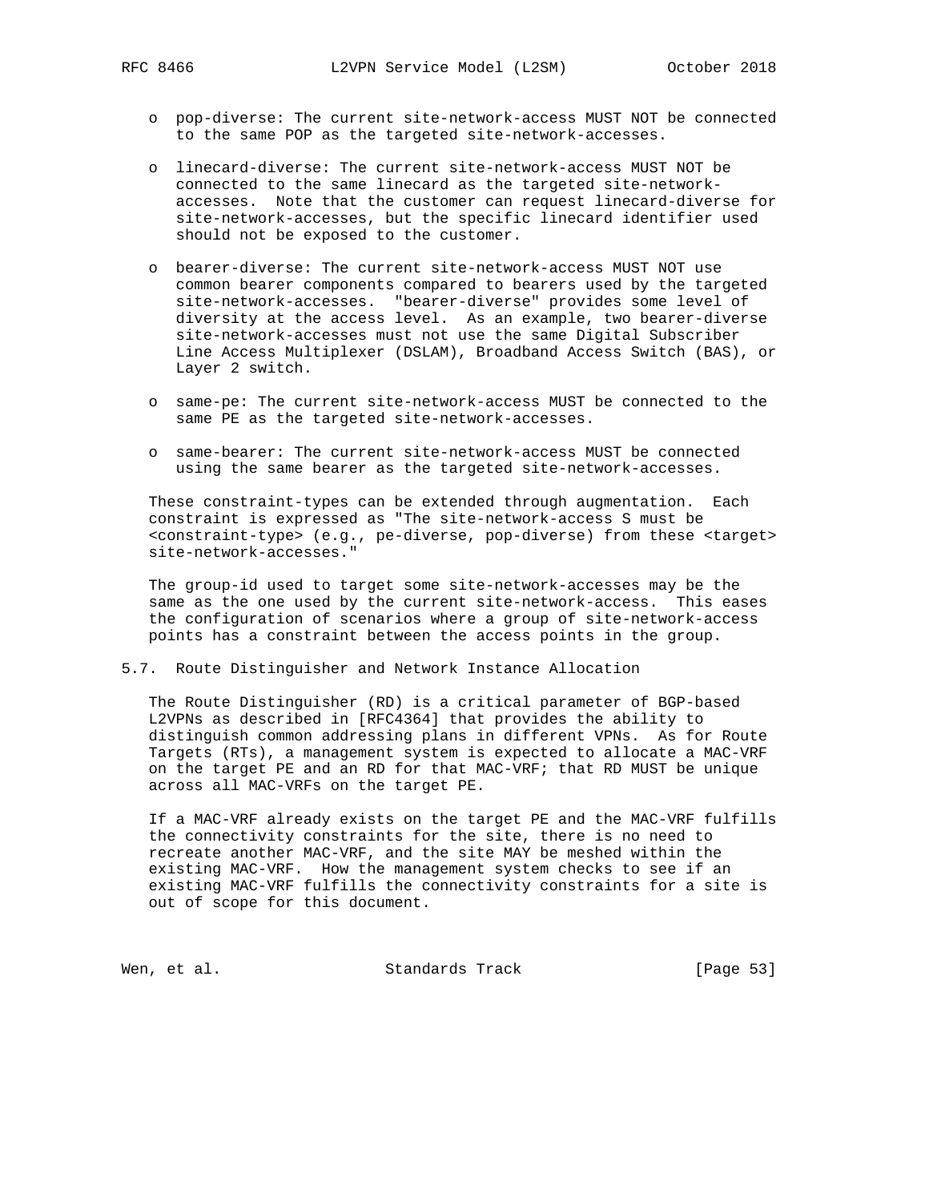- pop-diverse: The current site-network-access MUST NOT be connected to the same POP as the targeted site-network-accesses.

- linecard-diverse: The current site-network-access MUST NOT be connected to the same linecard as the targeted site-network-accesses. Note that the customer can request linecard-diverse for site-network-accesses, but the specific linecard identifier used should not be exposed to the customer.

- bearer-diverse: The current site-network-access MUST NOT use common bearer components compared to bearers used by the targeted site-network-accesses. "bearer-diverse" provides some level of diversity at the access level. As an example, two bearer-diverse site-network-accesses must not use the same Digital Subscriber Line Access Multiplexer (DSLAM), Broadband Access Switch (BAS), or Layer 2 switch.

- same-pe: The current site-network-access MUST be connected to the same PE as the targeted site-network-accesses.

- same-bearer: The current site-network-access MUST be connected using the same bearer as the targeted site-network-accesses.

These constraint-types can be extended through augmentation. Each constraint is expressed as "The site-network-access S must be <constraint-type> (e.g., pe-diverse, pop-diverse) from these <target> site-network-accesses."

The group-id used to target some site-network-accesses may be the same as the one used by the current site-network-access. This eases the configuration of scenarios where a group of site-network-access points has a constraint between the access points in the group.

## 5.7. Route Distinguisher and Network Instance Allocation

The Route Distinguisher (RD) is a critical parameter of BGP-based L2VPNs as described in [RFC4364] that provides the ability to distinguish common addressing plans in different VPNs. As for Route Targets (RTs), a management system is expected to allocate a MAC-VRF on the target PE and an RD for that MAC-VRF; that RD MUST be unique across all MAC-VRFs on the target PE.

If a MAC-VRF already exists on the target PE and the MAC-VRF fulfills the connectivity constraints for the site, there is no need to recreate another MAC-VRF, and the site MAY be meshed within the existing MAC-VRF. How the management system checks to see if an existing MAC-VRF fulfills the connectivity constraints for a site is out of scope for this document.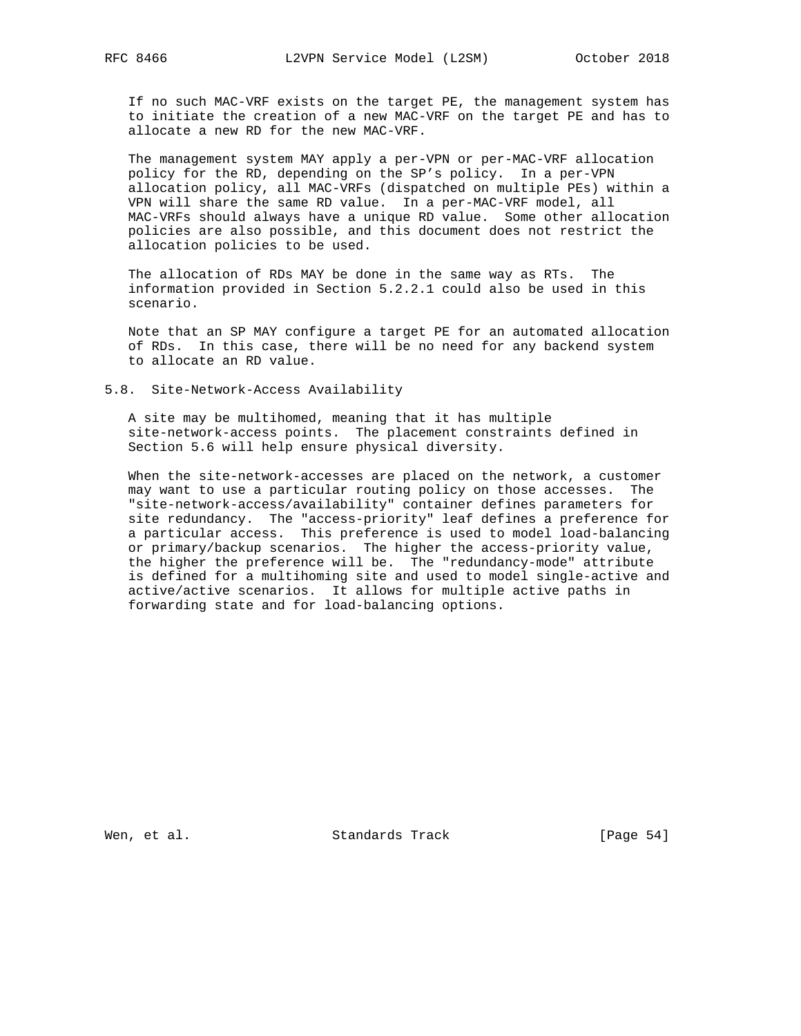If no such MAC-VRF exists on the target PE, the management system has to initiate the creation of a new MAC-VRF on the target PE and has to allocate a new RD for the new MAC-VRF.

The management system MAY apply a per-VPN or per-MAC-VRF allocation policy for the RD, depending on the SP's policy. In a per-VPN allocation policy, all MAC-VRFs (dispatched on multiple PEs) within a VPN will share the same RD value. In a per-MAC-VRF model, all MAC-VRFs should always have a unique RD value. Some other allocation policies are also possible, and this document does not restrict the allocation policies to be used.

The allocation of RDs MAY be done in the same way as RTs. The information provided in Section 5.2.2.1 could also be used in this scenario.

Note that an SP MAY configure a target PE for an automated allocation of RDs. In this case, there will be no need for any backend system to allocate an RD value.

## 5.8. Site-Network-Access Availability

A site may be multihomed, meaning that it has multiple site-network-access points. The placement constraints defined in Section 5.6 will help ensure physical diversity.

When the site-network-accesses are placed on the network, a customer may want to use a particular routing policy on those accesses. The "site-network-access/availability" container defines parameters for site redundancy. The "access-priority" leaf defines a preference for a particular access. This preference is used to model load-balancing or primary/backup scenarios. The higher the access-priority value, the higher the preference will be. The "redundancy-mode" attribute is defined for a multihoming site and used to model single-active and active/active scenarios. It allows for multiple active paths in forwarding state and for load-balancing options.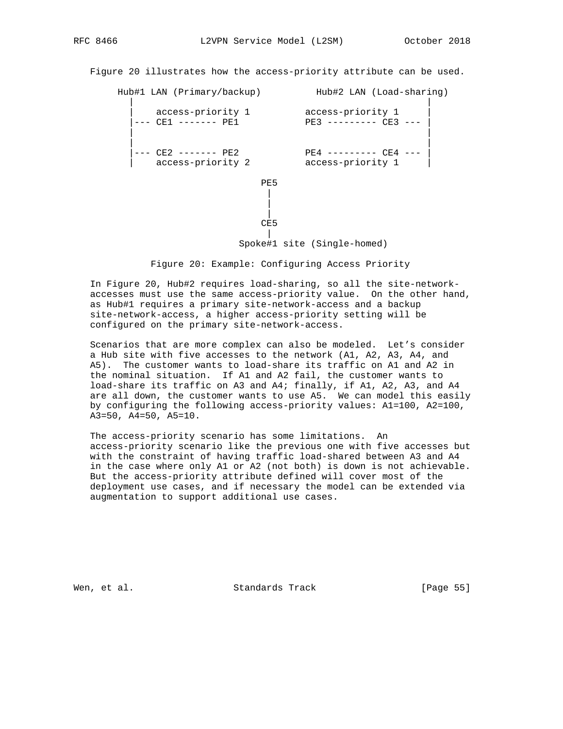Figure 20 illustrates how the access-priority attribute can be used.

```
     Hub#1 LAN (Primary/backup)          Hub#2 LAN (Load-sharing)
       |                                                     |
       |    access-priority 1          access-priority 1     |
       |--- CE1 ------- PE1            PE3 --------- CE3 --- |
       |                                                     |
       |                                                     |
       |--- CE2 ------- PE2            PE4 --------- CE4 --- |
       |    access-priority 2          access-priority 1     |

                              PE5
                               |
                               |
                               |
                              CE5
                               |
                          Spoke#1 site (Single-homed)
```

Figure 20: Example: Configuring Access Priority

In Figure 20, Hub#2 requires load-sharing, so all the site-network-accesses must use the same access-priority value. On the other hand, as Hub#1 requires a primary site-network-access and a backup site-network-access, a higher access-priority setting will be configured on the primary site-network-access.

Scenarios that are more complex can also be modeled. Let's consider a Hub site with five accesses to the network (A1, A2, A3, A4, and A5). The customer wants to load-share its traffic on A1 and A2 in the nominal situation. If A1 and A2 fail, the customer wants to load-share its traffic on A3 and A4; finally, if A1, A2, A3, and A4 are all down, the customer wants to use A5. We can model this easily by configuring the following access-priority values: A1=100, A2=100, A3=50, A4=50, A5=10.

The access-priority scenario has some limitations. An access-priority scenario like the previous one with five accesses but with the constraint of having traffic load-shared between A3 and A4 in the case where only A1 or A2 (not both) is down is not achievable. But the access-priority attribute defined will cover most of the deployment use cases, and if necessary the model can be extended via augmentation to support additional use cases.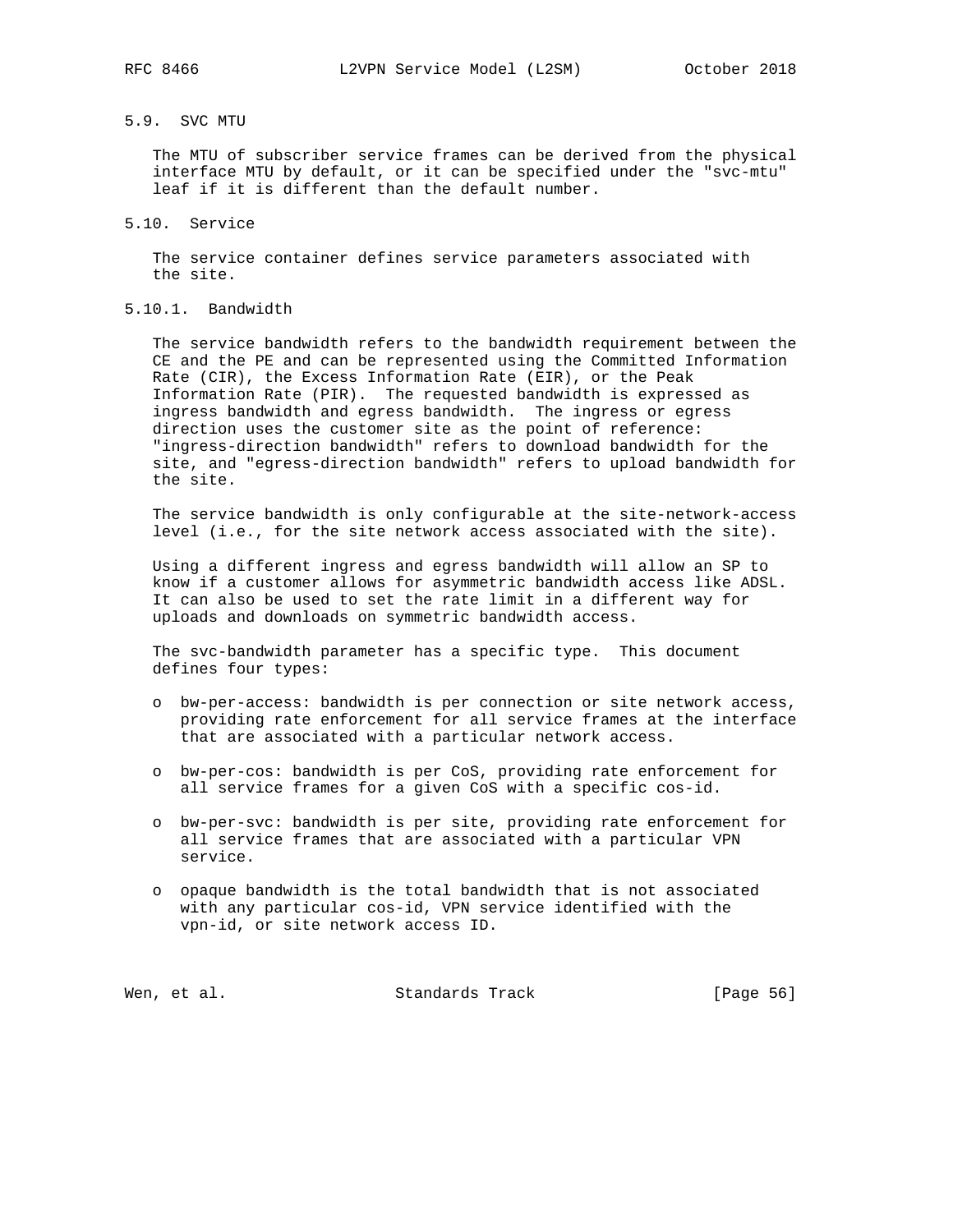## 5.9. SVC MTU

The MTU of subscriber service frames can be derived from the physical interface MTU by default, or it can be specified under the "svc-mtu" leaf if it is different than the default number.

## 5.10. Service

The service container defines service parameters associated with the site.

### 5.10.1. Bandwidth

The service bandwidth refers to the bandwidth requirement between the CE and the PE and can be represented using the Committed Information Rate (CIR), the Excess Information Rate (EIR), or the Peak Information Rate (PIR). The requested bandwidth is expressed as ingress bandwidth and egress bandwidth. The ingress or egress direction uses the customer site as the point of reference: "ingress-direction bandwidth" refers to download bandwidth for the site, and "egress-direction bandwidth" refers to upload bandwidth for the site.

The service bandwidth is only configurable at the site-network-access level (i.e., for the site network access associated with the site).

Using a different ingress and egress bandwidth will allow an SP to know if a customer allows for asymmetric bandwidth access like ADSL. It can also be used to set the rate limit in a different way for uploads and downloads on symmetric bandwidth access.

The svc-bandwidth parameter has a specific type. This document defines four types:

- bw-per-access: bandwidth is per connection or site network access, providing rate enforcement for all service frames at the interface that are associated with a particular network access.

- bw-per-cos: bandwidth is per CoS, providing rate enforcement for all service frames for a given CoS with a specific cos-id.

- bw-per-svc: bandwidth is per site, providing rate enforcement for all service frames that are associated with a particular VPN service.

- opaque bandwidth is the total bandwidth that is not associated with any particular cos-id, VPN service identified with the vpn-id, or site network access ID.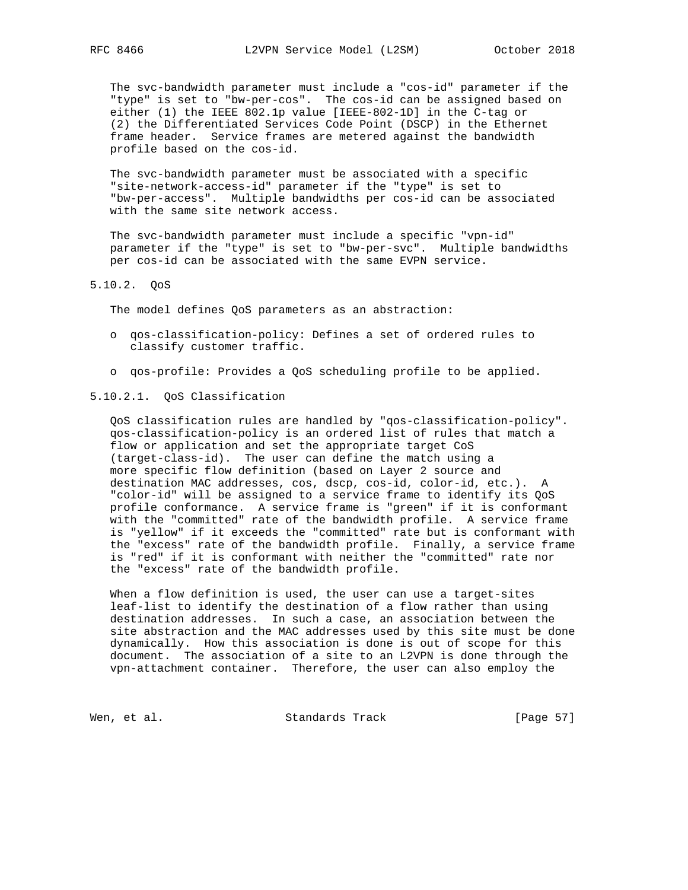The svc-bandwidth parameter must include a "cos-id" parameter if the "type" is set to "bw-per-cos". The cos-id can be assigned based on either (1) the IEEE 802.1p value [IEEE-802-1D] in the C-tag or (2) the Differentiated Services Code Point (DSCP) in the Ethernet frame header. Service frames are metered against the bandwidth profile based on the cos-id.

The svc-bandwidth parameter must be associated with a specific "site-network-access-id" parameter if the "type" is set to "bw-per-access". Multiple bandwidths per cos-id can be associated with the same site network access.

The svc-bandwidth parameter must include a specific "vpn-id" parameter if the "type" is set to "bw-per-svc". Multiple bandwidths per cos-id can be associated with the same EVPN service.

### 5.10.2. QoS

The model defines QoS parameters as an abstraction:

- qos-classification-policy: Defines a set of ordered rules to classify customer traffic.
- qos-profile: Provides a QoS scheduling profile to be applied.

#### 5.10.2.1. QoS Classification

QoS classification rules are handled by "qos-classification-policy". qos-classification-policy is an ordered list of rules that match a flow or application and set the appropriate target CoS (target-class-id). The user can define the match using a more specific flow definition (based on Layer 2 source and destination MAC addresses, cos, dscp, cos-id, color-id, etc.). A "color-id" will be assigned to a service frame to identify its QoS profile conformance. A service frame is "green" if it is conformant with the "committed" rate of the bandwidth profile. A service frame is "yellow" if it exceeds the "committed" rate but is conformant with the "excess" rate of the bandwidth profile. Finally, a service frame is "red" if it is conformant with neither the "committed" rate nor the "excess" rate of the bandwidth profile.

When a flow definition is used, the user can use a target-sites leaf-list to identify the destination of a flow rather than using destination addresses. In such a case, an association between the site abstraction and the MAC addresses used by this site must be done dynamically. How this association is done is out of scope for this document. The association of a site to an L2VPN is done through the vpn-attachment container. Therefore, the user can also employ the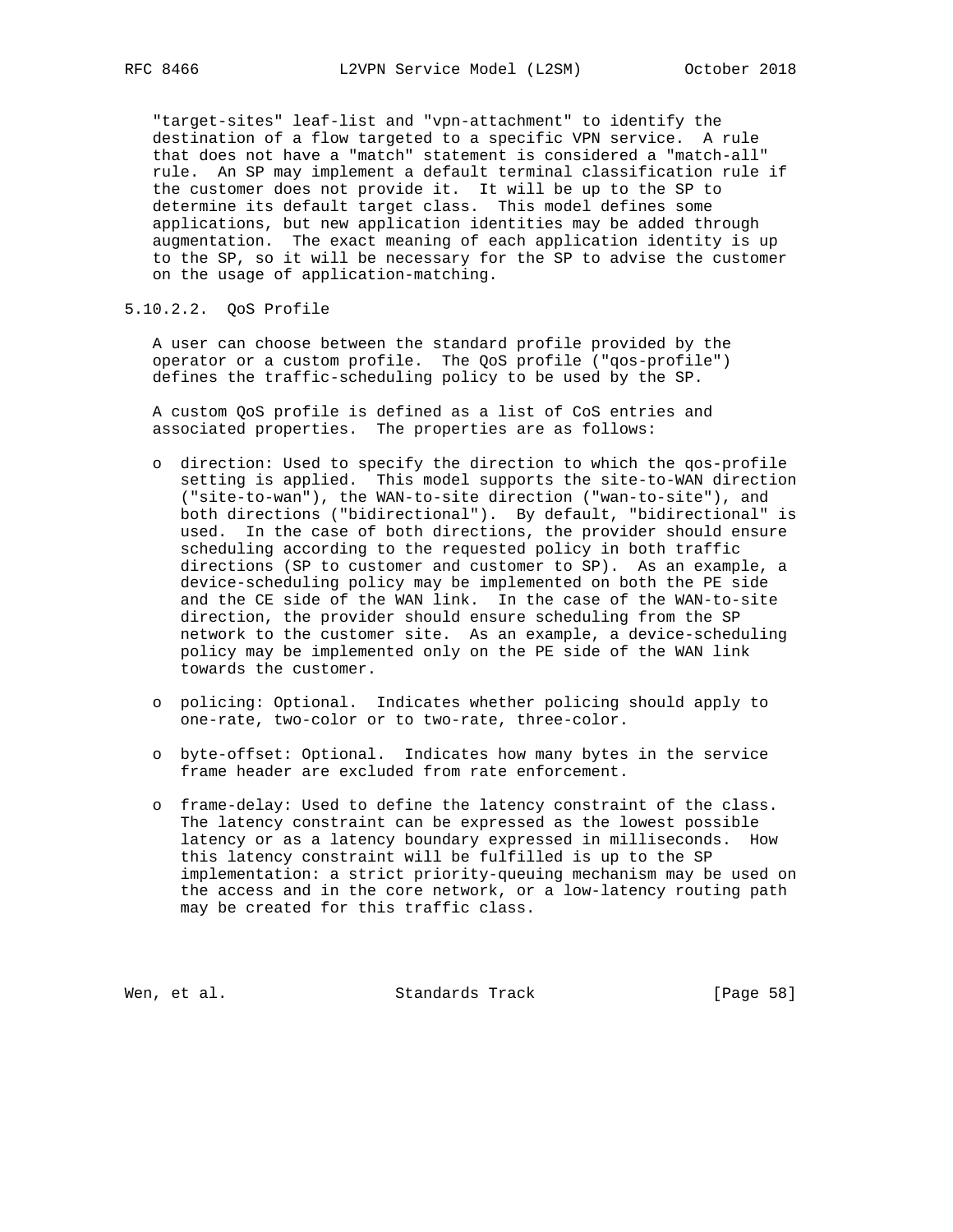"target-sites" leaf-list and "vpn-attachment" to identify the destination of a flow targeted to a specific VPN service. A rule that does not have a "match" statement is considered a "match-all" rule. An SP may implement a default terminal classification rule if the customer does not provide it. It will be up to the SP to determine its default target class. This model defines some applications, but new application identities may be added through augmentation. The exact meaning of each application identity is up to the SP, so it will be necessary for the SP to advise the customer on the usage of application-matching.

#### 5.10.2.2. QoS Profile

A user can choose between the standard profile provided by the operator or a custom profile. The QoS profile ("qos-profile") defines the traffic-scheduling policy to be used by the SP.

A custom QoS profile is defined as a list of CoS entries and associated properties. The properties are as follows:

- direction: Used to specify the direction to which the qos-profile setting is applied. This model supports the site-to-WAN direction ("site-to-wan"), the WAN-to-site direction ("wan-to-site"), and both directions ("bidirectional"). By default, "bidirectional" is used. In the case of both directions, the provider should ensure scheduling according to the requested policy in both traffic directions (SP to customer and customer to SP). As an example, a device-scheduling policy may be implemented on both the PE side and the CE side of the WAN link. In the case of the WAN-to-site direction, the provider should ensure scheduling from the SP network to the customer site. As an example, a device-scheduling policy may be implemented only on the PE side of the WAN link towards the customer.

- policing: Optional. Indicates whether policing should apply to one-rate, two-color or to two-rate, three-color.

- byte-offset: Optional. Indicates how many bytes in the service frame header are excluded from rate enforcement.

- frame-delay: Used to define the latency constraint of the class. The latency constraint can be expressed as the lowest possible latency or as a latency boundary expressed in milliseconds. How this latency constraint will be fulfilled is up to the SP implementation: a strict priority-queuing mechanism may be used on the access and in the core network, or a low-latency routing path may be created for this traffic class.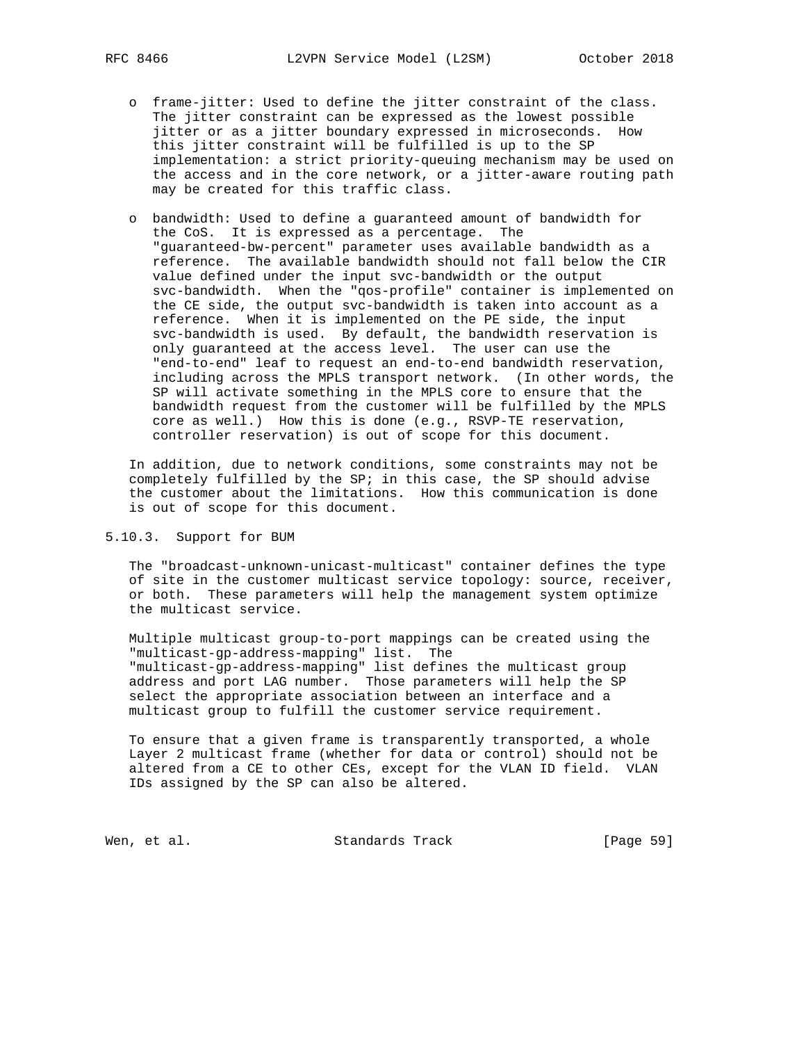- frame-jitter: Used to define the jitter constraint of the class. The jitter constraint can be expressed as the lowest possible jitter or as a jitter boundary expressed in microseconds. How this jitter constraint will be fulfilled is up to the SP implementation: a strict priority-queuing mechanism may be used on the access and in the core network, or a jitter-aware routing path may be created for this traffic class.

- bandwidth: Used to define a guaranteed amount of bandwidth for the CoS. It is expressed as a percentage. The "guaranteed-bw-percent" parameter uses available bandwidth as a reference. The available bandwidth should not fall below the CIR value defined under the input svc-bandwidth or the output svc-bandwidth. When the "qos-profile" container is implemented on the CE side, the output svc-bandwidth is taken into account as a reference. When it is implemented on the PE side, the input svc-bandwidth is used. By default, the bandwidth reservation is only guaranteed at the access level. The user can use the "end-to-end" leaf to request an end-to-end bandwidth reservation, including across the MPLS transport network. (In other words, the SP will activate something in the MPLS core to ensure that the bandwidth request from the customer will be fulfilled by the MPLS core as well.) How this is done (e.g., RSVP-TE reservation, controller reservation) is out of scope for this document.

In addition, due to network conditions, some constraints may not be completely fulfilled by the SP; in this case, the SP should advise the customer about the limitations. How this communication is done is out of scope for this document.

### 5.10.3. Support for BUM

The "broadcast-unknown-unicast-multicast" container defines the type of site in the customer multicast service topology: source, receiver, or both. These parameters will help the management system optimize the multicast service.

Multiple multicast group-to-port mappings can be created using the "multicast-gp-address-mapping" list. The "multicast-gp-address-mapping" list defines the multicast group address and port LAG number. Those parameters will help the SP select the appropriate association between an interface and a multicast group to fulfill the customer service requirement.

To ensure that a given frame is transparently transported, a whole Layer 2 multicast frame (whether for data or control) should not be altered from a CE to other CEs, except for the VLAN ID field. VLAN IDs assigned by the SP can also be altered.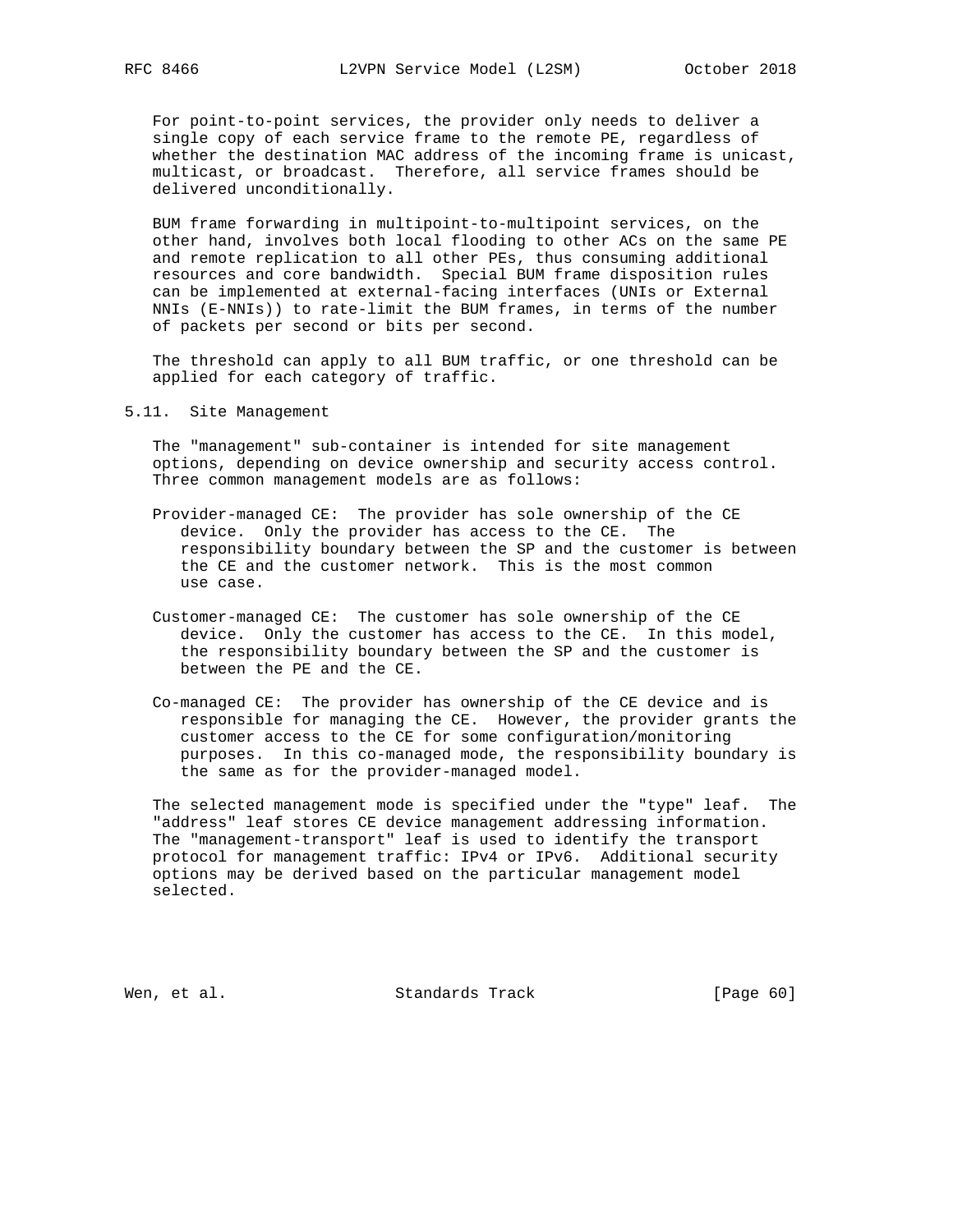For point-to-point services, the provider only needs to deliver a single copy of each service frame to the remote PE, regardless of whether the destination MAC address of the incoming frame is unicast, multicast, or broadcast. Therefore, all service frames should be delivered unconditionally.

BUM frame forwarding in multipoint-to-multipoint services, on the other hand, involves both local flooding to other ACs on the same PE and remote replication to all other PEs, thus consuming additional resources and core bandwidth. Special BUM frame disposition rules can be implemented at external-facing interfaces (UNIs or External NNIs (E-NNIs)) to rate-limit the BUM frames, in terms of the number of packets per second or bits per second.

The threshold can apply to all BUM traffic, or one threshold can be applied for each category of traffic.

### 5.11. Site Management

The "management" sub-container is intended for site management options, depending on device ownership and security access control. Three common management models are as follows:

Provider-managed CE: The provider has sole ownership of the CE device. Only the provider has access to the CE. The responsibility boundary between the SP and the customer is between the CE and the customer network. This is the most common use case.

Customer-managed CE: The customer has sole ownership of the CE device. Only the customer has access to the CE. In this model, the responsibility boundary between the SP and the customer is between the PE and the CE.

Co-managed CE: The provider has ownership of the CE device and is responsible for managing the CE. However, the provider grants the customer access to the CE for some configuration/monitoring purposes. In this co-managed mode, the responsibility boundary is the same as for the provider-managed model.

The selected management mode is specified under the "type" leaf. The "address" leaf stores CE device management addressing information. The "management-transport" leaf is used to identify the transport protocol for management traffic: IPv4 or IPv6. Additional security options may be derived based on the particular management model selected.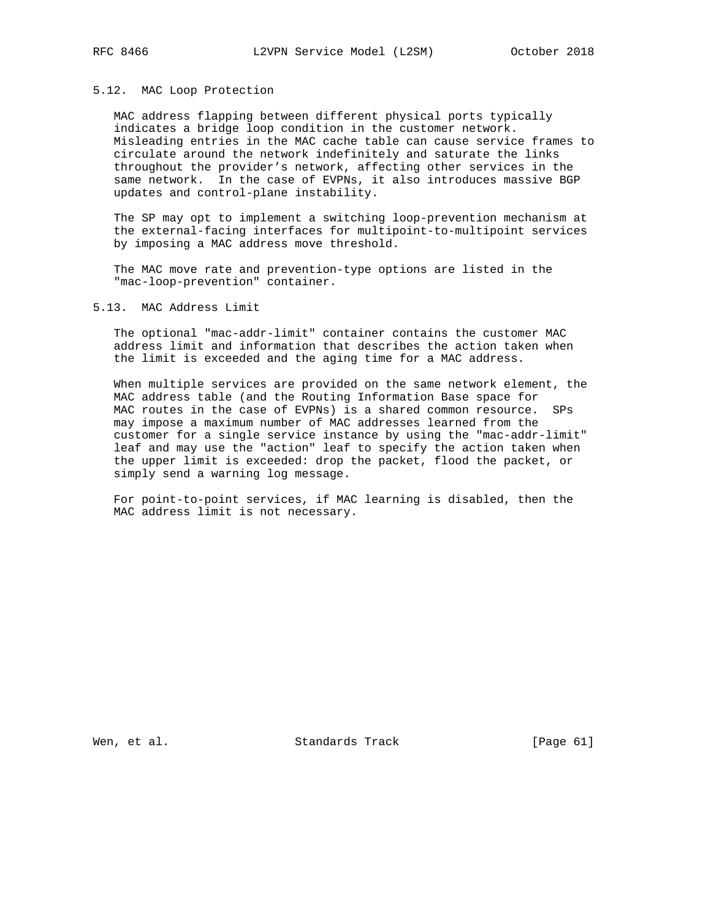### 5.12. MAC Loop Protection

MAC address flapping between different physical ports typically indicates a bridge loop condition in the customer network. Misleading entries in the MAC cache table can cause service frames to circulate around the network indefinitely and saturate the links throughout the provider's network, affecting other services in the same network. In the case of EVPNs, it also introduces massive BGP updates and control-plane instability.

The SP may opt to implement a switching loop-prevention mechanism at the external-facing interfaces for multipoint-to-multipoint services by imposing a MAC address move threshold.

The MAC move rate and prevention-type options are listed in the "mac-loop-prevention" container.

### 5.13. MAC Address Limit

The optional "mac-addr-limit" container contains the customer MAC address limit and information that describes the action taken when the limit is exceeded and the aging time for a MAC address.

When multiple services are provided on the same network element, the MAC address table (and the Routing Information Base space for MAC routes in the case of EVPNs) is a shared common resource. SPs may impose a maximum number of MAC addresses learned from the customer for a single service instance by using the "mac-addr-limit" leaf and may use the "action" leaf to specify the action taken when the upper limit is exceeded: drop the packet, flood the packet, or simply send a warning log message.

For point-to-point services, if MAC learning is disabled, then the MAC address limit is not necessary.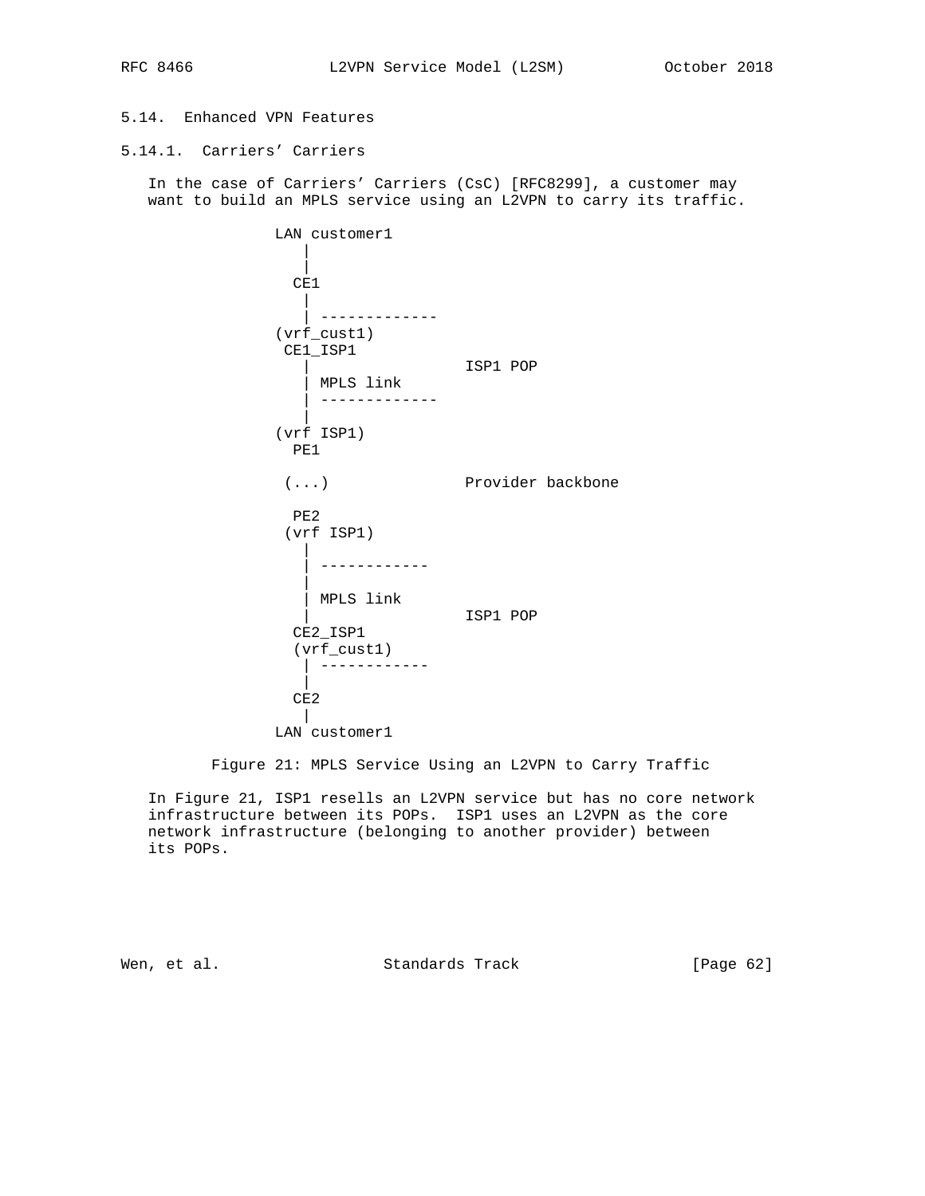### 5.14. Enhanced VPN Features

#### 5.14.1. Carriers' Carriers

In the case of Carriers' Carriers (CsC) [RFC8299], a customer may want to build an MPLS service using an L2VPN to carry its traffic.

```
              LAN customer1
                 |
                 |
                CE1
                 |
                 | -------------
              (vrf_cust1)
               CE1_ISP1
                 |               ISP1 POP
                 | MPLS link
                 | -------------
                 |
              (vrf ISP1)
                PE1

               (...)             Provider backbone

                PE2
               (vrf ISP1)
                 |
                 | ------------
                 |
                 | MPLS link
                 |               ISP1 POP
                CE2_ISP1
                (vrf_cust1)
                 | ------------
                 |
                CE2
                 |
              LAN customer1
```

Figure 21: MPLS Service Using an L2VPN to Carry Traffic

In Figure 21, ISP1 resells an L2VPN service but has no core network infrastructure between its POPs. ISP1 uses an L2VPN as the core network infrastructure (belonging to another provider) between its POPs.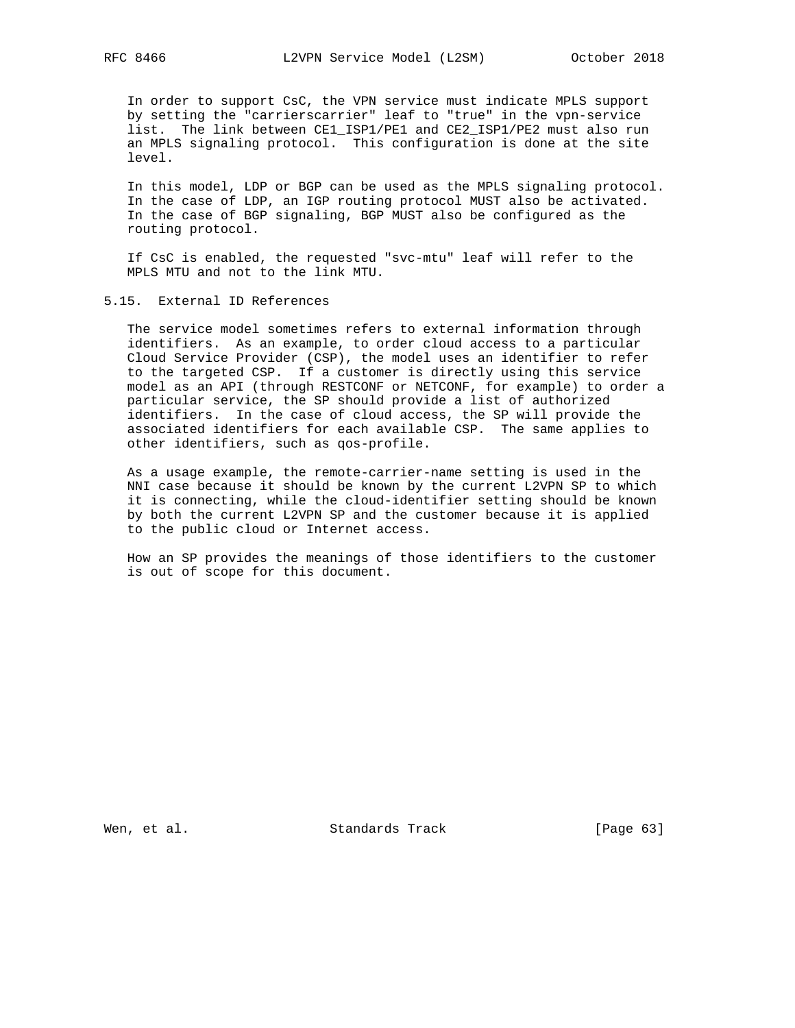In order to support CsC, the VPN service must indicate MPLS support by setting the "carrierscarrier" leaf to "true" in the vpn-service list. The link between CE1_ISP1/PE1 and CE2_ISP1/PE2 must also run an MPLS signaling protocol. This configuration is done at the site level.

In this model, LDP or BGP can be used as the MPLS signaling protocol. In the case of LDP, an IGP routing protocol MUST also be activated. In the case of BGP signaling, BGP MUST also be configured as the routing protocol.

If CsC is enabled, the requested "svc-mtu" leaf will refer to the MPLS MTU and not to the link MTU.

## 5.15. External ID References

The service model sometimes refers to external information through identifiers. As an example, to order cloud access to a particular Cloud Service Provider (CSP), the model uses an identifier to refer to the targeted CSP. If a customer is directly using this service model as an API (through RESTCONF or NETCONF, for example) to order a particular service, the SP should provide a list of authorized identifiers. In the case of cloud access, the SP will provide the associated identifiers for each available CSP. The same applies to other identifiers, such as qos-profile.

As a usage example, the remote-carrier-name setting is used in the NNI case because it should be known by the current L2VPN SP to which it is connecting, while the cloud-identifier setting should be known by both the current L2VPN SP and the customer because it is applied to the public cloud or Internet access.

How an SP provides the meanings of those identifiers to the customer is out of scope for this document.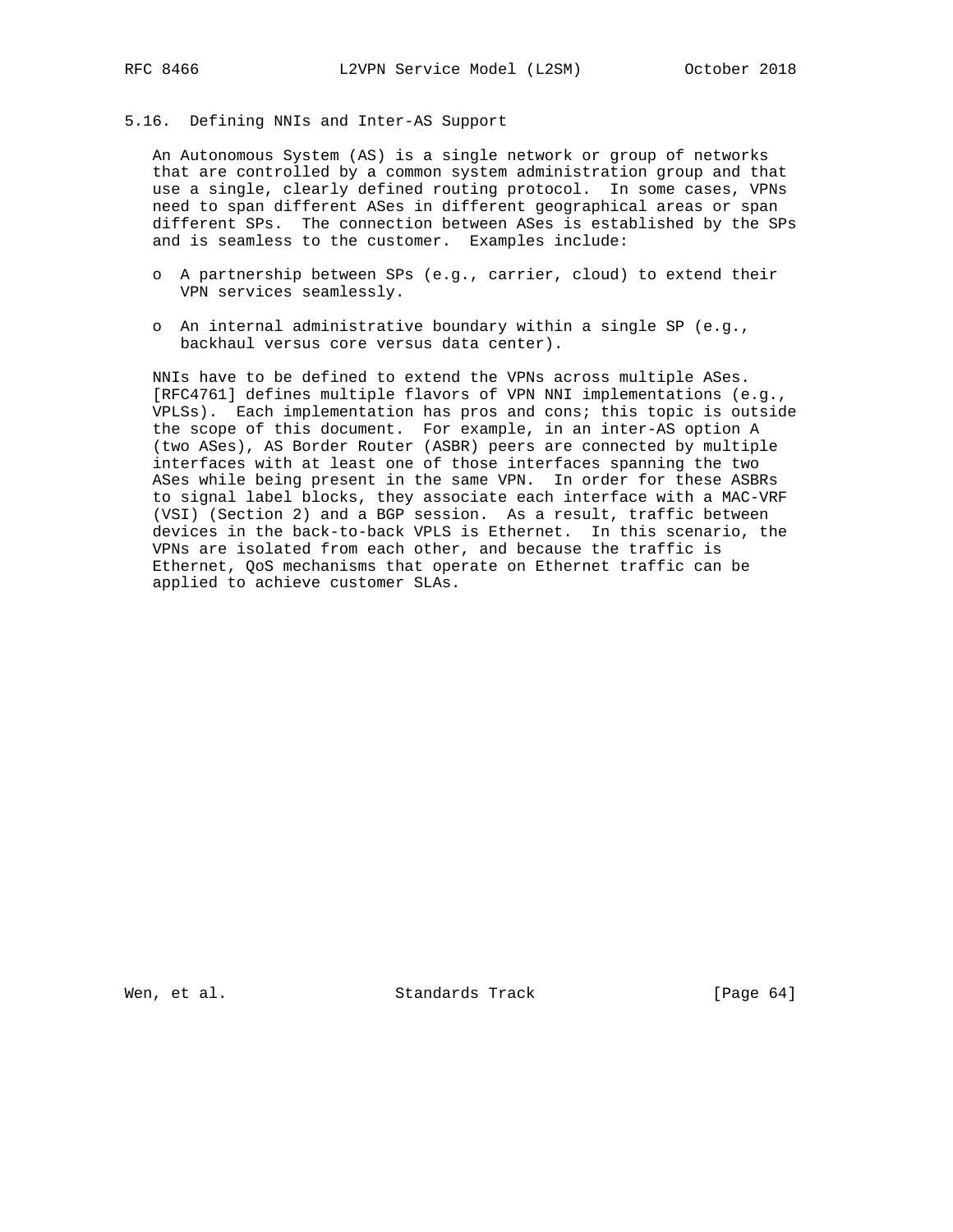### 5.16. Defining NNIs and Inter-AS Support

An Autonomous System (AS) is a single network or group of networks that are controlled by a common system administration group and that use a single, clearly defined routing protocol. In some cases, VPNs need to span different ASes in different geographical areas or span different SPs. The connection between ASes is established by the SPs and is seamless to the customer. Examples include:

- A partnership between SPs (e.g., carrier, cloud) to extend their VPN services seamlessly.
- An internal administrative boundary within a single SP (e.g., backhaul versus core versus data center).

NNIs have to be defined to extend the VPNs across multiple ASes. [RFC4761] defines multiple flavors of VPN NNI implementations (e.g., VPLSs). Each implementation has pros and cons; this topic is outside the scope of this document. For example, in an inter-AS option A (two ASes), AS Border Router (ASBR) peers are connected by multiple interfaces with at least one of those interfaces spanning the two ASes while being present in the same VPN. In order for these ASBRs to signal label blocks, they associate each interface with a MAC-VRF (VSI) (Section 2) and a BGP session. As a result, traffic between devices in the back-to-back VPLS is Ethernet. In this scenario, the VPNs are isolated from each other, and because the traffic is Ethernet, QoS mechanisms that operate on Ethernet traffic can be applied to achieve customer SLAs.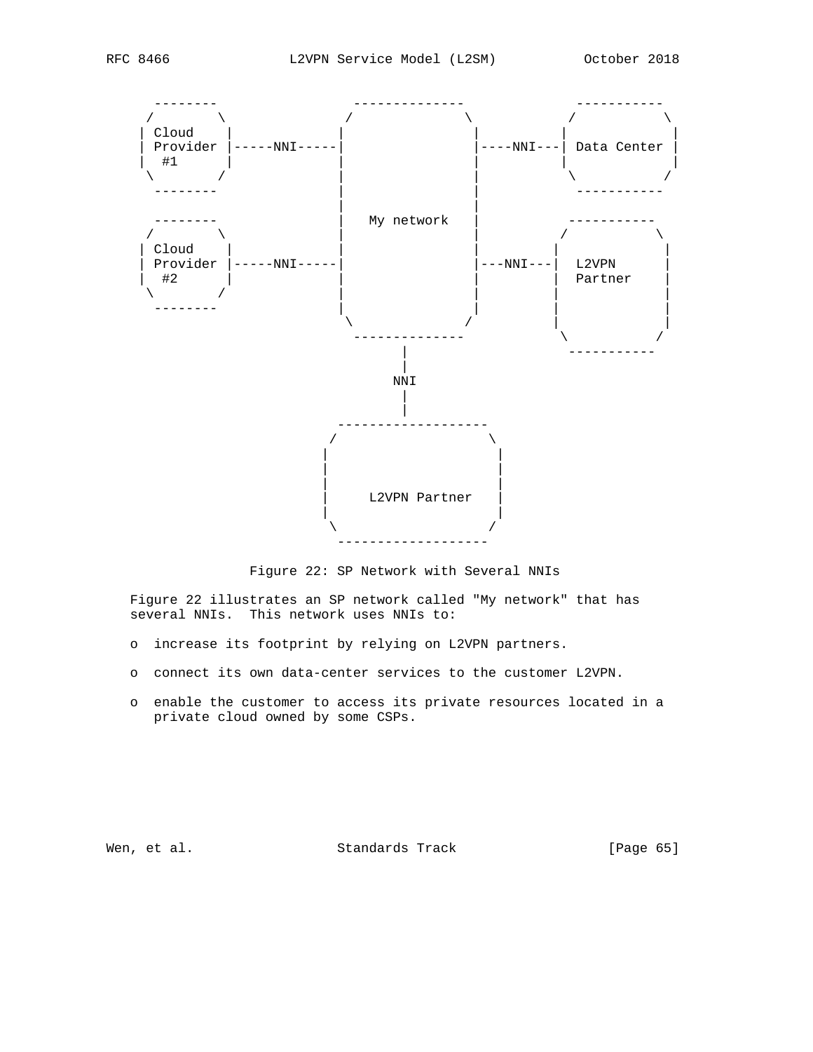```
  --------                --------------            -----------
 /        \              /              \          /           \
| Cloud    |            |                |        |             |
| Provider |-----NNI-----|                |----NNI---| Data Center |
|  #1      |            |                |        |             |
 \        /             |                |         \           /
  --------              |                |          -----------
                        |                |
  --------              |   My network   |         -----------
 /        \             |                |        /           \
| Cloud    |            |                |       |             |
| Provider |-----NNI-----|                |---NNI---|  L2VPN      |
|  #2      |            |                |       |  Partner    |
 \        /             |                |       |             |
  --------              |                |       |             |
                         \              /        |             |
                          --------------          \           /
                                |                  -----------
                                |
                               NNI
                                |
                                |
                       -------------------
                      /                   \
                     |                     |
                     |                     |
                     |                     |
                     |     L2VPN Partner   |
                     |                     |
                      \                   /
                       -------------------
```

Figure 22: SP Network with Several NNIs

Figure 22 illustrates an SP network called "My network" that has several NNIs. This network uses NNIs to:

- increase its footprint by relying on L2VPN partners.
- connect its own data-center services to the customer L2VPN.
- enable the customer to access its private resources located in a private cloud owned by some CSPs.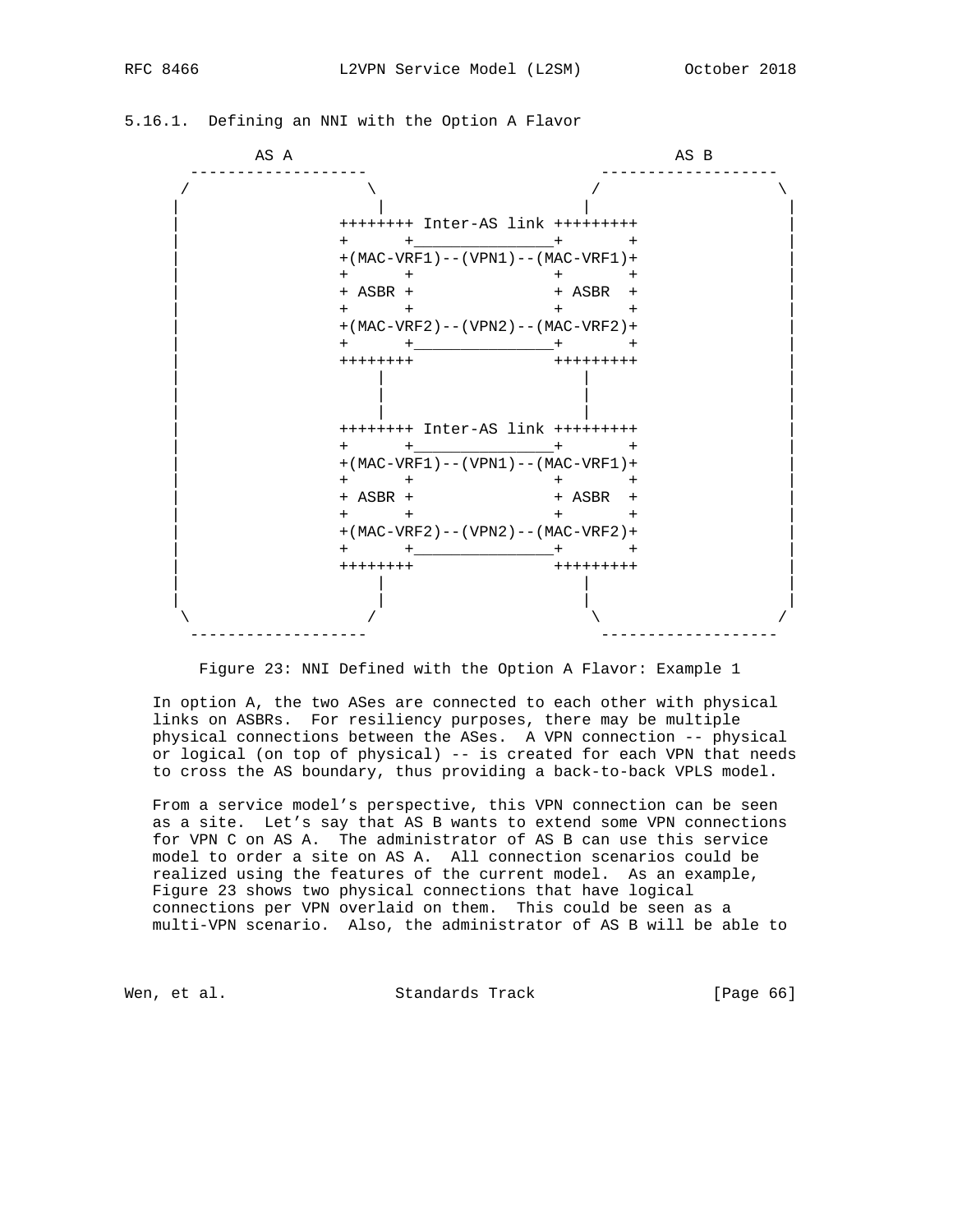### 5.16.1. Defining an NNI with the Option A Flavor

```
         AS A                                       AS B
      -------------------                       -------------------
     /                   \                     /                   \
    |                     |                   |                     |
    |                ++++++++ Inter-AS link +++++++++               |
    |                +      +_______________+       +               |
    |                +(MAC-VRF1)--(VPN1)--(MAC-VRF1)+               |
    |                +      +               +       +               |
    |                + ASBR +               + ASBR  +               |
    |                +      +               +       +               |
    |                +(MAC-VRF2)--(VPN2)--(MAC-VRF2)+               |
    |                +      +_______________+       +               |
    |                ++++++++               +++++++++               |
    |                     |                   |                     |
    |                     |                   |                     |
    |                     |                   |                     |
    |                ++++++++ Inter-AS link +++++++++               |
    |                +      +_______________+       +               |
    |                +(MAC-VRF1)--(VPN1)--(MAC-VRF1)+               |
    |                +      +               +       +               |
    |                + ASBR +               + ASBR  +               |
    |                +      +               +       +               |
    |                +(MAC-VRF2)--(VPN2)--(MAC-VRF2)+               |
    |                +      +_______________+       +               |
    |                ++++++++               +++++++++               |
    |                     |                   |                     |
    |                     |                   |                     |
     \                   /                     \                   /
      -------------------                       -------------------
```

Figure 23: NNI Defined with the Option A Flavor: Example 1

In option A, the two ASes are connected to each other with physical links on ASBRs. For resiliency purposes, there may be multiple physical connections between the ASes. A VPN connection -- physical or logical (on top of physical) -- is created for each VPN that needs to cross the AS boundary, thus providing a back-to-back VPLS model.

From a service model's perspective, this VPN connection can be seen as a site. Let's say that AS B wants to extend some VPN connections for VPN C on AS A. The administrator of AS B can use this service model to order a site on AS A. All connection scenarios could be realized using the features of the current model. As an example, Figure 23 shows two physical connections that have logical connections per VPN overlaid on them. This could be seen as a multi-VPN scenario. Also, the administrator of AS B will be able to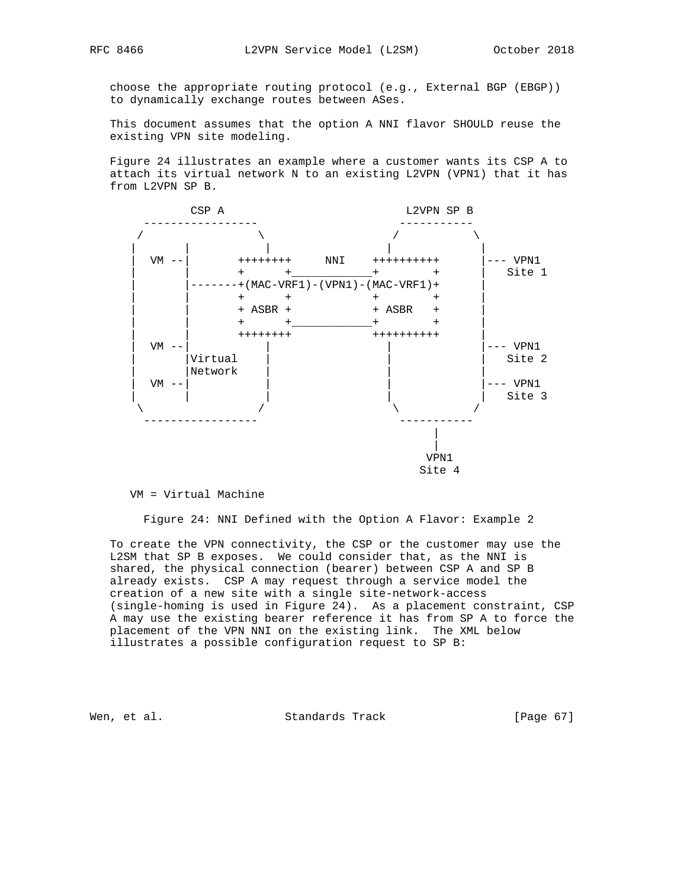choose the appropriate routing protocol (e.g., External BGP (EBGP)) to dynamically exchange routes between ASes.

This document assumes that the option A NNI flavor SHOULD reuse the existing VPN site modeling.

Figure 24 illustrates an example where a customer wants its CSP A to attach its virtual network N to an existing L2VPN (VPN1) that it has from L2VPN SP B.

```
           CSP A                         L2VPN SP B
     -----------------                  -----------
    /                 \                /           \
   |       |           |              |             |
   |  VM --|       ++++++++     NNI    ++++++++++      |--- VPN1
   |       |       +      +____________+        +      |   Site 1
   |       |-------+(MAC-VRF1)-(VPN1)-(MAC-VRF1)+      |
   |       |       +      +            +        +      |
   |       |       + ASBR +            + ASBR   +      |
   |       |       +      +____________+        +      |
   |       |       ++++++++            ++++++++++      |
   |  VM --|           |              |             |--- VPN1
   |       |Virtual    |              |             |   Site 2
   |       |Network    |              |             |
   |  VM --|           |              |             |--- VPN1
   |       |           |              |             |   Site 3
    \                 /                \           /
     -----------------                  -----------
                                             |
                                             |
                                            VPN1
                                           Site 4

   VM = Virtual Machine
```

Figure 24: NNI Defined with the Option A Flavor: Example 2

To create the VPN connectivity, the CSP or the customer may use the L2SM that SP B exposes. We could consider that, as the NNI is shared, the physical connection (bearer) between CSP A and SP B already exists. CSP A may request through a service model the creation of a new site with a single site-network-access (single-homing is used in Figure 24). As a placement constraint, CSP A may use the existing bearer reference it has from SP A to force the placement of the VPN NNI on the existing link. The XML below illustrates a possible configuration request to SP B: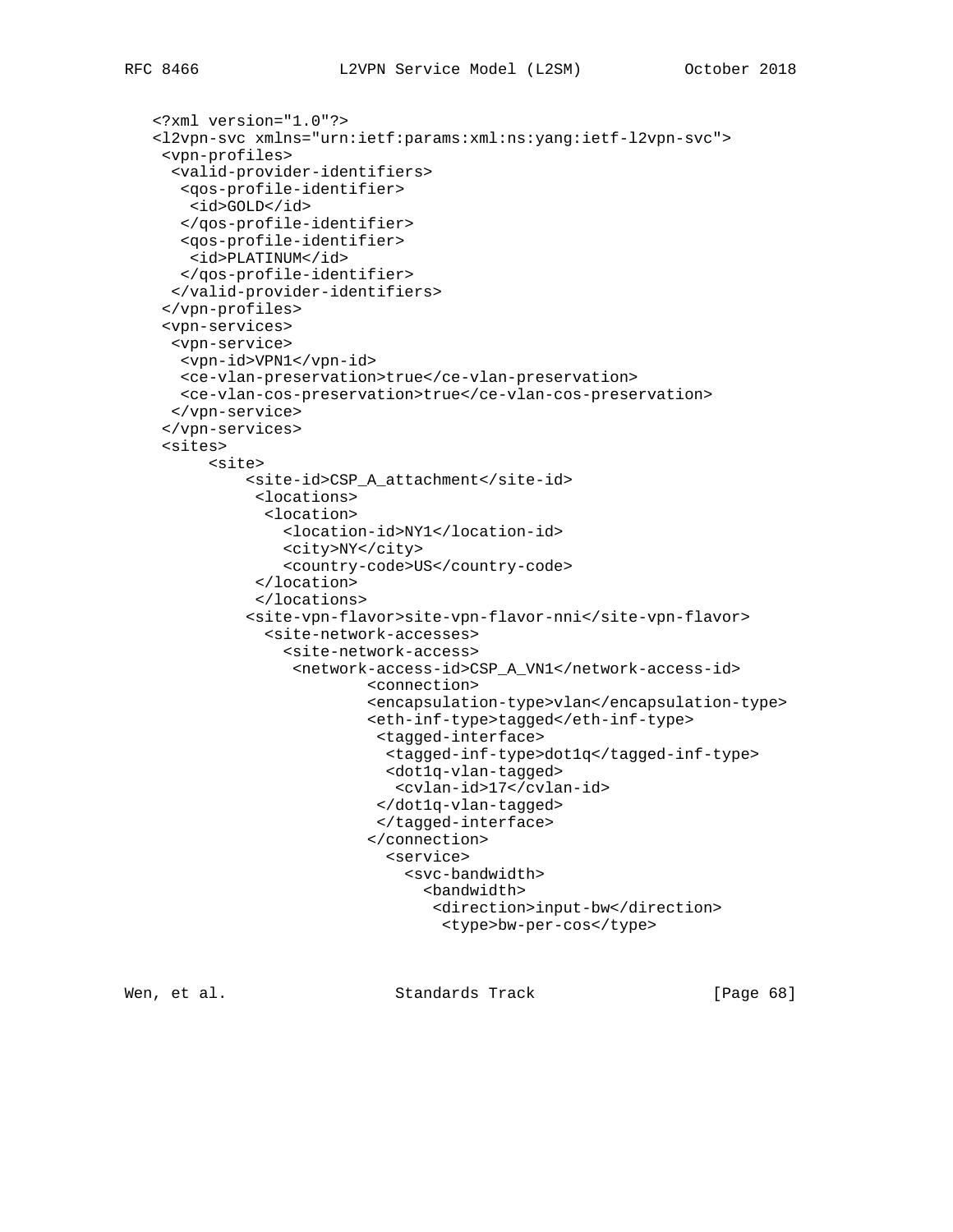```
<?xml version="1.0"?>
<l2vpn-svc xmlns="urn:ietf:params:xml:ns:yang:ietf-l2vpn-svc">
 <vpn-profiles>
  <valid-provider-identifiers>
   <qos-profile-identifier>
    <id>GOLD</id>
   </qos-profile-identifier>
   <qos-profile-identifier>
    <id>PLATINUM</id>
   </qos-profile-identifier>
  </valid-provider-identifiers>
 </vpn-profiles>
 <vpn-services>
  <vpn-service>
   <vpn-id>VPN1</vpn-id>
   <ce-vlan-preservation>true</ce-vlan-preservation>
   <ce-vlan-cos-preservation>true</ce-vlan-cos-preservation>
  </vpn-service>
 </vpn-services>
 <sites>
      <site>
          <site-id>CSP_A_attachment</site-id>
           <locations>
            <location>
              <location-id>NY1</location-id>
              <city>NY</city>
              <country-code>US</country-code>
           </location>
           </locations>
          <site-vpn-flavor>site-vpn-flavor-nni</site-vpn-flavor>
            <site-network-accesses>
              <site-network-access>
               <network-access-id>CSP_A_VN1</network-access-id>
                      <connection>
                      <encapsulation-type>vlan</encapsulation-type>
                      <eth-inf-type>tagged</eth-inf-type>
                       <tagged-interface>
                        <tagged-inf-type>dot1q</tagged-inf-type>
                        <dot1q-vlan-tagged>
                         <cvlan-id>17</cvlan-id>
                       </dot1q-vlan-tagged>
                       </tagged-interface>
                      </connection>
                        <service>
                          <svc-bandwidth>
                            <bandwidth>
                             <direction>input-bw</direction>
                              <type>bw-per-cos</type>
```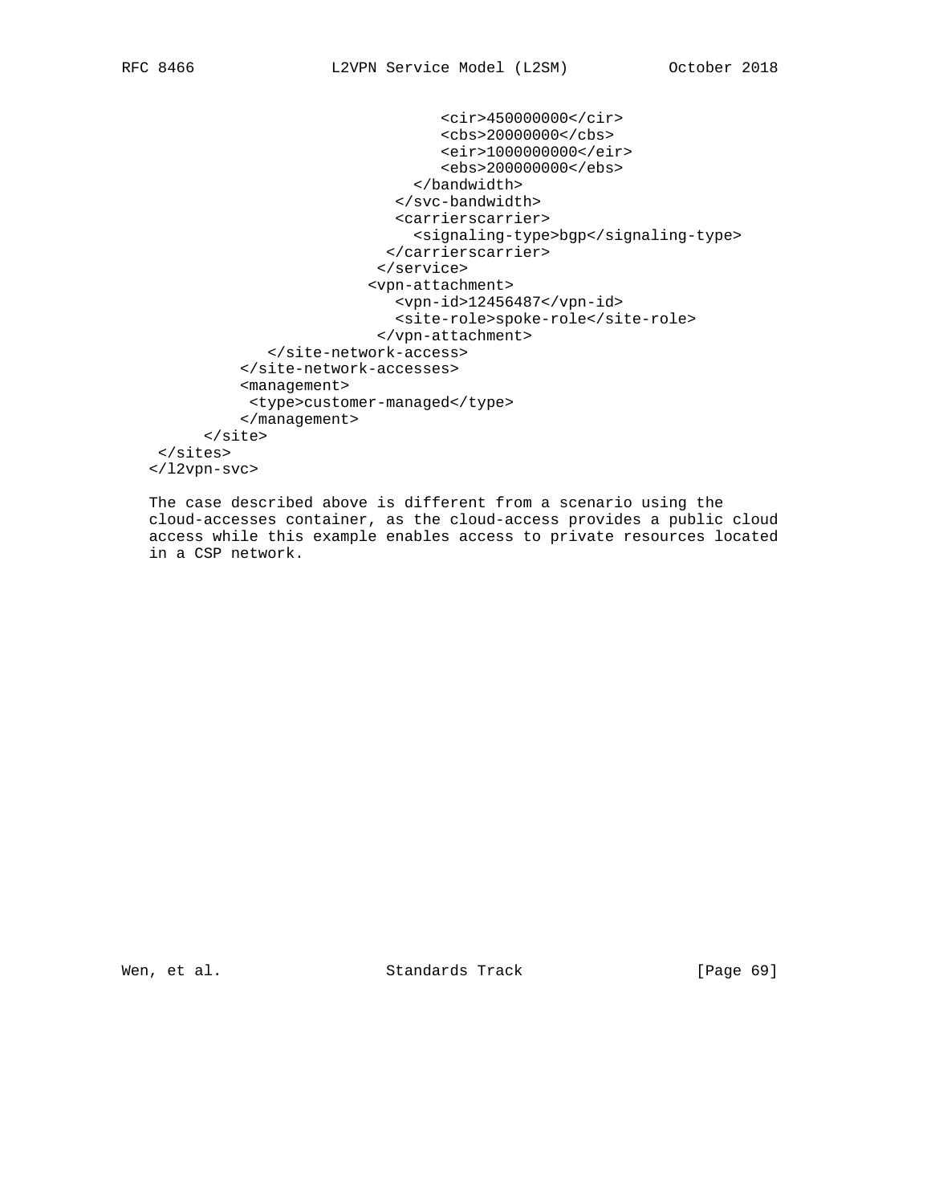```
                                <cir>450000000</cir>
                                <cbs>20000000</cbs>
                                <eir>1000000000</eir>
                                <ebs>200000000</ebs>
                             </bandwidth>
                           </svc-bandwidth>
                           <carrierscarrier>
                             <signaling-type>bgp</signaling-type>
                          </carrierscarrier>
                         </service>
                        <vpn-attachment>
                           <vpn-id>12456487</vpn-id>
                           <site-role>spoke-role</site-role>
                         </vpn-attachment>
                 </site-network-access>
              </site-network-accesses>
              <management>
               <type>customer-managed</type>
              </management>
          </site>
     </sites>
   </l2vpn-svc>
```

The case described above is different from a scenario using the cloud-accesses container, as the cloud-access provides a public cloud access while this example enables access to private resources located in a CSP network.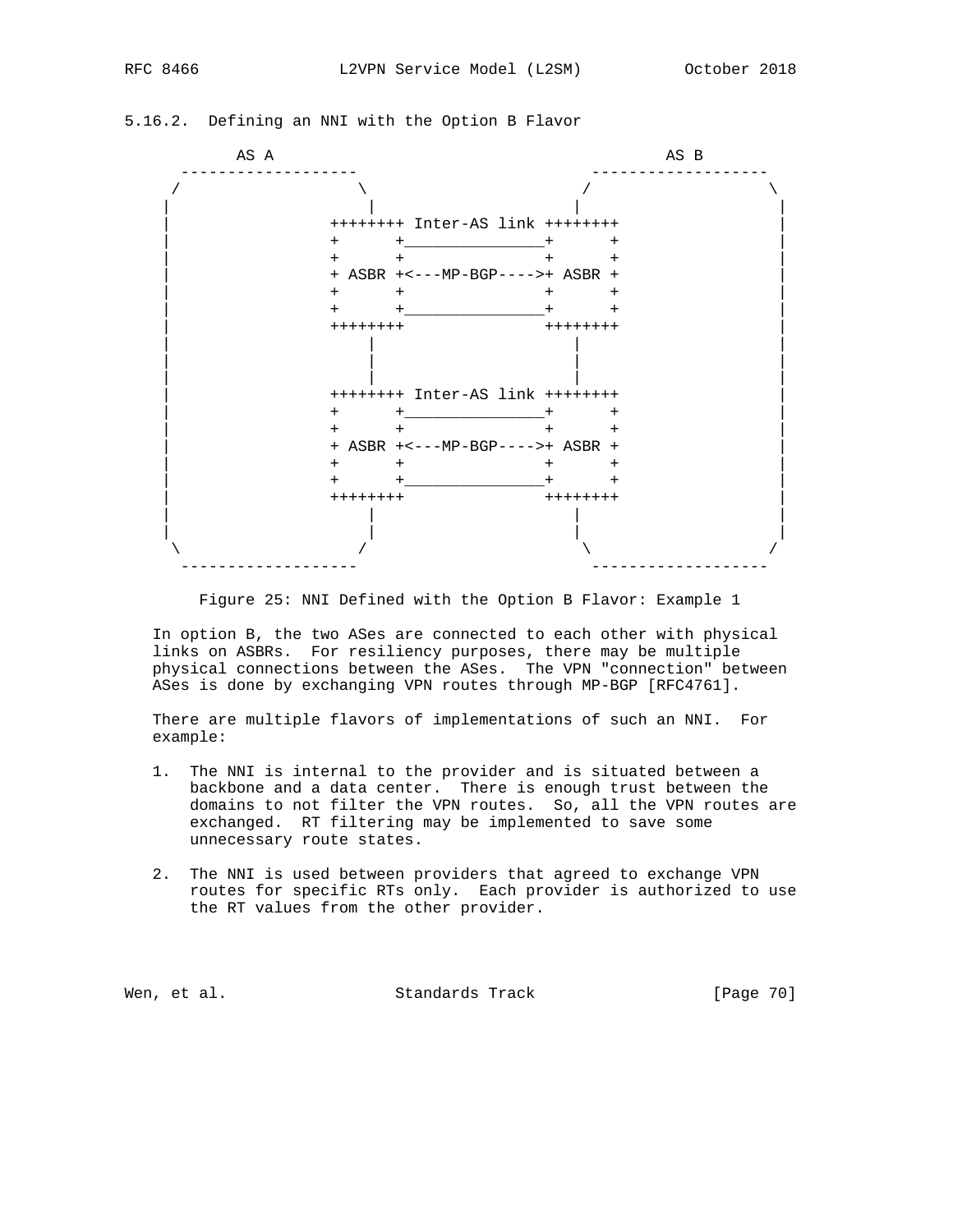### 5.16.2. Defining an NNI with the Option B Flavor

```
          AS A                                        AS B
       -------------------                    -------------------
      /                   \                  /                   \
     |                     |                |                     |
     |             ++++++++ Inter-AS link ++++++++                |
     |             +      +_______________+      +                |
     |             +      +               +      +                |
     |             + ASBR +<---MP-BGP---->+ ASBR +                |
     |             +      +               +      +                |
     |             +      +_______________+      +                |
     |             ++++++++               ++++++++                |
     |                 |                    |                     |
     |                 |                    |                     |
     |                 |                    |                     |
     |             ++++++++ Inter-AS link ++++++++                |
     |             +      +_______________+      +                |
     |             +      +               +      +                |
     |             + ASBR +<---MP-BGP---->+ ASBR +                |
     |             +      +               +      +                |
     |             +      +_______________+      +                |
     |             ++++++++               ++++++++                |
     |                 |                    |                     |
     |                 |                    |                     |
      \               /                      \                   /
       -------------------                    -------------------
```

Figure 25: NNI Defined with the Option B Flavor: Example 1

In option B, the two ASes are connected to each other with physical links on ASBRs. For resiliency purposes, there may be multiple physical connections between the ASes. The VPN "connection" between ASes is done by exchanging VPN routes through MP-BGP [RFC4761].

There are multiple flavors of implementations of such an NNI. For example:

1. The NNI is internal to the provider and is situated between a backbone and a data center. There is enough trust between the domains to not filter the VPN routes. So, all the VPN routes are exchanged. RT filtering may be implemented to save some unnecessary route states.

2. The NNI is used between providers that agreed to exchange VPN routes for specific RTs only. Each provider is authorized to use the RT values from the other provider.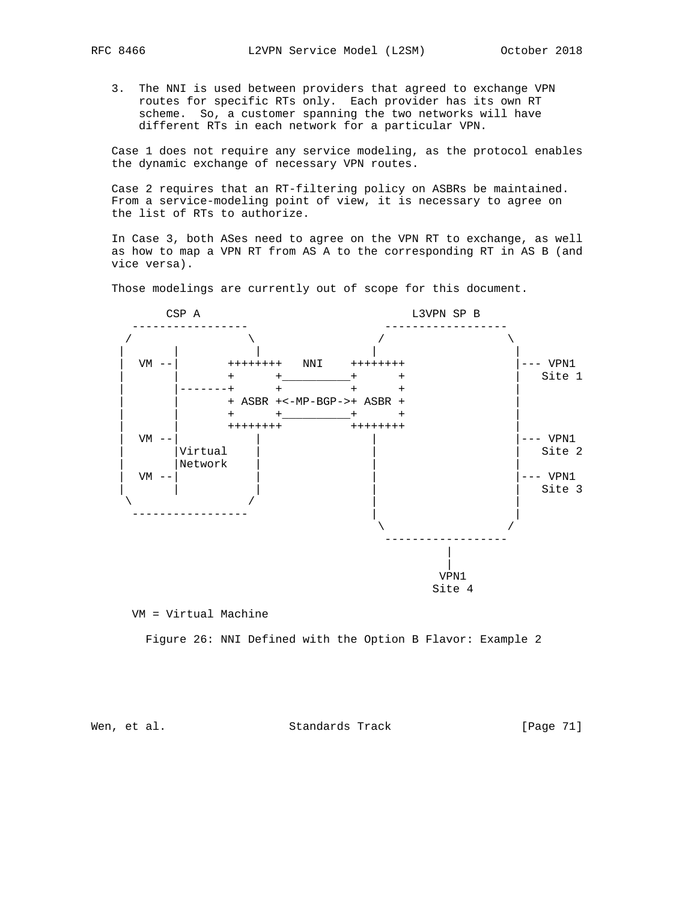3. The NNI is used between providers that agreed to exchange VPN routes for specific RTs only. Each provider has its own RT scheme. So, a customer spanning the two networks will have different RTs in each network for a particular VPN.

Case 1 does not require any service modeling, as the protocol enables the dynamic exchange of necessary VPN routes.

Case 2 requires that an RT-filtering policy on ASBRs be maintained. From a service-modeling point of view, it is necessary to agree on the list of RTs to authorize.

In Case 3, both ASes need to agree on the VPN RT to exchange, as well as how to map a VPN RT from AS A to the corresponding RT in AS B (and vice versa).

Those modelings are currently out of scope for this document.

```
        CSP A                                 L3VPN SP B
    -----------------                     ------------------
   /                 \                   /                  \
  |       |           |                 |                    |
  |  VM --|       ++++++++   NNI    ++++++++                 |--- VPN1
  |       |       +      +__________+      +                 |   Site 1
  |       |-------+      +          +      +                 |
  |       |       + ASBR +<-MP-BGP->+ ASBR +                 |
  |       |       +      +__________+      +                 |
  |       |       ++++++++          ++++++++                 |
  |  VM --|           |                 |                    |--- VPN1
  |       |Virtual    |                 |                    |   Site 2
  |       |Network    |                 |                    |
  |  VM --|           |                 |                    |--- VPN1
  |       |           |                 |                    |   Site 3
   \                 /                  |                    |
    -----------------                   |                    |
                                         \                  /
                                          ------------------
                                                   |
                                                   |
                                                  VPN1
                                                 Site 4

    VM = Virtual Machine
```

Figure 26: NNI Defined with the Option B Flavor: Example 2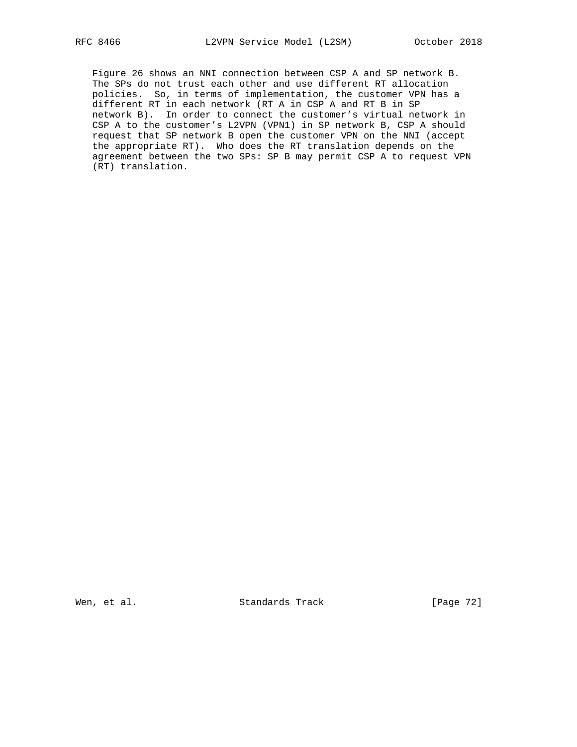Figure 26 shows an NNI connection between CSP A and SP network B. The SPs do not trust each other and use different RT allocation policies. So, in terms of implementation, the customer VPN has a different RT in each network (RT A in CSP A and RT B in SP network B). In order to connect the customer's virtual network in CSP A to the customer's L2VPN (VPN1) in SP network B, CSP A should request that SP network B open the customer VPN on the NNI (accept the appropriate RT). Who does the RT translation depends on the agreement between the two SPs: SP B may permit CSP A to request VPN (RT) translation.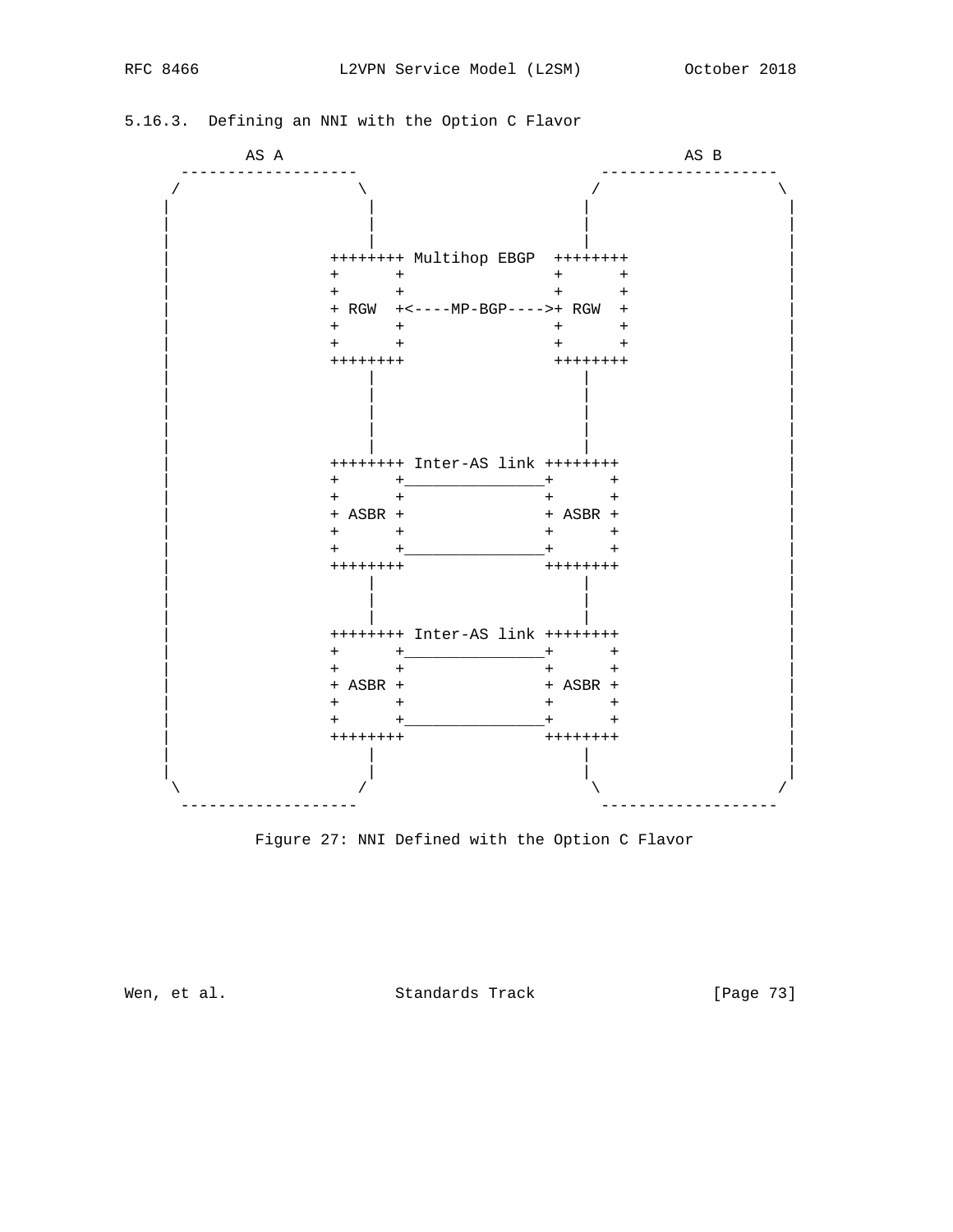### 5.16.3. Defining an NNI with the Option C Flavor

```
          AS A                                           AS B
     -------------------                       -------------------
    /                   \                     /                   \
   |                     |                   |                     |
   |                     |                   |                     |
   |                     |                   |                     |
   |                ++++++++ Multihop EBGP  ++++++++               |
   |                +      +                +      +               |
   |                +      +                +      +               |
   |                + RGW  +<----MP-BGP---->+ RGW  +               |
   |                +      +                +      +               |
   |                +      +                +      +               |
   |                ++++++++                ++++++++               |
   |                     |                   |                     |
   |                     |                   |                     |
   |                     |                   |                     |
   |                     |                   |                     |
   |                     |                   |                     |
   |                ++++++++ Inter-AS link ++++++++                |
   |                +      +_______________+      +                |
   |                +      +               +      +                |
   |                + ASBR +               + ASBR +                |
   |                +      +               +      +                |
   |                +      +_______________+      +                |
   |                ++++++++               ++++++++                |
   |                     |                   |                     |
   |                     |                   |                     |
   |                     |                   |                     |
   |                ++++++++ Inter-AS link ++++++++                |
   |                +      +_______________+      +                |
   |                +      +               +      +                |
   |                + ASBR +               + ASBR +                |
   |                +      +               +      +                |
   |                +      +_______________+      +                |
   |                ++++++++               ++++++++                |
   |                     |                   |                     |
   |                     |                   |                     |
    \                   /                     \                   /
     -------------------                       -------------------
```

Figure 27: NNI Defined with the Option C Flavor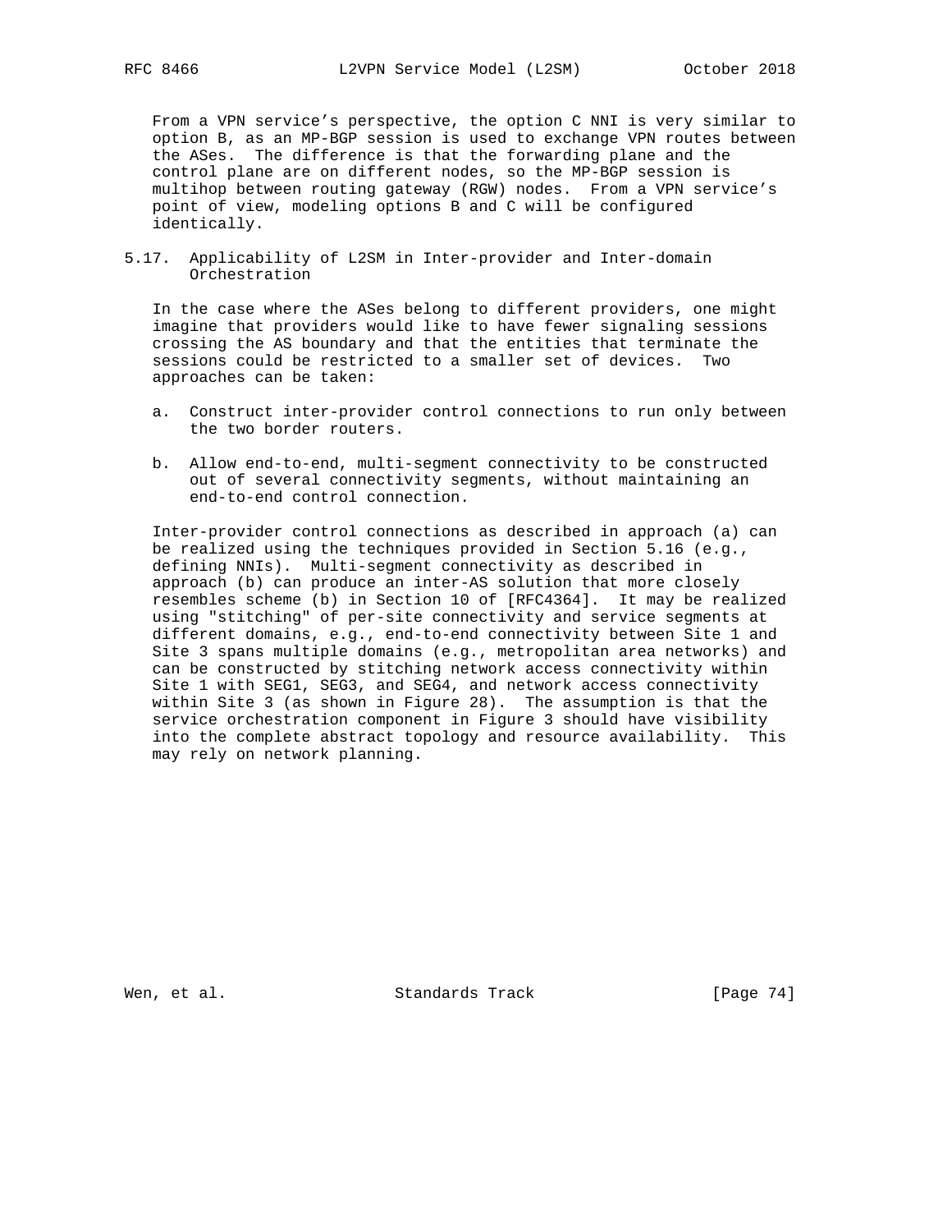From a VPN service's perspective, the option C NNI is very similar to option B, as an MP-BGP session is used to exchange VPN routes between the ASes. The difference is that the forwarding plane and the control plane are on different nodes, so the MP-BGP session is multihop between routing gateway (RGW) nodes. From a VPN service's point of view, modeling options B and C will be configured identically.

### 5.17. Applicability of L2SM in Inter-provider and Inter-domain Orchestration

In the case where the ASes belong to different providers, one might imagine that providers would like to have fewer signaling sessions crossing the AS boundary and that the entities that terminate the sessions could be restricted to a smaller set of devices. Two approaches can be taken:

a. Construct inter-provider control connections to run only between the two border routers.

b. Allow end-to-end, multi-segment connectivity to be constructed out of several connectivity segments, without maintaining an end-to-end control connection.

Inter-provider control connections as described in approach (a) can be realized using the techniques provided in Section 5.16 (e.g., defining NNIs). Multi-segment connectivity as described in approach (b) can produce an inter-AS solution that more closely resembles scheme (b) in Section 10 of [RFC4364]. It may be realized using "stitching" of per-site connectivity and service segments at different domains, e.g., end-to-end connectivity between Site 1 and Site 3 spans multiple domains (e.g., metropolitan area networks) and can be constructed by stitching network access connectivity within Site 1 with SEG1, SEG3, and SEG4, and network access connectivity within Site 3 (as shown in Figure 28). The assumption is that the service orchestration component in Figure 3 should have visibility into the complete abstract topology and resource availability. This may rely on network planning.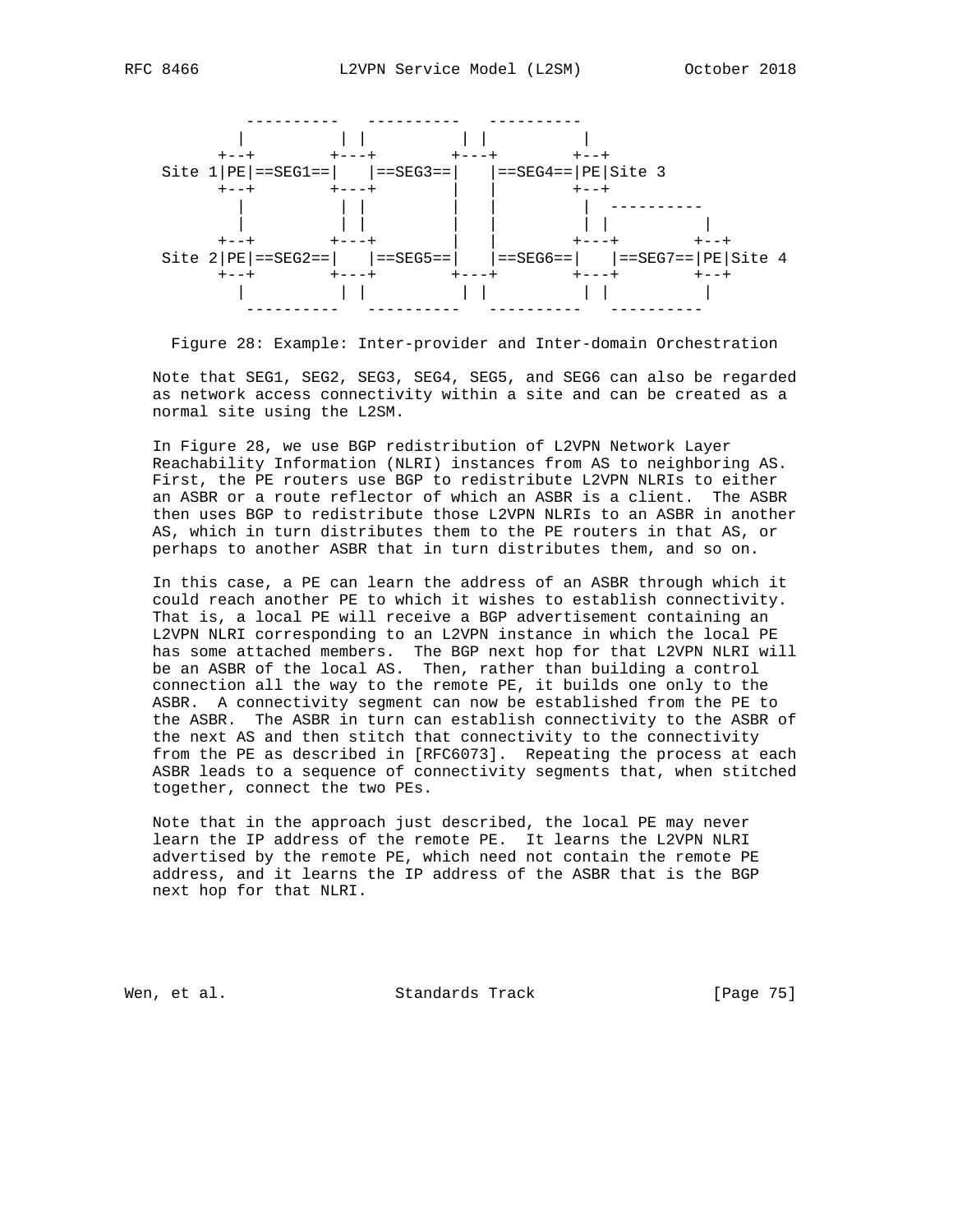```
           ----------   ----------   ----------
          |          | |          | |          |
        +--+        +---+        +---+        +--+
 Site 1|PE|==SEG1==|   |==SEG3==|   |==SEG4==|PE|Site 3
        +--+        +---+        |   |        +--+
          |          | |         |   |         |  ----------
          |          | |         |   |         | |          |
        +--+        +---+        |   |        +---+        +--+
 Site 2|PE|==SEG2==|   |==SEG5==|   |==SEG6==|   |==SEG7==|PE|Site 4
        +--+        +---+        +---+        +---+        +--+
          |          | |          | |          | |          |
           ----------   ----------   ----------   ----------
```

Figure 28: Example: Inter-provider and Inter-domain Orchestration

Note that SEG1, SEG2, SEG3, SEG4, SEG5, and SEG6 can also be regarded as network access connectivity within a site and can be created as a normal site using the L2SM.

In Figure 28, we use BGP redistribution of L2VPN Network Layer Reachability Information (NLRI) instances from AS to neighboring AS. First, the PE routers use BGP to redistribute L2VPN NLRIs to either an ASBR or a route reflector of which an ASBR is a client. The ASBR then uses BGP to redistribute those L2VPN NLRIs to an ASBR in another AS, which in turn distributes them to the PE routers in that AS, or perhaps to another ASBR that in turn distributes them, and so on.

In this case, a PE can learn the address of an ASBR through which it could reach another PE to which it wishes to establish connectivity. That is, a local PE will receive a BGP advertisement containing an L2VPN NLRI corresponding to an L2VPN instance in which the local PE has some attached members. The BGP next hop for that L2VPN NLRI will be an ASBR of the local AS. Then, rather than building a control connection all the way to the remote PE, it builds one only to the ASBR. A connectivity segment can now be established from the PE to the ASBR. The ASBR in turn can establish connectivity to the ASBR of the next AS and then stitch that connectivity to the connectivity from the PE as described in [RFC6073]. Repeating the process at each ASBR leads to a sequence of connectivity segments that, when stitched together, connect the two PEs.

Note that in the approach just described, the local PE may never learn the IP address of the remote PE. It learns the L2VPN NLRI advertised by the remote PE, which need not contain the remote PE address, and it learns the IP address of the ASBR that is the BGP next hop for that NLRI.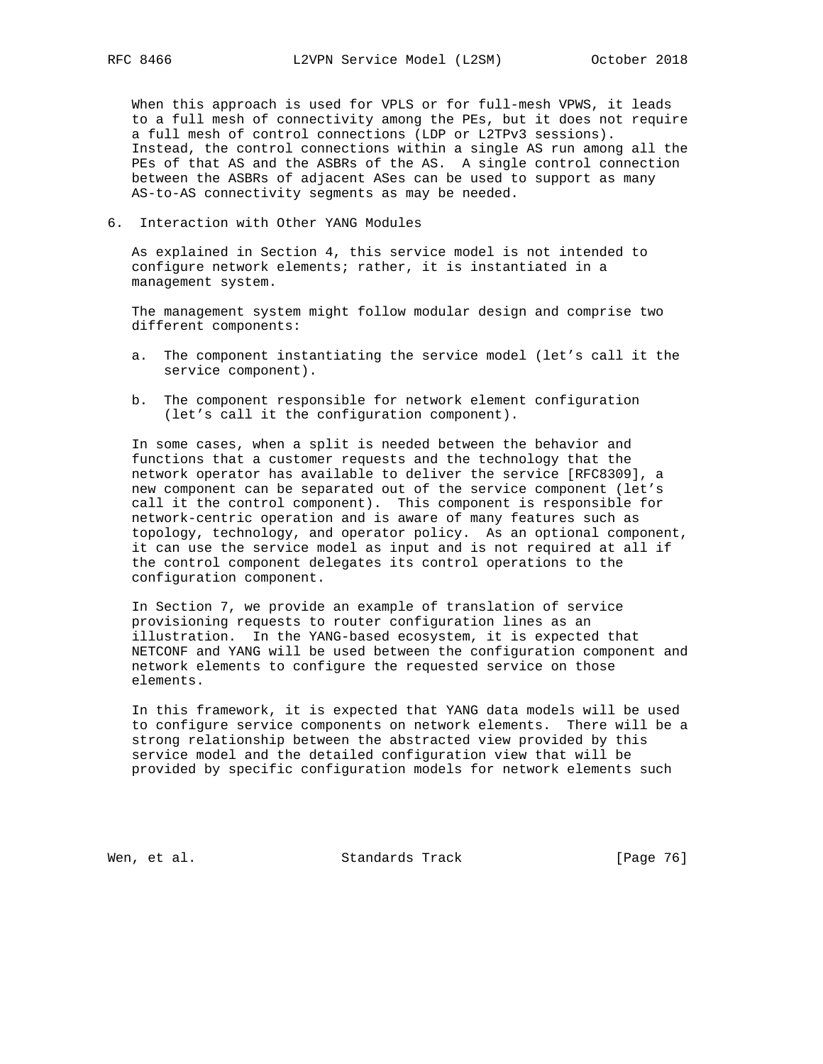When this approach is used for VPLS or for full-mesh VPWS, it leads to a full mesh of connectivity among the PEs, but it does not require a full mesh of control connections (LDP or L2TPv3 sessions). Instead, the control connections within a single AS run among all the PEs of that AS and the ASBRs of the AS. A single control connection between the ASBRs of adjacent ASes can be used to support as many AS-to-AS connectivity segments as may be needed.

## 6. Interaction with Other YANG Modules

As explained in Section 4, this service model is not intended to configure network elements; rather, it is instantiated in a management system.

The management system might follow modular design and comprise two different components:

a. The component instantiating the service model (let's call it the service component).

b. The component responsible for network element configuration (let's call it the configuration component).

In some cases, when a split is needed between the behavior and functions that a customer requests and the technology that the network operator has available to deliver the service [RFC8309], a new component can be separated out of the service component (let's call it the control component). This component is responsible for network-centric operation and is aware of many features such as topology, technology, and operator policy. As an optional component, it can use the service model as input and is not required at all if the control component delegates its control operations to the configuration component.

In Section 7, we provide an example of translation of service provisioning requests to router configuration lines as an illustration. In the YANG-based ecosystem, it is expected that NETCONF and YANG will be used between the configuration component and network elements to configure the requested service on those elements.

In this framework, it is expected that YANG data models will be used to configure service components on network elements. There will be a strong relationship between the abstracted view provided by this service model and the detailed configuration view that will be provided by specific configuration models for network elements such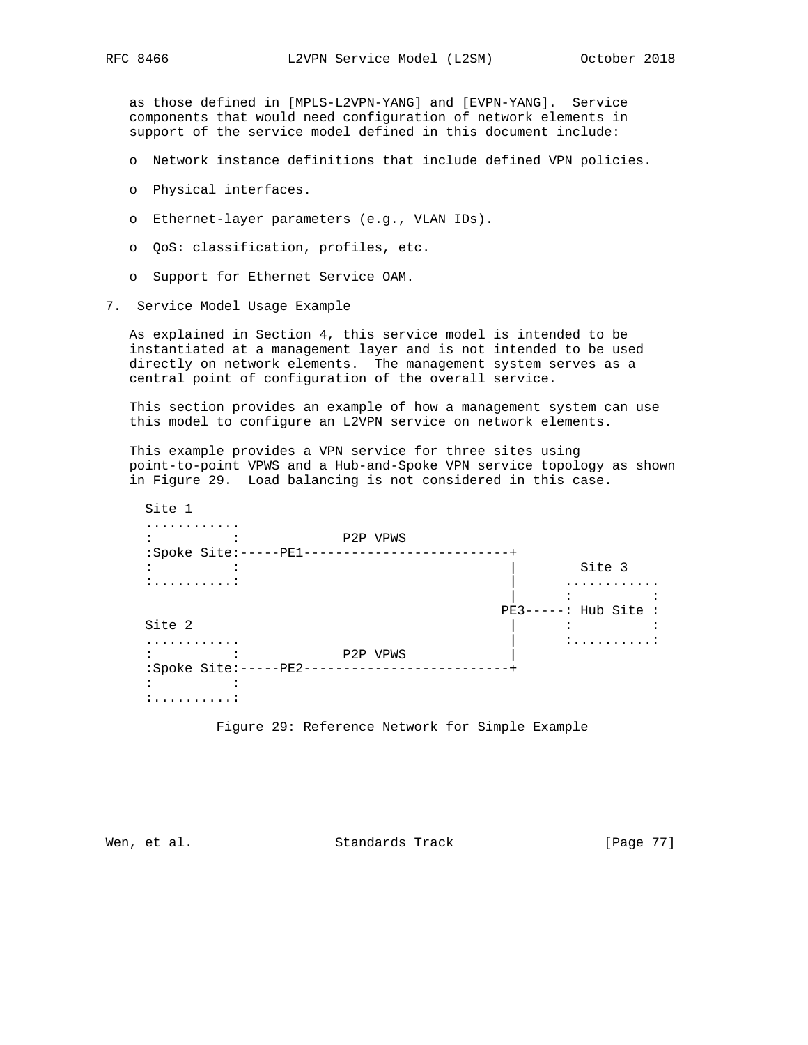as those defined in [MPLS-L2VPN-YANG] and [EVPN-YANG]. Service components that would need configuration of network elements in support of the service model defined in this document include:

- Network instance definitions that include defined VPN policies.
- Physical interfaces.
- Ethernet-layer parameters (e.g., VLAN IDs).
- QoS: classification, profiles, etc.
- Support for Ethernet Service OAM.

## 7. Service Model Usage Example

As explained in Section 4, this service model is intended to be instantiated at a management layer and is not intended to be used directly on network elements. The management system serves as a central point of configuration of the overall service.

This section provides an example of how a management system can use this model to configure an L2VPN service on network elements.

This example provides a VPN service for three sites using point-to-point VPWS and a Hub-and-Spoke VPN service topology as shown in Figure 29. Load balancing is not considered in this case.

```
  Site 1
  ...........
  :         :             P2P VPWS
  :Spoke Site:-----PE1--------------------------+
  :         :                                   |        Site 3
  :.........:                                   |      ...........
                                                |      :         :
                                               PE3-----: Hub Site :
  Site 2                                        |      :         :
  ...........                                   |      :.........:
  :         :             P2P VPWS              |
  :Spoke Site:-----PE2--------------------------+
  :         :
  :.........:
```

Figure 29: Reference Network for Simple Example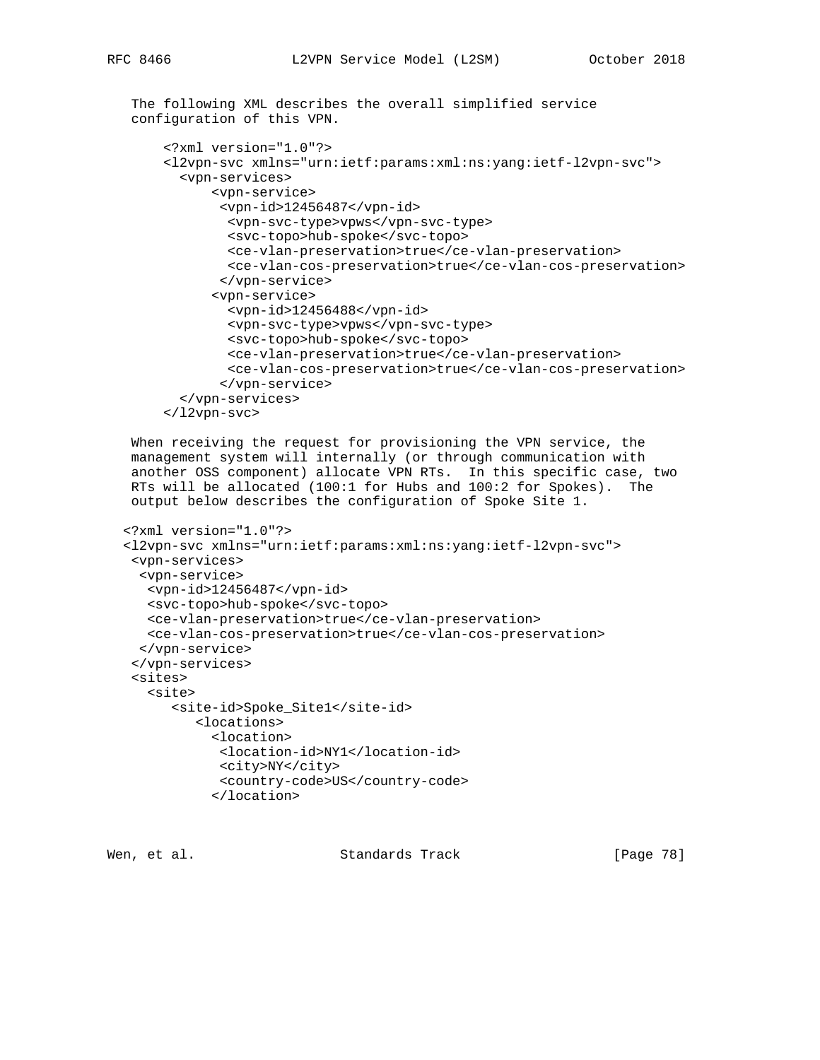The following XML describes the overall simplified service configuration of this VPN.

```
<?xml version="1.0"?>
<l2vpn-svc xmlns="urn:ietf:params:xml:ns:yang:ietf-l2vpn-svc">
  <vpn-services>
      <vpn-service>
       <vpn-id>12456487</vpn-id>
        <vpn-svc-type>vpws</vpn-svc-type>
        <svc-topo>hub-spoke</svc-topo>
        <ce-vlan-preservation>true</ce-vlan-preservation>
        <ce-vlan-cos-preservation>true</ce-vlan-cos-preservation>
       </vpn-service>
      <vpn-service>
        <vpn-id>12456488</vpn-id>
        <vpn-svc-type>vpws</vpn-svc-type>
        <svc-topo>hub-spoke</svc-topo>
        <ce-vlan-preservation>true</ce-vlan-preservation>
        <ce-vlan-cos-preservation>true</ce-vlan-cos-preservation>
       </vpn-service>
  </vpn-services>
</l2vpn-svc>
```

When receiving the request for provisioning the VPN service, the management system will internally (or through communication with another OSS component) allocate VPN RTs. In this specific case, two RTs will be allocated (100:1 for Hubs and 100:2 for Spokes). The output below describes the configuration of Spoke Site 1.

```
<?xml version="1.0"?>
<l2vpn-svc xmlns="urn:ietf:params:xml:ns:yang:ietf-l2vpn-svc">
 <vpn-services>
  <vpn-service>
   <vpn-id>12456487</vpn-id>
   <svc-topo>hub-spoke</svc-topo>
   <ce-vlan-preservation>true</ce-vlan-preservation>
   <ce-vlan-cos-preservation>true</ce-vlan-cos-preservation>
  </vpn-service>
 </vpn-services>
 <sites>
   <site>
      <site-id>Spoke_Site1</site-id>
         <locations>
           <location>
            <location-id>NY1</location-id>
            <city>NY</city>
            <country-code>US</country-code>
           </location>
```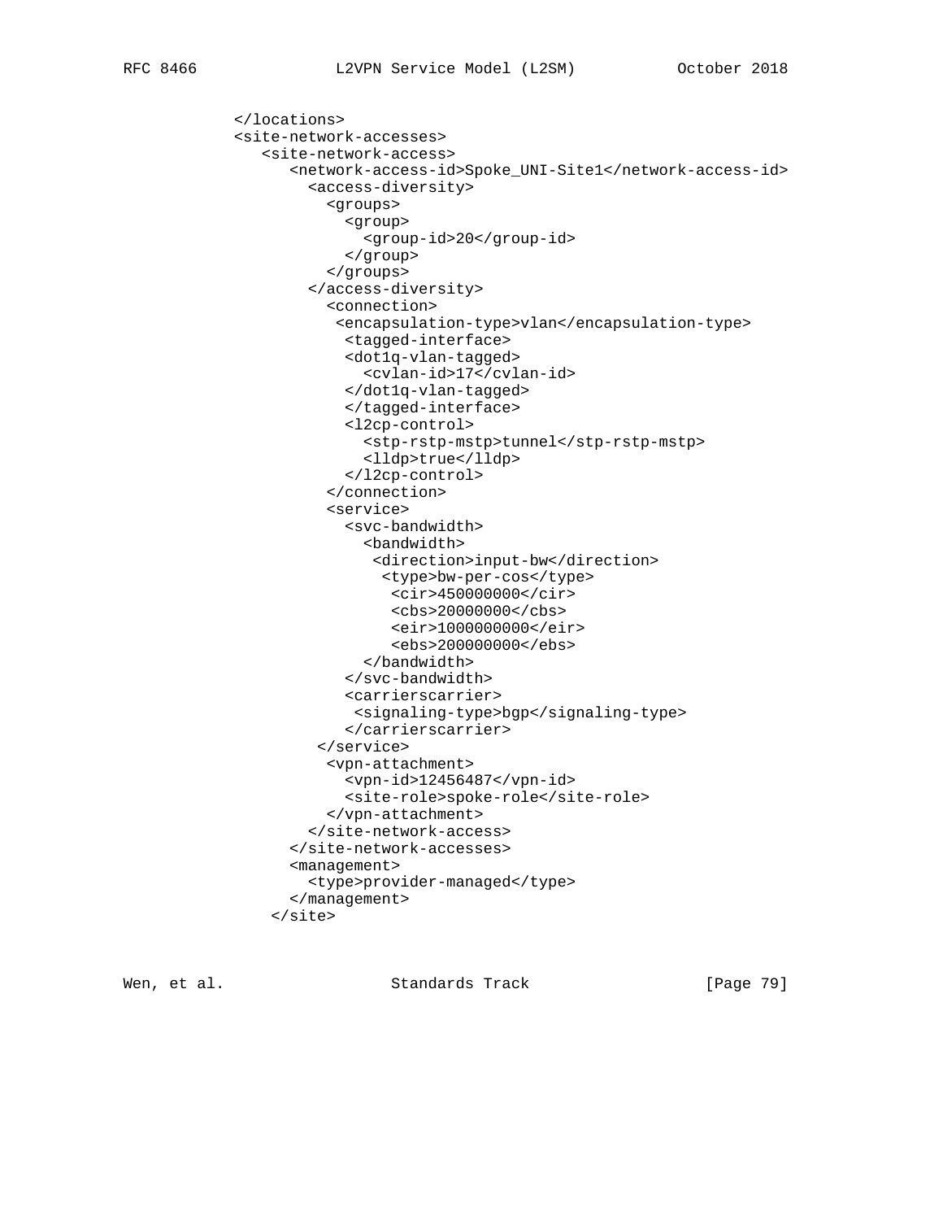```
          </locations>
          <site-network-accesses>
             <site-network-access>
                <network-access-id>Spoke_UNI-Site1</network-access-id>
                  <access-diversity>
                    <groups>
                      <group>
                        <group-id>20</group-id>
                      </group>
                    </groups>
                  </access-diversity>
                    <connection>
                     <encapsulation-type>vlan</encapsulation-type>
                      <tagged-interface>
                      <dot1q-vlan-tagged>
                        <cvlan-id>17</cvlan-id>
                      </dot1q-vlan-tagged>
                      </tagged-interface>
                      <l2cp-control>
                        <stp-rstp-mstp>tunnel</stp-rstp-mstp>
                        <lldp>true</lldp>
                      </l2cp-control>
                    </connection>
                    <service>
                      <svc-bandwidth>
                        <bandwidth>
                         <direction>input-bw</direction>
                          <type>bw-per-cos</type>
                           <cir>450000000</cir>
                           <cbs>20000000</cbs>
                           <eir>1000000000</eir>
                           <ebs>200000000</ebs>
                        </bandwidth>
                      </svc-bandwidth>
                      <carrierscarrier>
                       <signaling-type>bgp</signaling-type>
                      </carrierscarrier>
                   </service>
                    <vpn-attachment>
                      <vpn-id>12456487</vpn-id>
                      <site-role>spoke-role</site-role>
                    </vpn-attachment>
                  </site-network-access>
                </site-network-accesses>
                <management>
                  <type>provider-managed</type>
                </management>
              </site>
```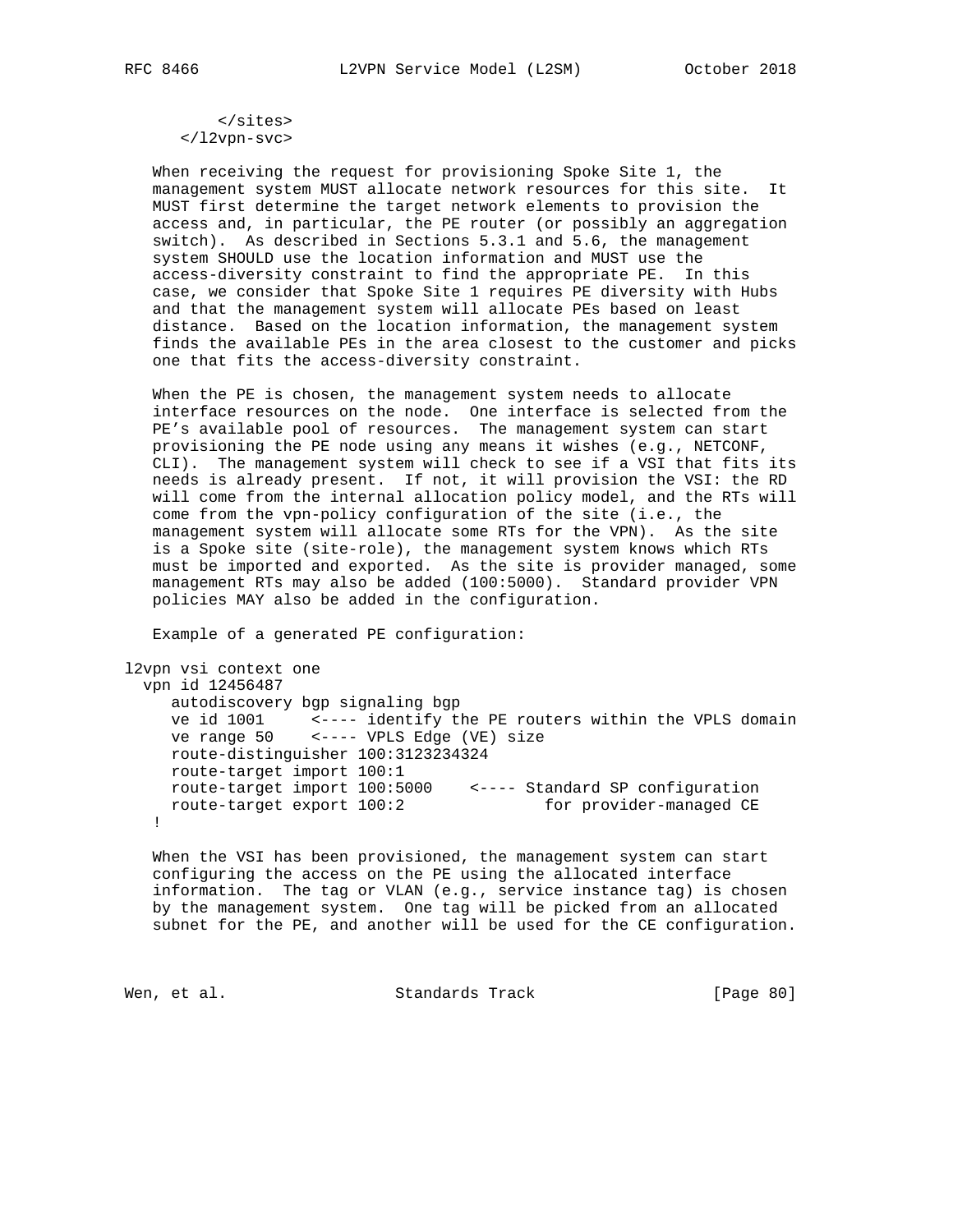```
      </sites>
    </l2vpn-svc>
```

When receiving the request for provisioning Spoke Site 1, the management system MUST allocate network resources for this site. It MUST first determine the target network elements to provision the access and, in particular, the PE router (or possibly an aggregation switch). As described in Sections 5.3.1 and 5.6, the management system SHOULD use the location information and MUST use the access-diversity constraint to find the appropriate PE. In this case, we consider that Spoke Site 1 requires PE diversity with Hubs and that the management system will allocate PEs based on least distance. Based on the location information, the management system finds the available PEs in the area closest to the customer and picks one that fits the access-diversity constraint.

When the PE is chosen, the management system needs to allocate interface resources on the node. One interface is selected from the PE's available pool of resources. The management system can start provisioning the PE node using any means it wishes (e.g., NETCONF, CLI). The management system will check to see if a VSI that fits its needs is already present. If not, it will provision the VSI: the RD will come from the internal allocation policy model, and the RTs will come from the vpn-policy configuration of the site (i.e., the management system will allocate some RTs for the VPN). As the site is a Spoke site (site-role), the management system knows which RTs must be imported and exported. As the site is provider managed, some management RTs may also be added (100:5000). Standard provider VPN policies MAY also be added in the configuration.

Example of a generated PE configuration:

```
l2vpn vsi context one
  vpn id 12456487
     autodiscovery bgp signaling bgp
     ve id 1001     <---- identify the PE routers within the VPLS domain
     ve range 50    <---- VPLS Edge (VE) size
     route-distinguisher 100:3123234324
     route-target import 100:1
     route-target import 100:5000    <---- Standard SP configuration
     route-target export 100:2               for provider-managed CE
   !
```

When the VSI has been provisioned, the management system can start configuring the access on the PE using the allocated interface information. The tag or VLAN (e.g., service instance tag) is chosen by the management system. One tag will be picked from an allocated subnet for the PE, and another will be used for the CE configuration.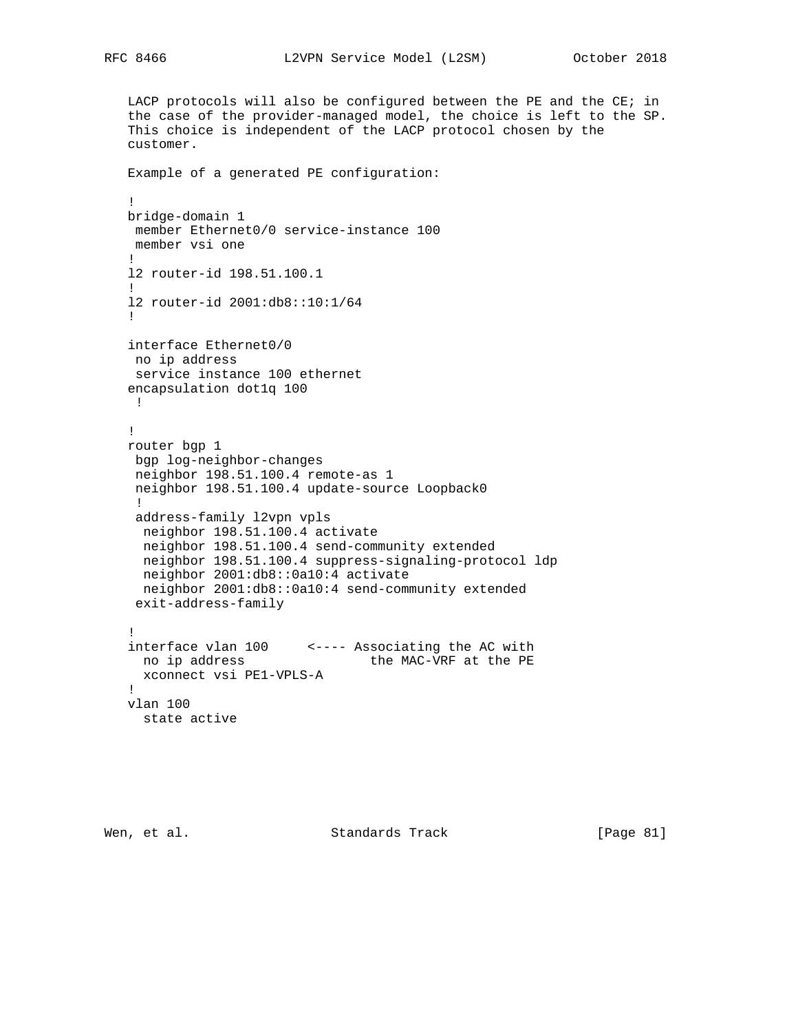LACP protocols will also be configured between the PE and the CE; in the case of the provider-managed model, the choice is left to the SP. This choice is independent of the LACP protocol chosen by the customer.

Example of a generated PE configuration:

```
!
bridge-domain 1
 member Ethernet0/0 service-instance 100
 member vsi one
!
l2 router-id 198.51.100.1
!
l2 router-id 2001:db8::10:1/64
!

interface Ethernet0/0
 no ip address
 service instance 100 ethernet
encapsulation dot1q 100
 !

!
router bgp 1
 bgp log-neighbor-changes
 neighbor 198.51.100.4 remote-as 1
 neighbor 198.51.100.4 update-source Loopback0
 !
 address-family l2vpn vpls
  neighbor 198.51.100.4 activate
  neighbor 198.51.100.4 send-community extended
  neighbor 198.51.100.4 suppress-signaling-protocol ldp
  neighbor 2001:db8::0a10:4 activate
  neighbor 2001:db8::0a10:4 send-community extended
 exit-address-family

!
interface vlan 100     <---- Associating the AC with
  no ip address                the MAC-VRF at the PE
  xconnect vsi PE1-VPLS-A
!
vlan 100
  state active
```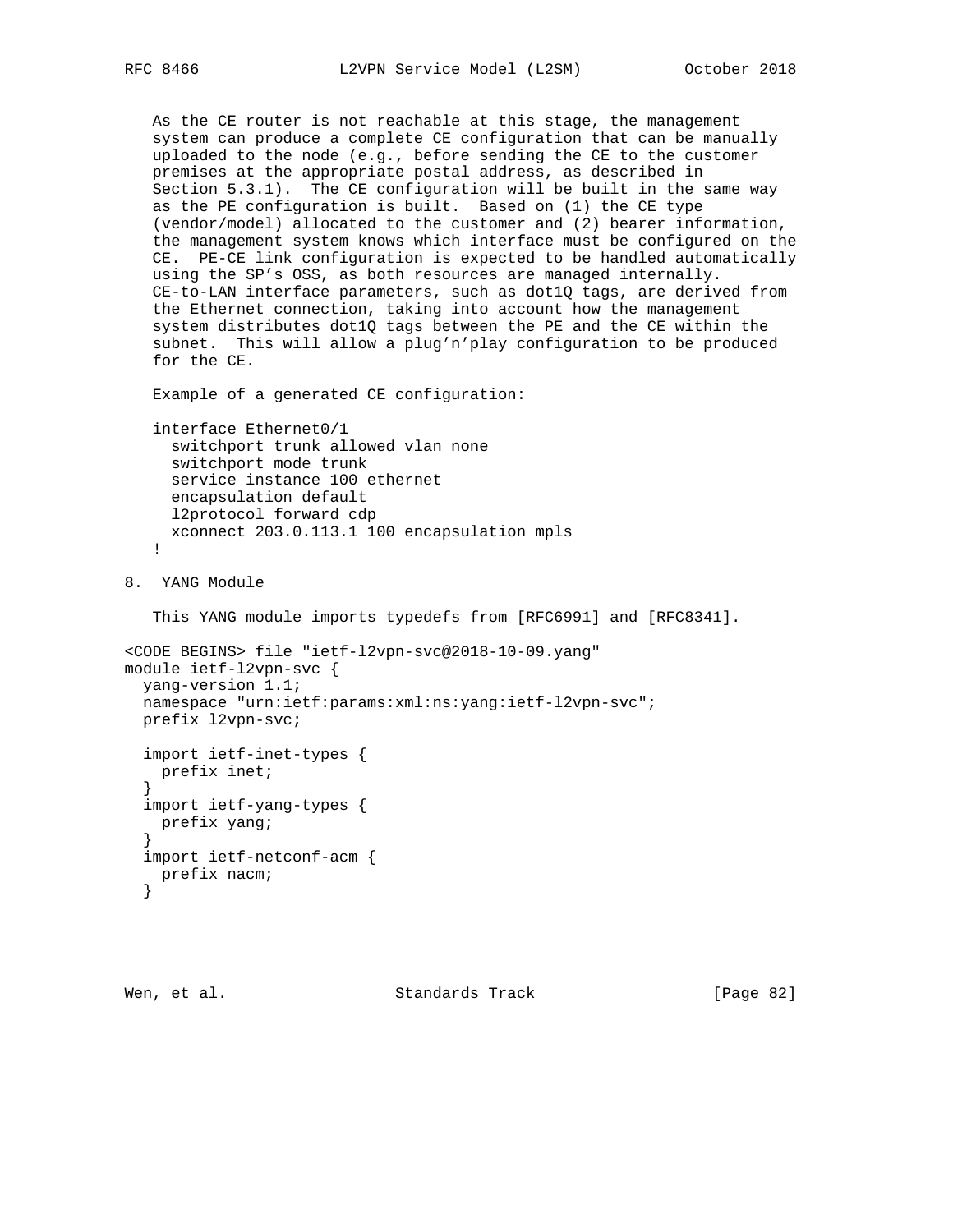As the CE router is not reachable at this stage, the management system can produce a complete CE configuration that can be manually uploaded to the node (e.g., before sending the CE to the customer premises at the appropriate postal address, as described in Section 5.3.1). The CE configuration will be built in the same way as the PE configuration is built. Based on (1) the CE type (vendor/model) allocated to the customer and (2) bearer information, the management system knows which interface must be configured on the CE. PE-CE link configuration is expected to be handled automatically using the SP's OSS, as both resources are managed internally. CE-to-LAN interface parameters, such as dot1Q tags, are derived from the Ethernet connection, taking into account how the management system distributes dot1Q tags between the PE and the CE within the subnet. This will allow a plug'n'play configuration to be produced for the CE.

Example of a generated CE configuration:

```
interface Ethernet0/1
  switchport trunk allowed vlan none
  switchport mode trunk
  service instance 100 ethernet
  encapsulation default
  l2protocol forward cdp
  xconnect 203.0.113.1 100 encapsulation mpls
!
```

## 8. YANG Module

This YANG module imports typedefs from [RFC6991] and [RFC8341].

```
<CODE BEGINS> file "ietf-l2vpn-svc@2018-10-09.yang"
module ietf-l2vpn-svc {
  yang-version 1.1;
  namespace "urn:ietf:params:xml:ns:yang:ietf-l2vpn-svc";
  prefix l2vpn-svc;

  import ietf-inet-types {
    prefix inet;
  }
  import ietf-yang-types {
    prefix yang;
  }
  import ietf-netconf-acm {
    prefix nacm;
  }
```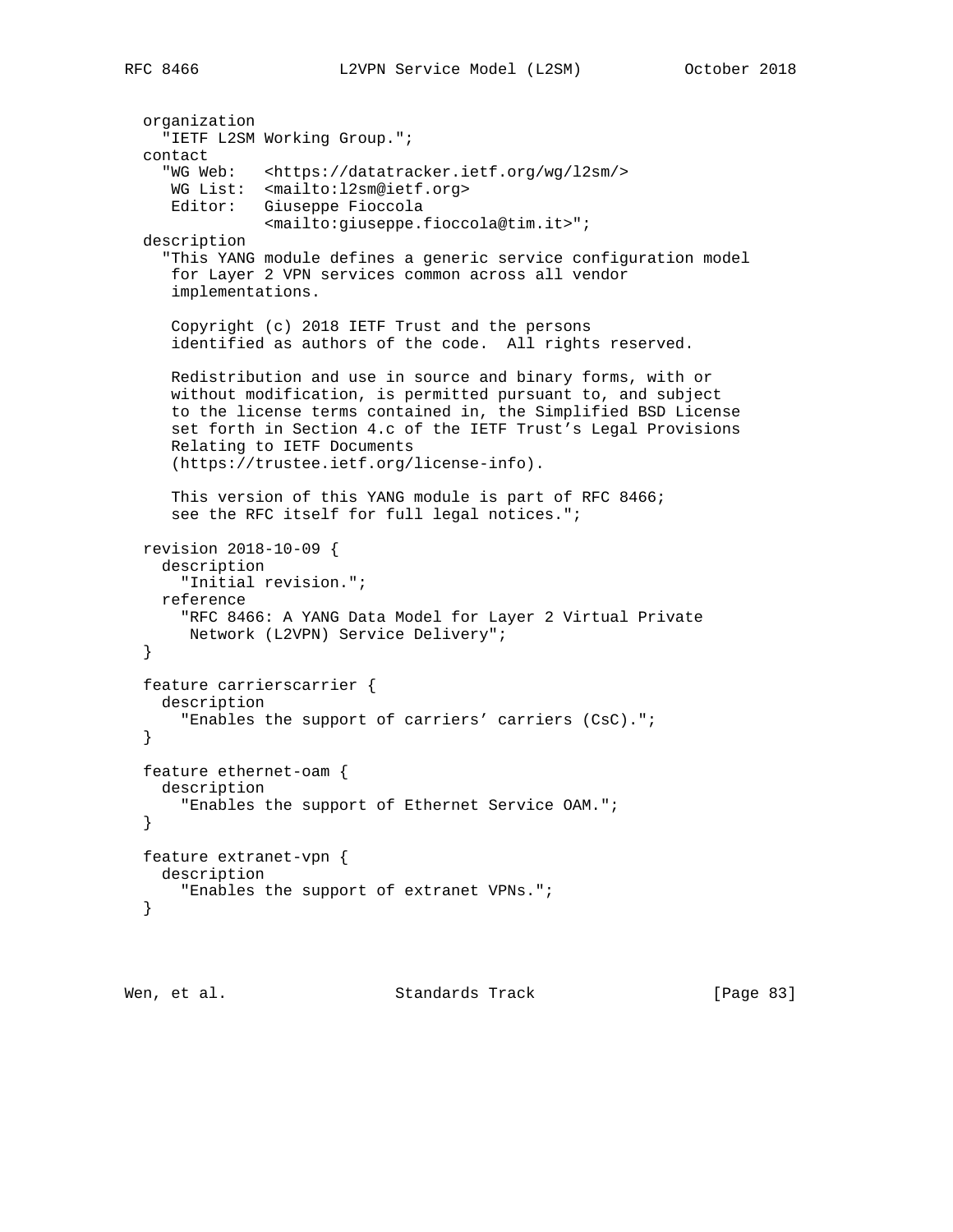```
  organization
    "IETF L2SM Working Group.";
  contact
    "WG Web:   <https://datatracker.ietf.org/wg/l2sm/>
     WG List:  <mailto:l2sm@ietf.org>
     Editor:   Giuseppe Fioccola
               <mailto:giuseppe.fioccola@tim.it>";
  description
    "This YANG module defines a generic service configuration model
     for Layer 2 VPN services common across all vendor
     implementations.

     Copyright (c) 2018 IETF Trust and the persons
     identified as authors of the code.  All rights reserved.

     Redistribution and use in source and binary forms, with or
     without modification, is permitted pursuant to, and subject
     to the license terms contained in, the Simplified BSD License
     set forth in Section 4.c of the IETF Trust's Legal Provisions
     Relating to IETF Documents
     (https://trustee.ietf.org/license-info).

     This version of this YANG module is part of RFC 8466;
     see the RFC itself for full legal notices.";

  revision 2018-10-09 {
    description
      "Initial revision.";
    reference
      "RFC 8466: A YANG Data Model for Layer 2 Virtual Private
       Network (L2VPN) Service Delivery";
  }

  feature carrierscarrier {
    description
      "Enables the support of carriers' carriers (CsC).";
  }

  feature ethernet-oam {
    description
      "Enables the support of Ethernet Service OAM.";
  }

  feature extranet-vpn {
    description
      "Enables the support of extranet VPNs.";
  }
```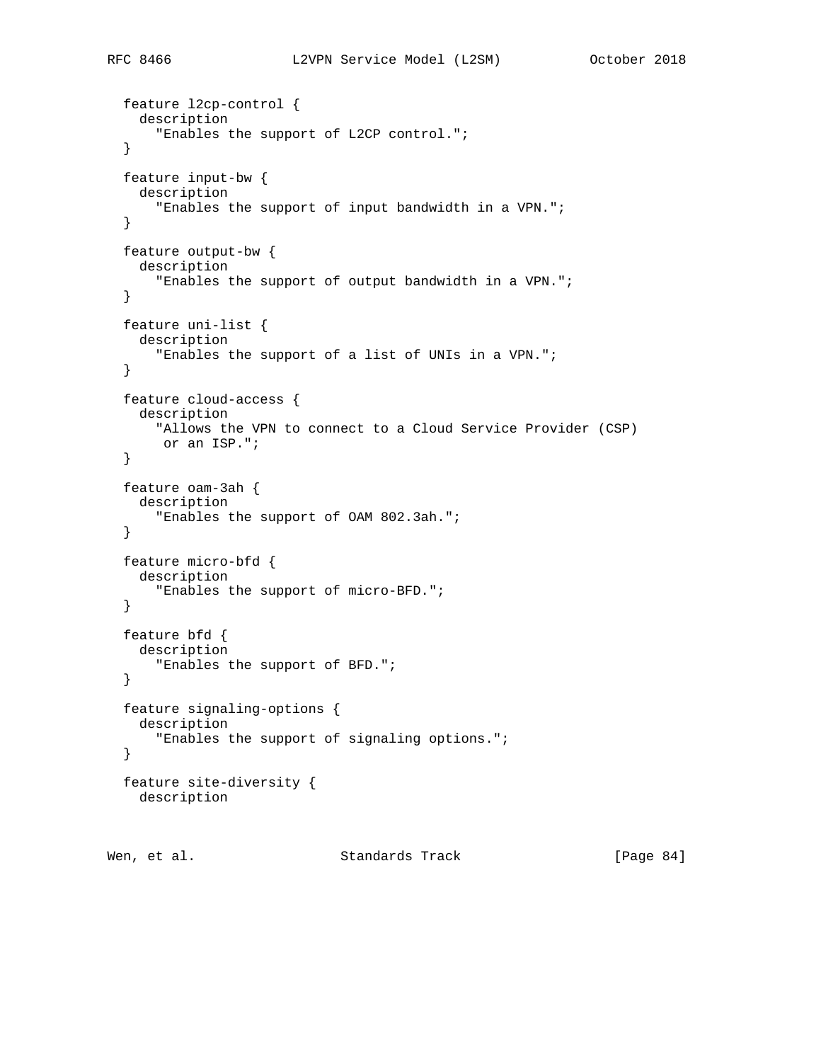```
  feature l2cp-control {
    description
      "Enables the support of L2CP control.";
  }

  feature input-bw {
    description
      "Enables the support of input bandwidth in a VPN.";
  }

  feature output-bw {
    description
      "Enables the support of output bandwidth in a VPN.";
  }

  feature uni-list {
    description
      "Enables the support of a list of UNIs in a VPN.";
  }

  feature cloud-access {
    description
      "Allows the VPN to connect to a Cloud Service Provider (CSP)
       or an ISP.";
  }

  feature oam-3ah {
    description
      "Enables the support of OAM 802.3ah.";
  }

  feature micro-bfd {
    description
      "Enables the support of micro-BFD.";
  }

  feature bfd {
    description
      "Enables the support of BFD.";
  }

  feature signaling-options {
    description
      "Enables the support of signaling options.";
  }

  feature site-diversity {
    description
```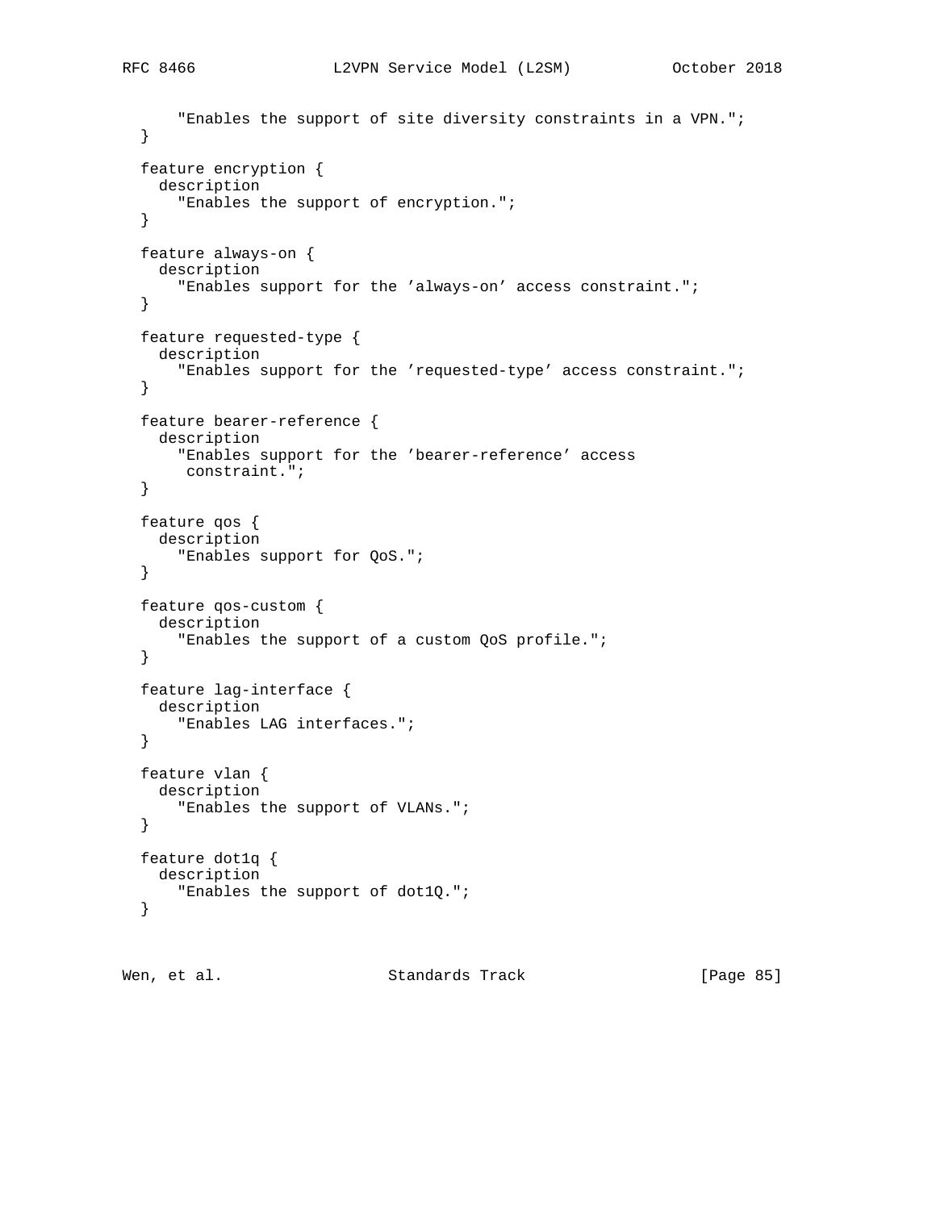```
      "Enables the support of site diversity constraints in a VPN.";
  }

  feature encryption {
    description
      "Enables the support of encryption.";
  }

  feature always-on {
    description
      "Enables support for the 'always-on' access constraint.";
  }

  feature requested-type {
    description
      "Enables support for the 'requested-type' access constraint.";
  }

  feature bearer-reference {
    description
      "Enables support for the 'bearer-reference' access
       constraint.";
  }

  feature qos {
    description
      "Enables support for QoS.";
  }

  feature qos-custom {
    description
      "Enables the support of a custom QoS profile.";
  }

  feature lag-interface {
    description
      "Enables LAG interfaces.";
  }

  feature vlan {
    description
      "Enables the support of VLANs.";
  }

  feature dot1q {
    description
      "Enables the support of dot1Q.";
  }
```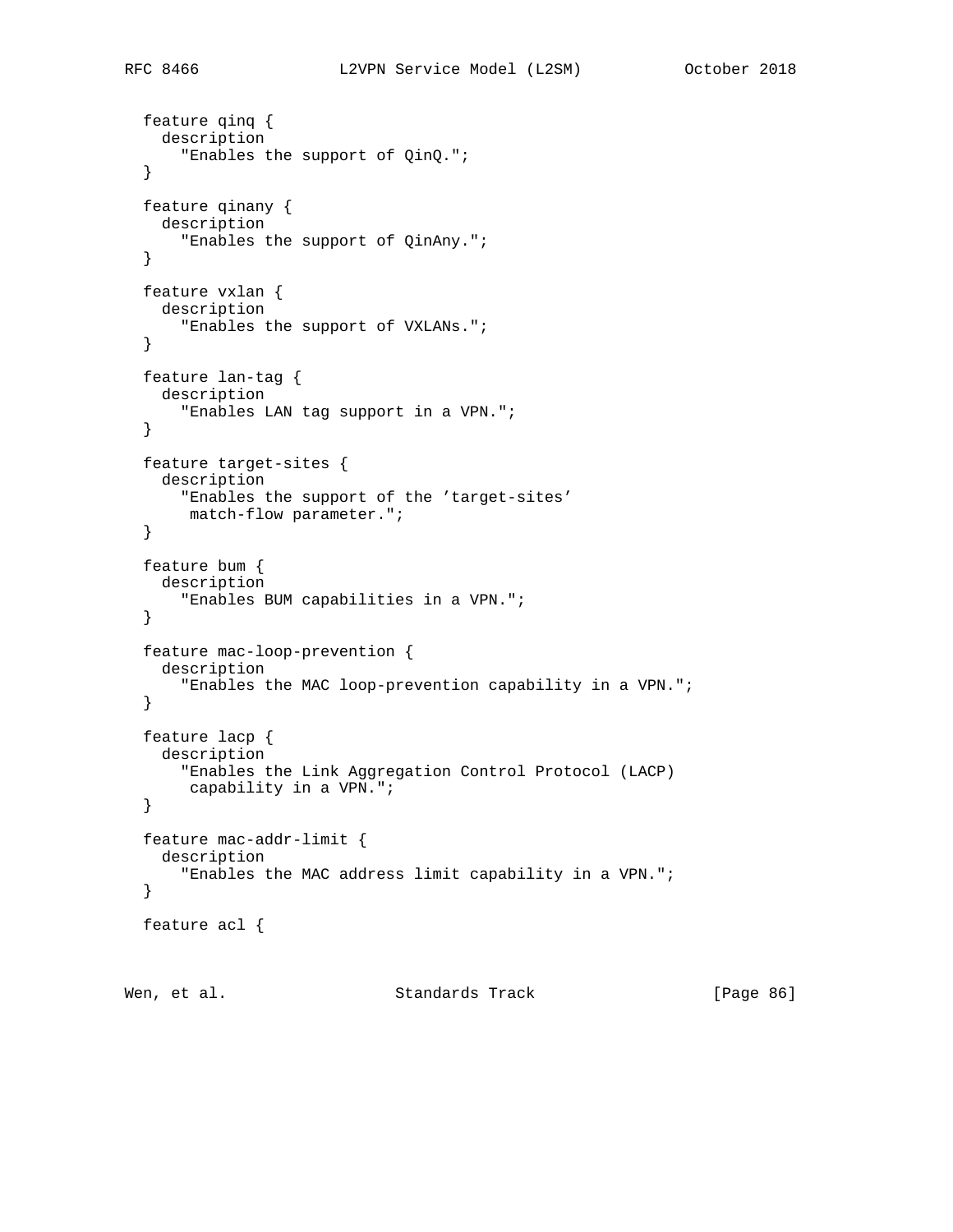```
  feature qinq {
    description
      "Enables the support of QinQ.";
  }

  feature qinany {
    description
      "Enables the support of QinAny.";
  }

  feature vxlan {
    description
      "Enables the support of VXLANs.";
  }

  feature lan-tag {
    description
      "Enables LAN tag support in a VPN.";
  }

  feature target-sites {
    description
      "Enables the support of the 'target-sites'
       match-flow parameter.";
  }

  feature bum {
    description
      "Enables BUM capabilities in a VPN.";
  }

  feature mac-loop-prevention {
    description
      "Enables the MAC loop-prevention capability in a VPN.";
  }

  feature lacp {
    description
      "Enables the Link Aggregation Control Protocol (LACP)
       capability in a VPN.";
  }

  feature mac-addr-limit {
    description
      "Enables the MAC address limit capability in a VPN.";
  }

  feature acl {
```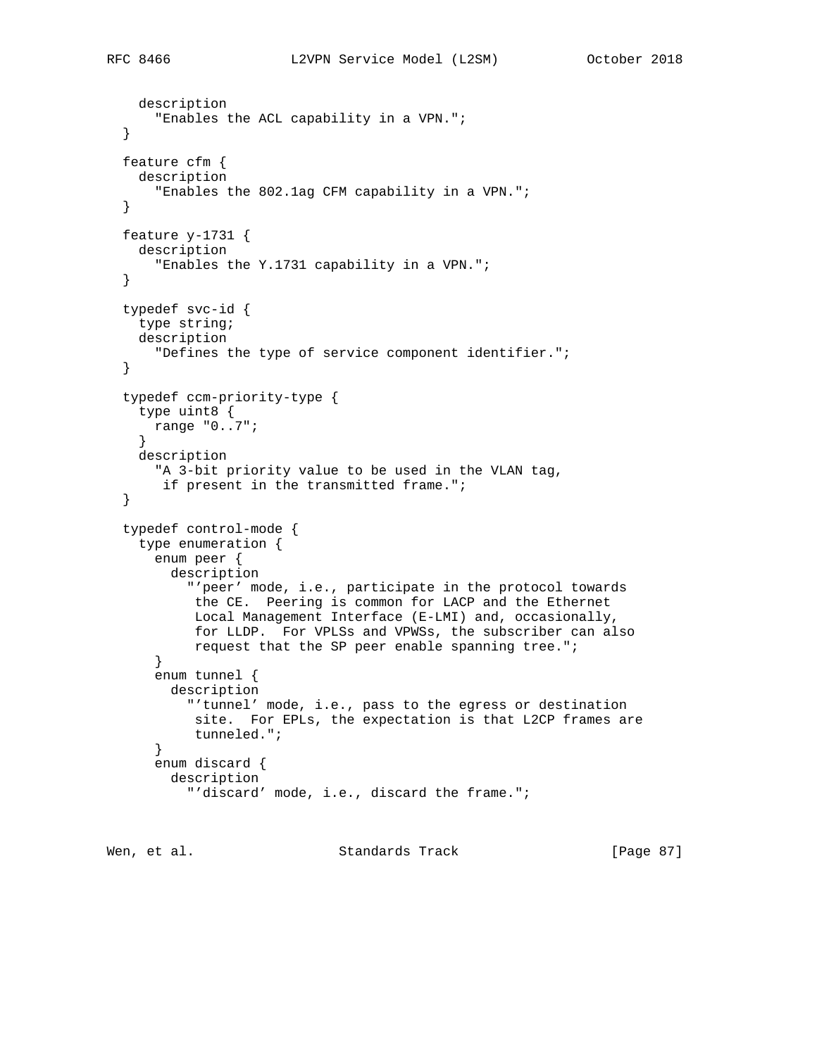```
    description
      "Enables the ACL capability in a VPN.";
  }

  feature cfm {
    description
      "Enables the 802.1ag CFM capability in a VPN.";
  }

  feature y-1731 {
    description
      "Enables the Y.1731 capability in a VPN.";
  }

  typedef svc-id {
    type string;
    description
      "Defines the type of service component identifier.";
  }

  typedef ccm-priority-type {
    type uint8 {
      range "0..7";
    }
    description
      "A 3-bit priority value to be used in the VLAN tag,
       if present in the transmitted frame.";
  }

  typedef control-mode {
    type enumeration {
      enum peer {
        description
          "'peer' mode, i.e., participate in the protocol towards
           the CE.  Peering is common for LACP and the Ethernet
           Local Management Interface (E-LMI) and, occasionally,
           for LLDP.  For VPLSs and VPWSs, the subscriber can also
           request that the SP peer enable spanning tree.";
      }
      enum tunnel {
        description
          "'tunnel' mode, i.e., pass to the egress or destination
           site.  For EPLs, the expectation is that L2CP frames are
           tunneled.";
      }
      enum discard {
        description
          "'discard' mode, i.e., discard the frame.";
```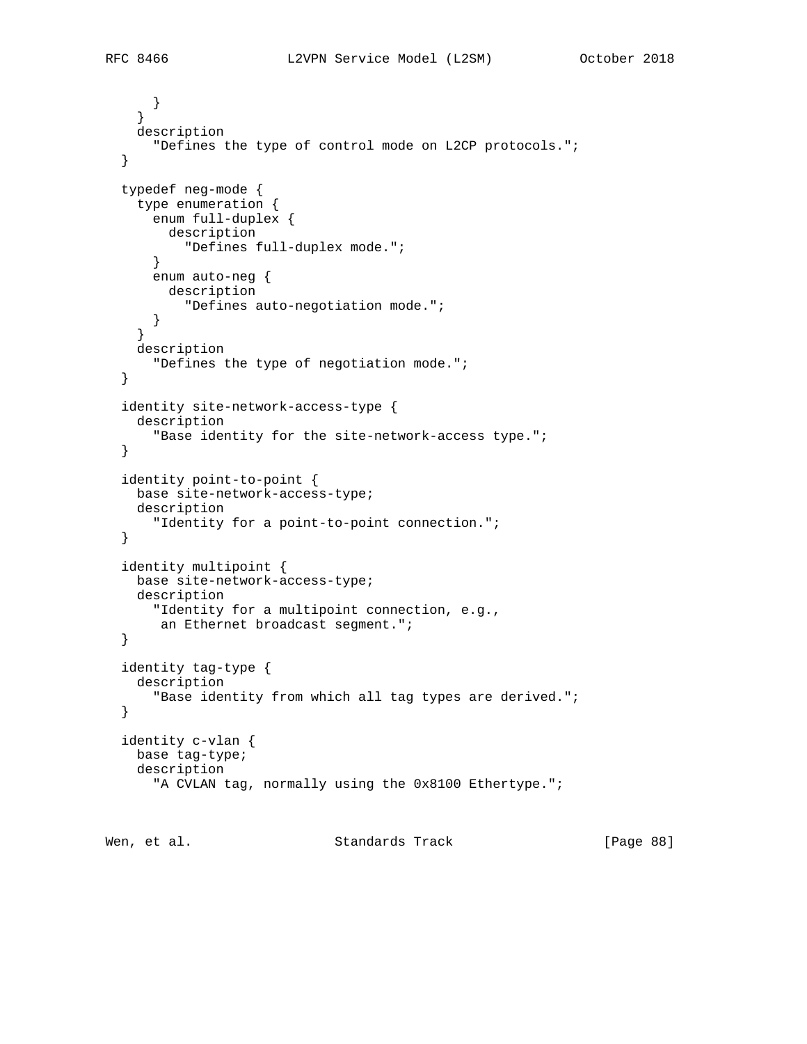```
      }
    }
    description
      "Defines the type of control mode on L2CP protocols.";
  }

  typedef neg-mode {
    type enumeration {
      enum full-duplex {
        description
          "Defines full-duplex mode.";
      }
      enum auto-neg {
        description
          "Defines auto-negotiation mode.";
      }
    }
    description
      "Defines the type of negotiation mode.";
  }

  identity site-network-access-type {
    description
      "Base identity for the site-network-access type.";
  }

  identity point-to-point {
    base site-network-access-type;
    description
      "Identity for a point-to-point connection.";
  }

  identity multipoint {
    base site-network-access-type;
    description
      "Identity for a multipoint connection, e.g.,
       an Ethernet broadcast segment.";
  }

  identity tag-type {
    description
      "Base identity from which all tag types are derived.";
  }

  identity c-vlan {
    base tag-type;
    description
      "A CVLAN tag, normally using the 0x8100 Ethertype.";
```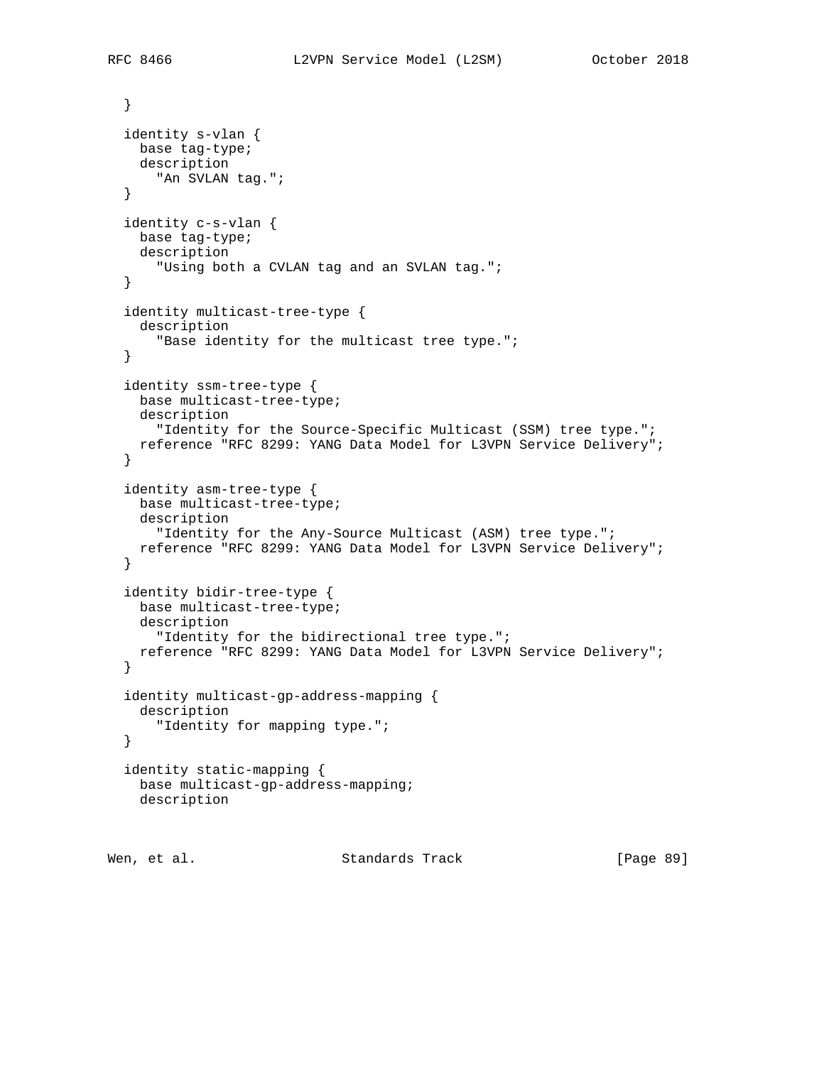```
  }

  identity s-vlan {
    base tag-type;
    description
      "An SVLAN tag.";
  }

  identity c-s-vlan {
    base tag-type;
    description
      "Using both a CVLAN tag and an SVLAN tag.";
  }

  identity multicast-tree-type {
    description
      "Base identity for the multicast tree type.";
  }

  identity ssm-tree-type {
    base multicast-tree-type;
    description
      "Identity for the Source-Specific Multicast (SSM) tree type.";
    reference "RFC 8299: YANG Data Model for L3VPN Service Delivery";
  }

  identity asm-tree-type {
    base multicast-tree-type;
    description
      "Identity for the Any-Source Multicast (ASM) tree type.";
    reference "RFC 8299: YANG Data Model for L3VPN Service Delivery";
  }

  identity bidir-tree-type {
    base multicast-tree-type;
    description
      "Identity for the bidirectional tree type.";
    reference "RFC 8299: YANG Data Model for L3VPN Service Delivery";
  }

  identity multicast-gp-address-mapping {
    description
      "Identity for mapping type.";
  }

  identity static-mapping {
    base multicast-gp-address-mapping;
    description
```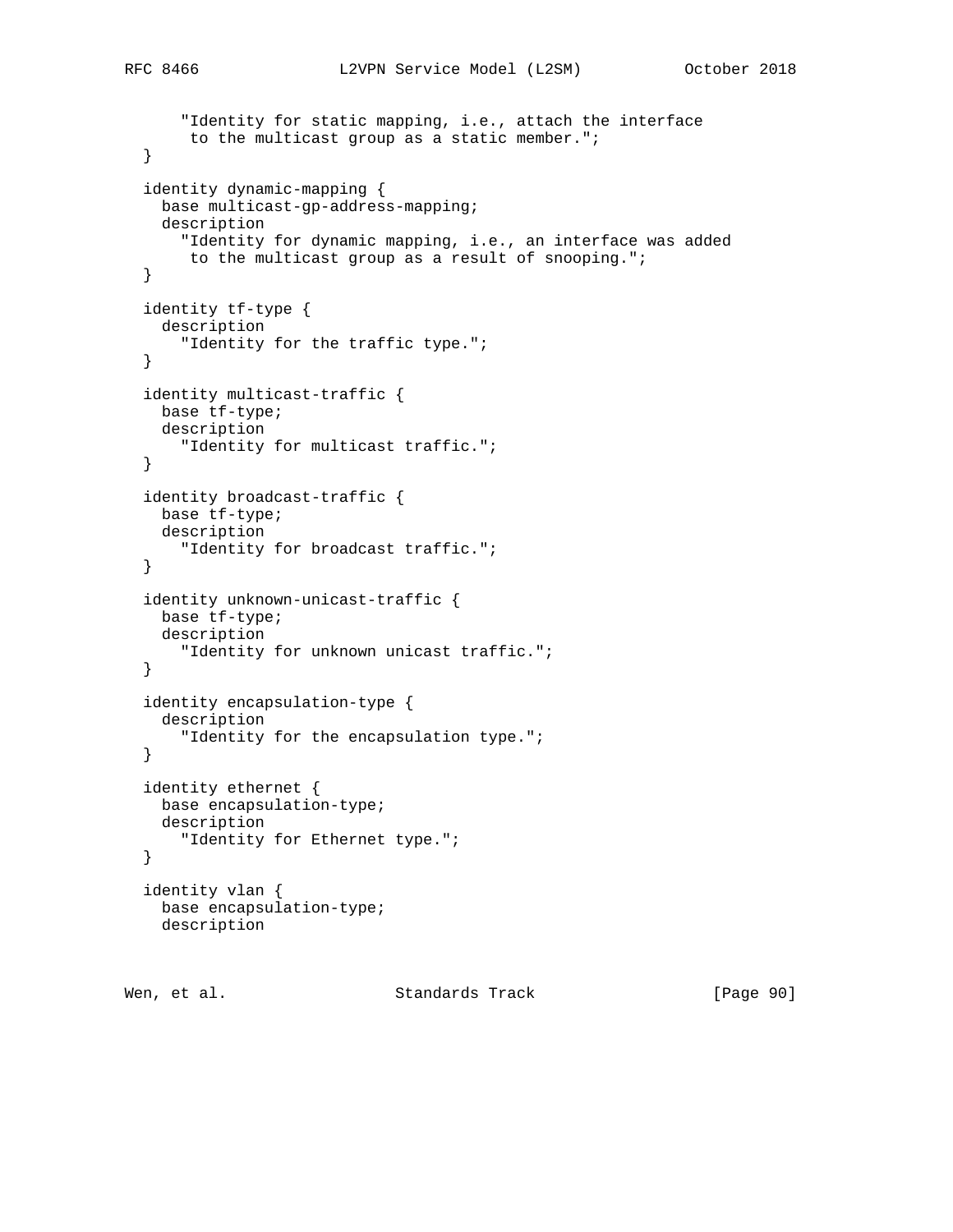```
      "Identity for static mapping, i.e., attach the interface
       to the multicast group as a static member.";
  }

  identity dynamic-mapping {
    base multicast-gp-address-mapping;
    description
      "Identity for dynamic mapping, i.e., an interface was added
       to the multicast group as a result of snooping.";
  }

  identity tf-type {
    description
      "Identity for the traffic type.";
  }

  identity multicast-traffic {
    base tf-type;
    description
      "Identity for multicast traffic.";
  }

  identity broadcast-traffic {
    base tf-type;
    description
      "Identity for broadcast traffic.";
  }

  identity unknown-unicast-traffic {
    base tf-type;
    description
      "Identity for unknown unicast traffic.";
  }

  identity encapsulation-type {
    description
      "Identity for the encapsulation type.";
  }

  identity ethernet {
    base encapsulation-type;
    description
      "Identity for Ethernet type.";
  }

  identity vlan {
    base encapsulation-type;
    description
```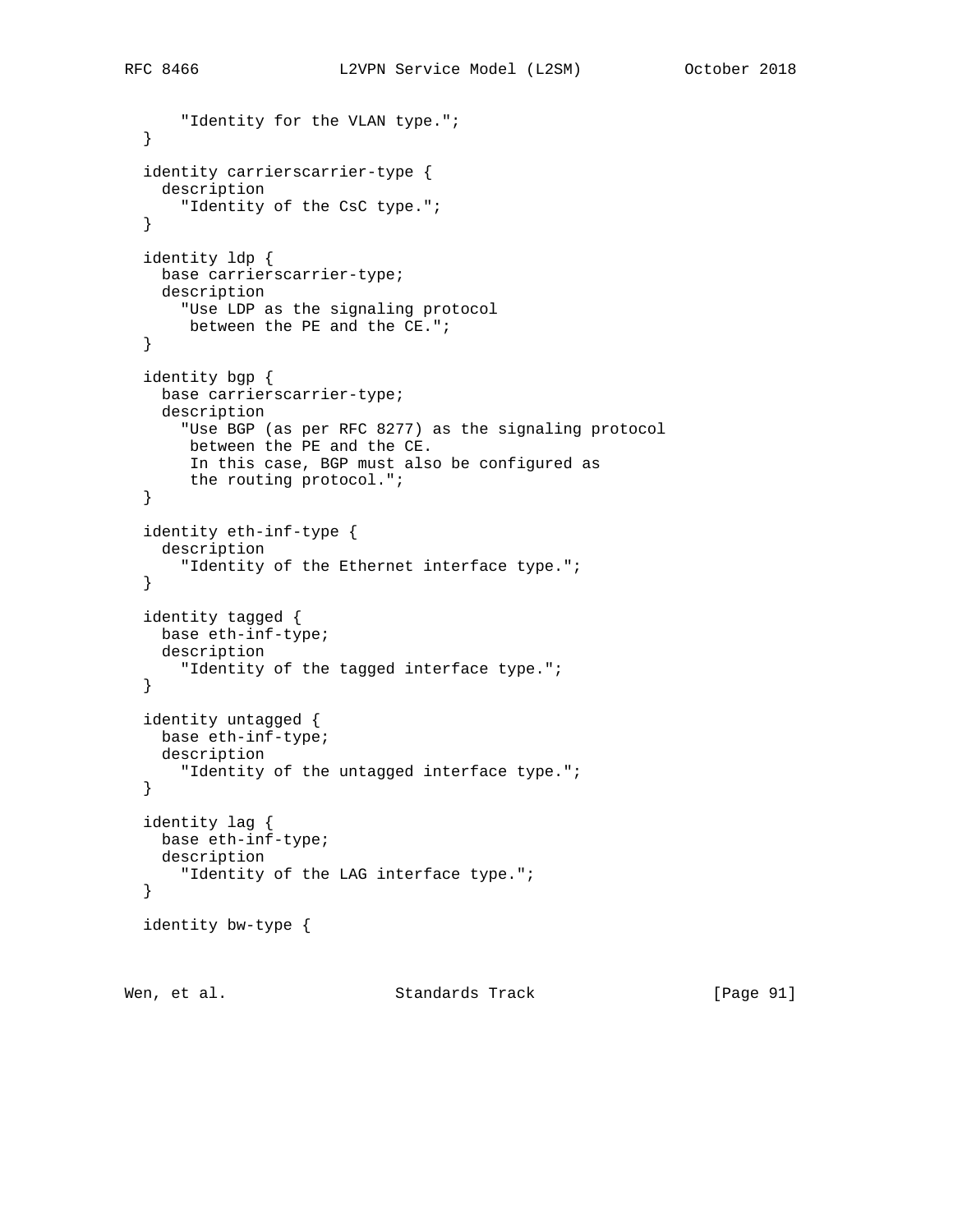```
      "Identity for the VLAN type.";
  }

  identity carrierscarrier-type {
    description
      "Identity of the CsC type.";
  }

  identity ldp {
    base carrierscarrier-type;
    description
      "Use LDP as the signaling protocol
       between the PE and the CE.";
  }

  identity bgp {
    base carrierscarrier-type;
    description
      "Use BGP (as per RFC 8277) as the signaling protocol
       between the PE and the CE.
       In this case, BGP must also be configured as
       the routing protocol.";
  }

  identity eth-inf-type {
    description
      "Identity of the Ethernet interface type.";
  }

  identity tagged {
    base eth-inf-type;
    description
      "Identity of the tagged interface type.";
  }

  identity untagged {
    base eth-inf-type;
    description
      "Identity of the untagged interface type.";
  }

  identity lag {
    base eth-inf-type;
    description
      "Identity of the LAG interface type.";
  }

  identity bw-type {
```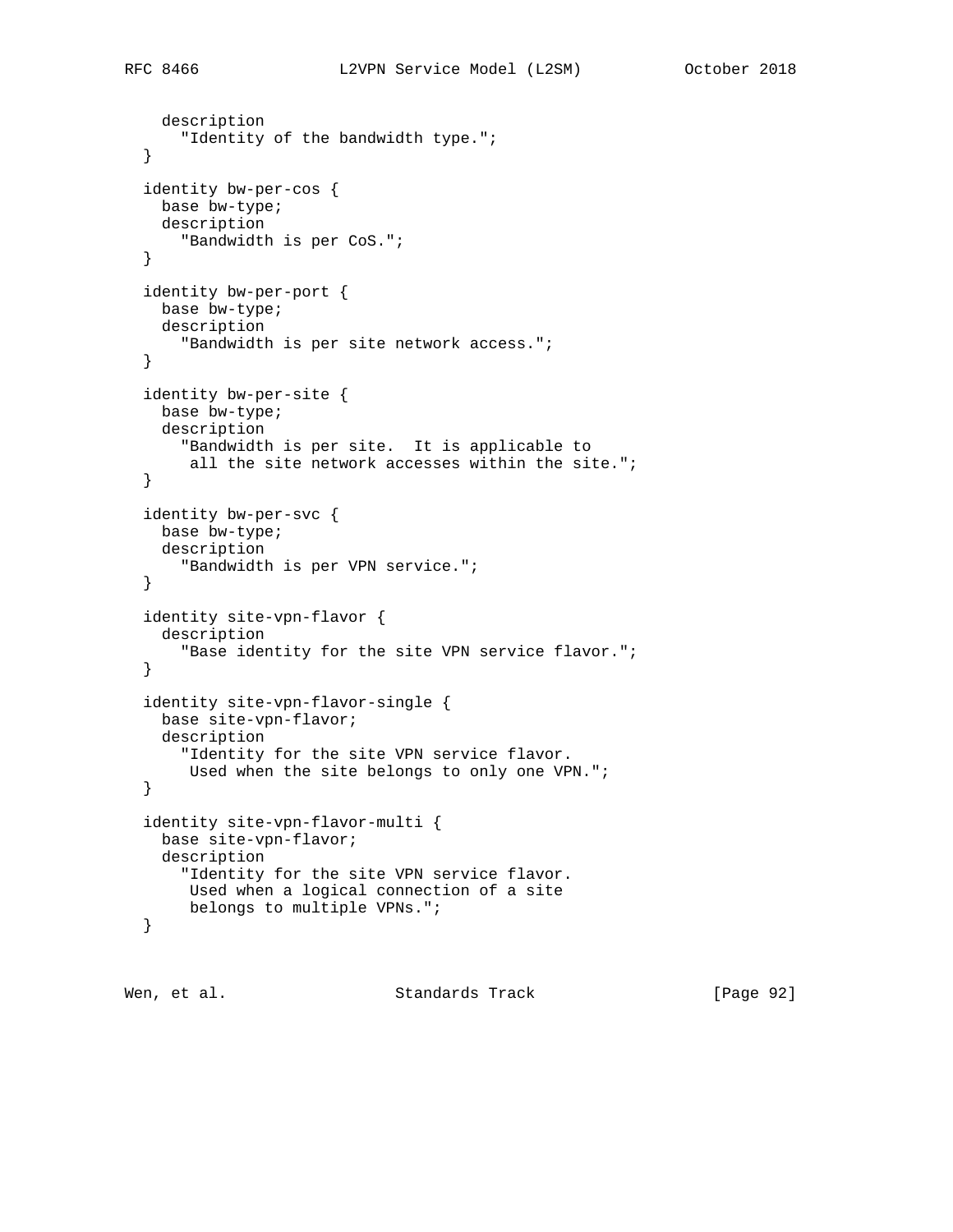```
    description
      "Identity of the bandwidth type.";
  }

  identity bw-per-cos {
    base bw-type;
    description
      "Bandwidth is per CoS.";
  }

  identity bw-per-port {
    base bw-type;
    description
      "Bandwidth is per site network access.";
  }

  identity bw-per-site {
    base bw-type;
    description
      "Bandwidth is per site.  It is applicable to
       all the site network accesses within the site.";
  }

  identity bw-per-svc {
    base bw-type;
    description
      "Bandwidth is per VPN service.";
  }

  identity site-vpn-flavor {
    description
      "Base identity for the site VPN service flavor.";
  }

  identity site-vpn-flavor-single {
    base site-vpn-flavor;
    description
      "Identity for the site VPN service flavor.
       Used when the site belongs to only one VPN.";
  }

  identity site-vpn-flavor-multi {
    base site-vpn-flavor;
    description
      "Identity for the site VPN service flavor.
       Used when a logical connection of a site
       belongs to multiple VPNs.";
  }
```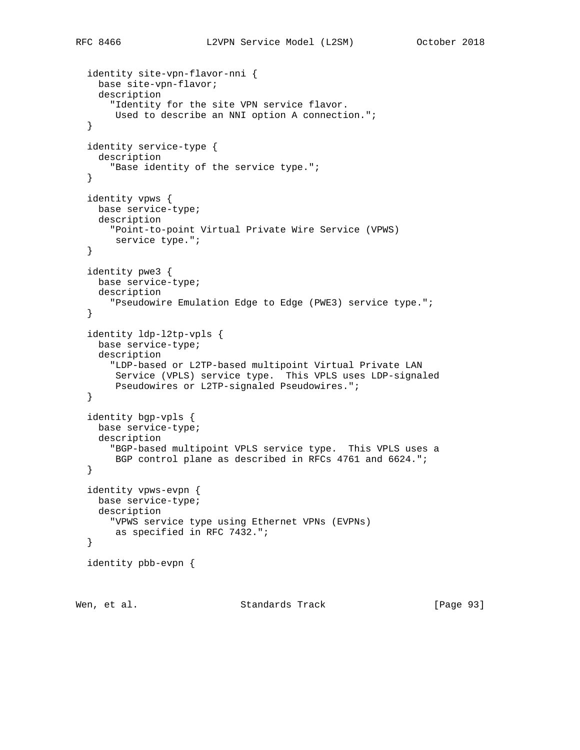```
  identity site-vpn-flavor-nni {
    base site-vpn-flavor;
    description
      "Identity for the site VPN service flavor.
       Used to describe an NNI option A connection.";
  }

  identity service-type {
    description
      "Base identity of the service type.";
  }

  identity vpws {
    base service-type;
    description
      "Point-to-point Virtual Private Wire Service (VPWS)
       service type.";
  }

  identity pwe3 {
    base service-type;
    description
      "Pseudowire Emulation Edge to Edge (PWE3) service type.";
  }

  identity ldp-l2tp-vpls {
    base service-type;
    description
      "LDP-based or L2TP-based multipoint Virtual Private LAN
       Service (VPLS) service type.  This VPLS uses LDP-signaled
       Pseudowires or L2TP-signaled Pseudowires.";
  }

  identity bgp-vpls {
    base service-type;
    description
      "BGP-based multipoint VPLS service type.  This VPLS uses a
       BGP control plane as described in RFCs 4761 and 6624.";
  }

  identity vpws-evpn {
    base service-type;
    description
      "VPWS service type using Ethernet VPNs (EVPNs)
       as specified in RFC 7432.";
  }

  identity pbb-evpn {
```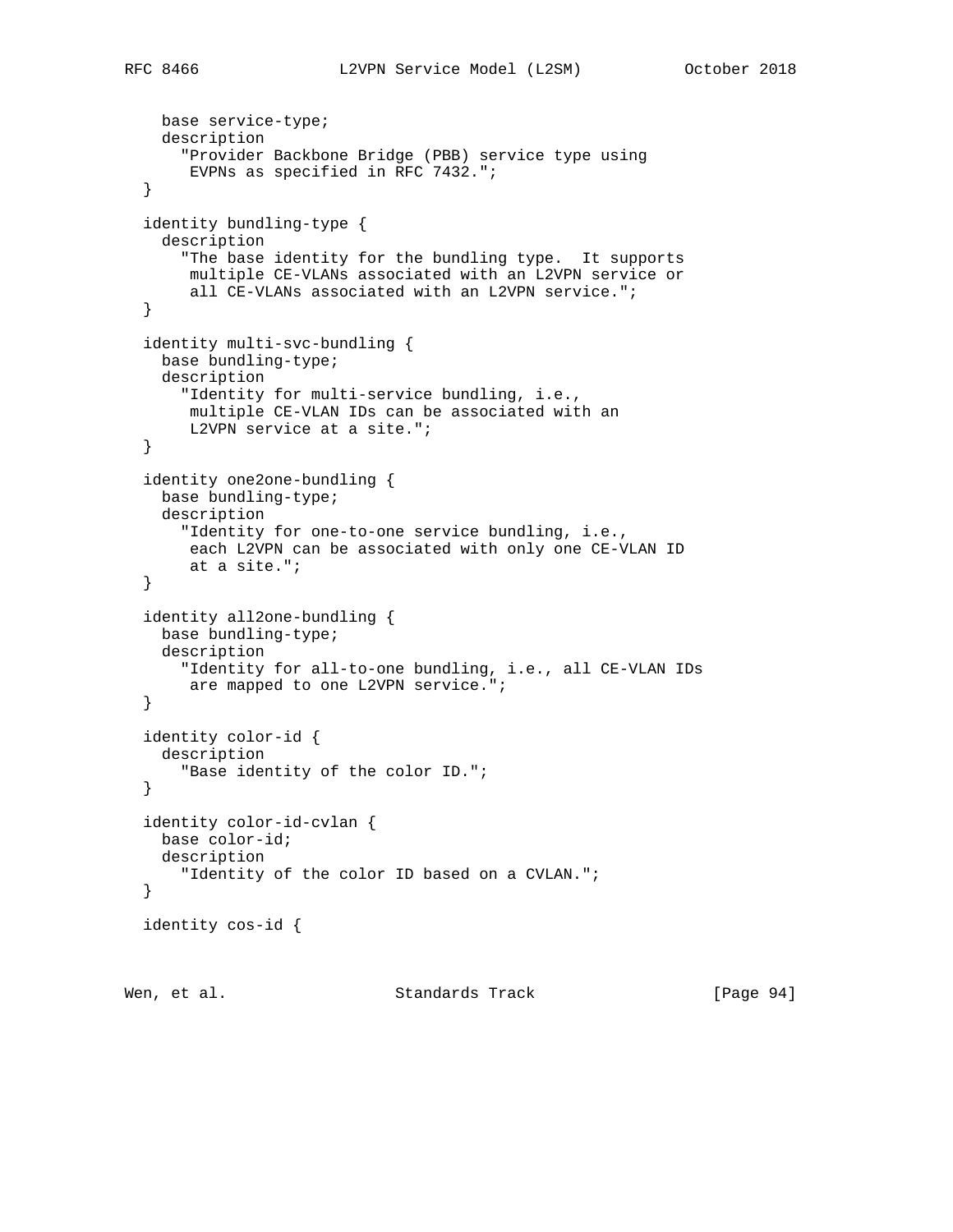```
    base service-type;
    description
      "Provider Backbone Bridge (PBB) service type using
       EVPNs as specified in RFC 7432.";
  }

  identity bundling-type {
    description
      "The base identity for the bundling type.  It supports
       multiple CE-VLANs associated with an L2VPN service or
       all CE-VLANs associated with an L2VPN service.";
  }

  identity multi-svc-bundling {
    base bundling-type;
    description
      "Identity for multi-service bundling, i.e.,
       multiple CE-VLAN IDs can be associated with an
       L2VPN service at a site.";
  }

  identity one2one-bundling {
    base bundling-type;
    description
      "Identity for one-to-one service bundling, i.e.,
       each L2VPN can be associated with only one CE-VLAN ID
       at a site.";
  }

  identity all2one-bundling {
    base bundling-type;
    description
      "Identity for all-to-one bundling, i.e., all CE-VLAN IDs
       are mapped to one L2VPN service.";
  }

  identity color-id {
    description
      "Base identity of the color ID.";
  }

  identity color-id-cvlan {
    base color-id;
    description
      "Identity of the color ID based on a CVLAN.";
  }

  identity cos-id {
```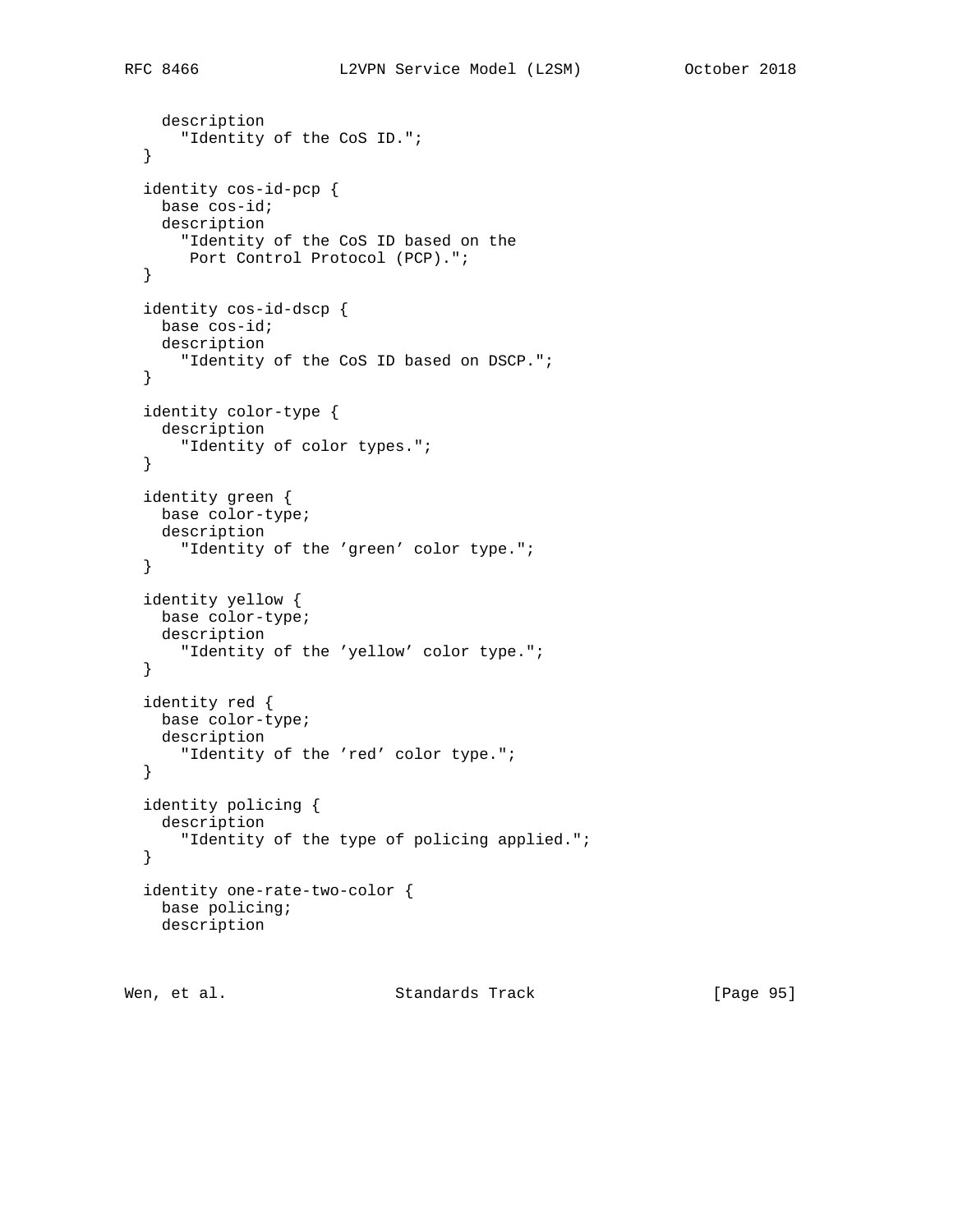```
    description
      "Identity of the CoS ID.";
  }

  identity cos-id-pcp {
    base cos-id;
    description
      "Identity of the CoS ID based on the
       Port Control Protocol (PCP).";
  }

  identity cos-id-dscp {
    base cos-id;
    description
      "Identity of the CoS ID based on DSCP.";
  }

  identity color-type {
    description
      "Identity of color types.";
  }

  identity green {
    base color-type;
    description
      "Identity of the 'green' color type.";
  }

  identity yellow {
    base color-type;
    description
      "Identity of the 'yellow' color type.";
  }

  identity red {
    base color-type;
    description
      "Identity of the 'red' color type.";
  }

  identity policing {
    description
      "Identity of the type of policing applied.";
  }

  identity one-rate-two-color {
    base policing;
    description
```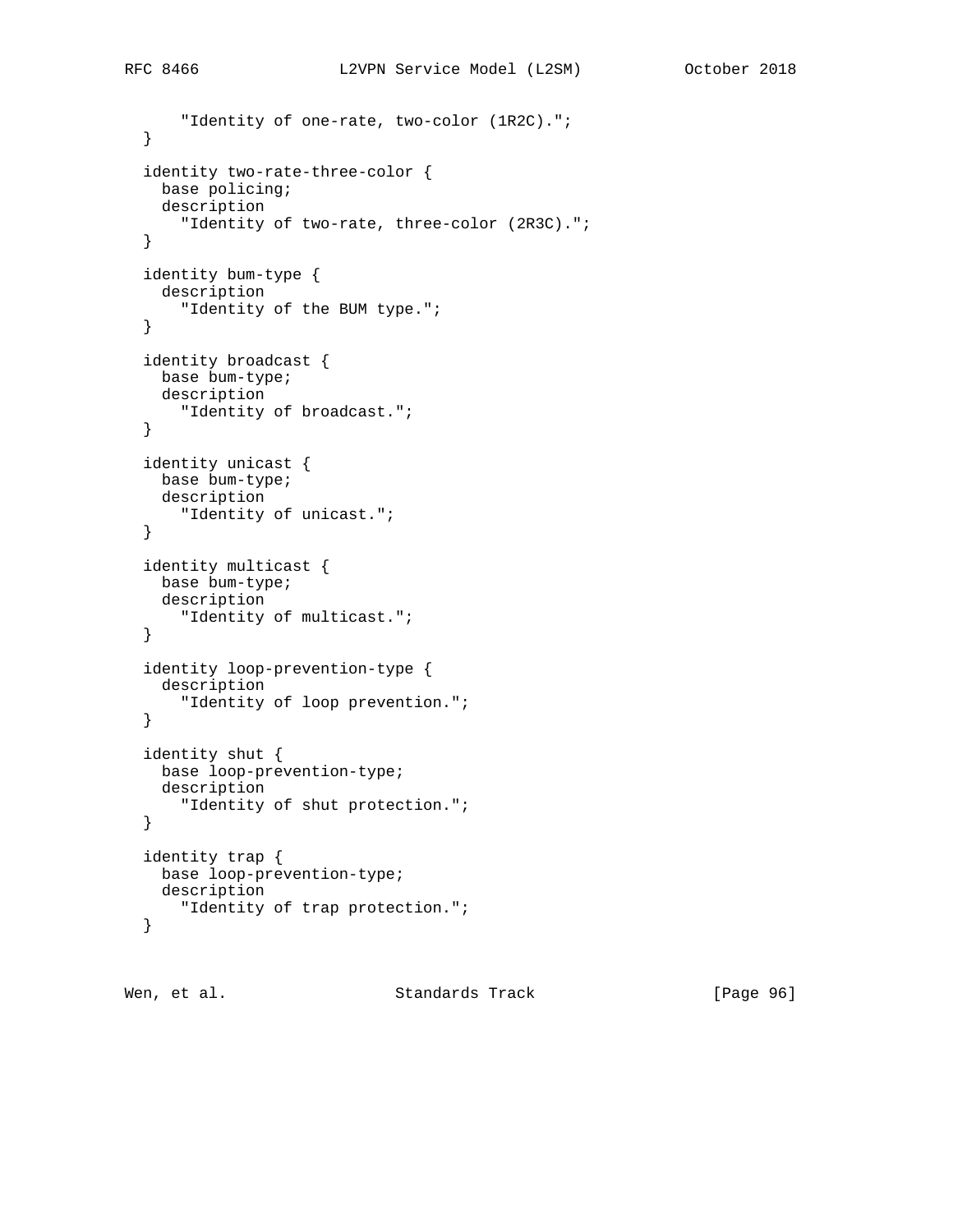```
      "Identity of one-rate, two-color (1R2C).";
  }

  identity two-rate-three-color {
    base policing;
    description
      "Identity of two-rate, three-color (2R3C).";
  }

  identity bum-type {
    description
      "Identity of the BUM type.";
  }

  identity broadcast {
    base bum-type;
    description
      "Identity of broadcast.";
  }

  identity unicast {
    base bum-type;
    description
      "Identity of unicast.";
  }

  identity multicast {
    base bum-type;
    description
      "Identity of multicast.";
  }

  identity loop-prevention-type {
    description
      "Identity of loop prevention.";
  }

  identity shut {
    base loop-prevention-type;
    description
      "Identity of shut protection.";
  }

  identity trap {
    base loop-prevention-type;
    description
      "Identity of trap protection.";
  }
```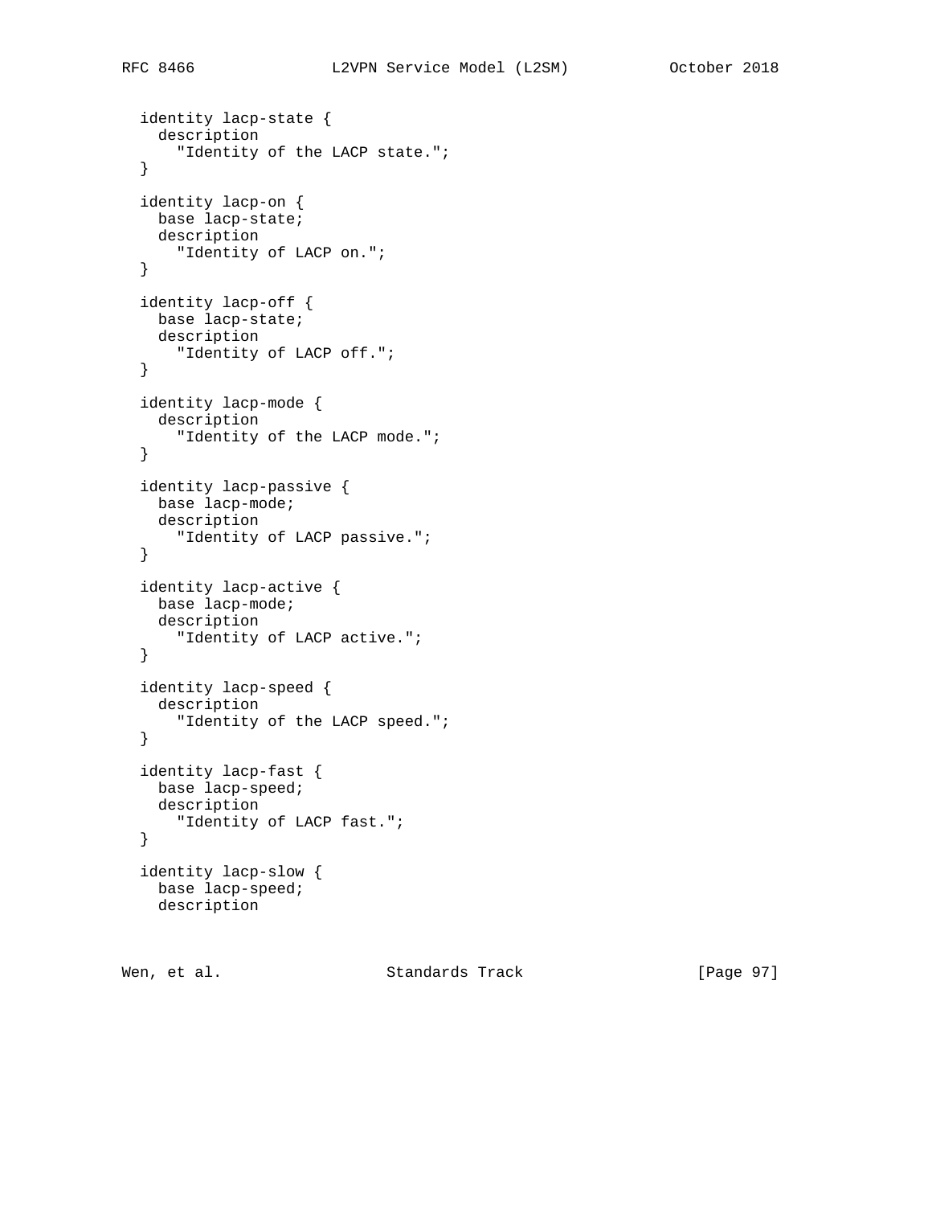```
  identity lacp-state {
    description
      "Identity of the LACP state.";
  }

  identity lacp-on {
    base lacp-state;
    description
      "Identity of LACP on.";
  }

  identity lacp-off {
    base lacp-state;
    description
      "Identity of LACP off.";
  }

  identity lacp-mode {
    description
      "Identity of the LACP mode.";
  }

  identity lacp-passive {
    base lacp-mode;
    description
      "Identity of LACP passive.";
  }

  identity lacp-active {
    base lacp-mode;
    description
      "Identity of LACP active.";
  }

  identity lacp-speed {
    description
      "Identity of the LACP speed.";
  }

  identity lacp-fast {
    base lacp-speed;
    description
      "Identity of LACP fast.";
  }

  identity lacp-slow {
    base lacp-speed;
    description
```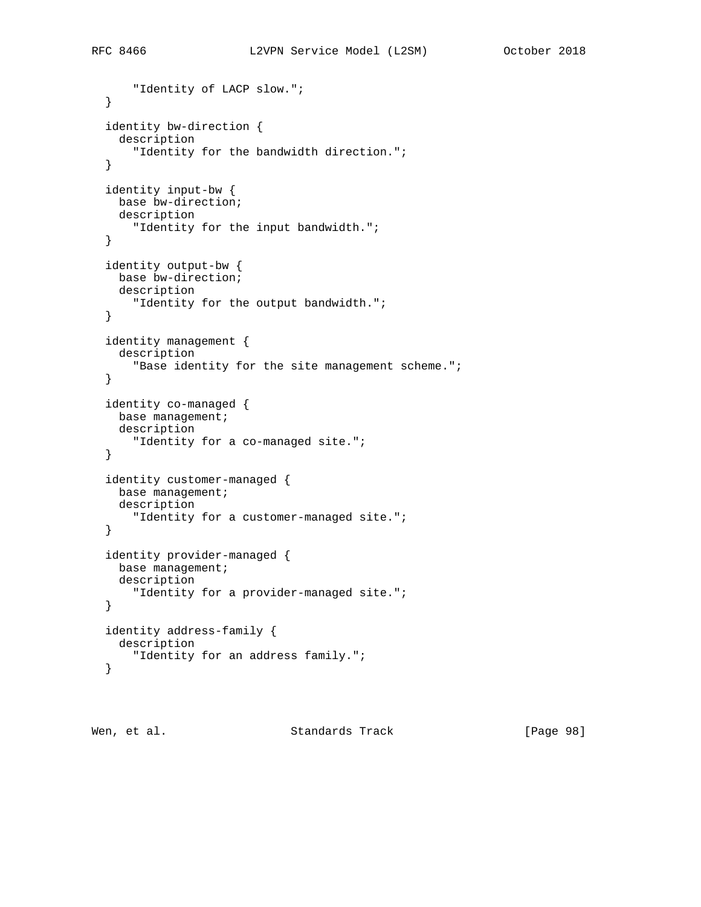```
      "Identity of LACP slow.";
  }

  identity bw-direction {
    description
      "Identity for the bandwidth direction.";
  }

  identity input-bw {
    base bw-direction;
    description
      "Identity for the input bandwidth.";
  }

  identity output-bw {
    base bw-direction;
    description
      "Identity for the output bandwidth.";
  }

  identity management {
    description
      "Base identity for the site management scheme.";
  }

  identity co-managed {
    base management;
    description
      "Identity for a co-managed site.";
  }

  identity customer-managed {
    base management;
    description
      "Identity for a customer-managed site.";
  }

  identity provider-managed {
    base management;
    description
      "Identity for a provider-managed site.";
  }

  identity address-family {
    description
      "Identity for an address family.";
  }
```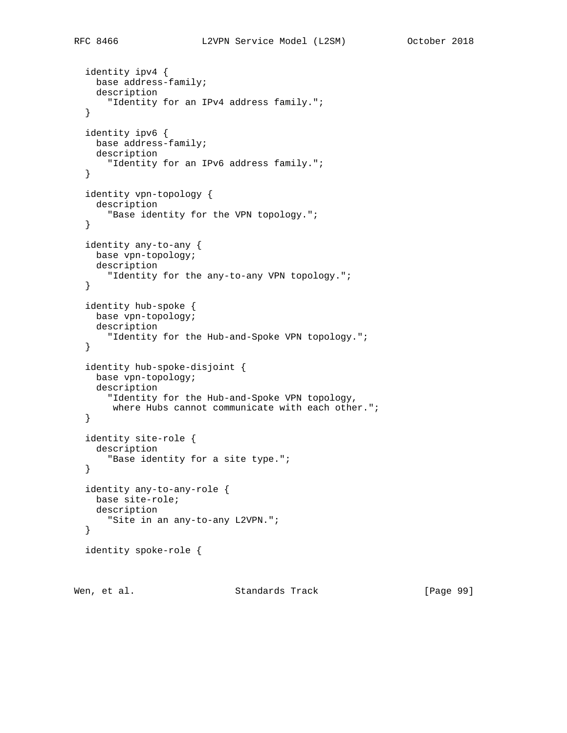```
  identity ipv4 {
    base address-family;
    description
      "Identity for an IPv4 address family.";
  }

  identity ipv6 {
    base address-family;
    description
      "Identity for an IPv6 address family.";
  }

  identity vpn-topology {
    description
      "Base identity for the VPN topology.";
  }

  identity any-to-any {
    base vpn-topology;
    description
      "Identity for the any-to-any VPN topology.";
  }

  identity hub-spoke {
    base vpn-topology;
    description
      "Identity for the Hub-and-Spoke VPN topology.";
  }

  identity hub-spoke-disjoint {
    base vpn-topology;
    description
      "Identity for the Hub-and-Spoke VPN topology,
       where Hubs cannot communicate with each other.";
  }

  identity site-role {
    description
      "Base identity for a site type.";
  }

  identity any-to-any-role {
    base site-role;
    description
      "Site in an any-to-any L2VPN.";
  }

  identity spoke-role {
```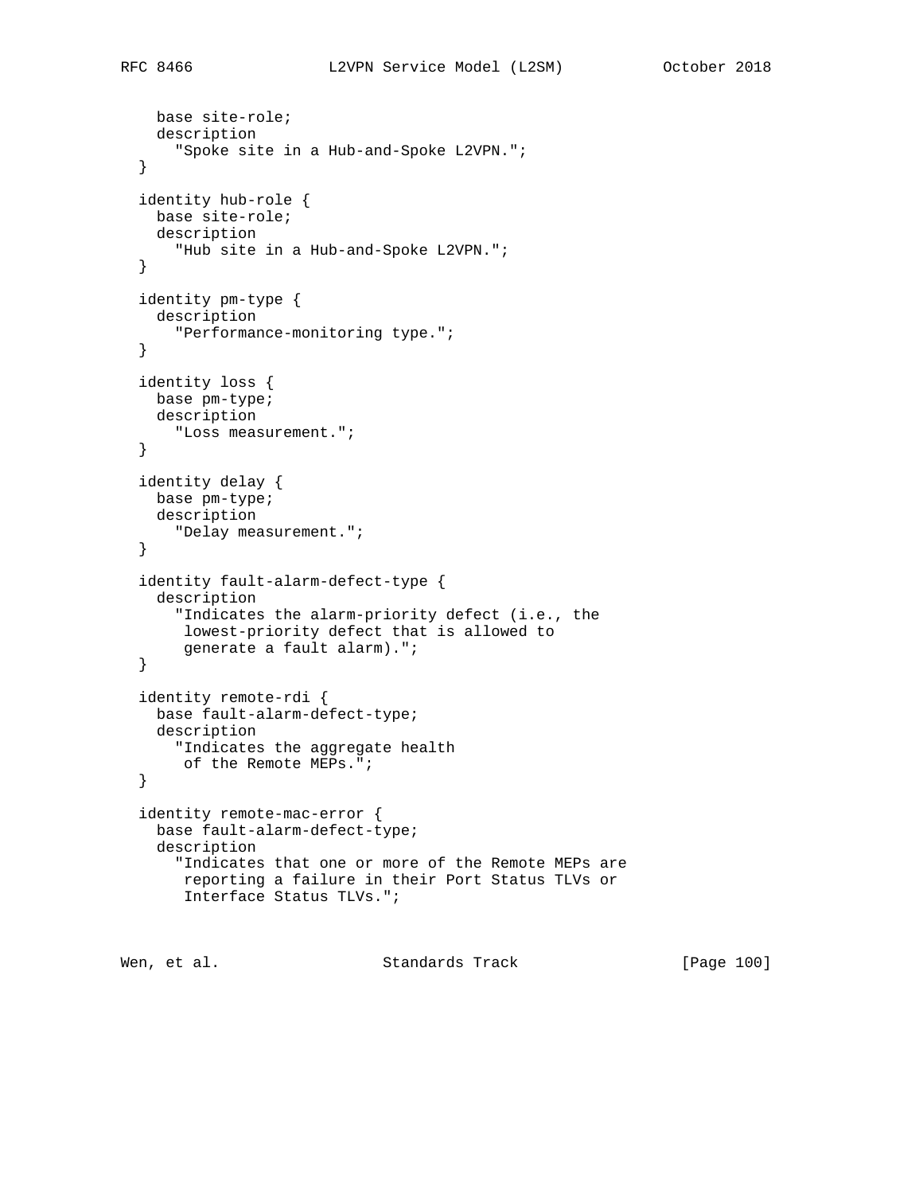```
    base site-role;
    description
      "Spoke site in a Hub-and-Spoke L2VPN.";
  }

  identity hub-role {
    base site-role;
    description
      "Hub site in a Hub-and-Spoke L2VPN.";
  }

  identity pm-type {
    description
      "Performance-monitoring type.";
  }

  identity loss {
    base pm-type;
    description
      "Loss measurement.";
  }

  identity delay {
    base pm-type;
    description
      "Delay measurement.";
  }

  identity fault-alarm-defect-type {
    description
      "Indicates the alarm-priority defect (i.e., the
       lowest-priority defect that is allowed to
       generate a fault alarm).";
  }

  identity remote-rdi {
    base fault-alarm-defect-type;
    description
      "Indicates the aggregate health
       of the Remote MEPs.";
  }

  identity remote-mac-error {
    base fault-alarm-defect-type;
    description
      "Indicates that one or more of the Remote MEPs are
       reporting a failure in their Port Status TLVs or
       Interface Status TLVs.";
```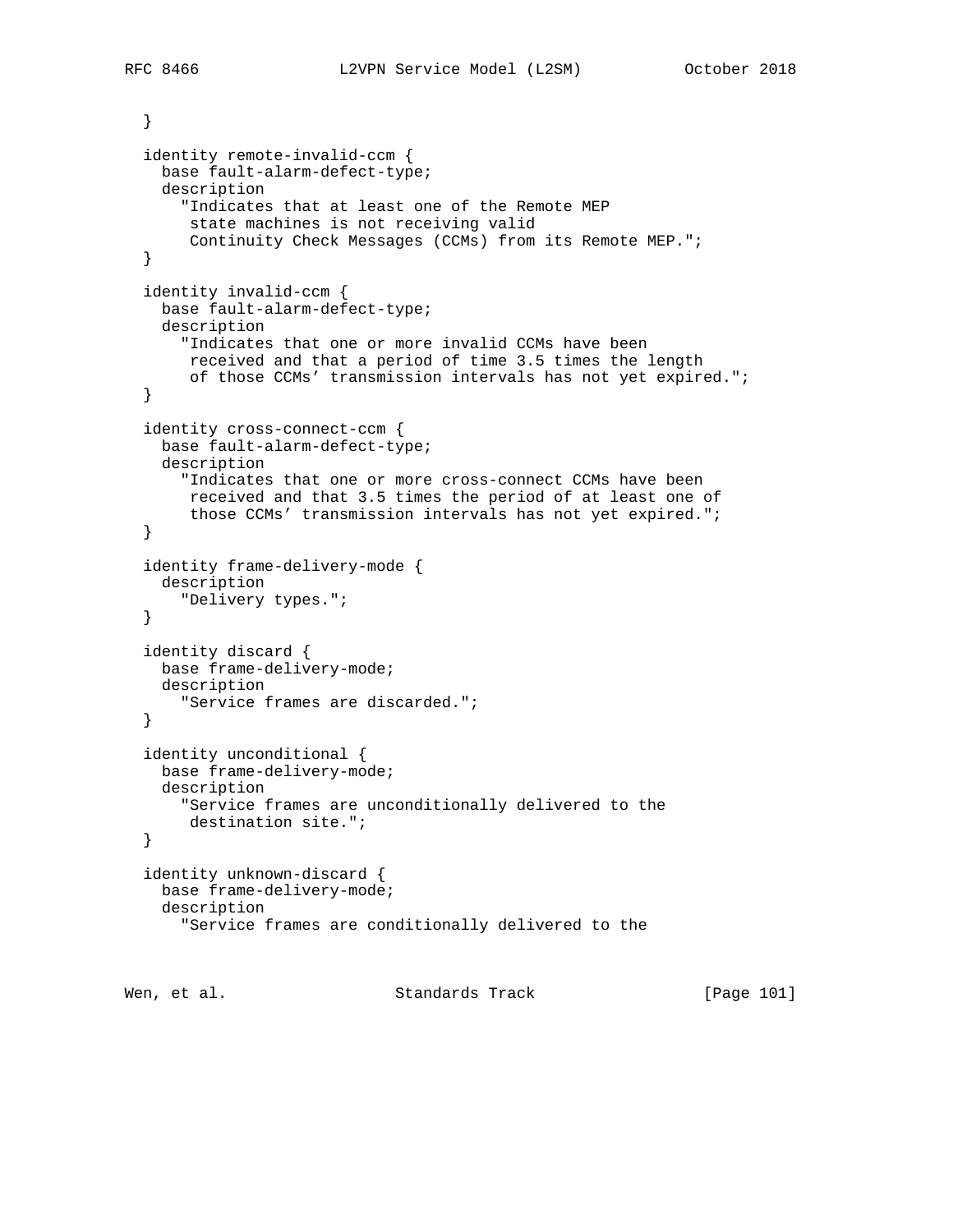```
  }

  identity remote-invalid-ccm {
    base fault-alarm-defect-type;
    description
      "Indicates that at least one of the Remote MEP
       state machines is not receiving valid
       Continuity Check Messages (CCMs) from its Remote MEP.";
  }

  identity invalid-ccm {
    base fault-alarm-defect-type;
    description
      "Indicates that one or more invalid CCMs have been
       received and that a period of time 3.5 times the length
       of those CCMs' transmission intervals has not yet expired.";
  }

  identity cross-connect-ccm {
    base fault-alarm-defect-type;
    description
      "Indicates that one or more cross-connect CCMs have been
       received and that 3.5 times the period of at least one of
       those CCMs' transmission intervals has not yet expired.";
  }

  identity frame-delivery-mode {
    description
      "Delivery types.";
  }

  identity discard {
    base frame-delivery-mode;
    description
      "Service frames are discarded.";
  }

  identity unconditional {
    base frame-delivery-mode;
    description
      "Service frames are unconditionally delivered to the
       destination site.";
  }

  identity unknown-discard {
    base frame-delivery-mode;
    description
      "Service frames are conditionally delivered to the
```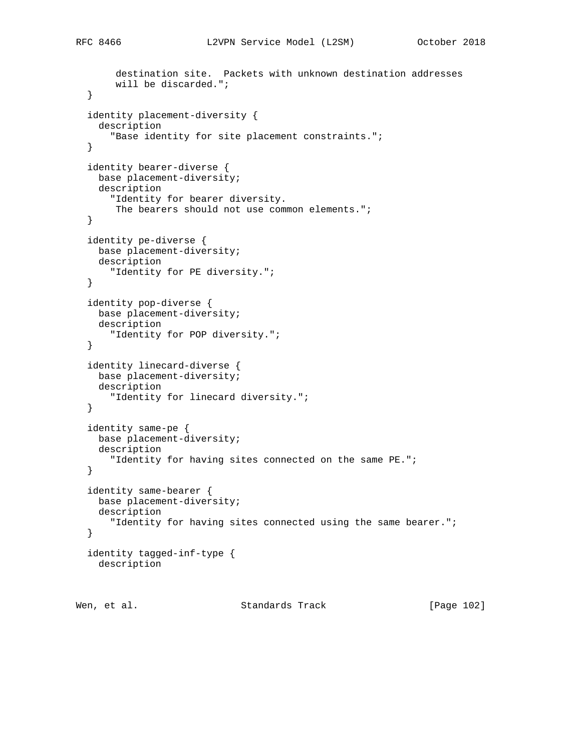```
       destination site.  Packets with unknown destination addresses
       will be discarded.";
  }

  identity placement-diversity {
    description
      "Base identity for site placement constraints.";
  }

  identity bearer-diverse {
    base placement-diversity;
    description
      "Identity for bearer diversity.
       The bearers should not use common elements.";
  }

  identity pe-diverse {
    base placement-diversity;
    description
      "Identity for PE diversity.";
  }

  identity pop-diverse {
    base placement-diversity;
    description
      "Identity for POP diversity.";
  }

  identity linecard-diverse {
    base placement-diversity;
    description
      "Identity for linecard diversity.";
  }

  identity same-pe {
    base placement-diversity;
    description
      "Identity for having sites connected on the same PE.";
  }

  identity same-bearer {
    base placement-diversity;
    description
      "Identity for having sites connected using the same bearer.";
  }

  identity tagged-inf-type {
    description
```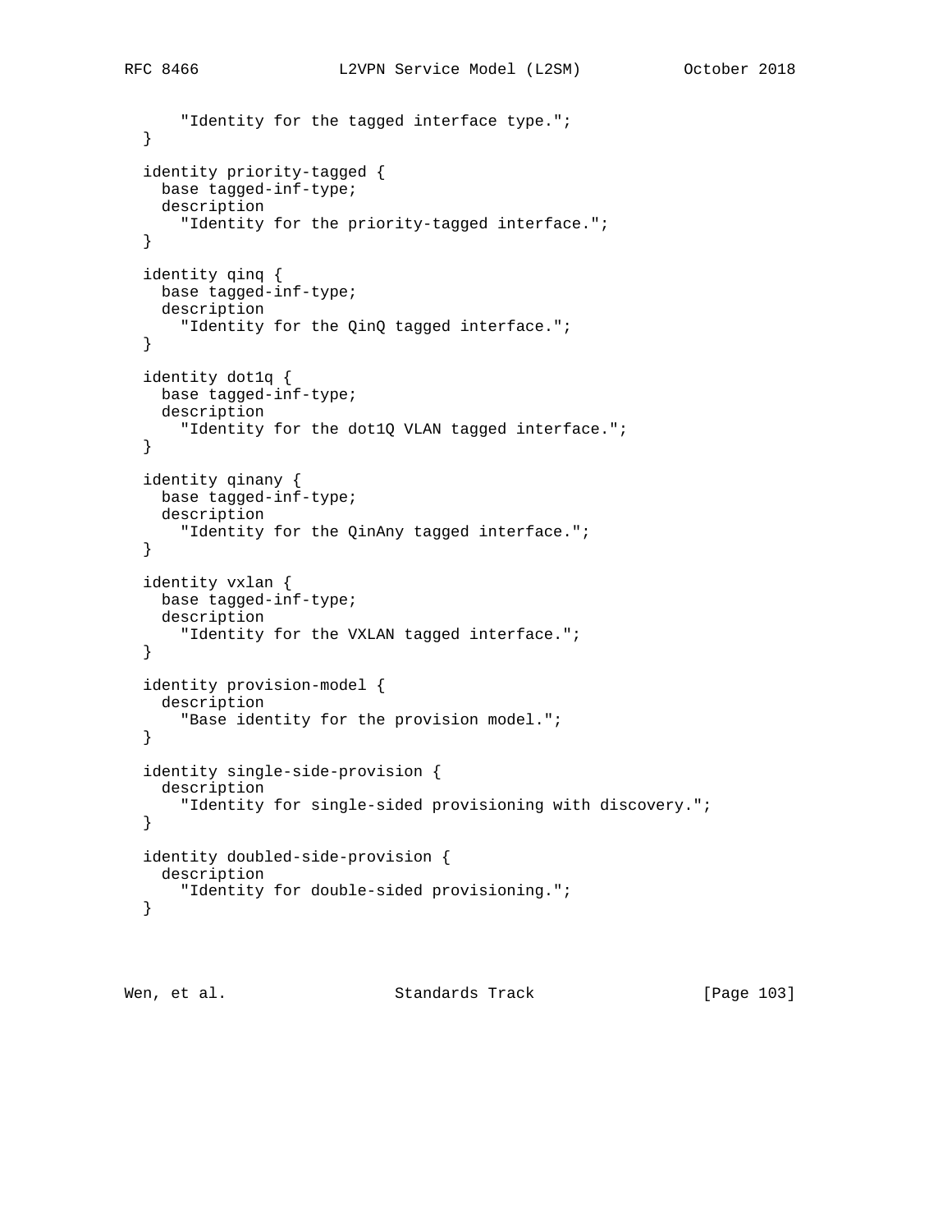```
      "Identity for the tagged interface type.";
  }

  identity priority-tagged {
    base tagged-inf-type;
    description
      "Identity for the priority-tagged interface.";
  }

  identity qinq {
    base tagged-inf-type;
    description
      "Identity for the QinQ tagged interface.";
  }

  identity dot1q {
    base tagged-inf-type;
    description
      "Identity for the dot1Q VLAN tagged interface.";
  }

  identity qinany {
    base tagged-inf-type;
    description
      "Identity for the QinAny tagged interface.";
  }

  identity vxlan {
    base tagged-inf-type;
    description
      "Identity for the VXLAN tagged interface.";
  }

  identity provision-model {
    description
      "Base identity for the provision model.";
  }

  identity single-side-provision {
    description
      "Identity for single-sided provisioning with discovery.";
  }

  identity doubled-side-provision {
    description
      "Identity for double-sided provisioning.";
  }
```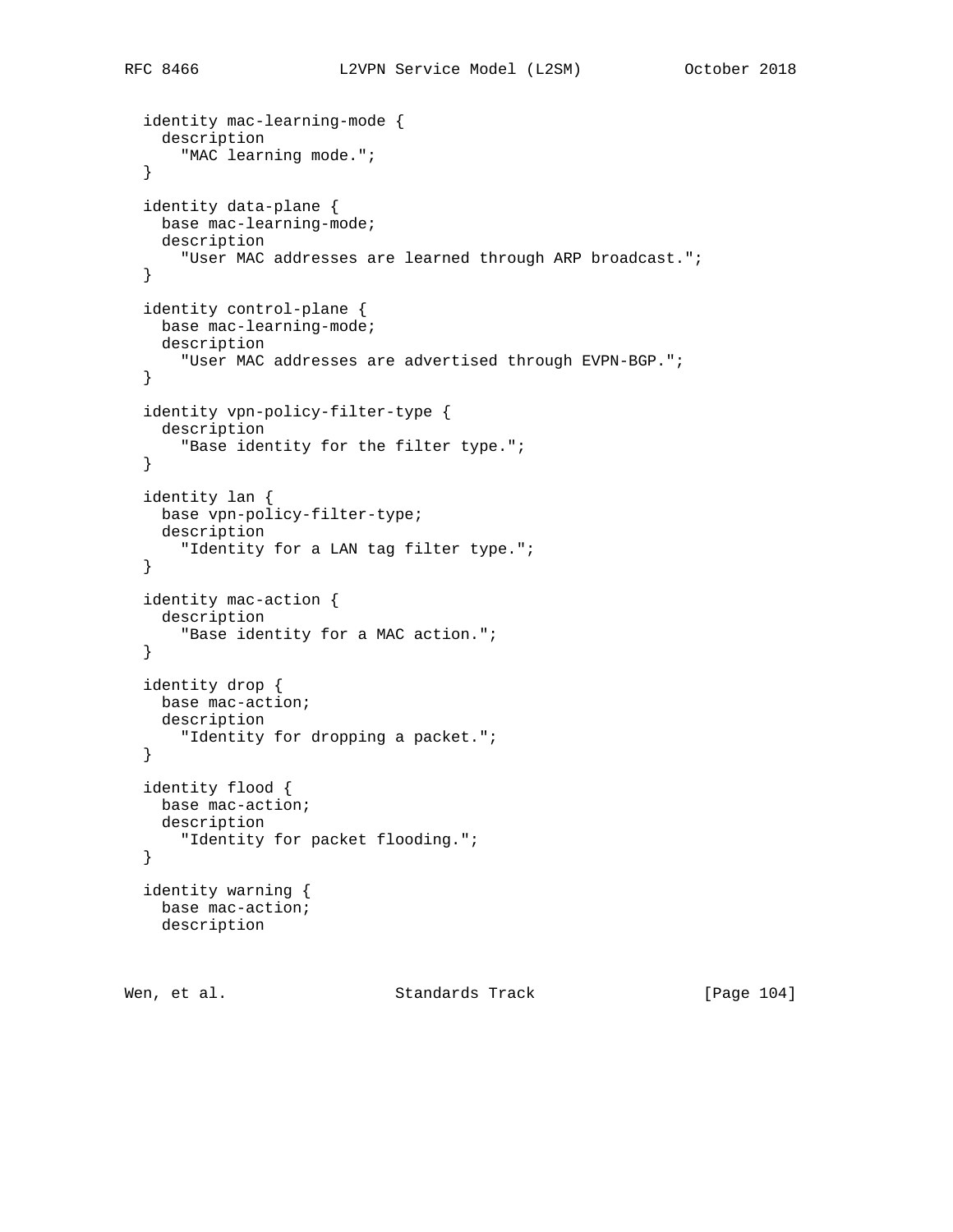```
  identity mac-learning-mode {
    description
      "MAC learning mode.";
  }

  identity data-plane {
    base mac-learning-mode;
    description
      "User MAC addresses are learned through ARP broadcast.";
  }

  identity control-plane {
    base mac-learning-mode;
    description
      "User MAC addresses are advertised through EVPN-BGP.";
  }

  identity vpn-policy-filter-type {
    description
      "Base identity for the filter type.";
  }

  identity lan {
    base vpn-policy-filter-type;
    description
      "Identity for a LAN tag filter type.";
  }

  identity mac-action {
    description
      "Base identity for a MAC action.";
  }

  identity drop {
    base mac-action;
    description
      "Identity for dropping a packet.";
  }

  identity flood {
    base mac-action;
    description
      "Identity for packet flooding.";
  }

  identity warning {
    base mac-action;
    description
```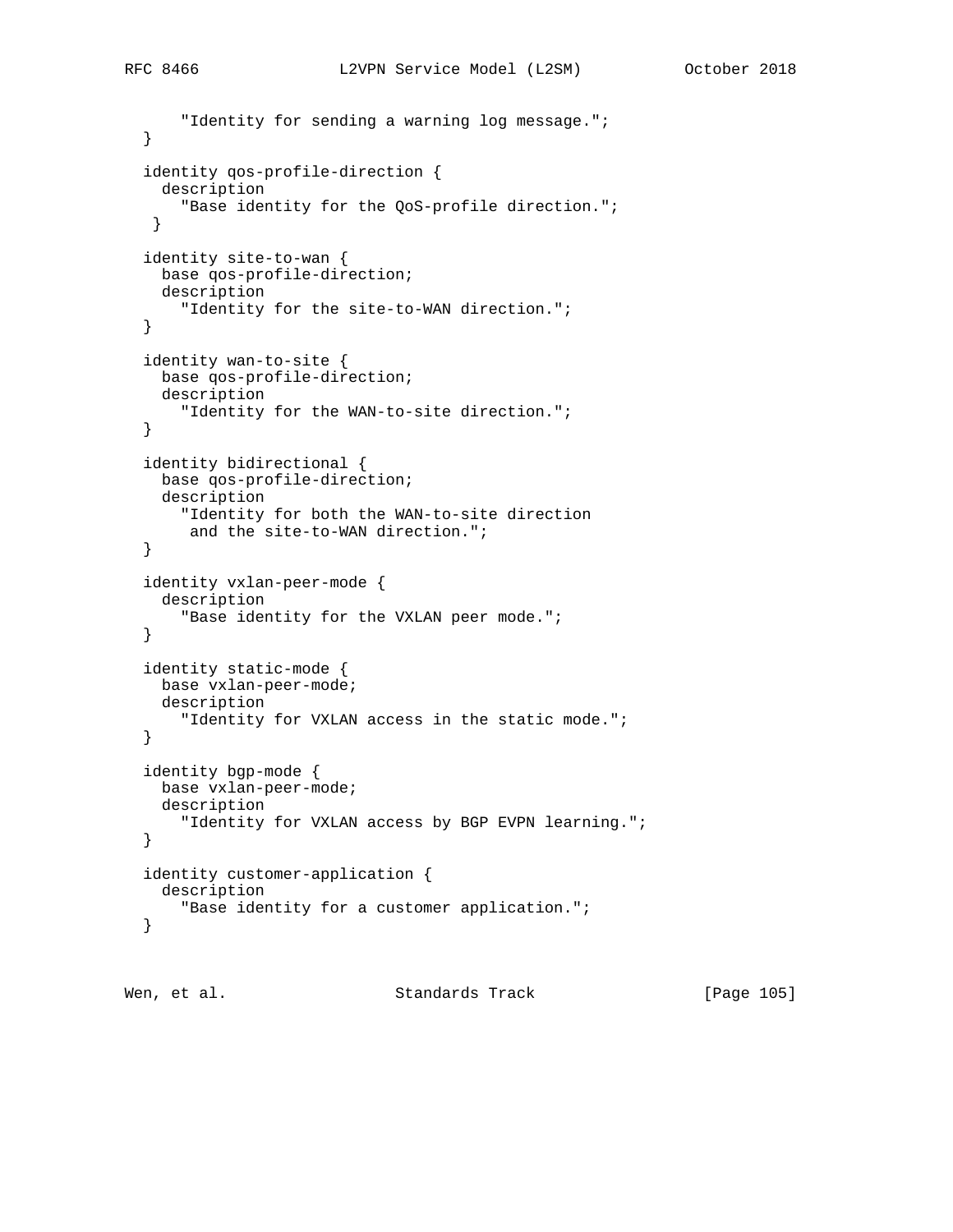```
      "Identity for sending a warning log message.";
  }

  identity qos-profile-direction {
    description
      "Base identity for the QoS-profile direction.";
   }

  identity site-to-wan {
    base qos-profile-direction;
    description
      "Identity for the site-to-WAN direction.";
  }

  identity wan-to-site {
    base qos-profile-direction;
    description
      "Identity for the WAN-to-site direction.";
  }

  identity bidirectional {
    base qos-profile-direction;
    description
      "Identity for both the WAN-to-site direction
       and the site-to-WAN direction.";
  }

  identity vxlan-peer-mode {
    description
      "Base identity for the VXLAN peer mode.";
  }

  identity static-mode {
    base vxlan-peer-mode;
    description
      "Identity for VXLAN access in the static mode.";
  }

  identity bgp-mode {
    base vxlan-peer-mode;
    description
      "Identity for VXLAN access by BGP EVPN learning.";
  }

  identity customer-application {
    description
      "Base identity for a customer application.";
  }
```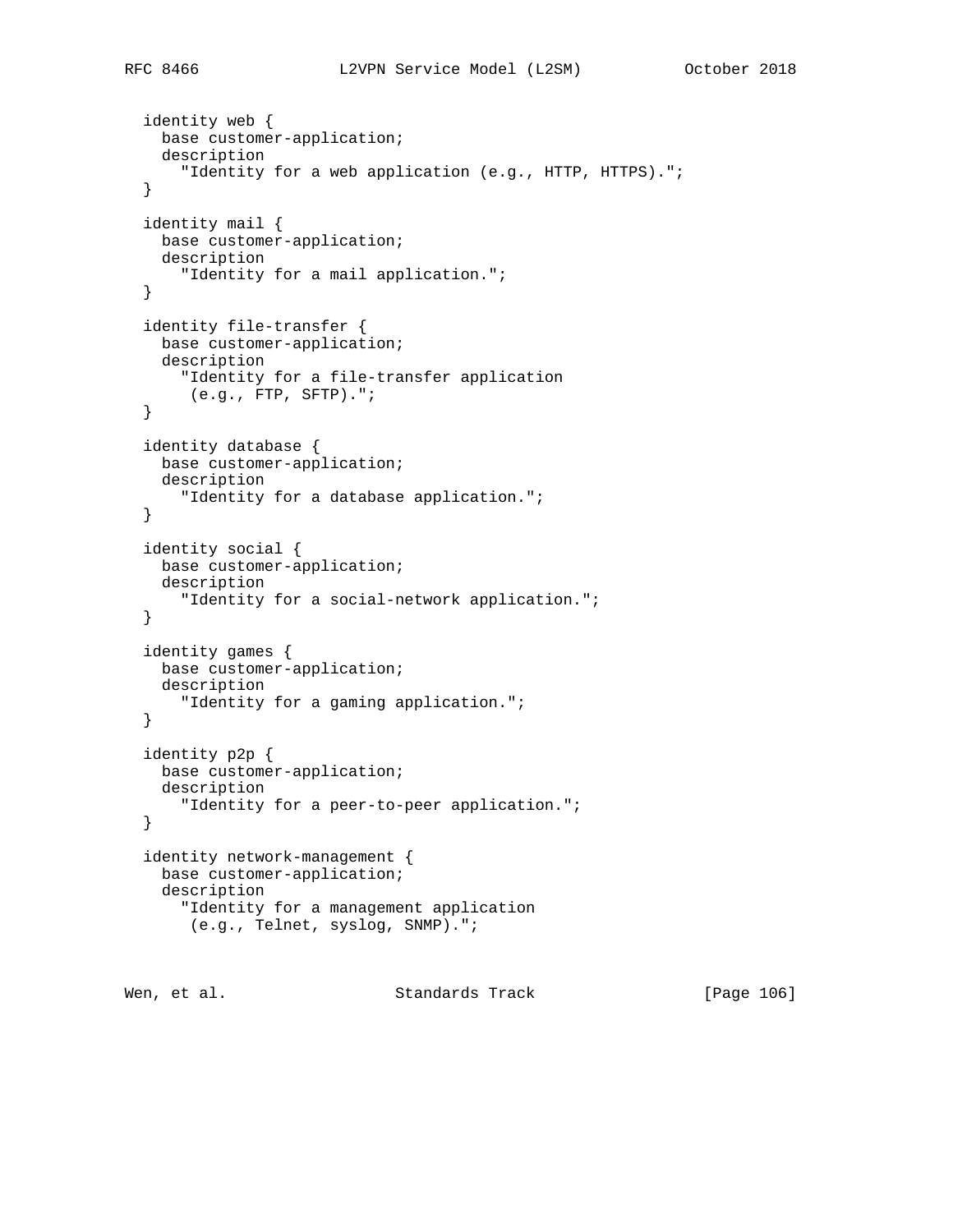```
  identity web {
    base customer-application;
    description
      "Identity for a web application (e.g., HTTP, HTTPS).";
  }

  identity mail {
    base customer-application;
    description
      "Identity for a mail application.";
  }

  identity file-transfer {
    base customer-application;
    description
      "Identity for a file-transfer application
       (e.g., FTP, SFTP).";
  }

  identity database {
    base customer-application;
    description
      "Identity for a database application.";
  }

  identity social {
    base customer-application;
    description
      "Identity for a social-network application.";
  }

  identity games {
    base customer-application;
    description
      "Identity for a gaming application.";
  }

  identity p2p {
    base customer-application;
    description
      "Identity for a peer-to-peer application.";
  }

  identity network-management {
    base customer-application;
    description
      "Identity for a management application
       (e.g., Telnet, syslog, SNMP).";
```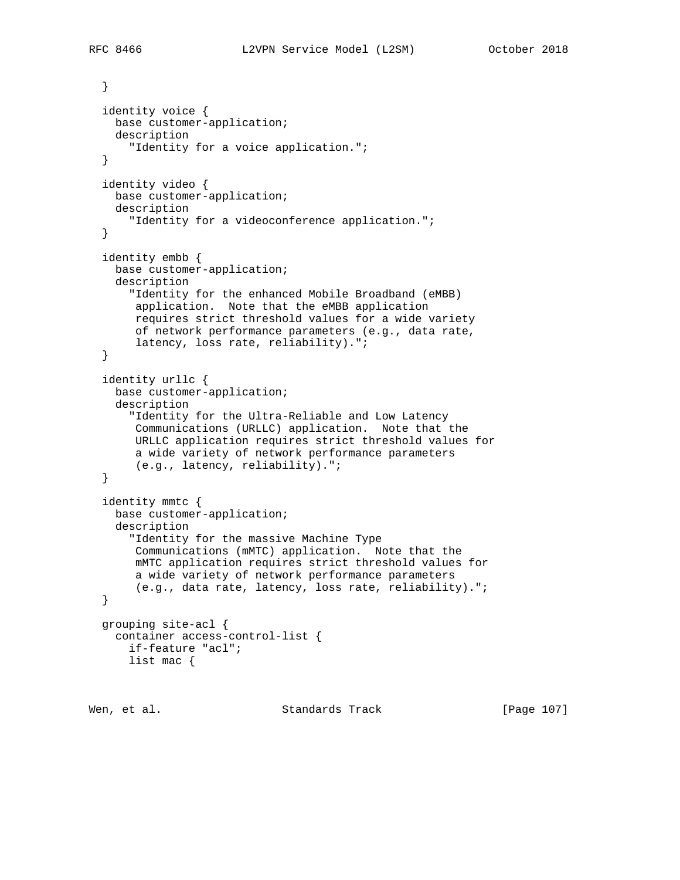```
  }

  identity voice {
    base customer-application;
    description
      "Identity for a voice application.";
  }

  identity video {
    base customer-application;
    description
      "Identity for a videoconference application.";
  }

  identity embb {
    base customer-application;
    description
      "Identity for the enhanced Mobile Broadband (eMBB)
       application.  Note that the eMBB application
       requires strict threshold values for a wide variety
       of network performance parameters (e.g., data rate,
       latency, loss rate, reliability).";
  }

  identity urllc {
    base customer-application;
    description
      "Identity for the Ultra-Reliable and Low Latency
       Communications (URLLC) application.  Note that the
       URLLC application requires strict threshold values for
       a wide variety of network performance parameters
       (e.g., latency, reliability).";
  }

  identity mmtc {
    base customer-application;
    description
      "Identity for the massive Machine Type
       Communications (mMTC) application.  Note that the
       mMTC application requires strict threshold values for
       a wide variety of network performance parameters
       (e.g., data rate, latency, loss rate, reliability).";
  }

  grouping site-acl {
    container access-control-list {
      if-feature "acl";
      list mac {
```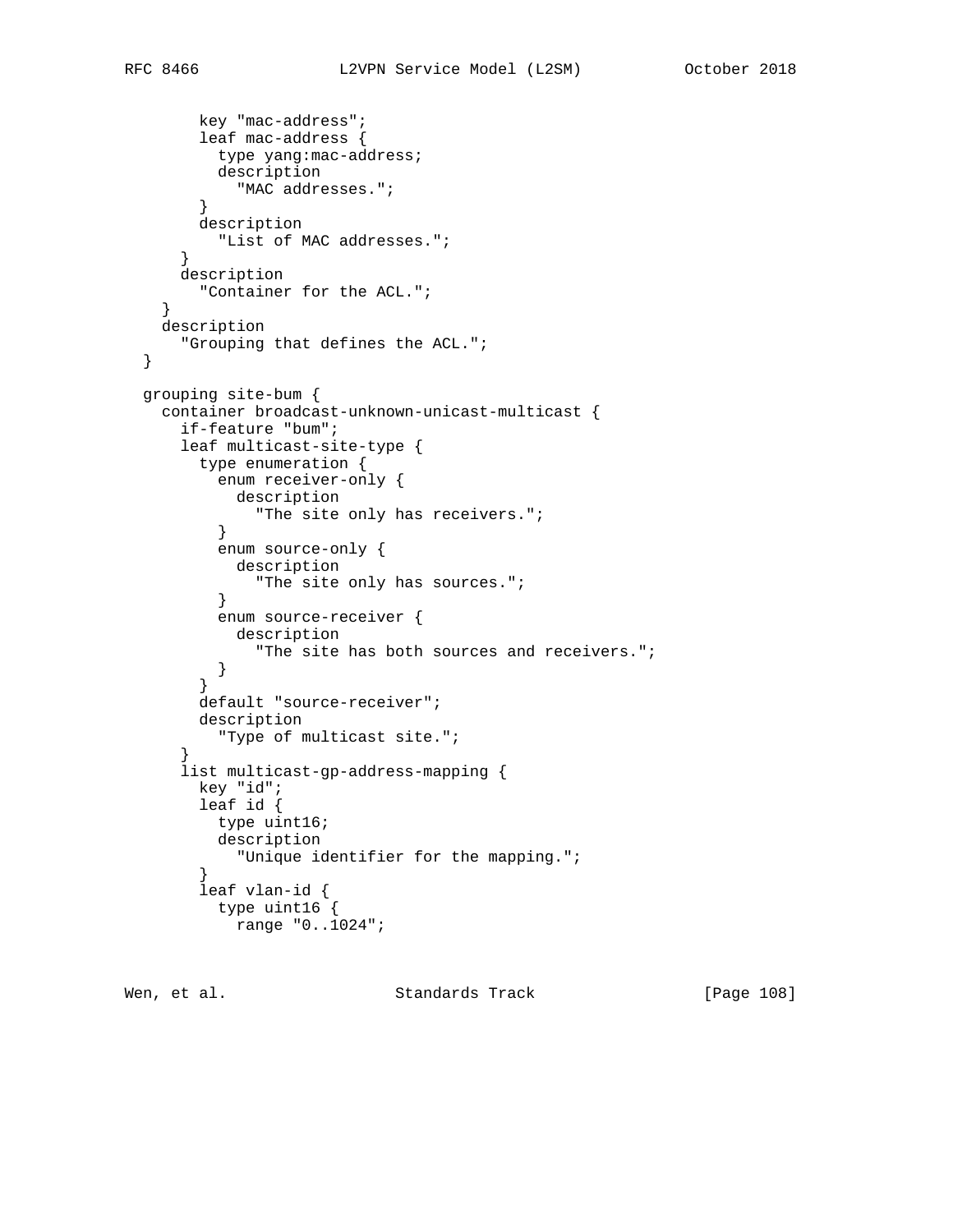```
        key "mac-address";
        leaf mac-address {
          type yang:mac-address;
          description
            "MAC addresses.";
        }
        description
          "List of MAC addresses.";
      }
      description
        "Container for the ACL.";
    }
    description
      "Grouping that defines the ACL.";
  }

  grouping site-bum {
    container broadcast-unknown-unicast-multicast {
      if-feature "bum";
      leaf multicast-site-type {
        type enumeration {
          enum receiver-only {
            description
              "The site only has receivers.";
          }
          enum source-only {
            description
              "The site only has sources.";
          }
          enum source-receiver {
            description
              "The site has both sources and receivers.";
          }
        }
        default "source-receiver";
        description
          "Type of multicast site.";
      }
      list multicast-gp-address-mapping {
        key "id";
        leaf id {
          type uint16;
          description
            "Unique identifier for the mapping.";
        }
        leaf vlan-id {
          type uint16 {
            range "0..1024";
```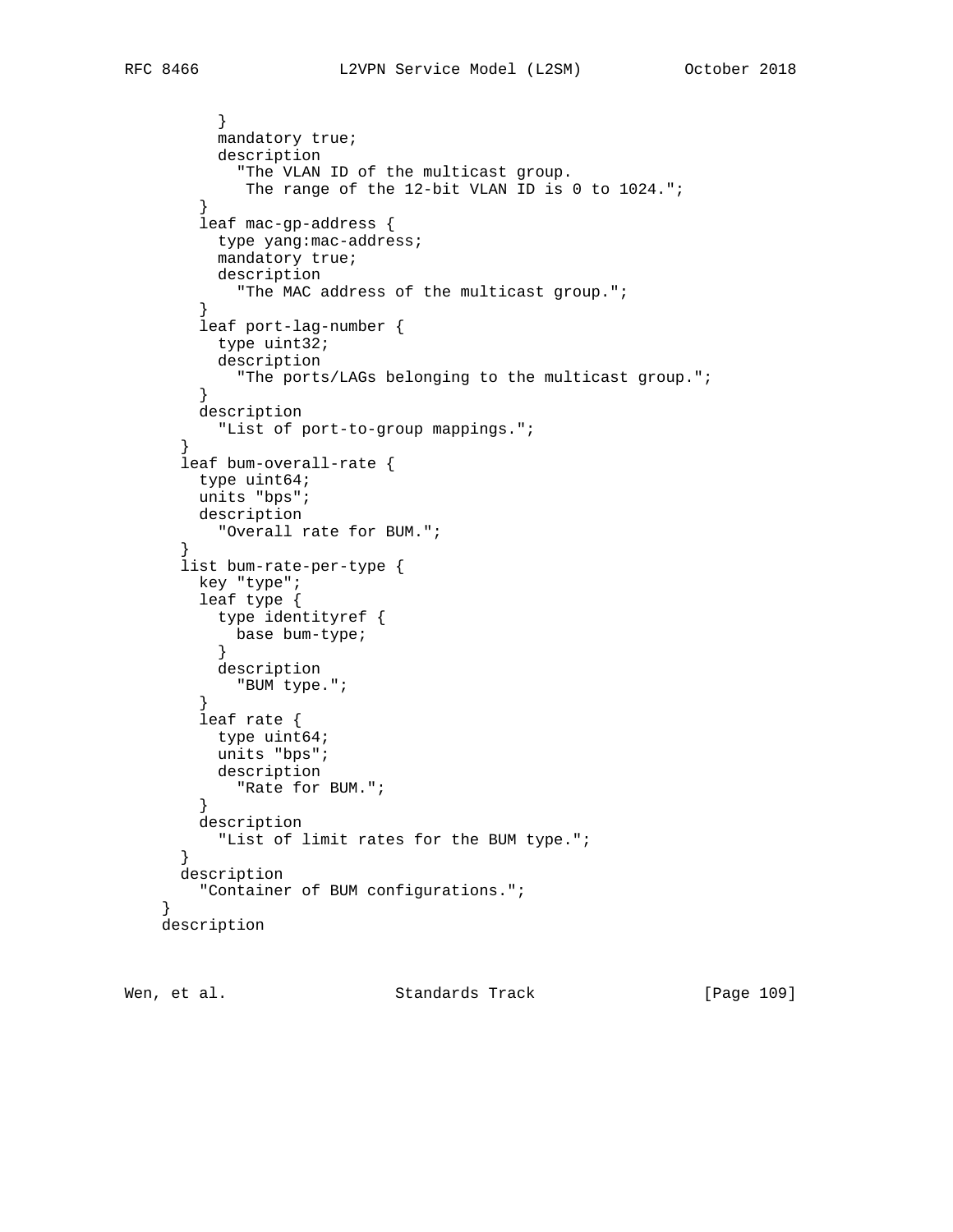```
          }
          mandatory true;
          description
            "The VLAN ID of the multicast group.
             The range of the 12-bit VLAN ID is 0 to 1024.";
        }
        leaf mac-gp-address {
          type yang:mac-address;
          mandatory true;
          description
            "The MAC address of the multicast group.";
        }
        leaf port-lag-number {
          type uint32;
          description
            "The ports/LAGs belonging to the multicast group.";
        }
        description
          "List of port-to-group mappings.";
      }
      leaf bum-overall-rate {
        type uint64;
        units "bps";
        description
          "Overall rate for BUM.";
      }
      list bum-rate-per-type {
        key "type";
        leaf type {
          type identityref {
            base bum-type;
          }
          description
            "BUM type.";
        }
        leaf rate {
          type uint64;
          units "bps";
          description
            "Rate for BUM.";
        }
        description
          "List of limit rates for the BUM type.";
      }
      description
        "Container of BUM configurations.";
    }
    description
```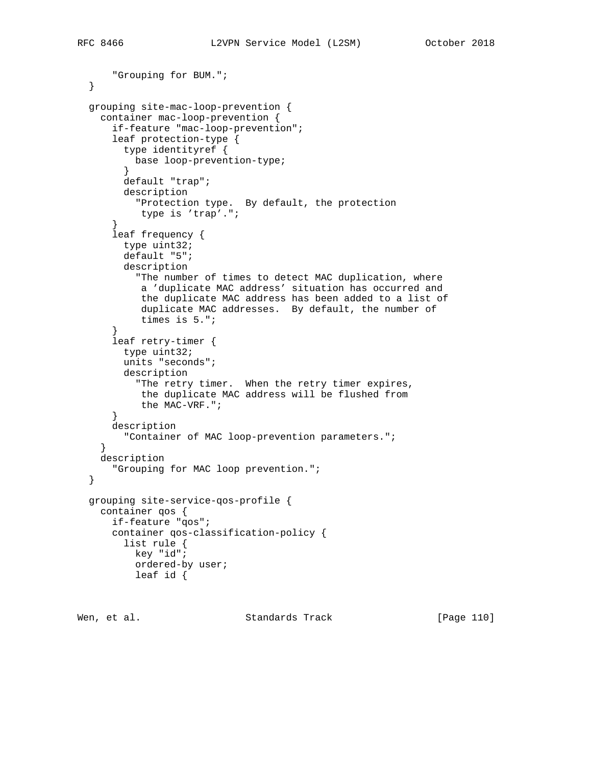```
      "Grouping for BUM.";
  }

  grouping site-mac-loop-prevention {
    container mac-loop-prevention {
      if-feature "mac-loop-prevention";
      leaf protection-type {
        type identityref {
          base loop-prevention-type;
        }
        default "trap";
        description
          "Protection type.  By default, the protection
           type is 'trap'.";
      }
      leaf frequency {
        type uint32;
        default "5";
        description
          "The number of times to detect MAC duplication, where
           a 'duplicate MAC address' situation has occurred and
           the duplicate MAC address has been added to a list of
           duplicate MAC addresses.  By default, the number of
           times is 5.";
      }
      leaf retry-timer {
        type uint32;
        units "seconds";
        description
          "The retry timer.  When the retry timer expires,
           the duplicate MAC address will be flushed from
           the MAC-VRF.";
      }
      description
        "Container of MAC loop-prevention parameters.";
    }
    description
      "Grouping for MAC loop prevention.";
  }

  grouping site-service-qos-profile {
    container qos {
      if-feature "qos";
      container qos-classification-policy {
        list rule {
          key "id";
          ordered-by user;
          leaf id {
```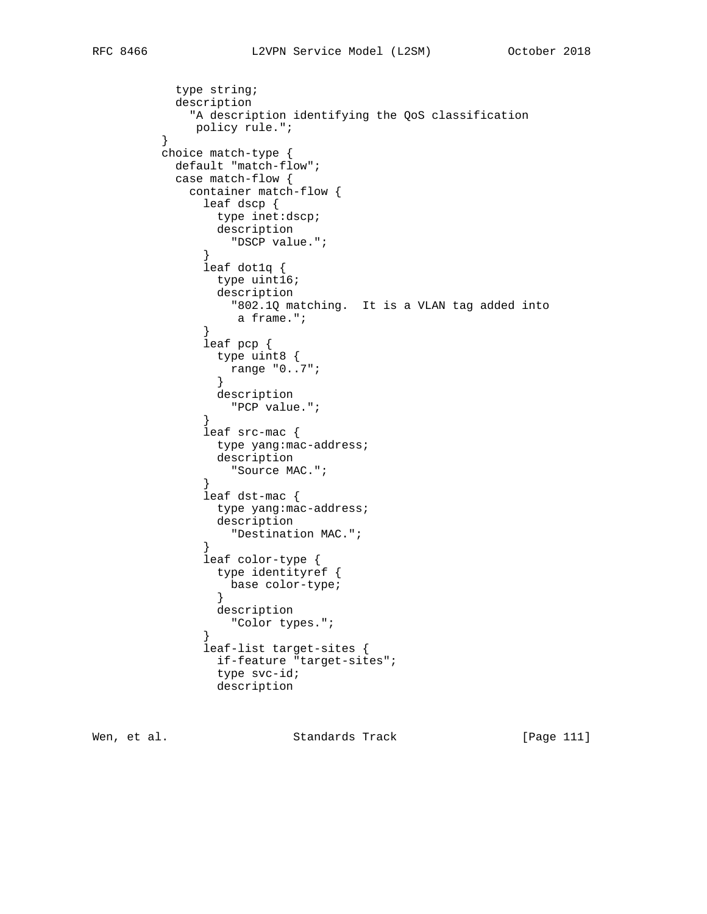```
            type string;
            description
              "A description identifying the QoS classification
               policy rule.";
          }
          choice match-type {
            default "match-flow";
            case match-flow {
              container match-flow {
                leaf dscp {
                  type inet:dscp;
                  description
                    "DSCP value.";
                }
                leaf dot1q {
                  type uint16;
                  description
                    "802.1Q matching.  It is a VLAN tag added into
                     a frame.";
                }
                leaf pcp {
                  type uint8 {
                    range "0..7";
                  }
                  description
                    "PCP value.";
                }
                leaf src-mac {
                  type yang:mac-address;
                  description
                    "Source MAC.";
                }
                leaf dst-mac {
                  type yang:mac-address;
                  description
                    "Destination MAC.";
                }
                leaf color-type {
                  type identityref {
                    base color-type;
                  }
                  description
                    "Color types.";
                }
                leaf-list target-sites {
                  if-feature "target-sites";
                  type svc-id;
                  description
```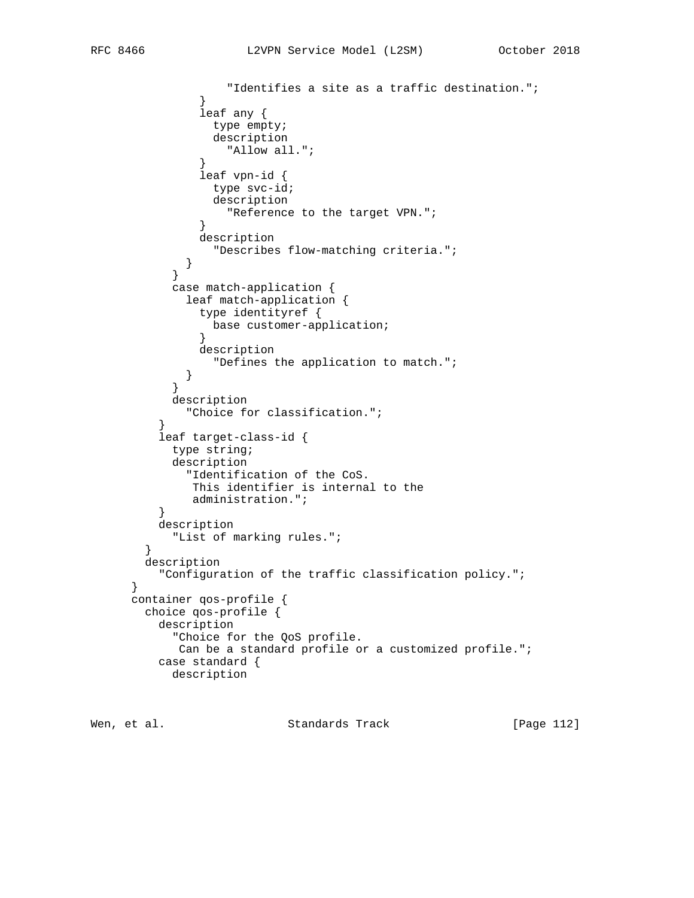```
                  "Identifies a site as a traffic destination.";
              }
              leaf any {
                type empty;
                description
                  "Allow all.";
              }
              leaf vpn-id {
                type svc-id;
                description
                  "Reference to the target VPN.";
              }
              description
                "Describes flow-matching criteria.";
            }
          }
          case match-application {
            leaf match-application {
              type identityref {
                base customer-application;
              }
              description
                "Defines the application to match.";
            }
          }
          description
            "Choice for classification.";
        }
        leaf target-class-id {
          type string;
          description
            "Identification of the CoS.
             This identifier is internal to the
             administration.";
        }
        description
          "List of marking rules.";
      }
      description
        "Configuration of the traffic classification policy.";
    }
    container qos-profile {
      choice qos-profile {
        description
          "Choice for the QoS profile.
           Can be a standard profile or a customized profile.";
        case standard {
          description
```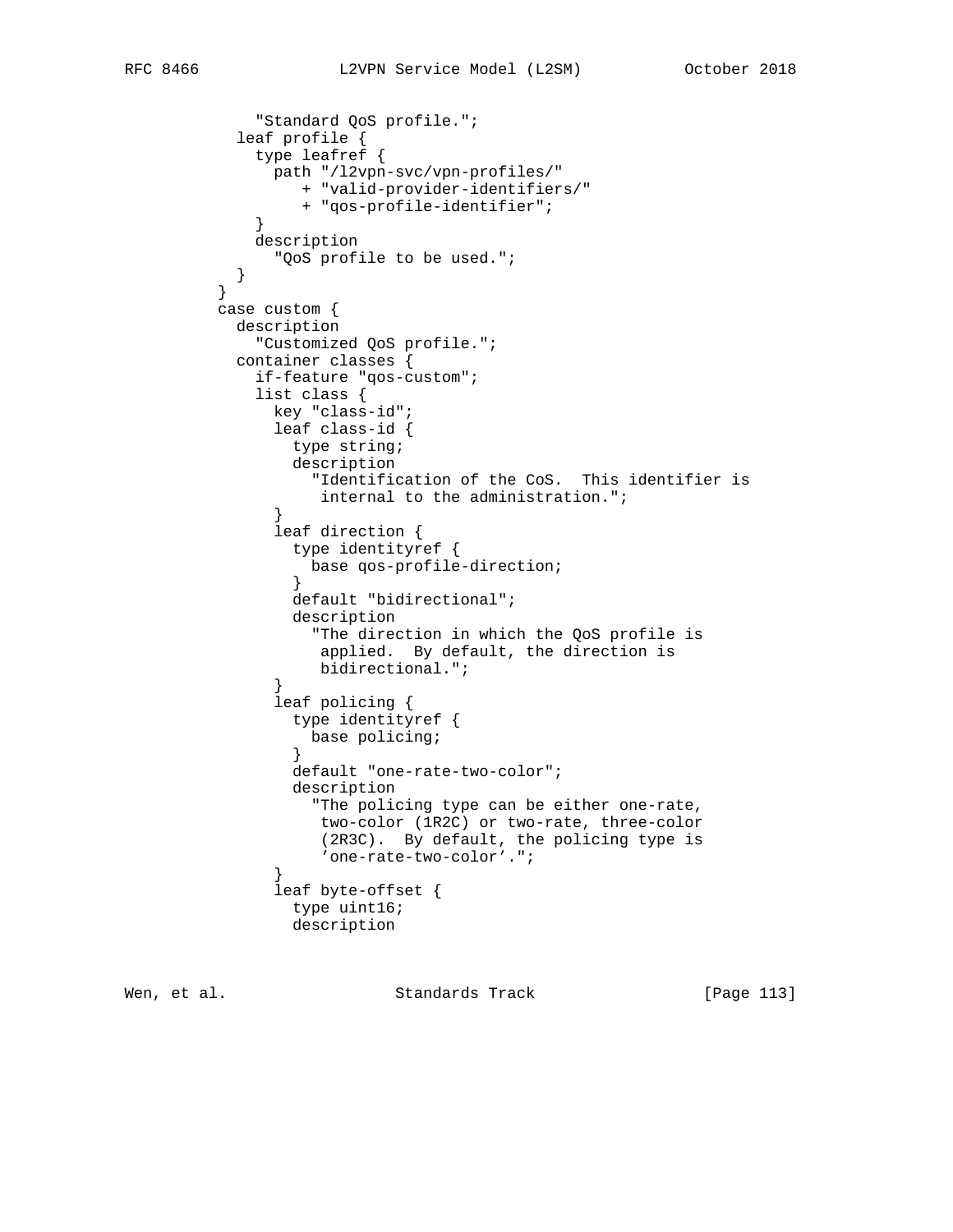```
            "Standard QoS profile.";
          leaf profile {
            type leafref {
              path "/l2vpn-svc/vpn-profiles/"
                 + "valid-provider-identifiers/"
                 + "qos-profile-identifier";
            }
            description
              "QoS profile to be used.";
          }
        }
        case custom {
          description
            "Customized QoS profile.";
          container classes {
            if-feature "qos-custom";
            list class {
              key "class-id";
              leaf class-id {
                type string;
                description
                  "Identification of the CoS.  This identifier is
                   internal to the administration.";
              }
              leaf direction {
                type identityref {
                  base qos-profile-direction;
                }
                default "bidirectional";
                description
                  "The direction in which the QoS profile is
                   applied.  By default, the direction is
                   bidirectional.";
              }
              leaf policing {
                type identityref {
                  base policing;
                }
                default "one-rate-two-color";
                description
                  "The policing type can be either one-rate,
                   two-color (1R2C) or two-rate, three-color
                   (2R3C).  By default, the policing type is
                   'one-rate-two-color'.";
              }
              leaf byte-offset {
                type uint16;
                description
```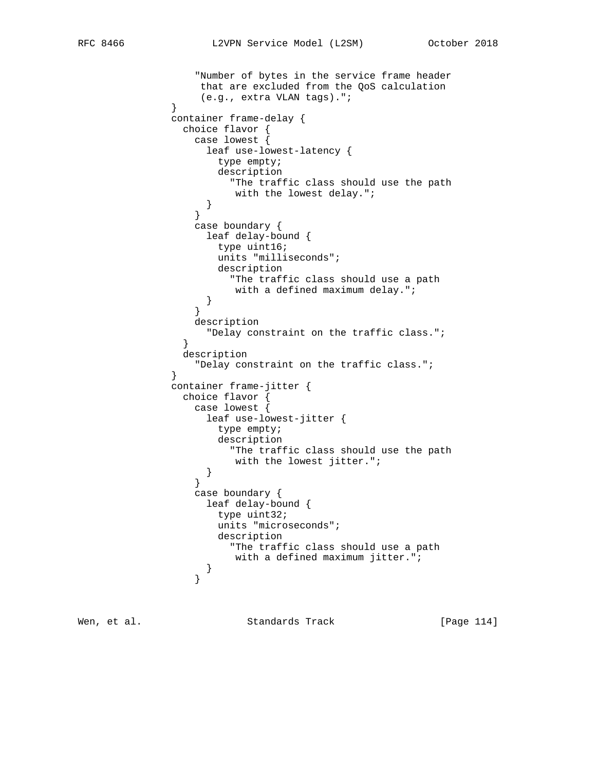```
                   "Number of bytes in the service frame header
                    that are excluded from the QoS calculation
                    (e.g., extra VLAN tags).";
               }
               container frame-delay {
                 choice flavor {
                   case lowest {
                     leaf use-lowest-latency {
                       type empty;
                       description
                         "The traffic class should use the path
                          with the lowest delay.";
                     }
                   }
                   case boundary {
                     leaf delay-bound {
                       type uint16;
                       units "milliseconds";
                       description
                         "The traffic class should use a path
                          with a defined maximum delay.";
                     }
                   }
                   description
                     "Delay constraint on the traffic class.";
                 }
                 description
                   "Delay constraint on the traffic class.";
               }
               container frame-jitter {
                 choice flavor {
                   case lowest {
                     leaf use-lowest-jitter {
                       type empty;
                       description
                         "The traffic class should use the path
                          with the lowest jitter.";
                     }
                   }
                   case boundary {
                     leaf delay-bound {
                       type uint32;
                       units "microseconds";
                       description
                         "The traffic class should use a path
                          with a defined maximum jitter.";
                     }
                   }
```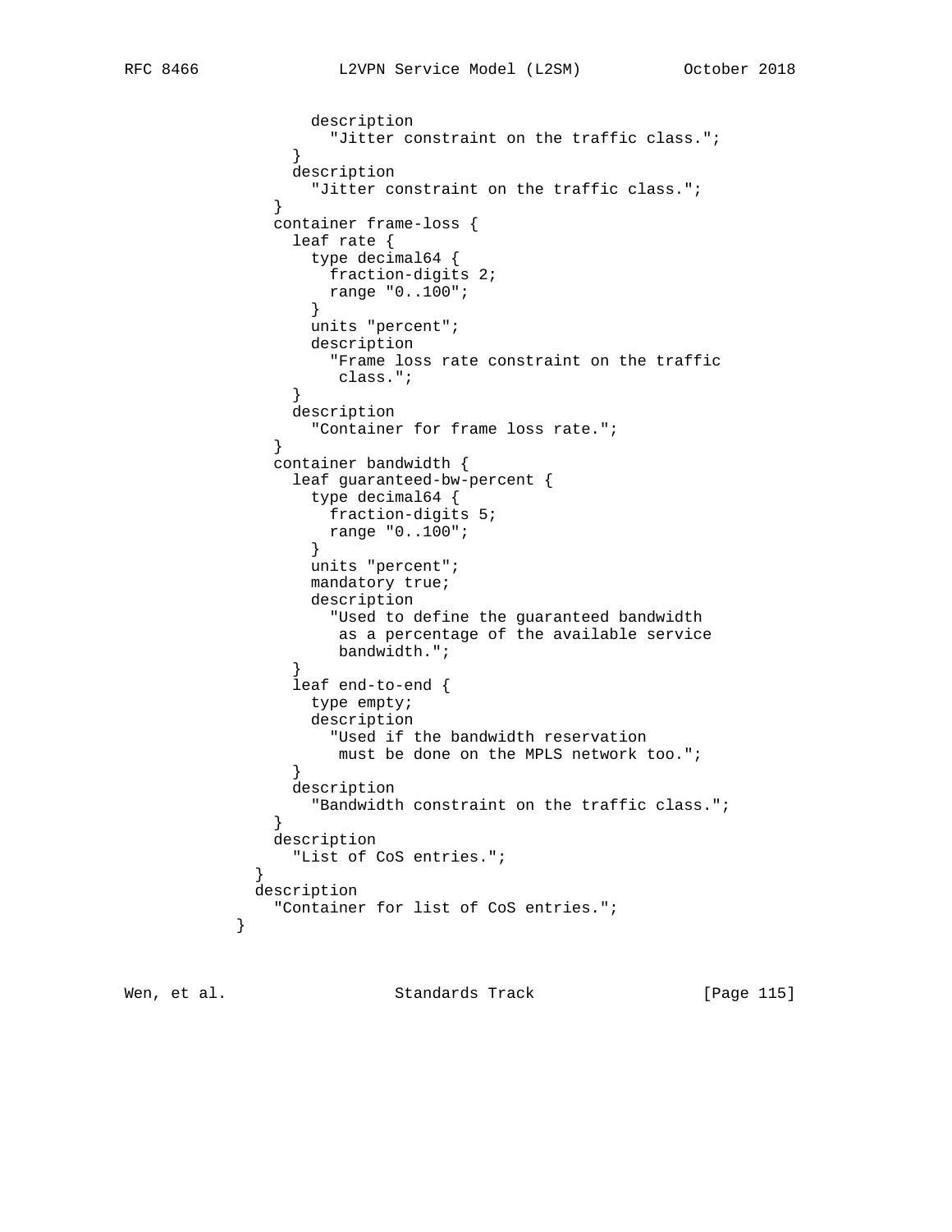```
                description
                  "Jitter constraint on the traffic class.";
              }
              description
                "Jitter constraint on the traffic class.";
            }
            container frame-loss {
              leaf rate {
                type decimal64 {
                  fraction-digits 2;
                  range "0..100";
                }
                units "percent";
                description
                  "Frame loss rate constraint on the traffic
                   class.";
              }
              description
                "Container for frame loss rate.";
            }
            container bandwidth {
              leaf guaranteed-bw-percent {
                type decimal64 {
                  fraction-digits 5;
                  range "0..100";
                }
                units "percent";
                mandatory true;
                description
                  "Used to define the guaranteed bandwidth
                   as a percentage of the available service
                   bandwidth.";
              }
              leaf end-to-end {
                type empty;
                description
                  "Used if the bandwidth reservation
                   must be done on the MPLS network too.";
              }
              description
                "Bandwidth constraint on the traffic class.";
            }
            description
              "List of CoS entries.";
          }
          description
            "Container for list of CoS entries.";
        }
```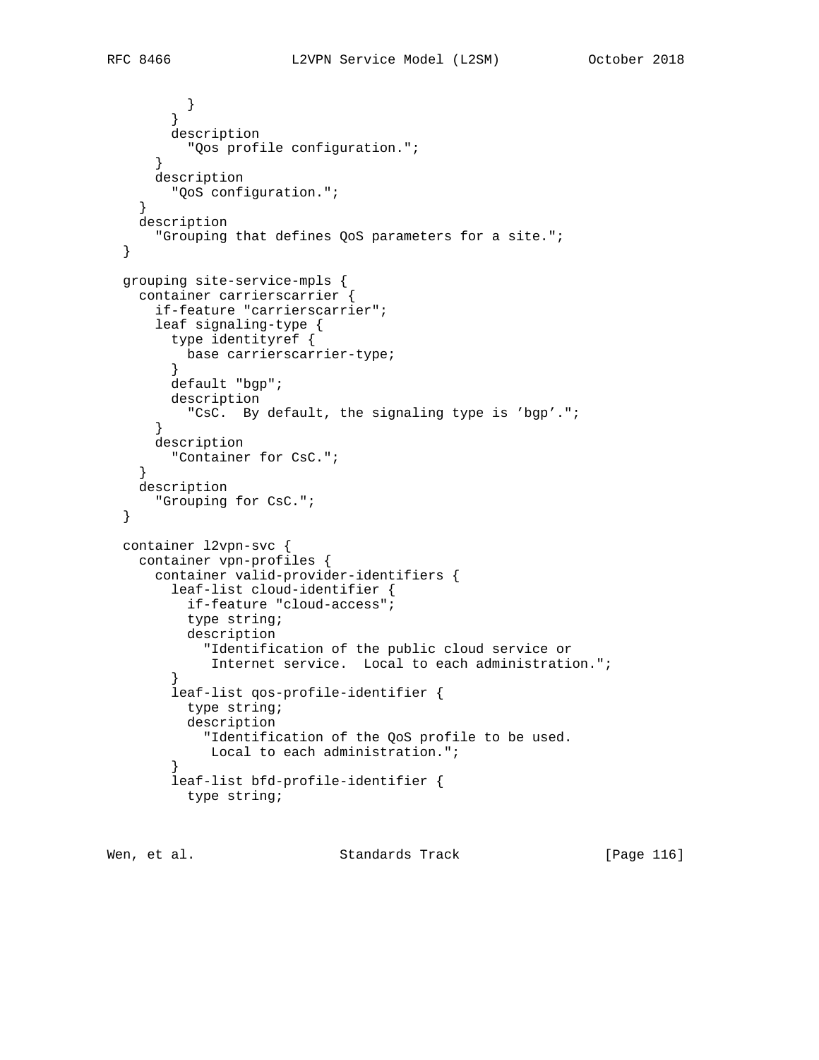```
          }
        }
        description
          "Qos profile configuration.";
      }
      description
        "QoS configuration.";
    }
    description
      "Grouping that defines QoS parameters for a site.";
  }

  grouping site-service-mpls {
    container carrierscarrier {
      if-feature "carrierscarrier";
      leaf signaling-type {
        type identityref {
          base carrierscarrier-type;
        }
        default "bgp";
        description
          "CsC.  By default, the signaling type is 'bgp'.";
      }
      description
        "Container for CsC.";
    }
    description
      "Grouping for CsC.";
  }

  container l2vpn-svc {
    container vpn-profiles {
      container valid-provider-identifiers {
        leaf-list cloud-identifier {
          if-feature "cloud-access";
          type string;
          description
            "Identification of the public cloud service or
             Internet service.  Local to each administration.";
        }
        leaf-list qos-profile-identifier {
          type string;
          description
            "Identification of the QoS profile to be used.
             Local to each administration.";
        }
        leaf-list bfd-profile-identifier {
          type string;
```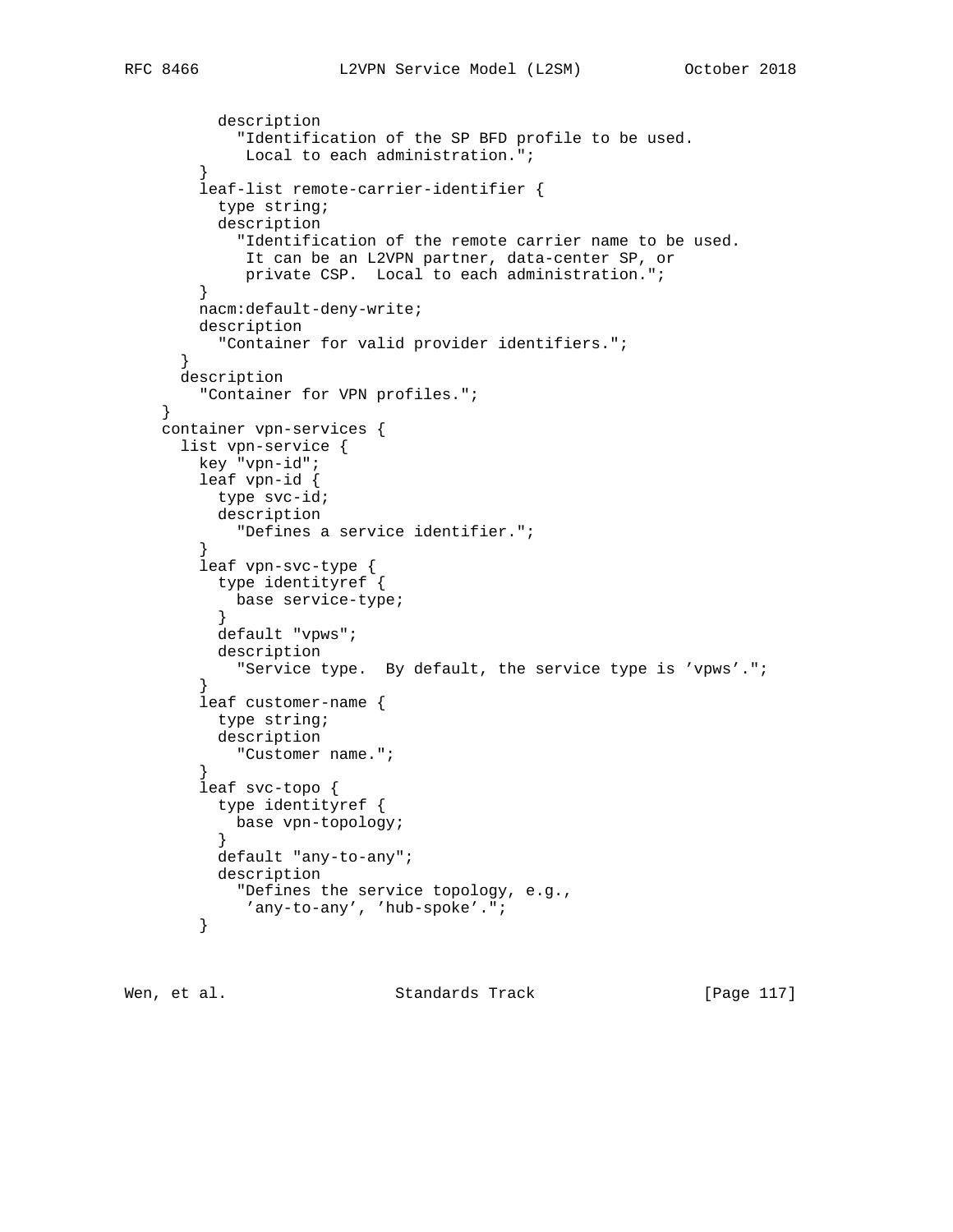```
          description
            "Identification of the SP BFD profile to be used.
             Local to each administration.";
        }
        leaf-list remote-carrier-identifier {
          type string;
          description
            "Identification of the remote carrier name to be used.
             It can be an L2VPN partner, data-center SP, or
             private CSP.  Local to each administration.";
        }
        nacm:default-deny-write;
        description
          "Container for valid provider identifiers.";
      }
      description
        "Container for VPN profiles.";
    }
    container vpn-services {
      list vpn-service {
        key "vpn-id";
        leaf vpn-id {
          type svc-id;
          description
            "Defines a service identifier.";
        }
        leaf vpn-svc-type {
          type identityref {
            base service-type;
          }
          default "vpws";
          description
            "Service type.  By default, the service type is 'vpws'.";
        }
        leaf customer-name {
          type string;
          description
            "Customer name.";
        }
        leaf svc-topo {
          type identityref {
            base vpn-topology;
          }
          default "any-to-any";
          description
            "Defines the service topology, e.g.,
             'any-to-any', 'hub-spoke'.";
        }
```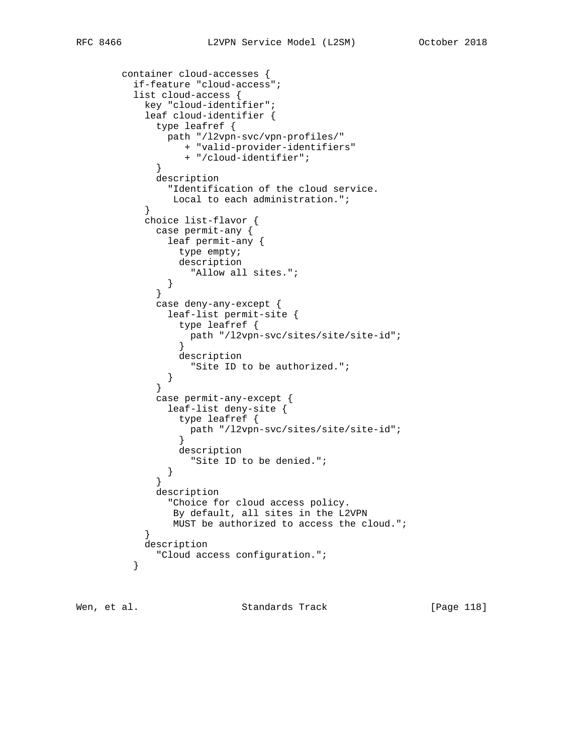```
        container cloud-accesses {
          if-feature "cloud-access";
          list cloud-access {
            key "cloud-identifier";
            leaf cloud-identifier {
              type leafref {
                path "/l2vpn-svc/vpn-profiles/"
                   + "valid-provider-identifiers"
                   + "/cloud-identifier";
              }
              description
                "Identification of the cloud service.
                 Local to each administration.";
            }
            choice list-flavor {
              case permit-any {
                leaf permit-any {
                  type empty;
                  description
                    "Allow all sites.";
                }
              }
              case deny-any-except {
                leaf-list permit-site {
                  type leafref {
                    path "/l2vpn-svc/sites/site/site-id";
                  }
                  description
                    "Site ID to be authorized.";
                }
              }
              case permit-any-except {
                leaf-list deny-site {
                  type leafref {
                    path "/l2vpn-svc/sites/site/site-id";
                  }
                  description
                    "Site ID to be denied.";
                }
              }
              description
                "Choice for cloud access policy.
                 By default, all sites in the L2VPN
                 MUST be authorized to access the cloud.";
            }
            description
              "Cloud access configuration.";
          }
```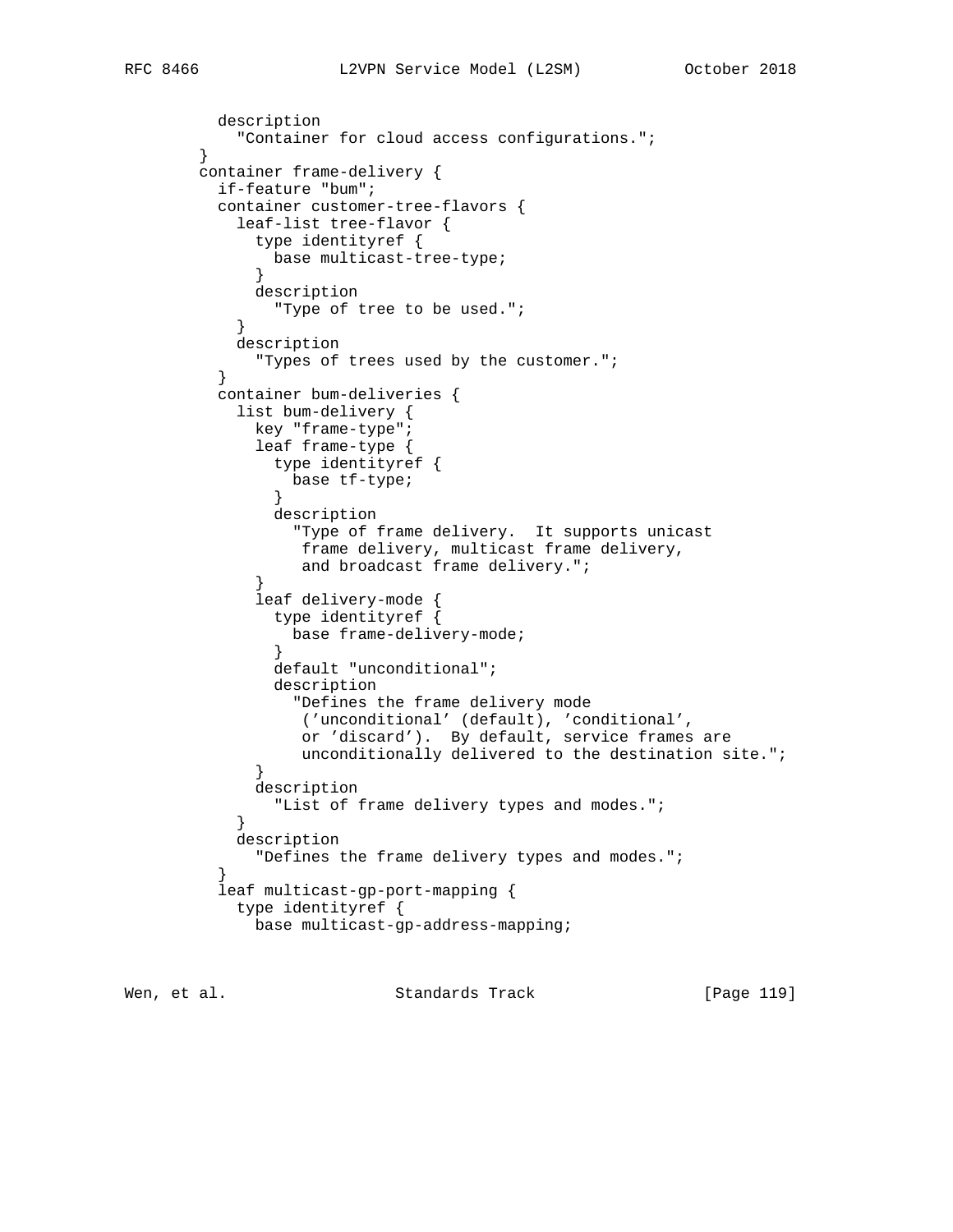```
          description
            "Container for cloud access configurations.";
        }
        container frame-delivery {
          if-feature "bum";
          container customer-tree-flavors {
            leaf-list tree-flavor {
              type identityref {
                base multicast-tree-type;
              }
              description
                "Type of tree to be used.";
            }
            description
              "Types of trees used by the customer.";
          }
          container bum-deliveries {
            list bum-delivery {
              key "frame-type";
              leaf frame-type {
                type identityref {
                  base tf-type;
                }
                description
                  "Type of frame delivery.  It supports unicast
                   frame delivery, multicast frame delivery,
                   and broadcast frame delivery.";
              }
              leaf delivery-mode {
                type identityref {
                  base frame-delivery-mode;
                }
                default "unconditional";
                description
                  "Defines the frame delivery mode
                   ('unconditional' (default), 'conditional',
                   or 'discard').  By default, service frames are
                   unconditionally delivered to the destination site.";
              }
              description
                "List of frame delivery types and modes.";
            }
            description
              "Defines the frame delivery types and modes.";
          }
          leaf multicast-gp-port-mapping {
            type identityref {
              base multicast-gp-address-mapping;
```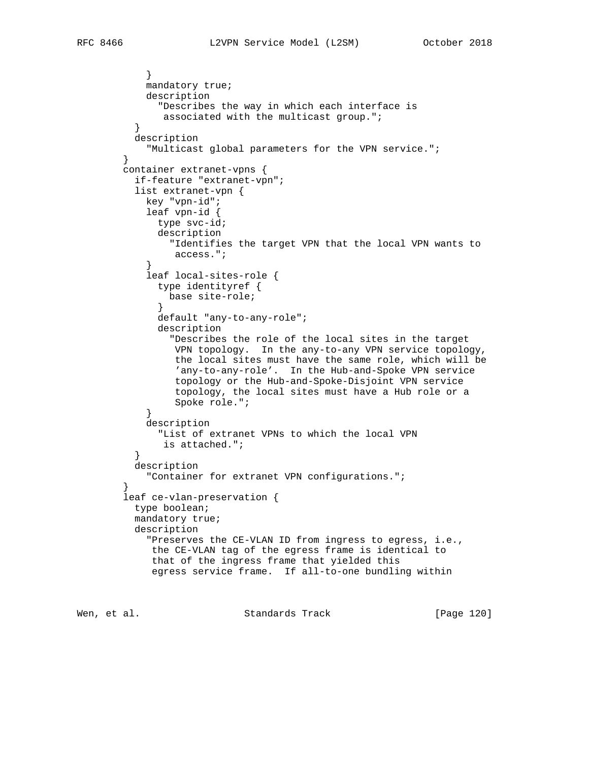```
            }
            mandatory true;
            description
              "Describes the way in which each interface is
               associated with the multicast group.";
          }
          description
            "Multicast global parameters for the VPN service.";
        }
        container extranet-vpns {
          if-feature "extranet-vpn";
          list extranet-vpn {
            key "vpn-id";
            leaf vpn-id {
              type svc-id;
              description
                "Identifies the target VPN that the local VPN wants to
                 access.";
            }
            leaf local-sites-role {
              type identityref {
                base site-role;
              }
              default "any-to-any-role";
              description
                "Describes the role of the local sites in the target
                 VPN topology.  In the any-to-any VPN service topology,
                 the local sites must have the same role, which will be
                 'any-to-any-role'.  In the Hub-and-Spoke VPN service
                 topology or the Hub-and-Spoke-Disjoint VPN service
                 topology, the local sites must have a Hub role or a
                 Spoke role.";
            }
            description
              "List of extranet VPNs to which the local VPN
               is attached.";
          }
          description
            "Container for extranet VPN configurations.";
        }
        leaf ce-vlan-preservation {
          type boolean;
          mandatory true;
          description
            "Preserves the CE-VLAN ID from ingress to egress, i.e.,
             the CE-VLAN tag of the egress frame is identical to
             that of the ingress frame that yielded this
             egress service frame.  If all-to-one bundling within
```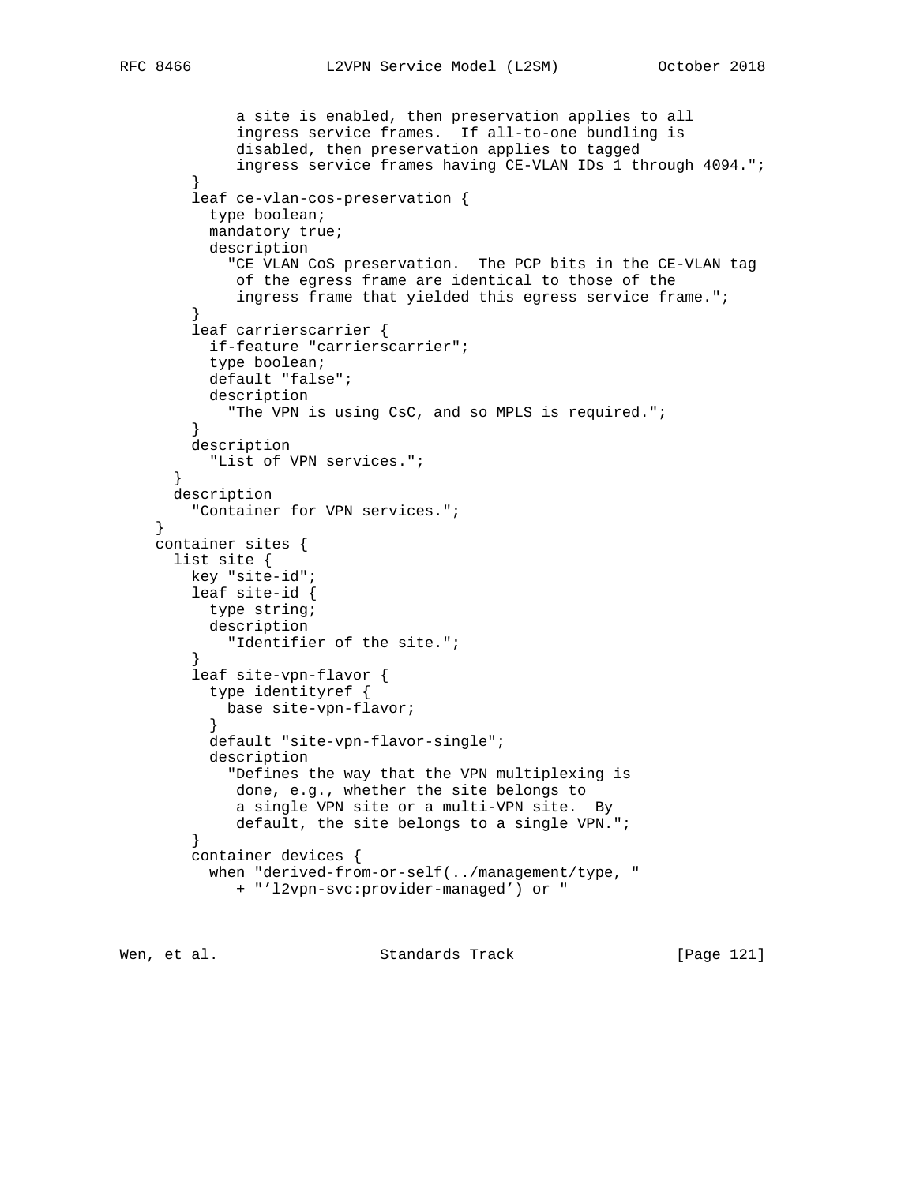```
             a site is enabled, then preservation applies to all
             ingress service frames.  If all-to-one bundling is
             disabled, then preservation applies to tagged
             ingress service frames having CE-VLAN IDs 1 through 4094.";
        }
        leaf ce-vlan-cos-preservation {
          type boolean;
          mandatory true;
          description
            "CE VLAN CoS preservation.  The PCP bits in the CE-VLAN tag
             of the egress frame are identical to those of the
             ingress frame that yielded this egress service frame.";
        }
        leaf carrierscarrier {
          if-feature "carrierscarrier";
          type boolean;
          default "false";
          description
            "The VPN is using CsC, and so MPLS is required.";
        }
        description
          "List of VPN services.";
      }
      description
        "Container for VPN services.";
    }
    container sites {
      list site {
        key "site-id";
        leaf site-id {
          type string;
          description
            "Identifier of the site.";
        }
        leaf site-vpn-flavor {
          type identityref {
            base site-vpn-flavor;
          }
          default "site-vpn-flavor-single";
          description
            "Defines the way that the VPN multiplexing is
             done, e.g., whether the site belongs to
             a single VPN site or a multi-VPN site.  By
             default, the site belongs to a single VPN.";
        }
        container devices {
          when "derived-from-or-self(../management/type, "
             + "'l2vpn-svc:provider-managed') or "
```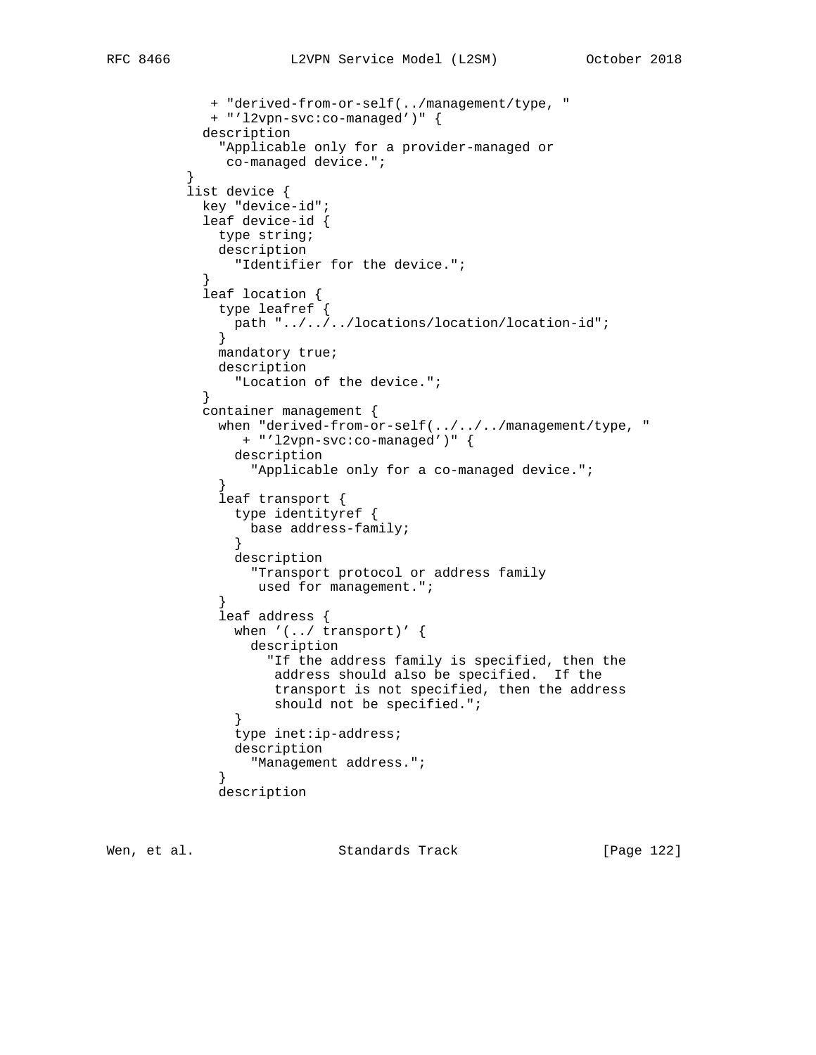```
             + "derived-from-or-self(../management/type, "
             + "'l2vpn-svc:co-managed')" {
            description
              "Applicable only for a provider-managed or
               co-managed device.";
          }
          list device {
            key "device-id";
            leaf device-id {
              type string;
              description
                "Identifier for the device.";
            }
            leaf location {
              type leafref {
                path "../../../locations/location/location-id";
              }
              mandatory true;
              description
                "Location of the device.";
            }
            container management {
              when "derived-from-or-self(../../../management/type, "
                 + "'l2vpn-svc:co-managed')" {
                description
                  "Applicable only for a co-managed device.";
              }
              leaf transport {
                type identityref {
                  base address-family;
                }
                description
                  "Transport protocol or address family
                   used for management.";
              }
              leaf address {
                when '(../ transport)' {
                  description
                    "If the address family is specified, then the
                     address should also be specified.  If the
                     transport is not specified, then the address
                     should not be specified.";
                }
                type inet:ip-address;
                description
                  "Management address.";
              }
              description
```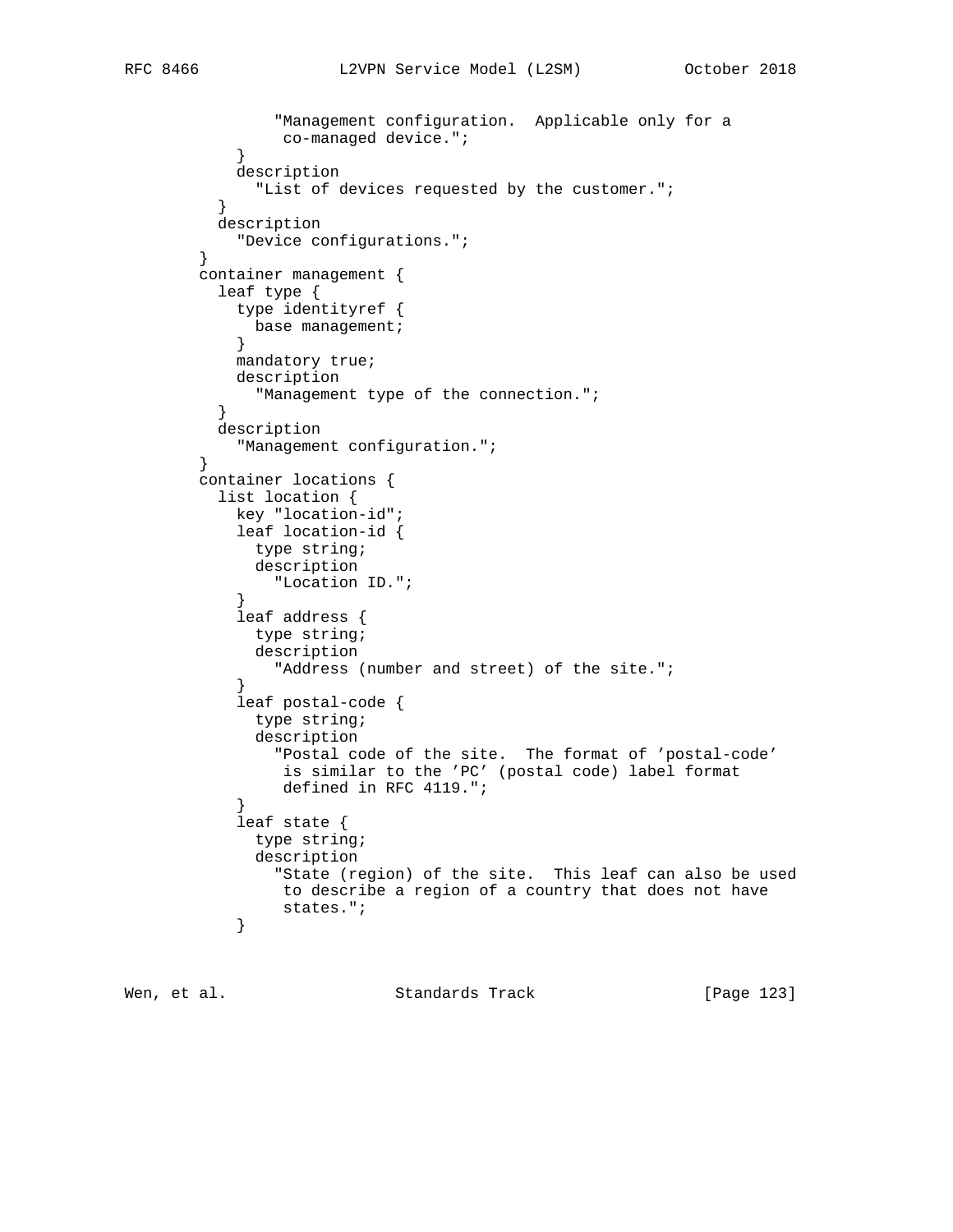```
                "Management configuration.  Applicable only for a
                 co-managed device.";
            }
            description
              "List of devices requested by the customer.";
          }
          description
            "Device configurations.";
        }
        container management {
          leaf type {
            type identityref {
              base management;
            }
            mandatory true;
            description
              "Management type of the connection.";
          }
          description
            "Management configuration.";
        }
        container locations {
          list location {
            key "location-id";
            leaf location-id {
              type string;
              description
                "Location ID.";
            }
            leaf address {
              type string;
              description
                "Address (number and street) of the site.";
            }
            leaf postal-code {
              type string;
              description
                "Postal code of the site.  The format of 'postal-code'
                 is similar to the 'PC' (postal code) label format
                 defined in RFC 4119.";
            }
            leaf state {
              type string;
              description
                "State (region) of the site.  This leaf can also be used
                 to describe a region of a country that does not have
                 states.";
            }
```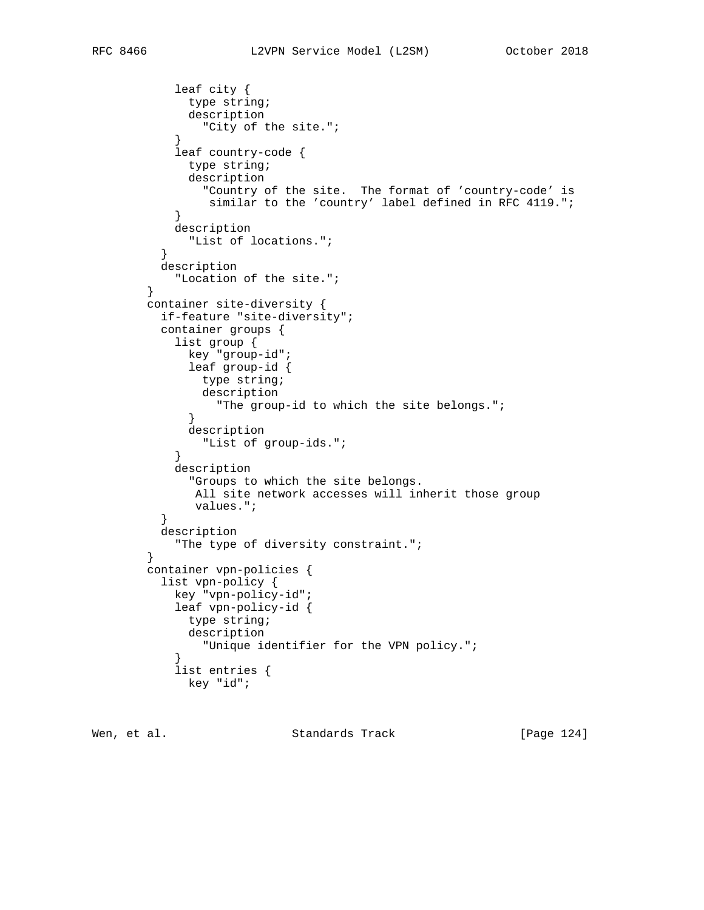```
            leaf city {
              type string;
              description
                "City of the site.";
            }
            leaf country-code {
              type string;
              description
                "Country of the site.  The format of 'country-code' is
                 similar to the 'country' label defined in RFC 4119.";
            }
            description
              "List of locations.";
          }
          description
            "Location of the site.";
        }
        container site-diversity {
          if-feature "site-diversity";
          container groups {
            list group {
              key "group-id";
              leaf group-id {
                type string;
                description
                  "The group-id to which the site belongs.";
              }
              description
                "List of group-ids.";
            }
            description
              "Groups to which the site belongs.
               All site network accesses will inherit those group
               values.";
          }
          description
            "The type of diversity constraint.";
        }
        container vpn-policies {
          list vpn-policy {
            key "vpn-policy-id";
            leaf vpn-policy-id {
              type string;
              description
                "Unique identifier for the VPN policy.";
            }
            list entries {
              key "id";
```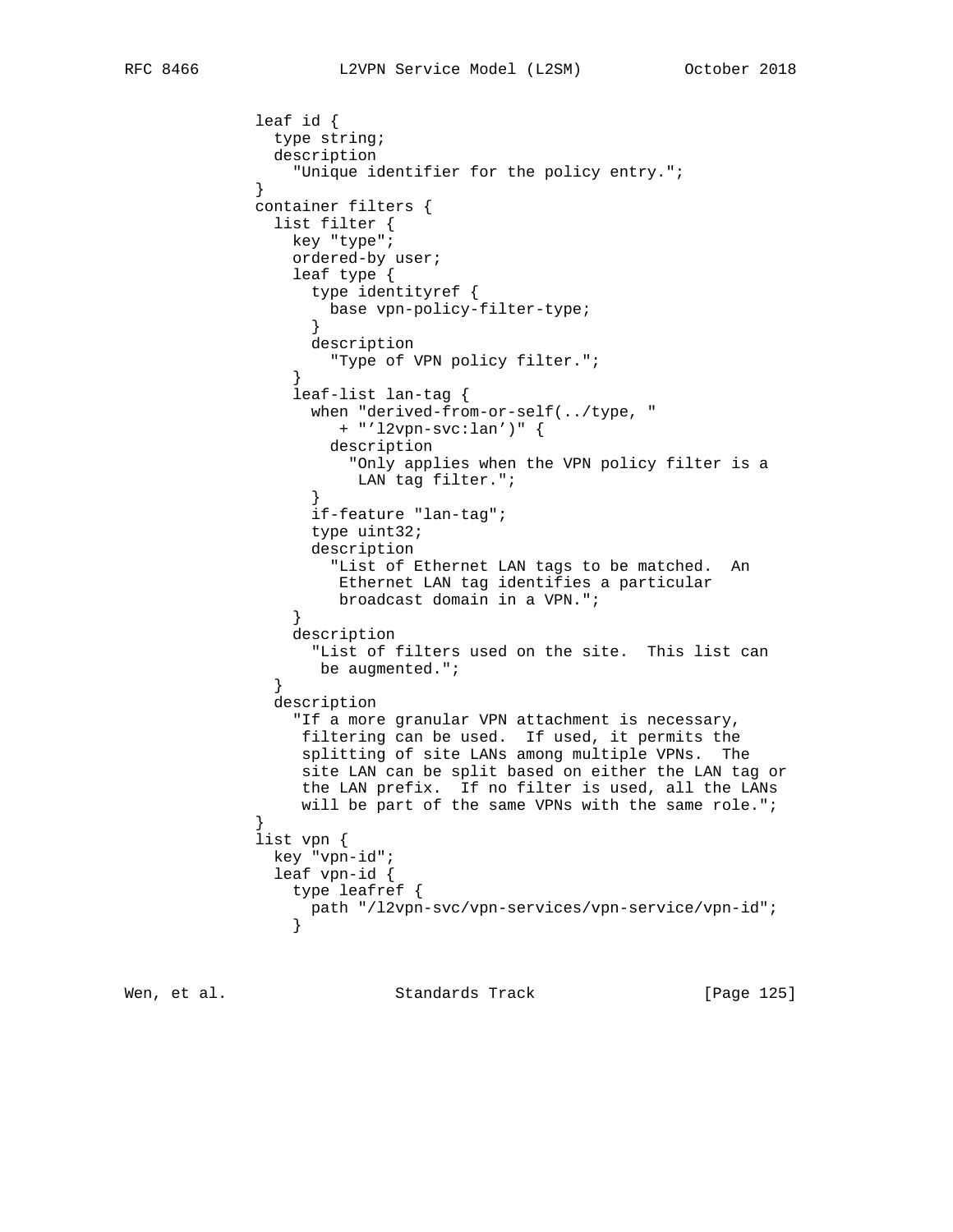```
            leaf id {
              type string;
              description
                "Unique identifier for the policy entry.";
            }
            container filters {
              list filter {
                key "type";
                ordered-by user;
                leaf type {
                  type identityref {
                    base vpn-policy-filter-type;
                  }
                  description
                    "Type of VPN policy filter.";
                }
                leaf-list lan-tag {
                  when "derived-from-or-self(../type, "
                     + "'l2vpn-svc:lan')" {
                    description
                      "Only applies when the VPN policy filter is a
                       LAN tag filter.";
                  }
                  if-feature "lan-tag";
                  type uint32;
                  description
                    "List of Ethernet LAN tags to be matched.  An
                     Ethernet LAN tag identifies a particular
                     broadcast domain in a VPN.";
                }
                description
                  "List of filters used on the site.  This list can
                   be augmented.";
              }
              description
                "If a more granular VPN attachment is necessary,
                 filtering can be used.  If used, it permits the
                 splitting of site LANs among multiple VPNs.  The
                 site LAN can be split based on either the LAN tag or
                 the LAN prefix.  If no filter is used, all the LANs
                 will be part of the same VPNs with the same role.";
            }
            list vpn {
              key "vpn-id";
              leaf vpn-id {
                type leafref {
                  path "/l2vpn-svc/vpn-services/vpn-service/vpn-id";
                }
```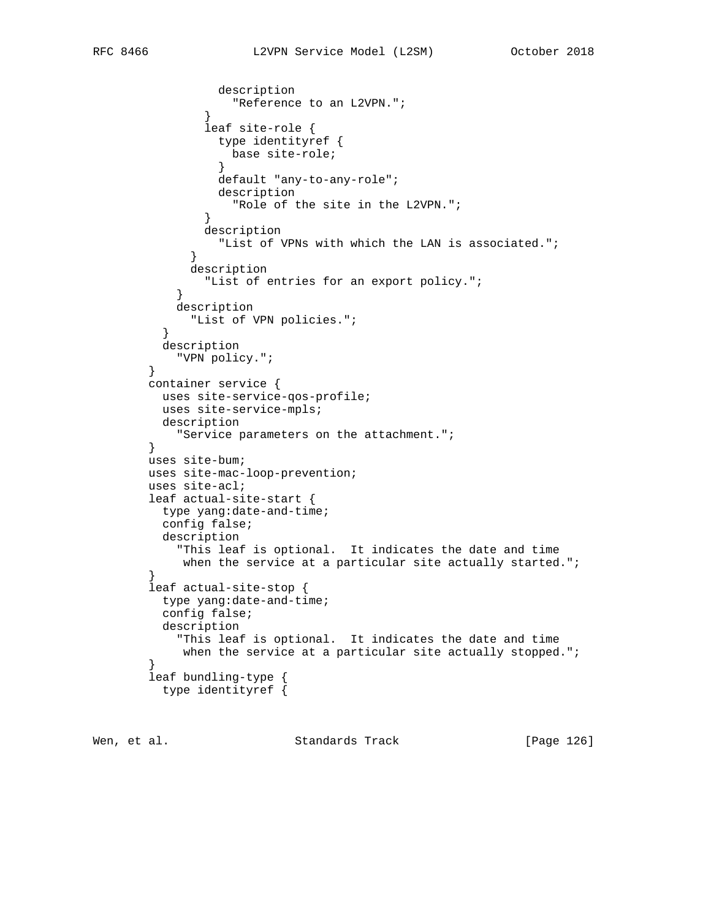```
                  description
                    "Reference to an L2VPN.";
                }
                leaf site-role {
                  type identityref {
                    base site-role;
                  }
                  default "any-to-any-role";
                  description
                    "Role of the site in the L2VPN.";
                }
                description
                  "List of VPNs with which the LAN is associated.";
              }
              description
                "List of entries for an export policy.";
            }
            description
              "List of VPN policies.";
          }
          description
            "VPN policy.";
        }
        container service {
          uses site-service-qos-profile;
          uses site-service-mpls;
          description
            "Service parameters on the attachment.";
        }
        uses site-bum;
        uses site-mac-loop-prevention;
        uses site-acl;
        leaf actual-site-start {
          type yang:date-and-time;
          config false;
          description
            "This leaf is optional.  It indicates the date and time
             when the service at a particular site actually started.";
        }
        leaf actual-site-stop {
          type yang:date-and-time;
          config false;
          description
            "This leaf is optional.  It indicates the date and time
             when the service at a particular site actually stopped.";
        }
        leaf bundling-type {
          type identityref {
```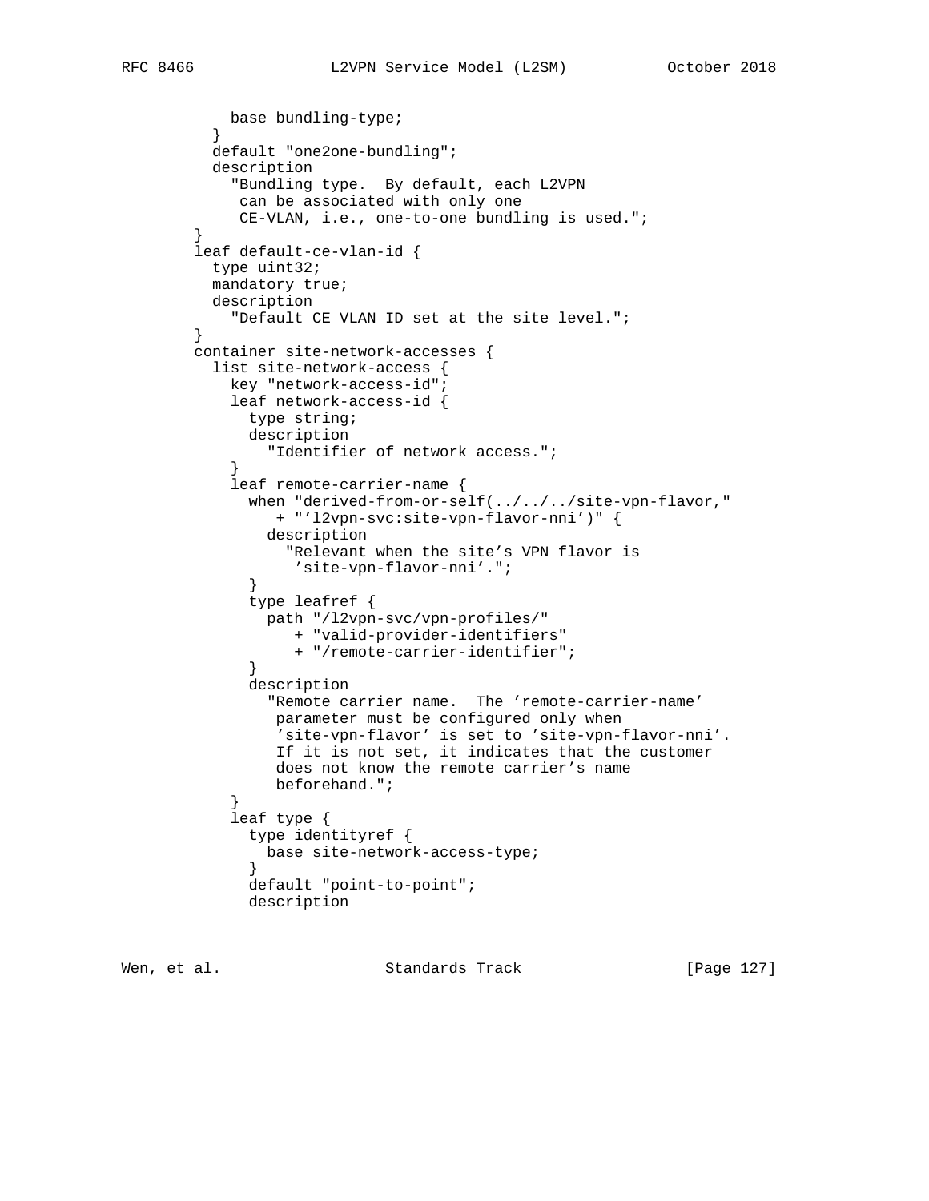```
            base bundling-type;
          }
          default "one2one-bundling";
          description
            "Bundling type.  By default, each L2VPN
             can be associated with only one
             CE-VLAN, i.e., one-to-one bundling is used.";
        }
        leaf default-ce-vlan-id {
          type uint32;
          mandatory true;
          description
            "Default CE VLAN ID set at the site level.";
        }
        container site-network-accesses {
          list site-network-access {
            key "network-access-id";
            leaf network-access-id {
              type string;
              description
                "Identifier of network access.";
            }
            leaf remote-carrier-name {
              when "derived-from-or-self(../../../site-vpn-flavor,"
                 + "'l2vpn-svc:site-vpn-flavor-nni')" {
                description
                  "Relevant when the site's VPN flavor is
                   'site-vpn-flavor-nni'.";
              }
              type leafref {
                path "/l2vpn-svc/vpn-profiles/"
                   + "valid-provider-identifiers"
                   + "/remote-carrier-identifier";
              }
              description
                "Remote carrier name.  The 'remote-carrier-name'
                 parameter must be configured only when
                 'site-vpn-flavor' is set to 'site-vpn-flavor-nni'.
                 If it is not set, it indicates that the customer
                 does not know the remote carrier's name
                 beforehand.";
            }
            leaf type {
              type identityref {
                base site-network-access-type;
              }
              default "point-to-point";
              description
```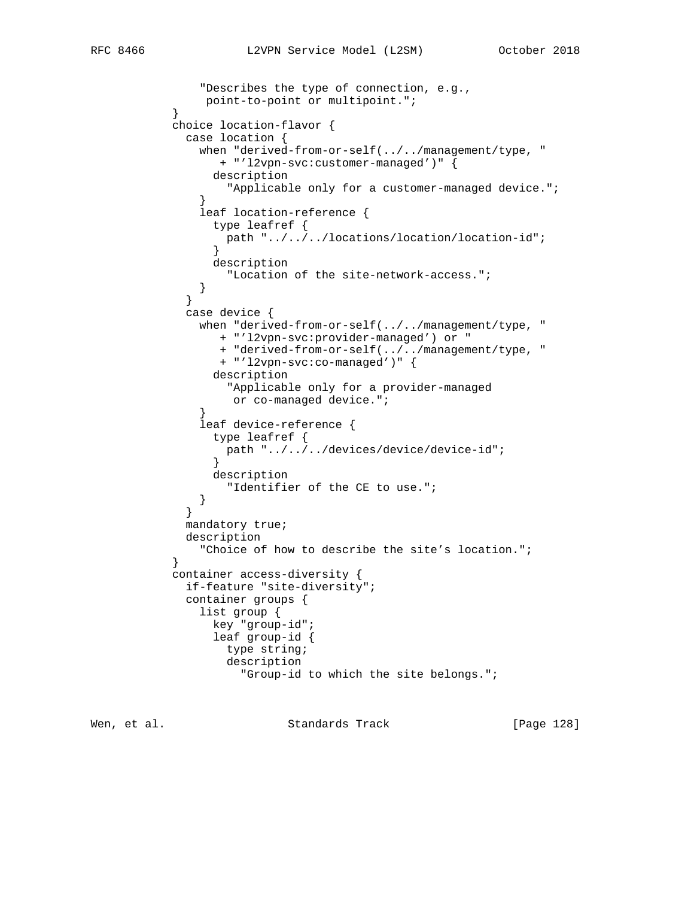```
              "Describes the type of connection, e.g.,
               point-to-point or multipoint.";
          }
          choice location-flavor {
            case location {
              when "derived-from-or-self(../../management/type, "
                 + "'l2vpn-svc:customer-managed')" {
                description
                  "Applicable only for a customer-managed device.";
              }
              leaf location-reference {
                type leafref {
                  path "../../../locations/location/location-id";
                }
                description
                  "Location of the site-network-access.";
              }
            }
            case device {
              when "derived-from-or-self(../../management/type, "
                 + "'l2vpn-svc:provider-managed') or "
                 + "derived-from-or-self(../../management/type, "
                 + "'l2vpn-svc:co-managed')" {
                description
                  "Applicable only for a provider-managed
                   or co-managed device.";
              }
              leaf device-reference {
                type leafref {
                  path "../../../devices/device/device-id";
                }
                description
                  "Identifier of the CE to use.";
              }
            }
            mandatory true;
            description
              "Choice of how to describe the site's location.";
          }
          container access-diversity {
            if-feature "site-diversity";
            container groups {
              list group {
                key "group-id";
                leaf group-id {
                  type string;
                  description
                    "Group-id to which the site belongs.";
```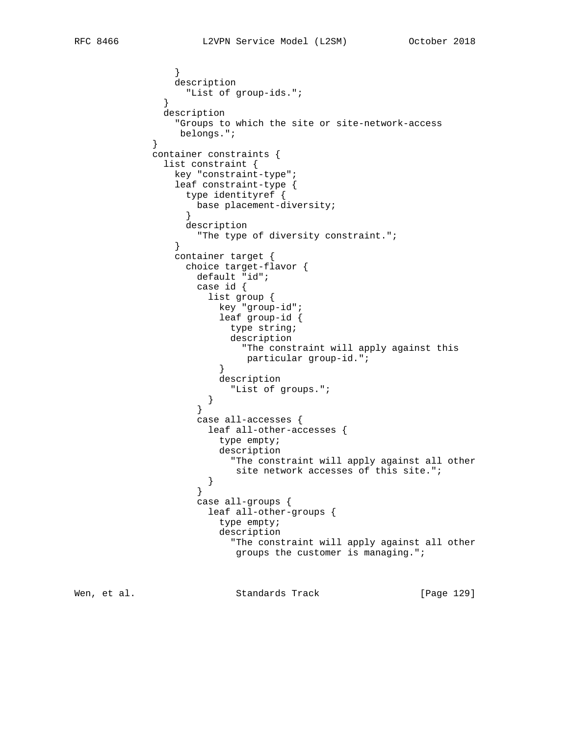```
                  }
                  description
                    "List of group-ids.";
                }
                description
                  "Groups to which the site or site-network-access
                   belongs.";
              }
              container constraints {
                list constraint {
                  key "constraint-type";
                  leaf constraint-type {
                    type identityref {
                      base placement-diversity;
                    }
                    description
                      "The type of diversity constraint.";
                  }
                  container target {
                    choice target-flavor {
                      default "id";
                      case id {
                        list group {
                          key "group-id";
                          leaf group-id {
                            type string;
                            description
                              "The constraint will apply against this
                               particular group-id.";
                          }
                          description
                            "List of groups.";
                        }
                      }
                      case all-accesses {
                        leaf all-other-accesses {
                          type empty;
                          description
                            "The constraint will apply against all other
                             site network accesses of this site.";
                        }
                      }
                      case all-groups {
                        leaf all-other-groups {
                          type empty;
                          description
                            "The constraint will apply against all other
                             groups the customer is managing.";
```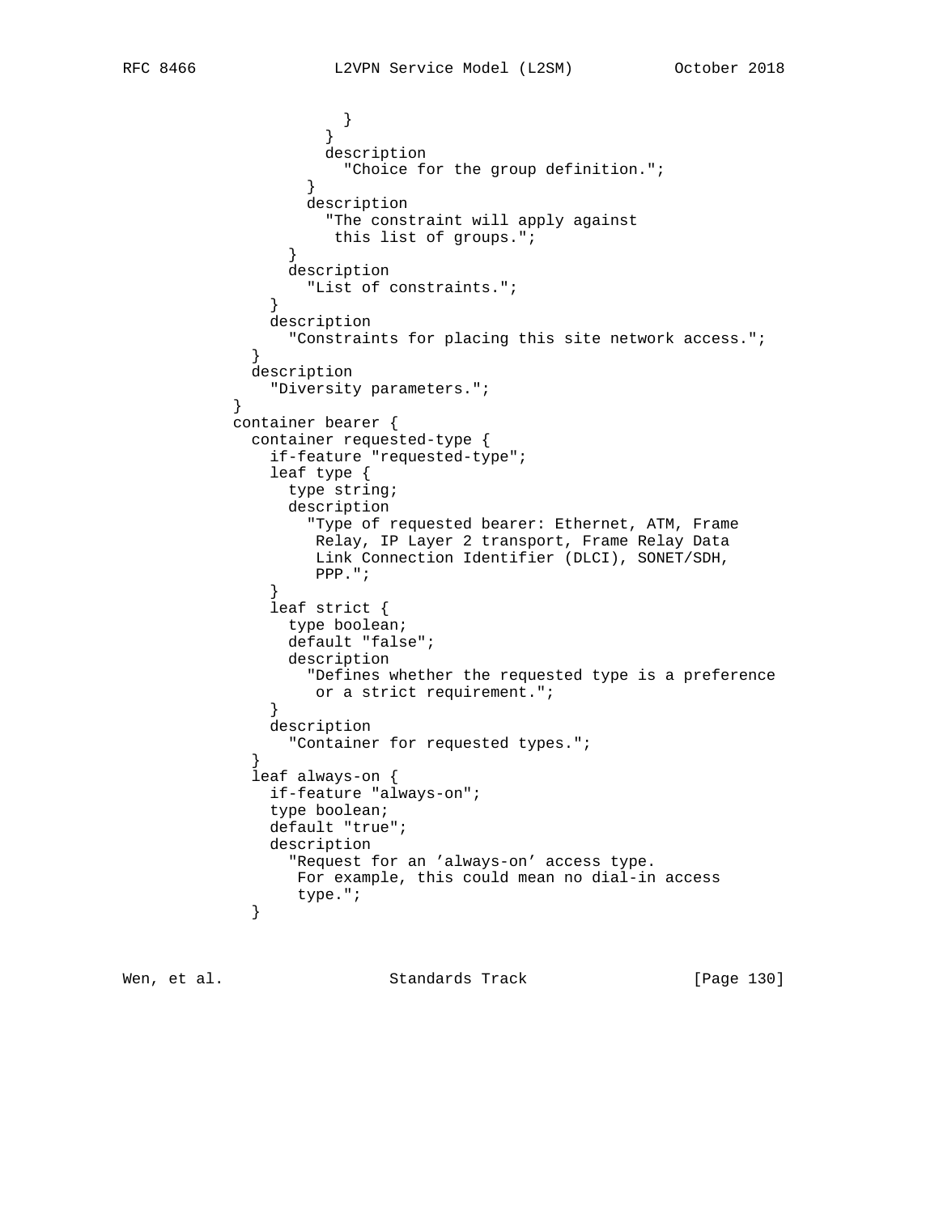```
                  }
                }
                description
                  "Choice for the group definition.";
              }
              description
                "The constraint will apply against
                 this list of groups.";
            }
            description
              "List of constraints.";
          }
          description
            "Constraints for placing this site network access.";
        }
        description
          "Diversity parameters.";
      }
      container bearer {
        container requested-type {
          if-feature "requested-type";
          leaf type {
            type string;
            description
              "Type of requested bearer: Ethernet, ATM, Frame
               Relay, IP Layer 2 transport, Frame Relay Data
               Link Connection Identifier (DLCI), SONET/SDH,
               PPP.";
          }
          leaf strict {
            type boolean;
            default "false";
            description
              "Defines whether the requested type is a preference
               or a strict requirement.";
          }
          description
            "Container for requested types.";
        }
        leaf always-on {
          if-feature "always-on";
          type boolean;
          default "true";
          description
            "Request for an 'always-on' access type.
             For example, this could mean no dial-in access
             type.";
        }
```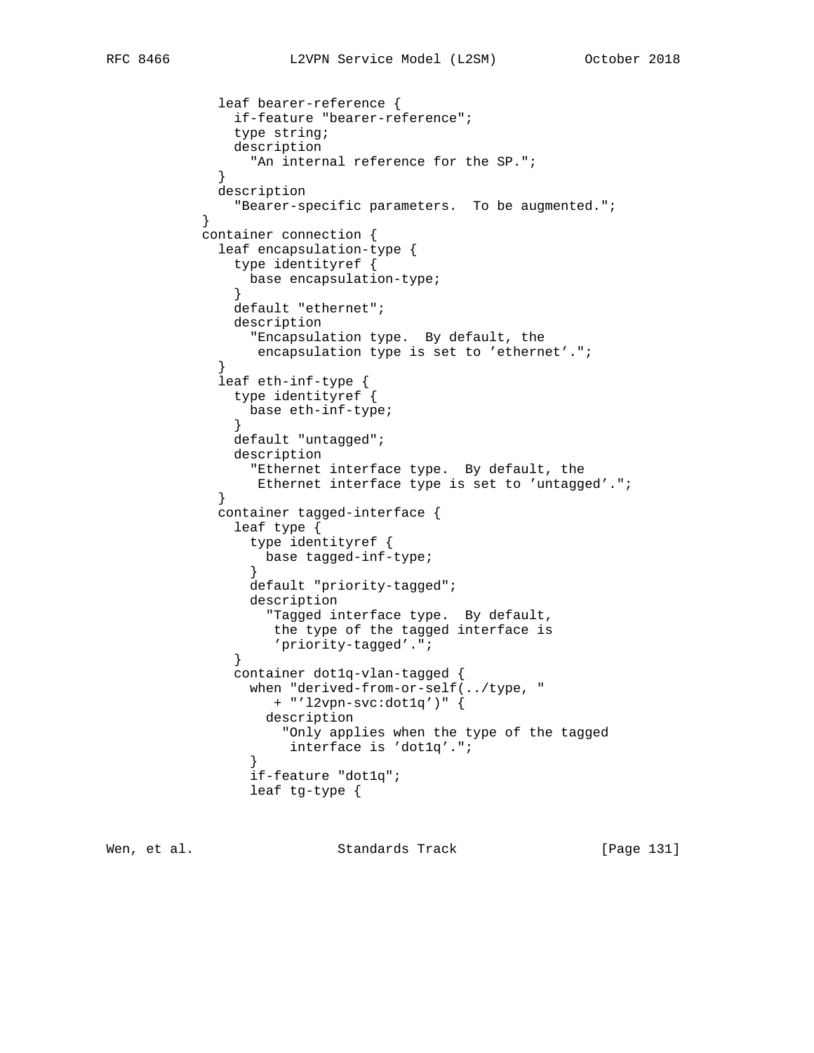```
          leaf bearer-reference {
            if-feature "bearer-reference";
            type string;
            description
              "An internal reference for the SP.";
          }
          description
            "Bearer-specific parameters.  To be augmented.";
        }
        container connection {
          leaf encapsulation-type {
            type identityref {
              base encapsulation-type;
            }
            default "ethernet";
            description
              "Encapsulation type.  By default, the
               encapsulation type is set to 'ethernet'.";
          }
          leaf eth-inf-type {
            type identityref {
              base eth-inf-type;
            }
            default "untagged";
            description
              "Ethernet interface type.  By default, the
               Ethernet interface type is set to 'untagged'.";
          }
          container tagged-interface {
            leaf type {
              type identityref {
                base tagged-inf-type;
              }
              default "priority-tagged";
              description
                "Tagged interface type.  By default,
                 the type of the tagged interface is
                 'priority-tagged'.";
            }
            container dot1q-vlan-tagged {
              when "derived-from-or-self(../type, "
                 + "'l2vpn-svc:dot1q')" {
                description
                  "Only applies when the type of the tagged
                   interface is 'dot1q'.";
              }
              if-feature "dot1q";
              leaf tg-type {
```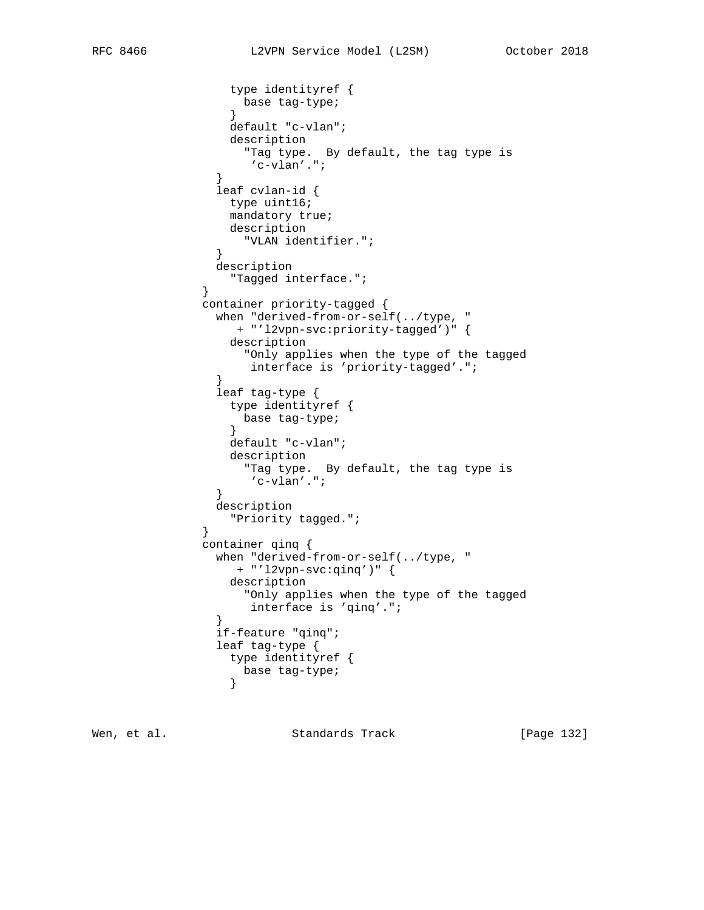```
              type identityref {
                base tag-type;
              }
              default "c-vlan";
              description
                "Tag type.  By default, the tag type is
                 'c-vlan'.";
            }
            leaf cvlan-id {
              type uint16;
              mandatory true;
              description
                "VLAN identifier.";
            }
            description
              "Tagged interface.";
          }
          container priority-tagged {
            when "derived-from-or-self(../type, "
               + "'l2vpn-svc:priority-tagged')" {
              description
                "Only applies when the type of the tagged
                 interface is 'priority-tagged'.";
            }
            leaf tag-type {
              type identityref {
                base tag-type;
              }
              default "c-vlan";
              description
                "Tag type.  By default, the tag type is
                 'c-vlan'.";
            }
            description
              "Priority tagged.";
          }
          container qinq {
            when "derived-from-or-self(../type, "
               + "'l2vpn-svc:qinq')" {
              description
                "Only applies when the type of the tagged
                 interface is 'qinq'.";
            }
            if-feature "qinq";
            leaf tag-type {
              type identityref {
                base tag-type;
              }
```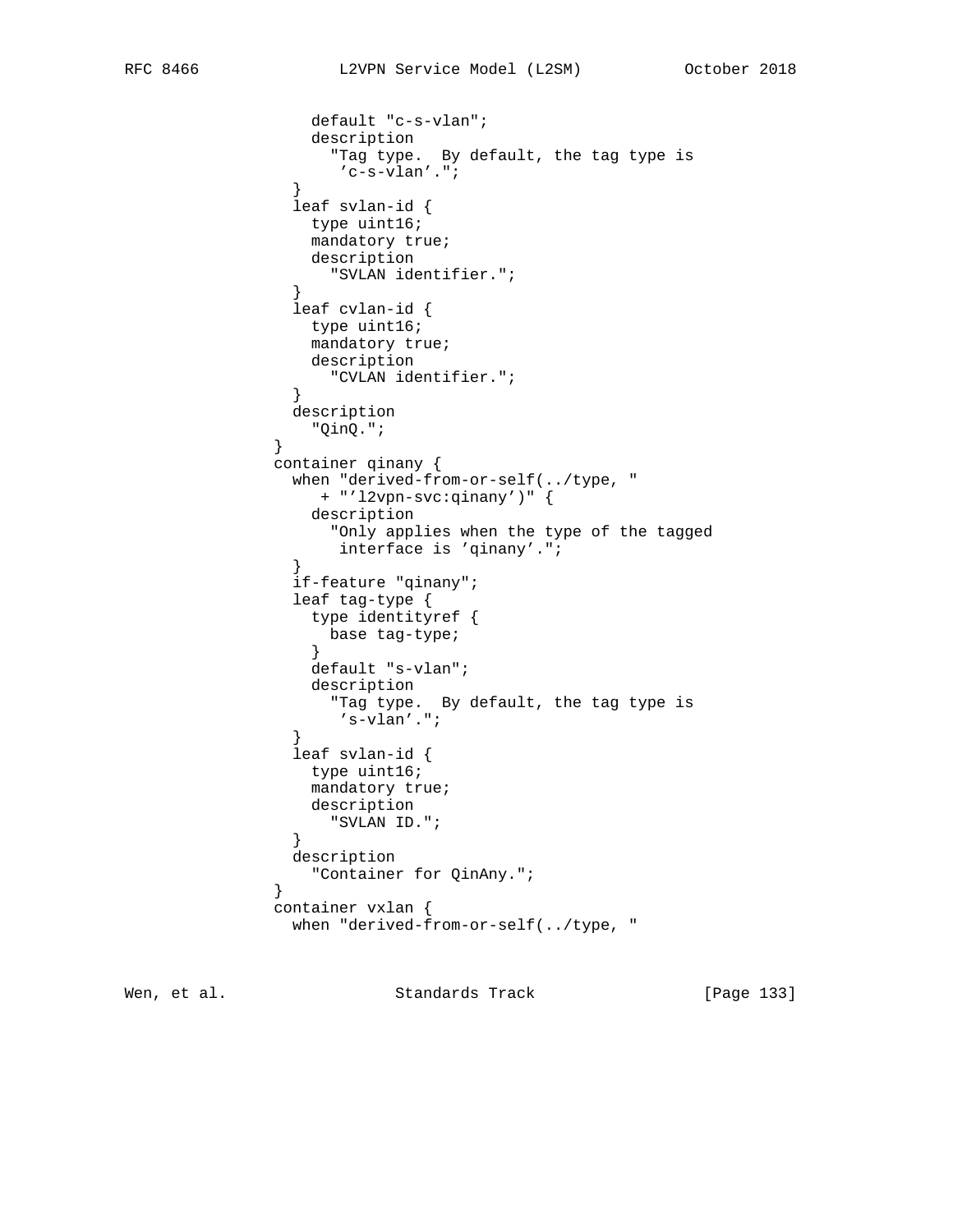```
              default "c-s-vlan";
              description
                "Tag type.  By default, the tag type is
                 'c-s-vlan'.";
            }
            leaf svlan-id {
              type uint16;
              mandatory true;
              description
                "SVLAN identifier.";
            }
            leaf cvlan-id {
              type uint16;
              mandatory true;
              description
                "CVLAN identifier.";
            }
            description
              "QinQ.";
          }
          container qinany {
            when "derived-from-or-self(../type, "
               + "'l2vpn-svc:qinany')" {
              description
                "Only applies when the type of the tagged
                 interface is 'qinany'.";
            }
            if-feature "qinany";
            leaf tag-type {
              type identityref {
                base tag-type;
              }
              default "s-vlan";
              description
                "Tag type.  By default, the tag type is
                 's-vlan'.";
            }
            leaf svlan-id {
              type uint16;
              mandatory true;
              description
                "SVLAN ID.";
            }
            description
              "Container for QinAny.";
          }
          container vxlan {
            when "derived-from-or-self(../type, "
```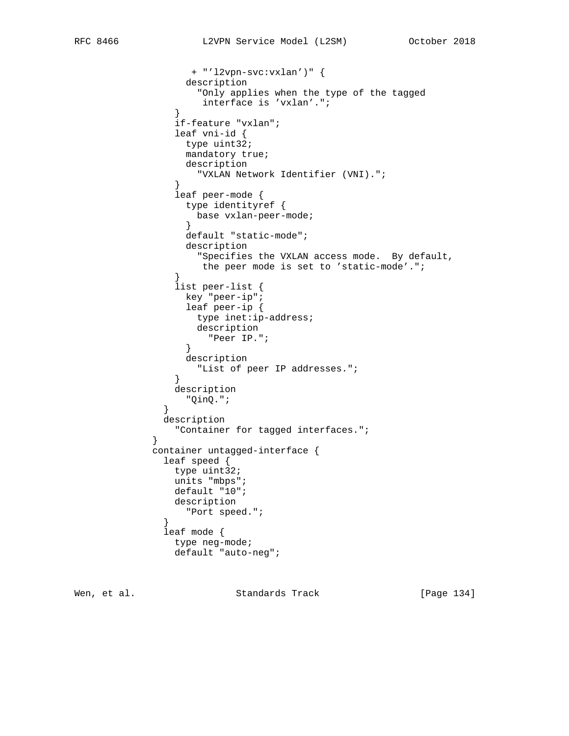```
                 + "'l2vpn-svc:vxlan')" {
                description
                  "Only applies when the type of the tagged
                   interface is 'vxlan'.";
              }
              if-feature "vxlan";
              leaf vni-id {
                type uint32;
                mandatory true;
                description
                  "VXLAN Network Identifier (VNI).";
              }
              leaf peer-mode {
                type identityref {
                  base vxlan-peer-mode;
                }
                default "static-mode";
                description
                  "Specifies the VXLAN access mode.  By default,
                   the peer mode is set to 'static-mode'.";
              }
              list peer-list {
                key "peer-ip";
                leaf peer-ip {
                  type inet:ip-address;
                  description
                    "Peer IP.";
                }
                description
                  "List of peer IP addresses.";
              }
              description
                "QinQ.";
            }
            description
              "Container for tagged interfaces.";
          }
          container untagged-interface {
            leaf speed {
              type uint32;
              units "mbps";
              default "10";
              description
                "Port speed.";
            }
            leaf mode {
              type neg-mode;
              default "auto-neg";
```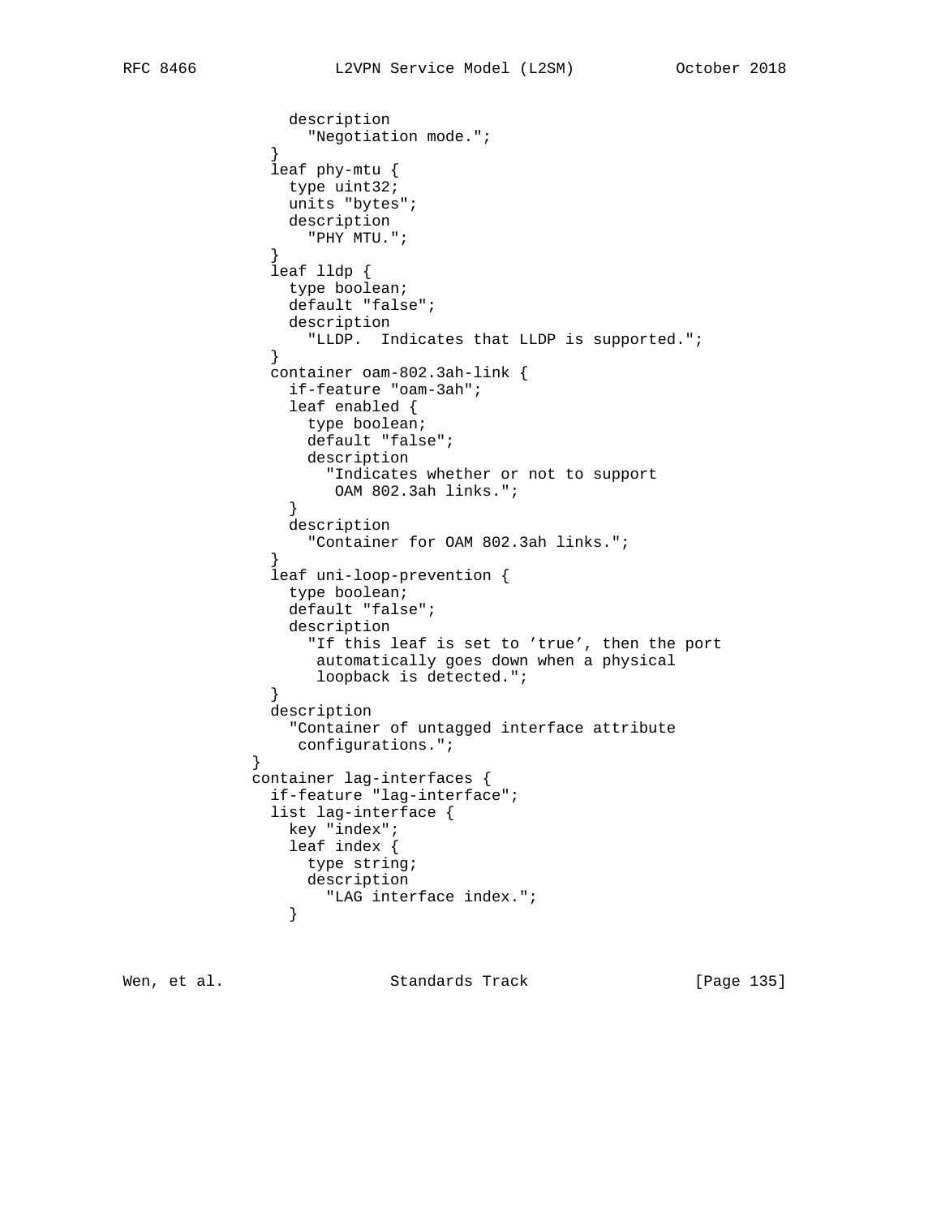```
                description
                  "Negotiation mode.";
              }
              leaf phy-mtu {
                type uint32;
                units "bytes";
                description
                  "PHY MTU.";
              }
              leaf lldp {
                type boolean;
                default "false";
                description
                  "LLDP.  Indicates that LLDP is supported.";
              }
              container oam-802.3ah-link {
                if-feature "oam-3ah";
                leaf enabled {
                  type boolean;
                  default "false";
                  description
                    "Indicates whether or not to support
                     OAM 802.3ah links.";
                }
                description
                  "Container for OAM 802.3ah links.";
              }
              leaf uni-loop-prevention {
                type boolean;
                default "false";
                description
                  "If this leaf is set to 'true', then the port
                   automatically goes down when a physical
                   loopback is detected.";
              }
              description
                "Container of untagged interface attribute
                 configurations.";
            }
            container lag-interfaces {
              if-feature "lag-interface";
              list lag-interface {
                key "index";
                leaf index {
                  type string;
                  description
                    "LAG interface index.";
                }
```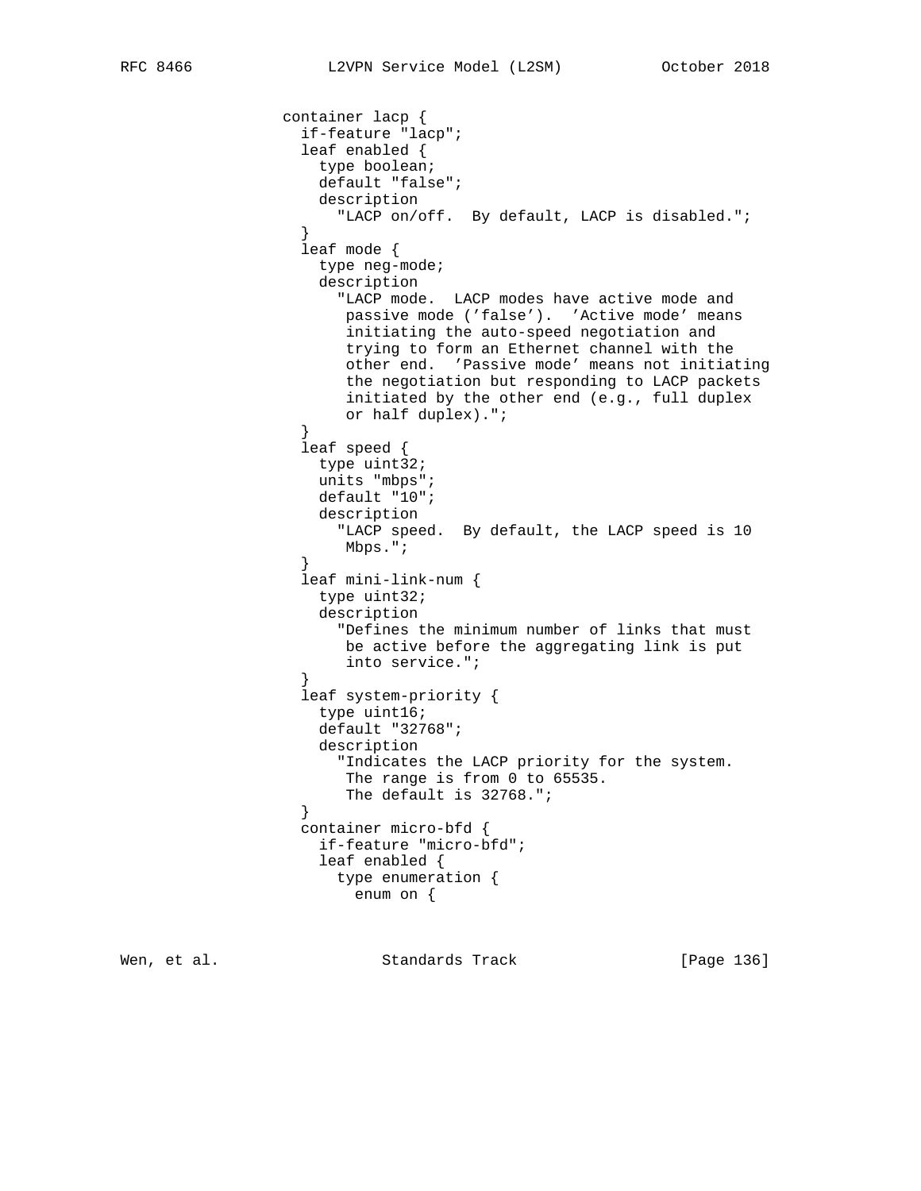```
                container lacp {
                  if-feature "lacp";
                  leaf enabled {
                    type boolean;
                    default "false";
                    description
                      "LACP on/off.  By default, LACP is disabled.";
                  }
                  leaf mode {
                    type neg-mode;
                    description
                      "LACP mode.  LACP modes have active mode and
                       passive mode ('false').  'Active mode' means
                       initiating the auto-speed negotiation and
                       trying to form an Ethernet channel with the
                       other end.  'Passive mode' means not initiating
                       the negotiation but responding to LACP packets
                       initiated by the other end (e.g., full duplex
                       or half duplex).";
                  }
                  leaf speed {
                    type uint32;
                    units "mbps";
                    default "10";
                    description
                      "LACP speed.  By default, the LACP speed is 10
                       Mbps.";
                  }
                  leaf mini-link-num {
                    type uint32;
                    description
                      "Defines the minimum number of links that must
                       be active before the aggregating link is put
                       into service.";
                  }
                  leaf system-priority {
                    type uint16;
                    default "32768";
                    description
                      "Indicates the LACP priority for the system.
                       The range is from 0 to 65535.
                       The default is 32768.";
                  }
                  container micro-bfd {
                    if-feature "micro-bfd";
                    leaf enabled {
                      type enumeration {
                        enum on {
```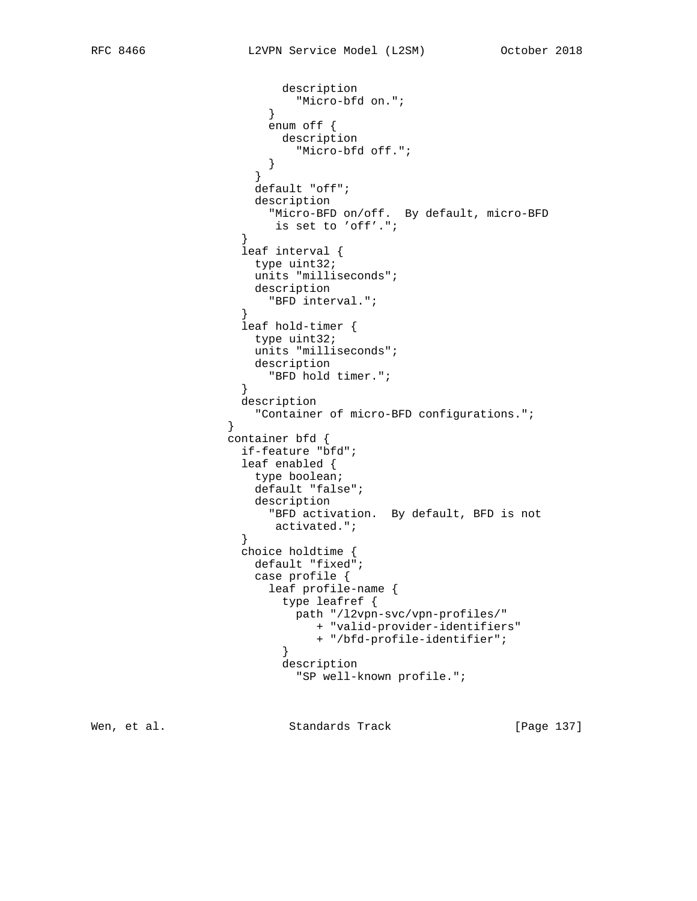```
                    description
                      "Micro-bfd on.";
                  }
                  enum off {
                    description
                      "Micro-bfd off.";
                  }
                }
                default "off";
                description
                  "Micro-BFD on/off.  By default, micro-BFD
                   is set to 'off'.";
              }
              leaf interval {
                type uint32;
                units "milliseconds";
                description
                  "BFD interval.";
              }
              leaf hold-timer {
                type uint32;
                units "milliseconds";
                description
                  "BFD hold timer.";
              }
              description
                "Container of micro-BFD configurations.";
            }
            container bfd {
              if-feature "bfd";
              leaf enabled {
                type boolean;
                default "false";
                description
                  "BFD activation.  By default, BFD is not
                   activated.";
              }
              choice holdtime {
                default "fixed";
                case profile {
                  leaf profile-name {
                    type leafref {
                      path "/l2vpn-svc/vpn-profiles/"
                         + "valid-provider-identifiers"
                         + "/bfd-profile-identifier";
                    }
                    description
                      "SP well-known profile.";
```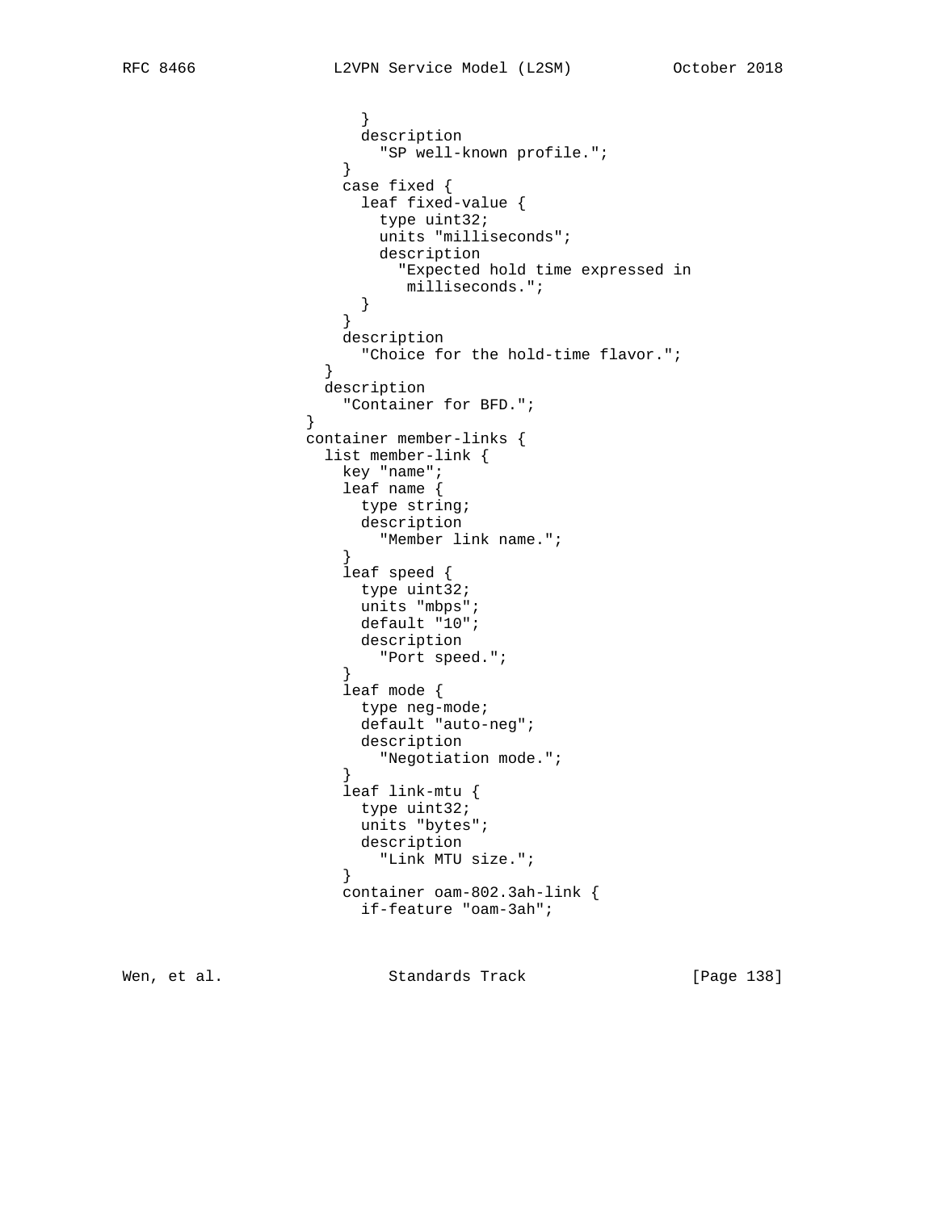```
                      }
                      description
                        "SP well-known profile.";
                    }
                    case fixed {
                      leaf fixed-value {
                        type uint32;
                        units "milliseconds";
                        description
                          "Expected hold time expressed in
                           milliseconds.";
                      }
                    }
                    description
                      "Choice for the hold-time flavor.";
                  }
                  description
                    "Container for BFD.";
                }
                container member-links {
                  list member-link {
                    key "name";
                    leaf name {
                      type string;
                      description
                        "Member link name.";
                    }
                    leaf speed {
                      type uint32;
                      units "mbps";
                      default "10";
                      description
                        "Port speed.";
                    }
                    leaf mode {
                      type neg-mode;
                      default "auto-neg";
                      description
                        "Negotiation mode.";
                    }
                    leaf link-mtu {
                      type uint32;
                      units "bytes";
                      description
                        "Link MTU size.";
                    }
                    container oam-802.3ah-link {
                      if-feature "oam-3ah";
```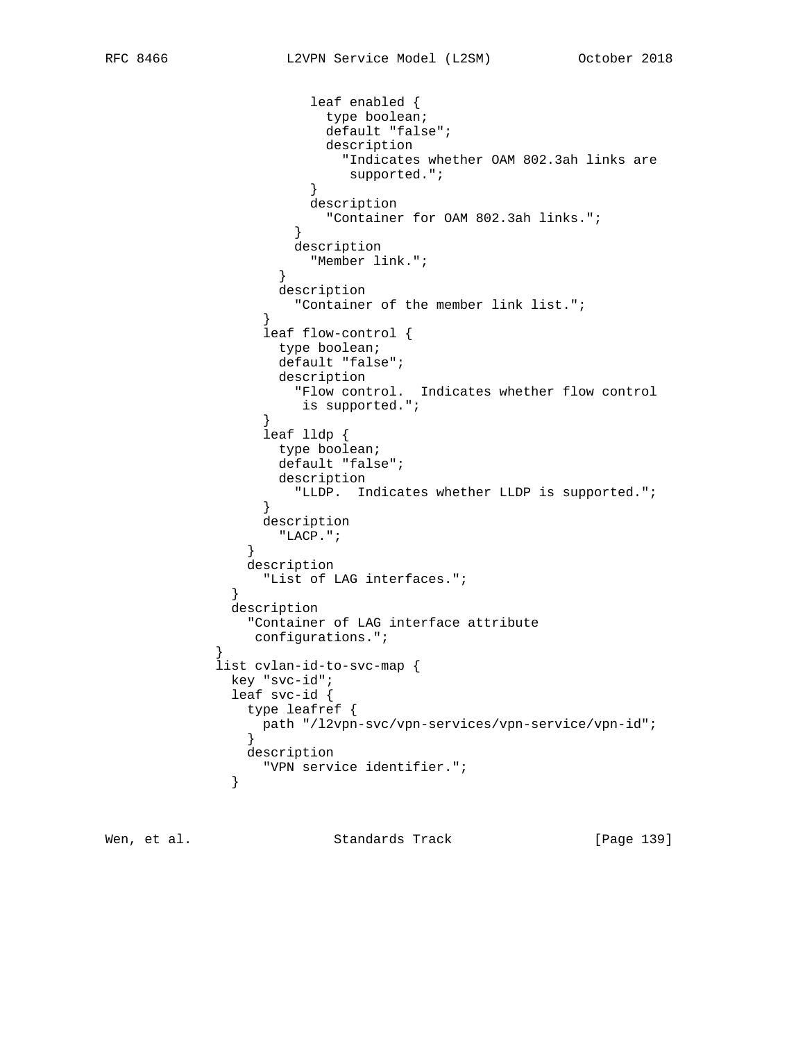```
                     leaf enabled {
                       type boolean;
                       default "false";
                       description
                         "Indicates whether OAM 802.3ah links are
                          supported.";
                     }
                     description
                       "Container for OAM 802.3ah links.";
                   }
                   description
                     "Member link.";
                 }
                 description
                   "Container of the member link list.";
               }
               leaf flow-control {
                 type boolean;
                 default "false";
                 description
                   "Flow control.  Indicates whether flow control
                    is supported.";
               }
               leaf lldp {
                 type boolean;
                 default "false";
                 description
                   "LLDP.  Indicates whether LLDP is supported.";
               }
               description
                 "LACP.";
             }
             description
               "List of LAG interfaces.";
           }
           description
             "Container of LAG interface attribute
              configurations.";
         }
         list cvlan-id-to-svc-map {
           key "svc-id";
           leaf svc-id {
             type leafref {
               path "/l2vpn-svc/vpn-services/vpn-service/vpn-id";
             }
             description
               "VPN service identifier.";
           }
```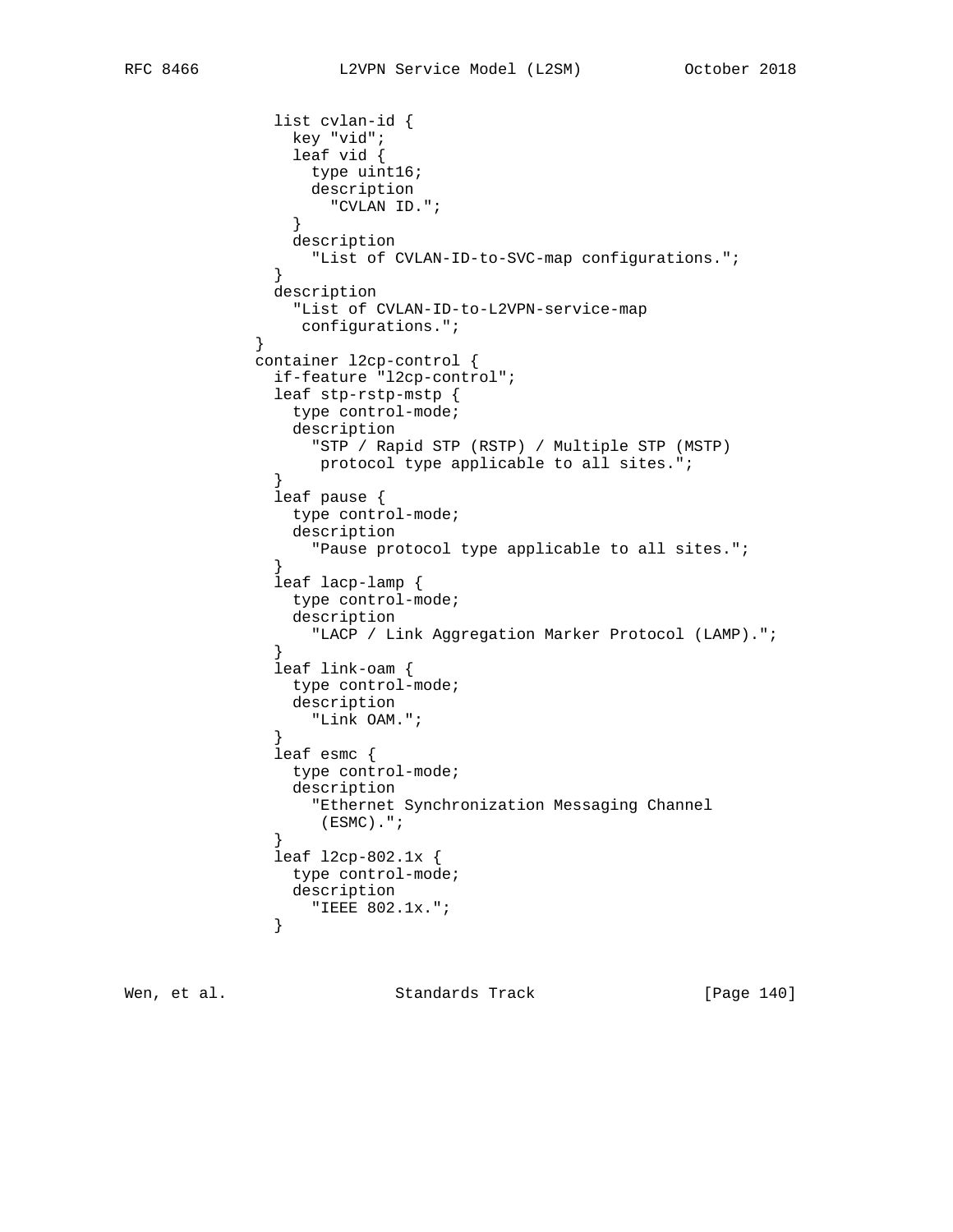```
                list cvlan-id {
                  key "vid";
                  leaf vid {
                    type uint16;
                    description
                      "CVLAN ID.";
                  }
                  description
                    "List of CVLAN-ID-to-SVC-map configurations.";
                }
                description
                  "List of CVLAN-ID-to-L2VPN-service-map
                   configurations.";
              }
              container l2cp-control {
                if-feature "l2cp-control";
                leaf stp-rstp-mstp {
                  type control-mode;
                  description
                    "STP / Rapid STP (RSTP) / Multiple STP (MSTP)
                     protocol type applicable to all sites.";
                }
                leaf pause {
                  type control-mode;
                  description
                    "Pause protocol type applicable to all sites.";
                }
                leaf lacp-lamp {
                  type control-mode;
                  description
                    "LACP / Link Aggregation Marker Protocol (LAMP).";
                }
                leaf link-oam {
                  type control-mode;
                  description
                    "Link OAM.";
                }
                leaf esmc {
                  type control-mode;
                  description
                    "Ethernet Synchronization Messaging Channel
                     (ESMC).";
                }
                leaf l2cp-802.1x {
                  type control-mode;
                  description
                    "IEEE 802.1x.";
                }
```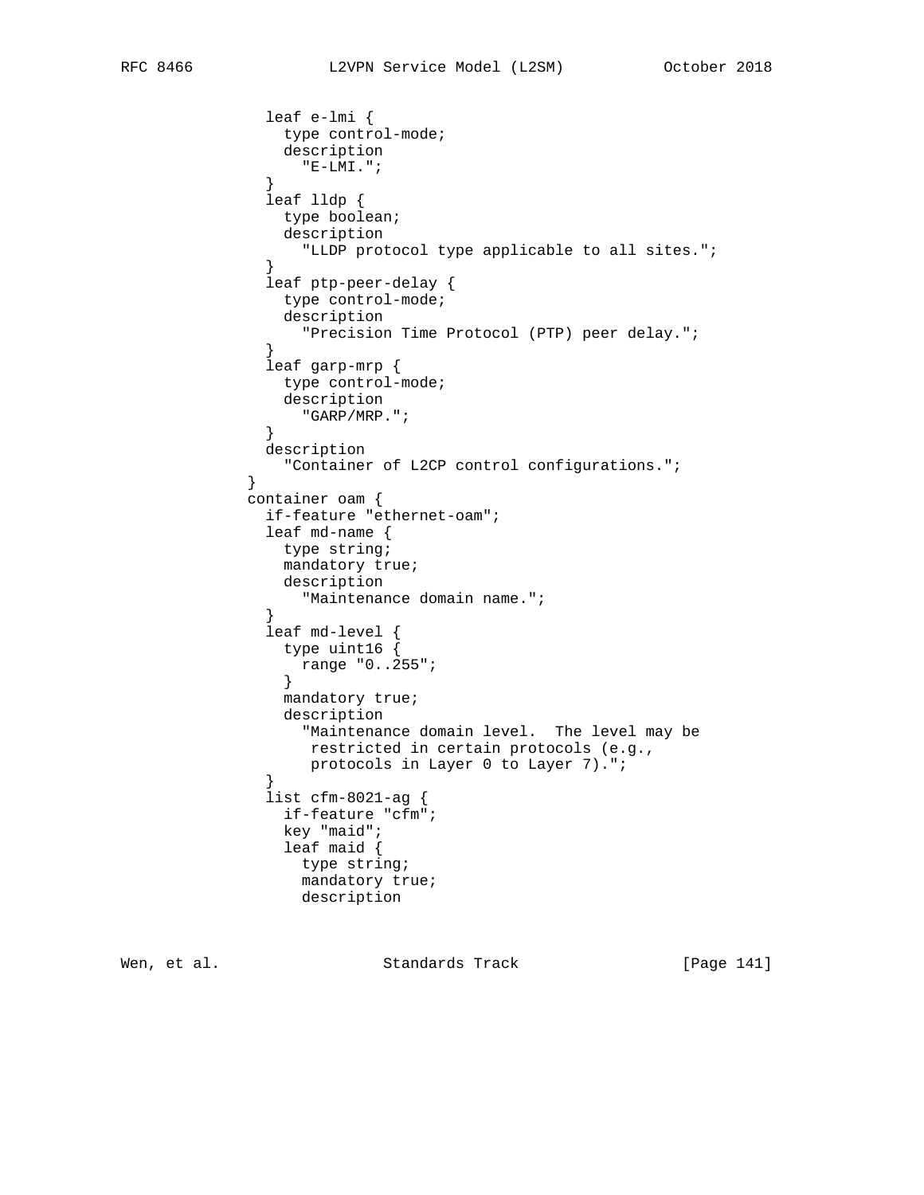```
              leaf e-lmi {
                type control-mode;
                description
                  "E-LMI.";
              }
              leaf lldp {
                type boolean;
                description
                  "LLDP protocol type applicable to all sites.";
              }
              leaf ptp-peer-delay {
                type control-mode;
                description
                  "Precision Time Protocol (PTP) peer delay.";
              }
              leaf garp-mrp {
                type control-mode;
                description
                  "GARP/MRP.";
              }
              description
                "Container of L2CP control configurations.";
            }
            container oam {
              if-feature "ethernet-oam";
              leaf md-name {
                type string;
                mandatory true;
                description
                  "Maintenance domain name.";
              }
              leaf md-level {
                type uint16 {
                  range "0..255";
                }
                mandatory true;
                description
                  "Maintenance domain level.  The level may be
                   restricted in certain protocols (e.g.,
                   protocols in Layer 0 to Layer 7).";
              }
              list cfm-8021-ag {
                if-feature "cfm";
                key "maid";
                leaf maid {
                  type string;
                  mandatory true;
                  description
```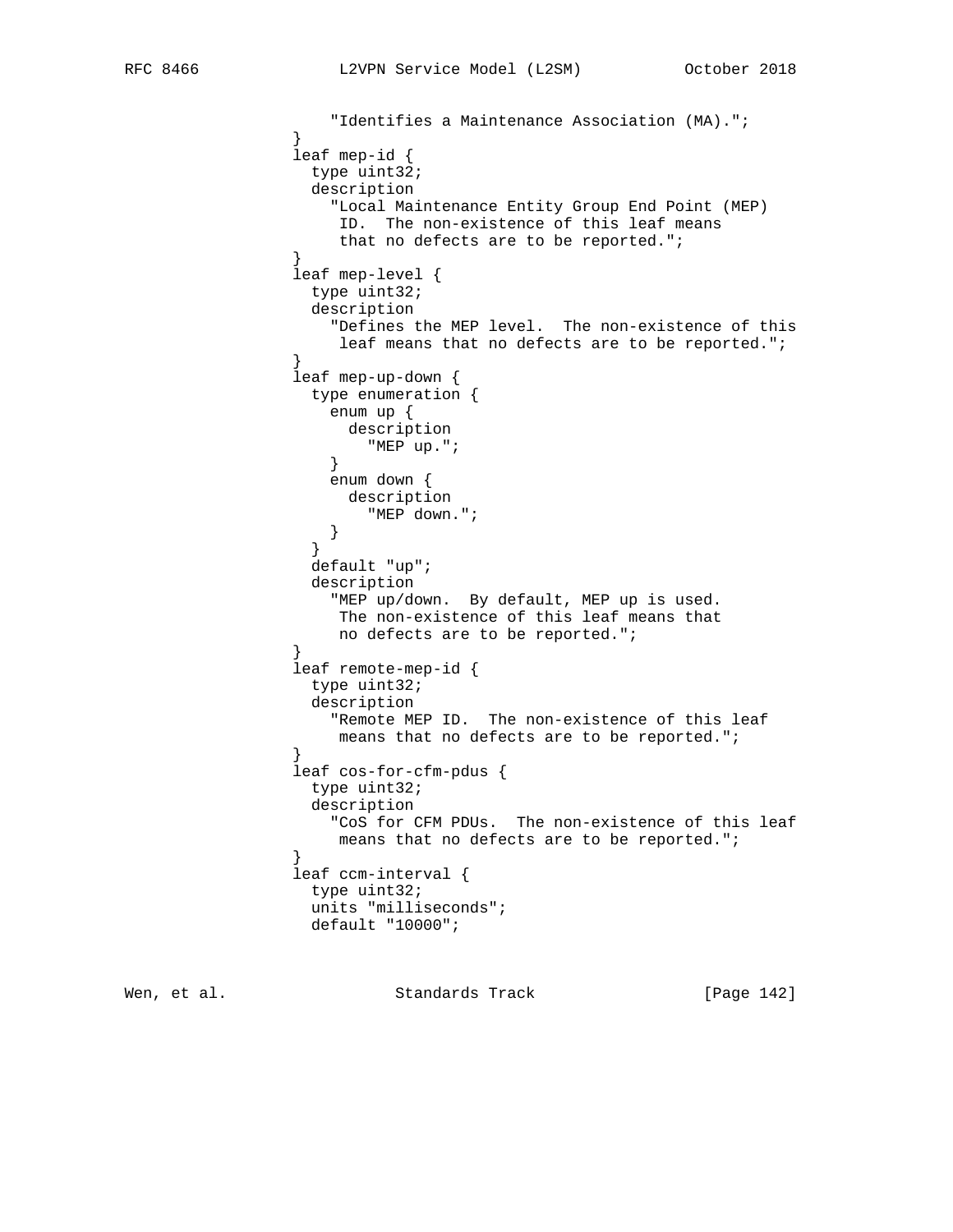```
                       "Identifies a Maintenance Association (MA).";
                   }
                   leaf mep-id {
                     type uint32;
                     description
                       "Local Maintenance Entity Group End Point (MEP)
                        ID.  The non-existence of this leaf means
                        that no defects are to be reported.";
                   }
                   leaf mep-level {
                     type uint32;
                     description
                       "Defines the MEP level.  The non-existence of this
                        leaf means that no defects are to be reported.";
                   }
                   leaf mep-up-down {
                     type enumeration {
                       enum up {
                         description
                           "MEP up.";
                       }
                       enum down {
                         description
                           "MEP down.";
                       }
                     }
                     default "up";
                     description
                       "MEP up/down.  By default, MEP up is used.
                        The non-existence of this leaf means that
                        no defects are to be reported.";
                   }
                   leaf remote-mep-id {
                     type uint32;
                     description
                       "Remote MEP ID.  The non-existence of this leaf
                        means that no defects are to be reported.";
                   }
                   leaf cos-for-cfm-pdus {
                     type uint32;
                     description
                       "CoS for CFM PDUs.  The non-existence of this leaf
                        means that no defects are to be reported.";
                   }
                   leaf ccm-interval {
                     type uint32;
                     units "milliseconds";
                     default "10000";
```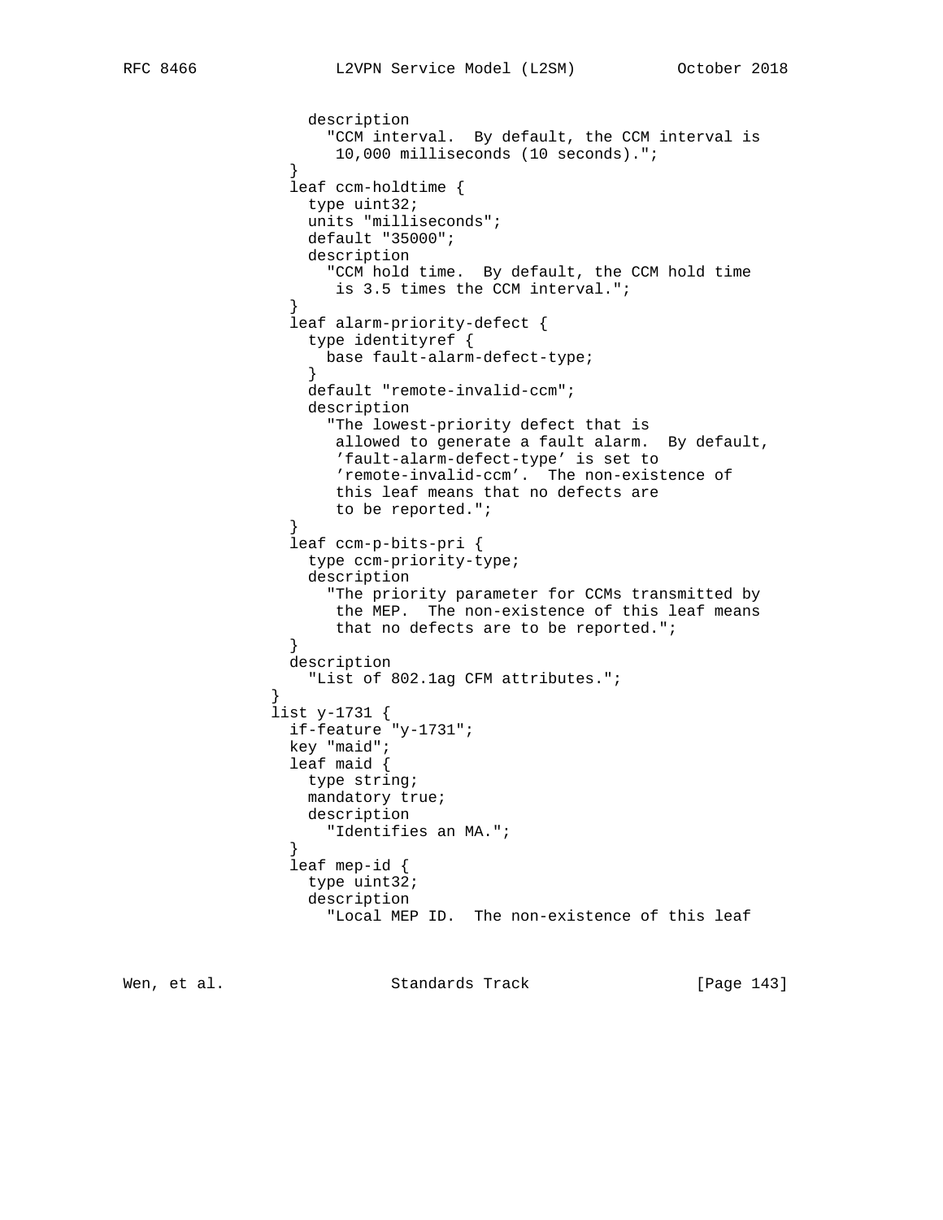```
                  description
                    "CCM interval.  By default, the CCM interval is
                     10,000 milliseconds (10 seconds).";
                }
                leaf ccm-holdtime {
                  type uint32;
                  units "milliseconds";
                  default "35000";
                  description
                    "CCM hold time.  By default, the CCM hold time
                     is 3.5 times the CCM interval.";
                }
                leaf alarm-priority-defect {
                  type identityref {
                    base fault-alarm-defect-type;
                  }
                  default "remote-invalid-ccm";
                  description
                    "The lowest-priority defect that is
                     allowed to generate a fault alarm.  By default,
                     'fault-alarm-defect-type' is set to
                     'remote-invalid-ccm'.  The non-existence of
                     this leaf means that no defects are
                     to be reported.";
                }
                leaf ccm-p-bits-pri {
                  type ccm-priority-type;
                  description
                    "The priority parameter for CCMs transmitted by
                     the MEP.  The non-existence of this leaf means
                     that no defects are to be reported.";
                }
                description
                  "List of 802.1ag CFM attributes.";
              }
              list y-1731 {
                if-feature "y-1731";
                key "maid";
                leaf maid {
                  type string;
                  mandatory true;
                  description
                    "Identifies an MA.";
                }
                leaf mep-id {
                  type uint32;
                  description
                    "Local MEP ID.  The non-existence of this leaf
```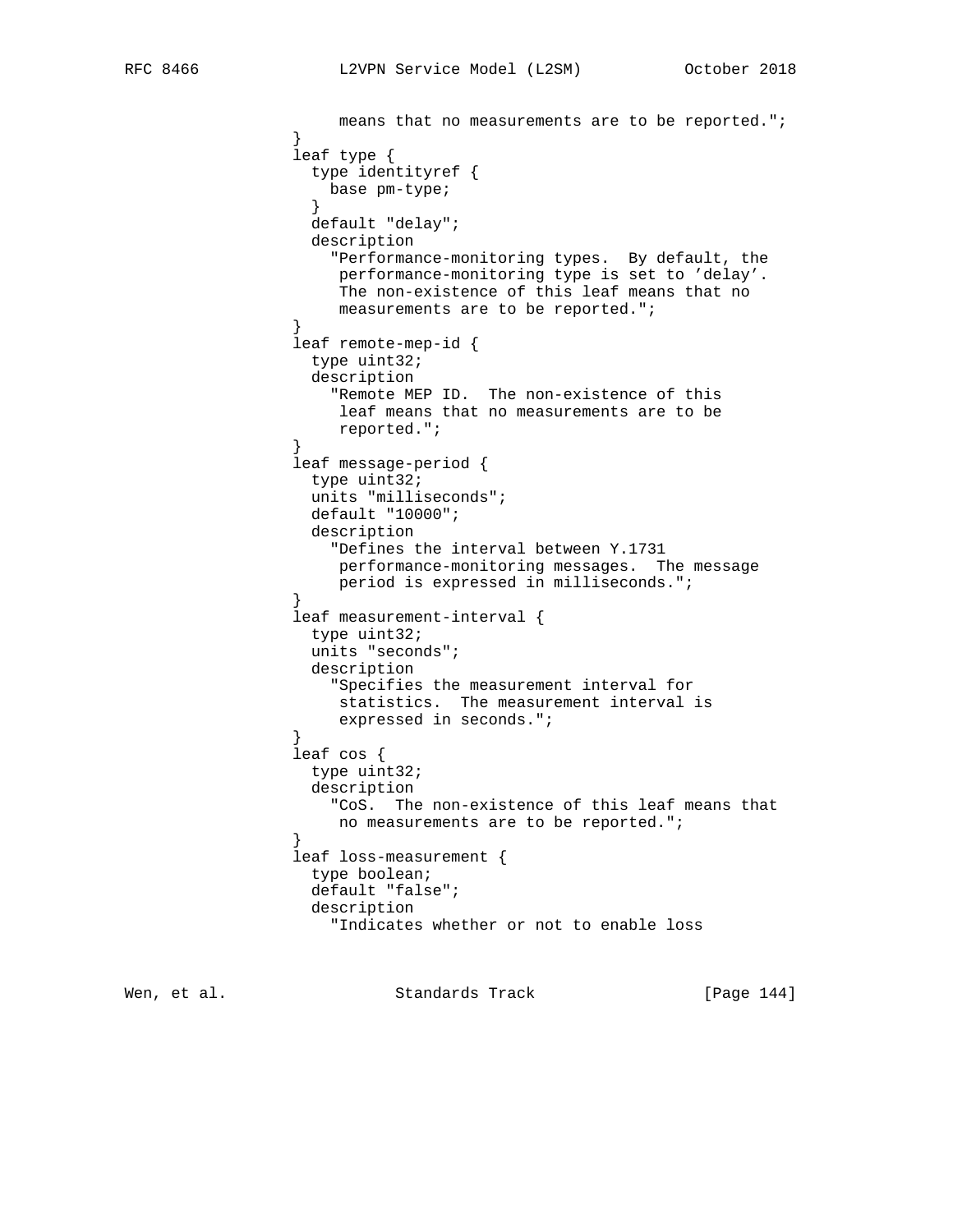```
                    means that no measurements are to be reported.";
                }
                leaf type {
                  type identityref {
                    base pm-type;
                  }
                  default "delay";
                  description
                    "Performance-monitoring types.  By default, the
                     performance-monitoring type is set to 'delay'.
                     The non-existence of this leaf means that no
                     measurements are to be reported.";
                }
                leaf remote-mep-id {
                  type uint32;
                  description
                    "Remote MEP ID.  The non-existence of this
                     leaf means that no measurements are to be
                     reported.";
                }
                leaf message-period {
                  type uint32;
                  units "milliseconds";
                  default "10000";
                  description
                    "Defines the interval between Y.1731
                     performance-monitoring messages.  The message
                     period is expressed in milliseconds.";
                }
                leaf measurement-interval {
                  type uint32;
                  units "seconds";
                  description
                    "Specifies the measurement interval for
                     statistics.  The measurement interval is
                     expressed in seconds.";
                }
                leaf cos {
                  type uint32;
                  description
                    "CoS.  The non-existence of this leaf means that
                     no measurements are to be reported.";
                }
                leaf loss-measurement {
                  type boolean;
                  default "false";
                  description
                    "Indicates whether or not to enable loss
```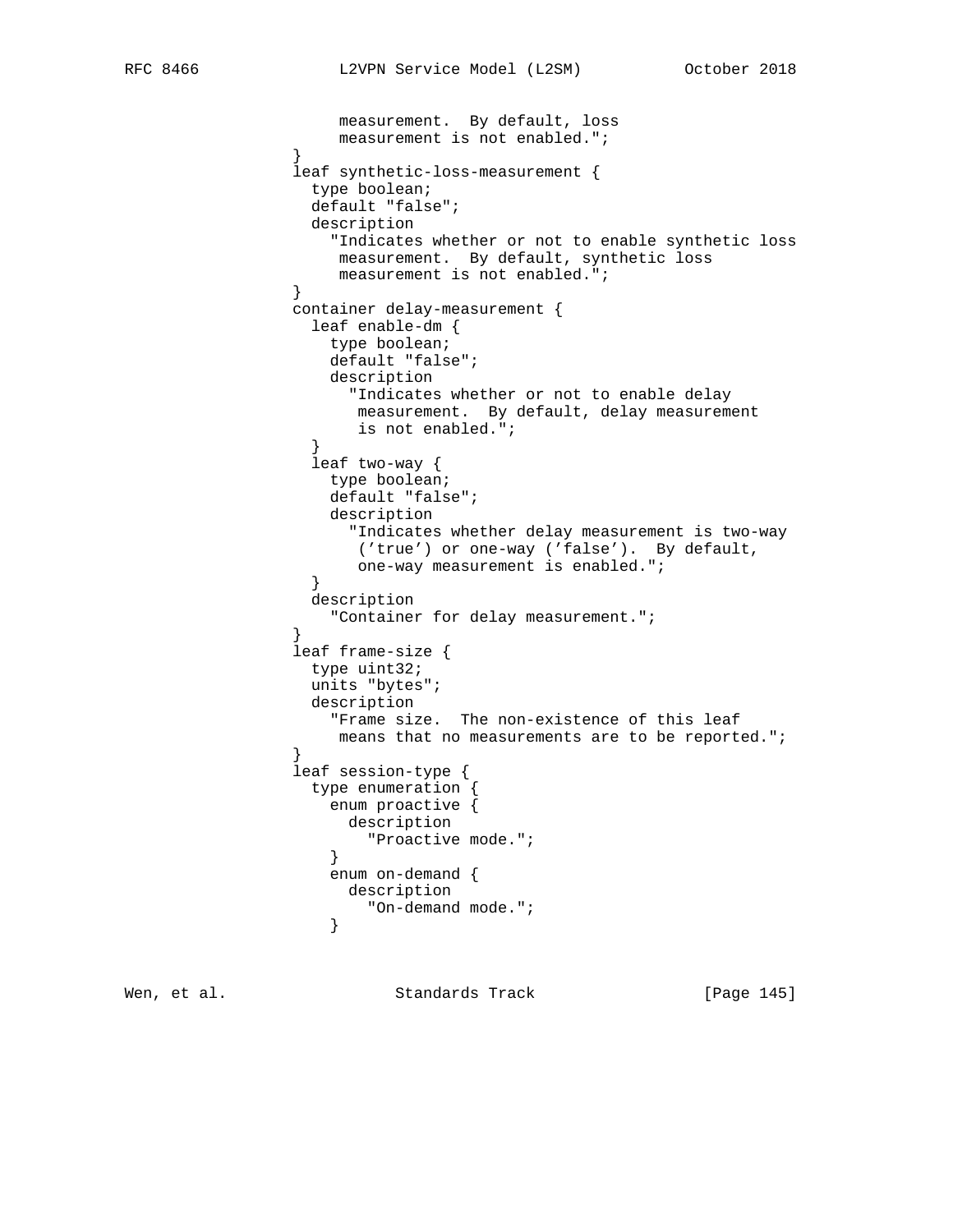```
                     measurement.  By default, loss
                     measurement is not enabled.";
                }
                leaf synthetic-loss-measurement {
                  type boolean;
                  default "false";
                  description
                    "Indicates whether or not to enable synthetic loss
                     measurement.  By default, synthetic loss
                     measurement is not enabled.";
                }
                container delay-measurement {
                  leaf enable-dm {
                    type boolean;
                    default "false";
                    description
                      "Indicates whether or not to enable delay
                       measurement.  By default, delay measurement
                       is not enabled.";
                  }
                  leaf two-way {
                    type boolean;
                    default "false";
                    description
                      "Indicates whether delay measurement is two-way
                       ('true') or one-way ('false').  By default,
                       one-way measurement is enabled.";
                  }
                  description
                    "Container for delay measurement.";
                }
                leaf frame-size {
                  type uint32;
                  units "bytes";
                  description
                    "Frame size.  The non-existence of this leaf
                     means that no measurements are to be reported.";
                }
                leaf session-type {
                  type enumeration {
                    enum proactive {
                      description
                        "Proactive mode.";
                    }
                    enum on-demand {
                      description
                        "On-demand mode.";
                    }
```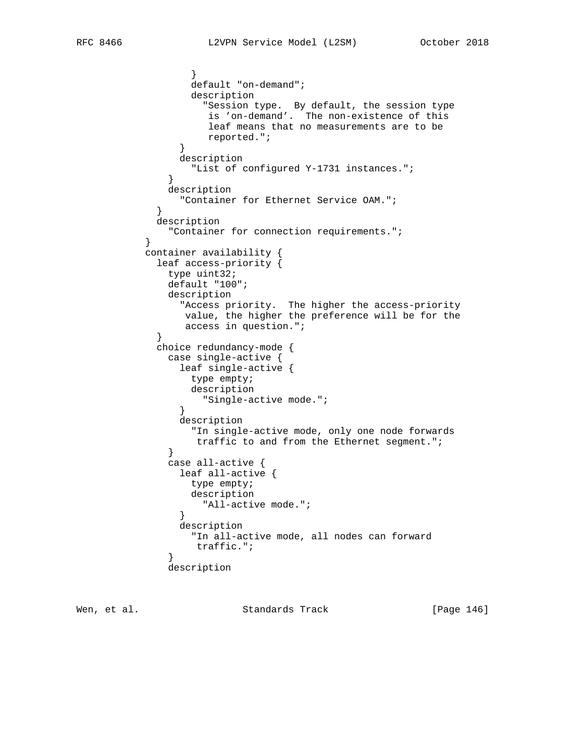```
                  }
                  default "on-demand";
                  description
                    "Session type.  By default, the session type
                     is 'on-demand'.  The non-existence of this
                     leaf means that no measurements are to be
                     reported.";
                }
                description
                  "List of configured Y-1731 instances.";
              }
              description
                "Container for Ethernet Service OAM.";
            }
            description
              "Container for connection requirements.";
          }
          container availability {
            leaf access-priority {
              type uint32;
              default "100";
              description
                "Access priority.  The higher the access-priority
                 value, the higher the preference will be for the
                 access in question.";
            }
            choice redundancy-mode {
              case single-active {
                leaf single-active {
                  type empty;
                  description
                    "Single-active mode.";
                }
                description
                  "In single-active mode, only one node forwards
                   traffic to and from the Ethernet segment.";
              }
              case all-active {
                leaf all-active {
                  type empty;
                  description
                    "All-active mode.";
                }
                description
                  "In all-active mode, all nodes can forward
                   traffic.";
              }
              description
```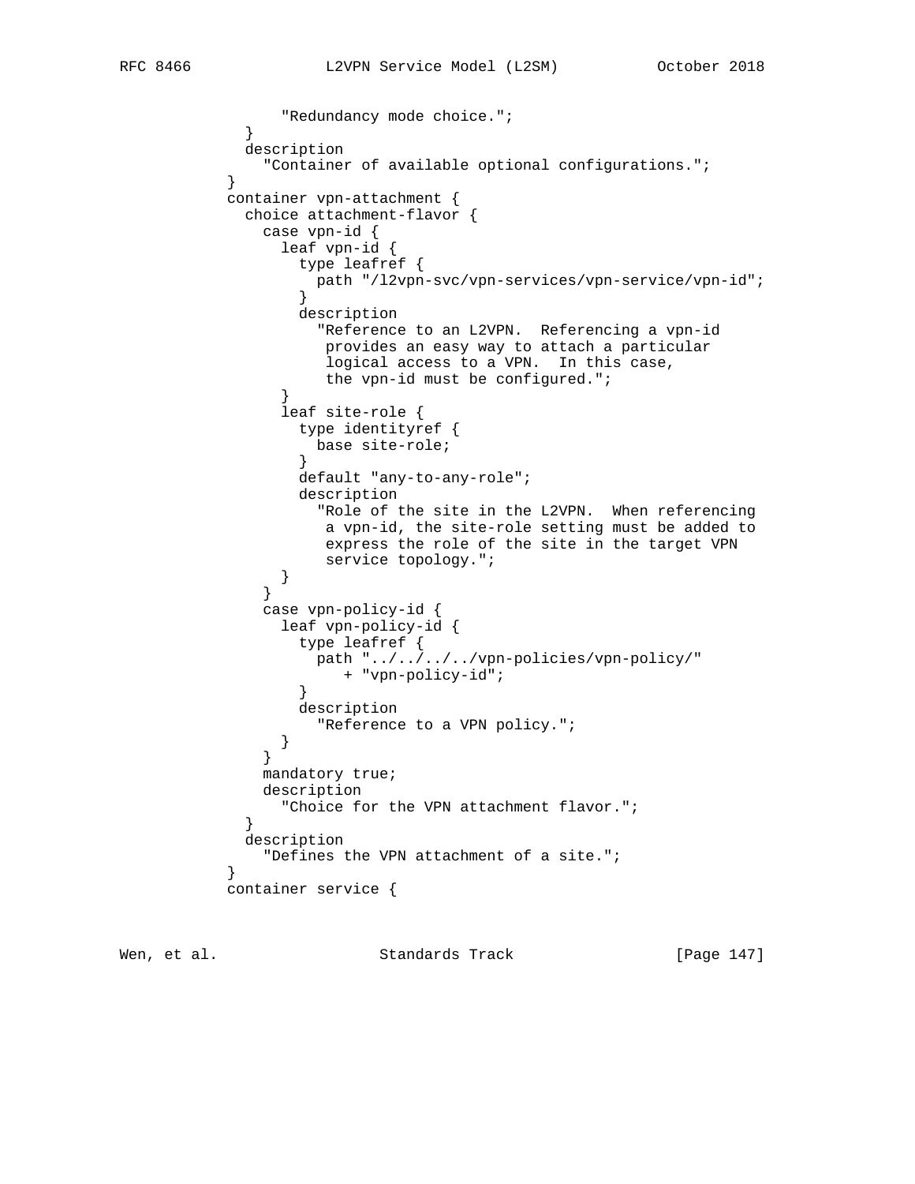```
                "Redundancy mode choice.";
            }
            description
              "Container of available optional configurations.";
          }
          container vpn-attachment {
            choice attachment-flavor {
              case vpn-id {
                leaf vpn-id {
                  type leafref {
                    path "/l2vpn-svc/vpn-services/vpn-service/vpn-id";
                  }
                  description
                    "Reference to an L2VPN.  Referencing a vpn-id
                     provides an easy way to attach a particular
                     logical access to a VPN.  In this case,
                     the vpn-id must be configured.";
                }
                leaf site-role {
                  type identityref {
                    base site-role;
                  }
                  default "any-to-any-role";
                  description
                    "Role of the site in the L2VPN.  When referencing
                     a vpn-id, the site-role setting must be added to
                     express the role of the site in the target VPN
                     service topology.";
                }
              }
              case vpn-policy-id {
                leaf vpn-policy-id {
                  type leafref {
                    path "../../../../vpn-policies/vpn-policy/"
                       + "vpn-policy-id";
                  }
                  description
                    "Reference to a VPN policy.";
                }
              }
              mandatory true;
              description
                "Choice for the VPN attachment flavor.";
            }
            description
              "Defines the VPN attachment of a site.";
          }
          container service {
```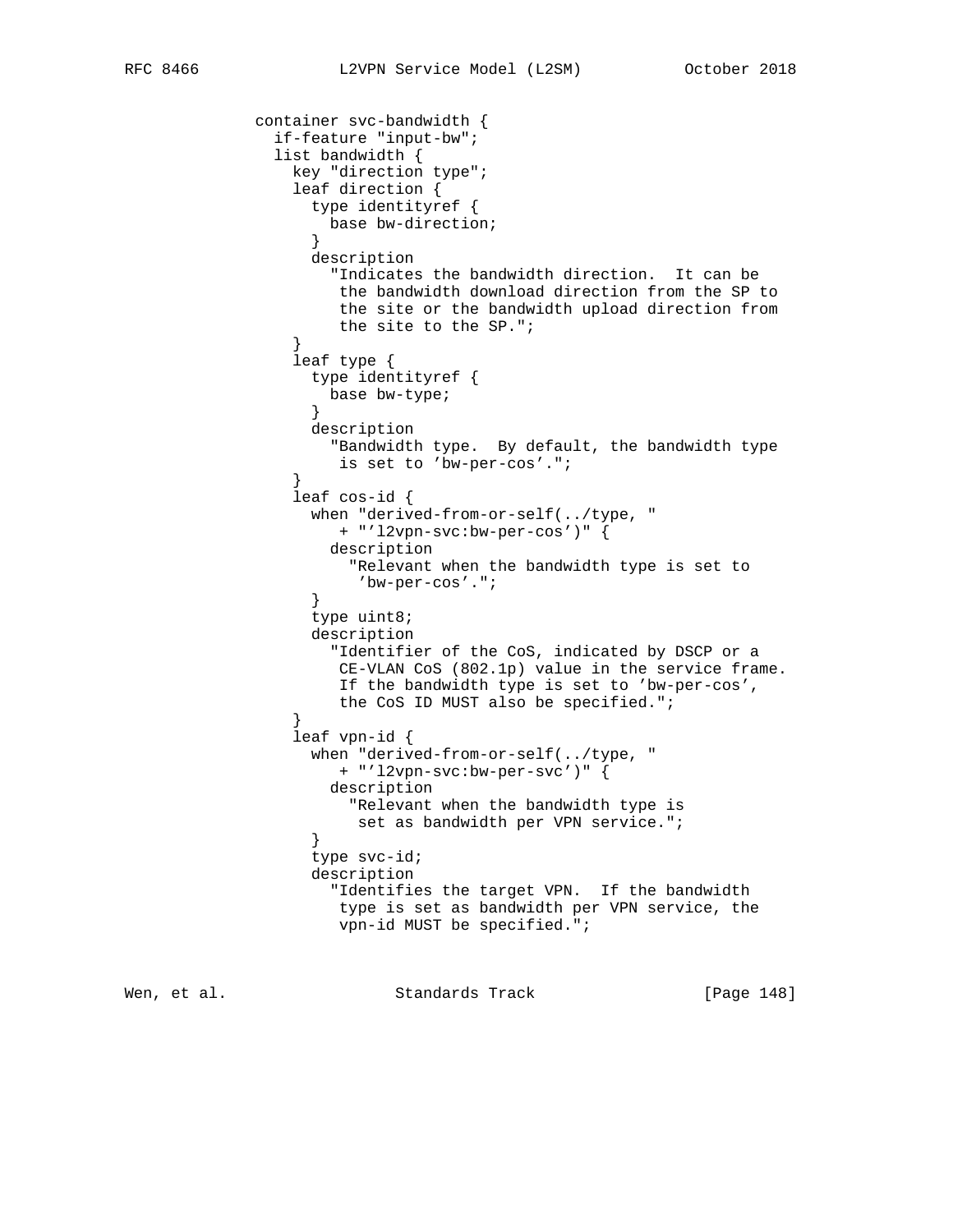```
              container svc-bandwidth {
                if-feature "input-bw";
                list bandwidth {
                  key "direction type";
                  leaf direction {
                    type identityref {
                      base bw-direction;
                    }
                    description
                      "Indicates the bandwidth direction.  It can be
                       the bandwidth download direction from the SP to
                       the site or the bandwidth upload direction from
                       the site to the SP.";
                  }
                  leaf type {
                    type identityref {
                      base bw-type;
                    }
                    description
                      "Bandwidth type.  By default, the bandwidth type
                       is set to 'bw-per-cos'.";
                  }
                  leaf cos-id {
                    when "derived-from-or-self(../type, "
                       + "'l2vpn-svc:bw-per-cos')" {
                      description
                        "Relevant when the bandwidth type is set to
                         'bw-per-cos'.";
                    }
                    type uint8;
                    description
                      "Identifier of the CoS, indicated by DSCP or a
                       CE-VLAN CoS (802.1p) value in the service frame.
                       If the bandwidth type is set to 'bw-per-cos',
                       the CoS ID MUST also be specified.";
                  }
                  leaf vpn-id {
                    when "derived-from-or-self(../type, "
                       + "'l2vpn-svc:bw-per-svc')" {
                      description
                        "Relevant when the bandwidth type is
                         set as bandwidth per VPN service.";
                    }
                    type svc-id;
                    description
                      "Identifies the target VPN.  If the bandwidth
                       type is set as bandwidth per VPN service, the
                       vpn-id MUST be specified.";
```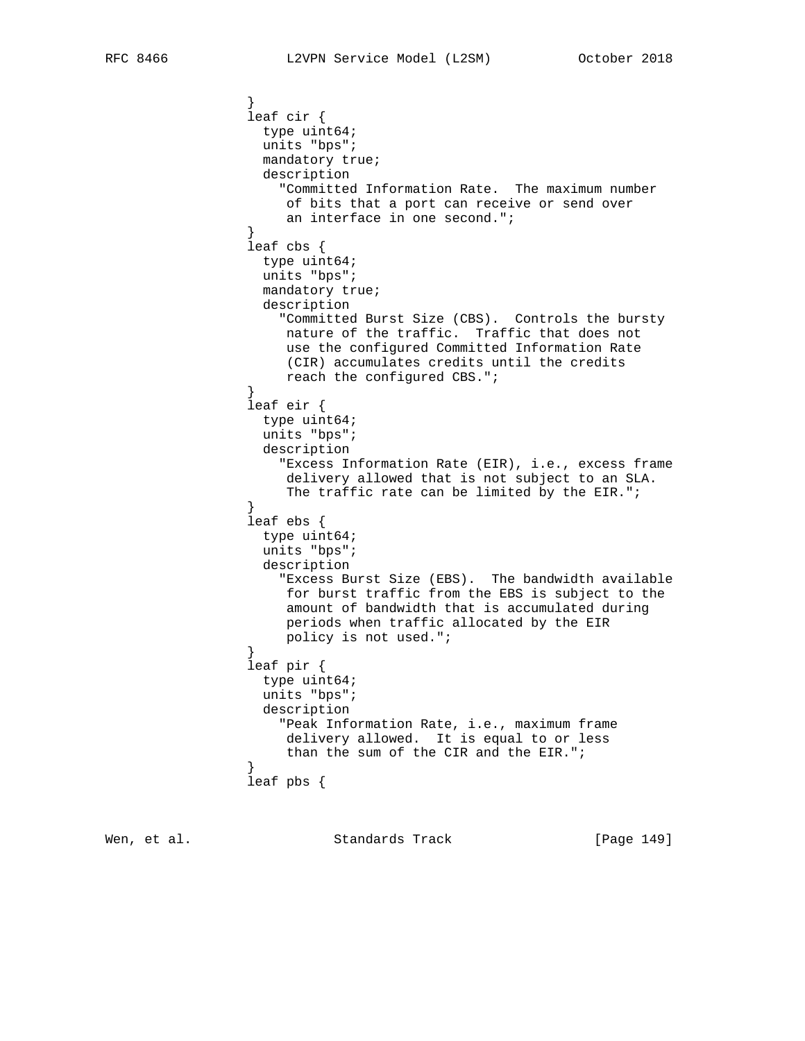```
                }
                leaf cir {
                  type uint64;
                  units "bps";
                  mandatory true;
                  description
                    "Committed Information Rate.  The maximum number
                     of bits that a port can receive or send over
                     an interface in one second.";
                }
                leaf cbs {
                  type uint64;
                  units "bps";
                  mandatory true;
                  description
                    "Committed Burst Size (CBS).  Controls the bursty
                     nature of the traffic.  Traffic that does not
                     use the configured Committed Information Rate
                     (CIR) accumulates credits until the credits
                     reach the configured CBS.";
                }
                leaf eir {
                  type uint64;
                  units "bps";
                  description
                    "Excess Information Rate (EIR), i.e., excess frame
                     delivery allowed that is not subject to an SLA.
                     The traffic rate can be limited by the EIR.";
                }
                leaf ebs {
                  type uint64;
                  units "bps";
                  description
                    "Excess Burst Size (EBS).  The bandwidth available
                     for burst traffic from the EBS is subject to the
                     amount of bandwidth that is accumulated during
                     periods when traffic allocated by the EIR
                     policy is not used.";
                }
                leaf pir {
                  type uint64;
                  units "bps";
                  description
                    "Peak Information Rate, i.e., maximum frame
                     delivery allowed.  It is equal to or less
                     than the sum of the CIR and the EIR.";
                }
                leaf pbs {
```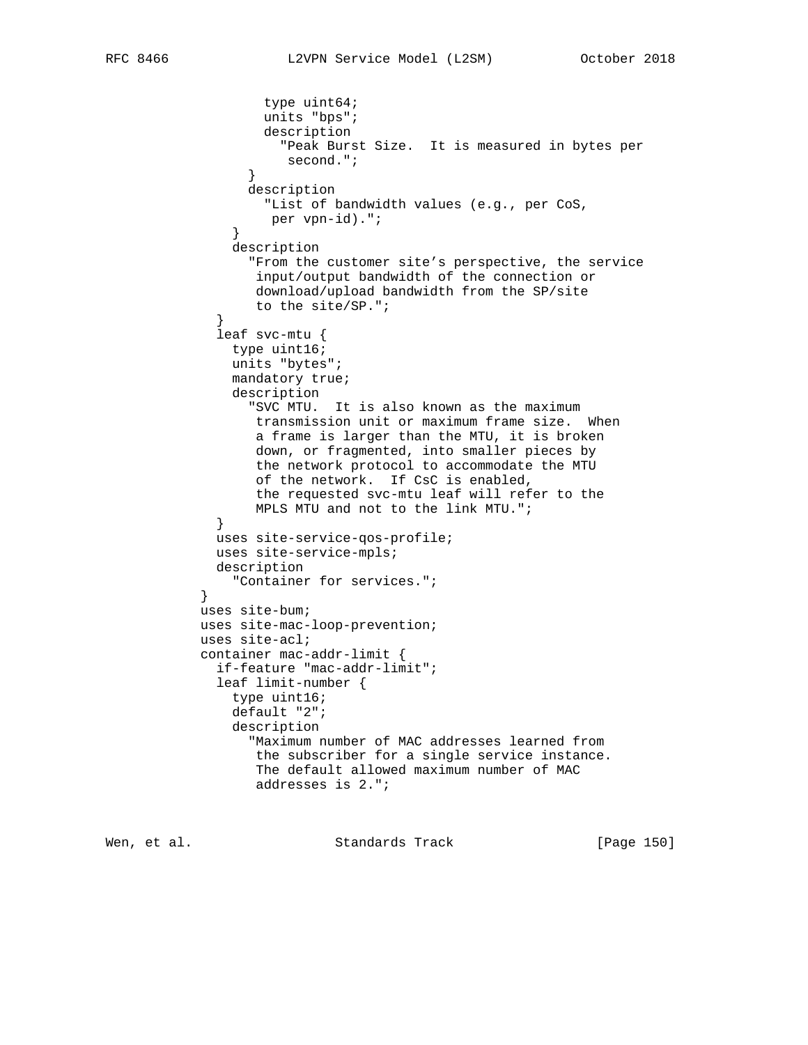```
                  type uint64;
                  units "bps";
                  description
                    "Peak Burst Size.  It is measured in bytes per
                     second.";
                }
                description
                  "List of bandwidth values (e.g., per CoS,
                   per vpn-id).";
              }
              description
                "From the customer site's perspective, the service
                 input/output bandwidth of the connection or
                 download/upload bandwidth from the SP/site
                 to the site/SP.";
            }
            leaf svc-mtu {
              type uint16;
              units "bytes";
              mandatory true;
              description
                "SVC MTU.  It is also known as the maximum
                 transmission unit or maximum frame size.  When
                 a frame is larger than the MTU, it is broken
                 down, or fragmented, into smaller pieces by
                 the network protocol to accommodate the MTU
                 of the network.  If CsC is enabled,
                 the requested svc-mtu leaf will refer to the
                 MPLS MTU and not to the link MTU.";
            }
            uses site-service-qos-profile;
            uses site-service-mpls;
            description
              "Container for services.";
          }
          uses site-bum;
          uses site-mac-loop-prevention;
          uses site-acl;
          container mac-addr-limit {
            if-feature "mac-addr-limit";
            leaf limit-number {
              type uint16;
              default "2";
              description
                "Maximum number of MAC addresses learned from
                 the subscriber for a single service instance.
                 The default allowed maximum number of MAC
                 addresses is 2.";
```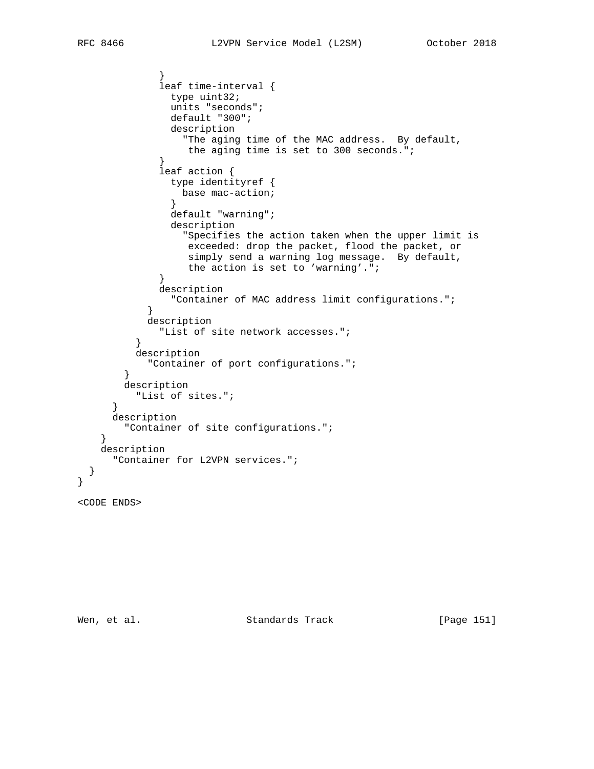```
              }
              leaf time-interval {
                type uint32;
                units "seconds";
                default "300";
                description
                  "The aging time of the MAC address.  By default,
                   the aging time is set to 300 seconds.";
              }
              leaf action {
                type identityref {
                  base mac-action;
                }
                default "warning";
                description
                  "Specifies the action taken when the upper limit is
                   exceeded: drop the packet, flood the packet, or
                   simply send a warning log message.  By default,
                   the action is set to 'warning'.";
              }
              description
                "Container of MAC address limit configurations.";
            }
            description
              "List of site network accesses.";
          }
          description
            "Container of port configurations.";
        }
        description
          "List of sites.";
      }
      description
        "Container of site configurations.";
    }
    description
      "Container for L2VPN services.";
  }
}

<CODE ENDS>
```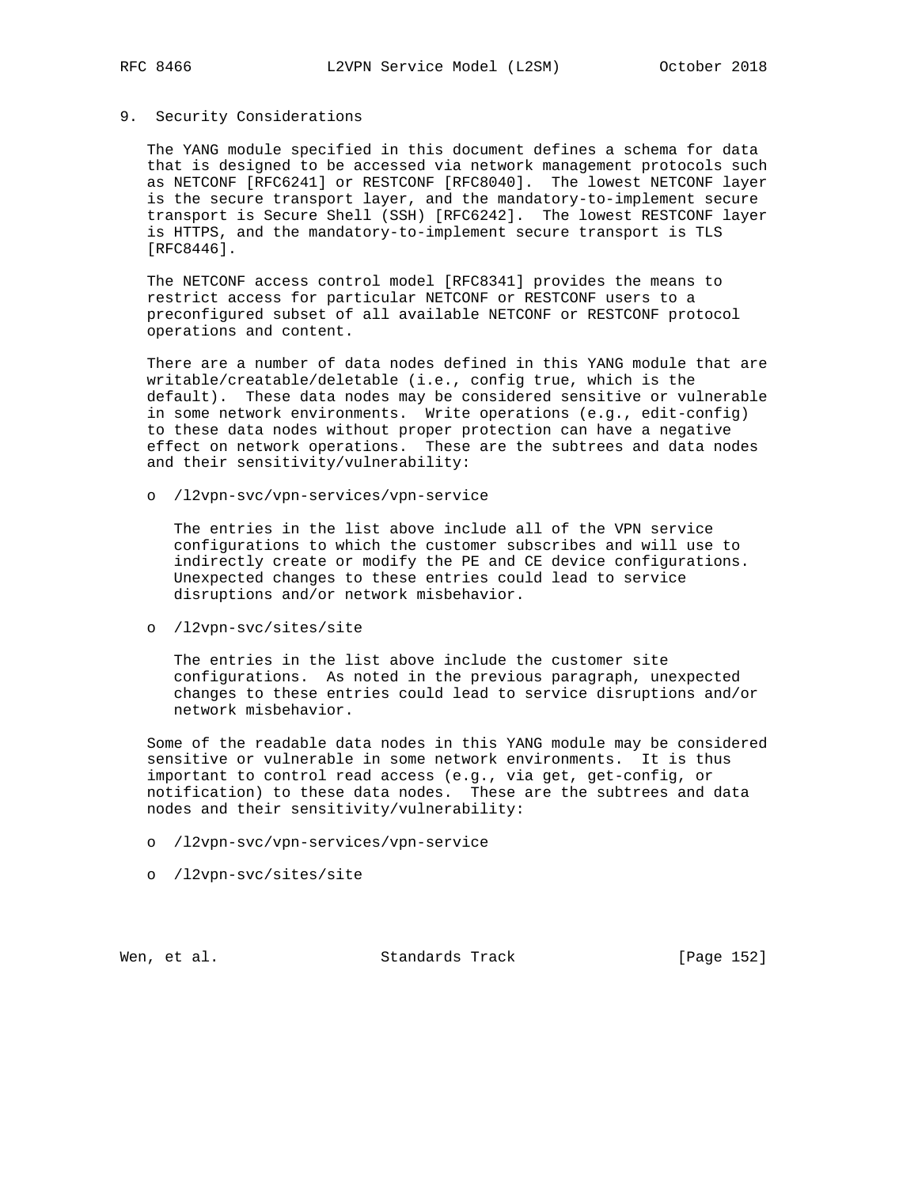## 9. Security Considerations

The YANG module specified in this document defines a schema for data that is designed to be accessed via network management protocols such as NETCONF [RFC6241] or RESTCONF [RFC8040]. The lowest NETCONF layer is the secure transport layer, and the mandatory-to-implement secure transport is Secure Shell (SSH) [RFC6242]. The lowest RESTCONF layer is HTTPS, and the mandatory-to-implement secure transport is TLS [RFC8446].

The NETCONF access control model [RFC8341] provides the means to restrict access for particular NETCONF or RESTCONF users to a preconfigured subset of all available NETCONF or RESTCONF protocol operations and content.

There are a number of data nodes defined in this YANG module that are writable/creatable/deletable (i.e., config true, which is the default). These data nodes may be considered sensitive or vulnerable in some network environments. Write operations (e.g., edit-config) to these data nodes without proper protection can have a negative effect on network operations. These are the subtrees and data nodes and their sensitivity/vulnerability:

- /l2vpn-svc/vpn-services/vpn-service

  The entries in the list above include all of the VPN service configurations to which the customer subscribes and will use to indirectly create or modify the PE and CE device configurations. Unexpected changes to these entries could lead to service disruptions and/or network misbehavior.

- /l2vpn-svc/sites/site

  The entries in the list above include the customer site configurations. As noted in the previous paragraph, unexpected changes to these entries could lead to service disruptions and/or network misbehavior.

Some of the readable data nodes in this YANG module may be considered sensitive or vulnerable in some network environments. It is thus important to control read access (e.g., via get, get-config, or notification) to these data nodes. These are the subtrees and data nodes and their sensitivity/vulnerability:

- /l2vpn-svc/vpn-services/vpn-service

- /l2vpn-svc/sites/site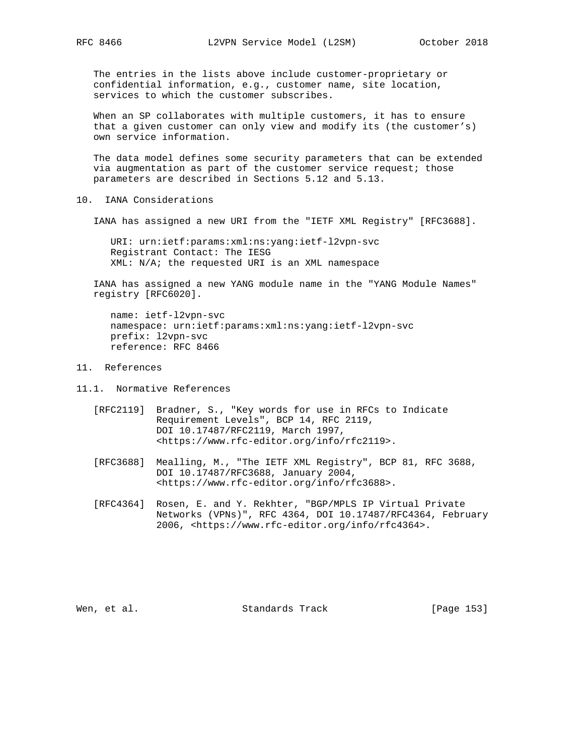The entries in the lists above include customer-proprietary or confidential information, e.g., customer name, site location, services to which the customer subscribes.

When an SP collaborates with multiple customers, it has to ensure that a given customer can only view and modify its (the customer's) own service information.

The data model defines some security parameters that can be extended via augmentation as part of the customer service request; those parameters are described in Sections 5.12 and 5.13.

# 10. IANA Considerations

IANA has assigned a new URI from the "IETF XML Registry" [RFC3688].

```
URI: urn:ietf:params:xml:ns:yang:ietf-l2vpn-svc
Registrant Contact: The IESG
XML: N/A; the requested URI is an XML namespace
```

IANA has assigned a new YANG module name in the "YANG Module Names" registry [RFC6020].

```
name: ietf-l2vpn-svc
namespace: urn:ietf:params:xml:ns:yang:ietf-l2vpn-svc
prefix: l2vpn-svc
reference: RFC 8466
```

# 11. References

## 11.1. Normative References

[RFC2119] Bradner, S., "Key words for use in RFCs to Indicate Requirement Levels", BCP 14, RFC 2119, DOI 10.17487/RFC2119, March 1997, <https://www.rfc-editor.org/info/rfc2119>.

[RFC3688] Mealling, M., "The IETF XML Registry", BCP 81, RFC 3688, DOI 10.17487/RFC3688, January 2004, <https://www.rfc-editor.org/info/rfc3688>.

[RFC4364] Rosen, E. and Y. Rekhter, "BGP/MPLS IP Virtual Private Networks (VPNs)", RFC 4364, DOI 10.17487/RFC4364, February 2006, <https://www.rfc-editor.org/info/rfc4364>.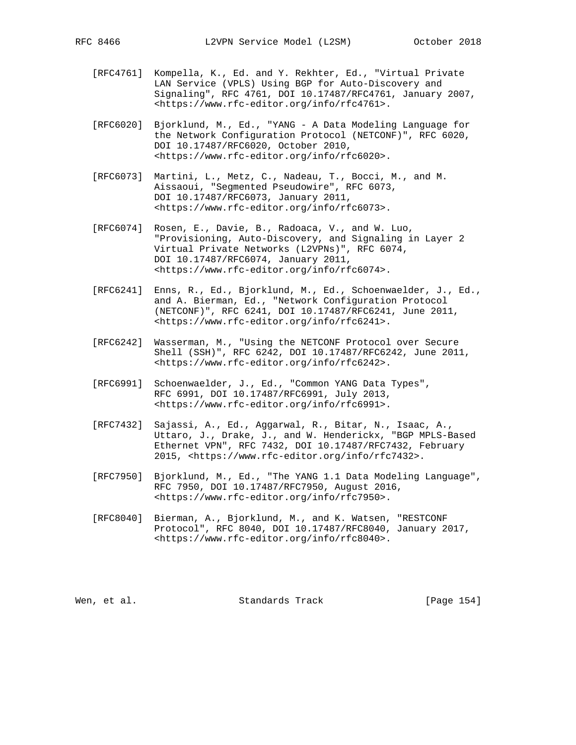[RFC4761] Kompella, K., Ed. and Y. Rekhter, Ed., "Virtual Private LAN Service (VPLS) Using BGP for Auto-Discovery and Signaling", RFC 4761, DOI 10.17487/RFC4761, January 2007, <https://www.rfc-editor.org/info/rfc4761>.

[RFC6020] Bjorklund, M., Ed., "YANG - A Data Modeling Language for the Network Configuration Protocol (NETCONF)", RFC 6020, DOI 10.17487/RFC6020, October 2010, <https://www.rfc-editor.org/info/rfc6020>.

[RFC6073] Martini, L., Metz, C., Nadeau, T., Bocci, M., and M. Aissaoui, "Segmented Pseudowire", RFC 6073, DOI 10.17487/RFC6073, January 2011, <https://www.rfc-editor.org/info/rfc6073>.

[RFC6074] Rosen, E., Davie, B., Radoaca, V., and W. Luo, "Provisioning, Auto-Discovery, and Signaling in Layer 2 Virtual Private Networks (L2VPNs)", RFC 6074, DOI 10.17487/RFC6074, January 2011, <https://www.rfc-editor.org/info/rfc6074>.

[RFC6241] Enns, R., Ed., Bjorklund, M., Ed., Schoenwaelder, J., Ed., and A. Bierman, Ed., "Network Configuration Protocol (NETCONF)", RFC 6241, DOI 10.17487/RFC6241, June 2011, <https://www.rfc-editor.org/info/rfc6241>.

[RFC6242] Wasserman, M., "Using the NETCONF Protocol over Secure Shell (SSH)", RFC 6242, DOI 10.17487/RFC6242, June 2011, <https://www.rfc-editor.org/info/rfc6242>.

[RFC6991] Schoenwaelder, J., Ed., "Common YANG Data Types", RFC 6991, DOI 10.17487/RFC6991, July 2013, <https://www.rfc-editor.org/info/rfc6991>.

[RFC7432] Sajassi, A., Ed., Aggarwal, R., Bitar, N., Isaac, A., Uttaro, J., Drake, J., and W. Henderickx, "BGP MPLS-Based Ethernet VPN", RFC 7432, DOI 10.17487/RFC7432, February 2015, <https://www.rfc-editor.org/info/rfc7432>.

[RFC7950] Bjorklund, M., Ed., "The YANG 1.1 Data Modeling Language", RFC 7950, DOI 10.17487/RFC7950, August 2016, <https://www.rfc-editor.org/info/rfc7950>.

[RFC8040] Bierman, A., Bjorklund, M., and K. Watsen, "RESTCONF Protocol", RFC 8040, DOI 10.17487/RFC8040, January 2017, <https://www.rfc-editor.org/info/rfc8040>.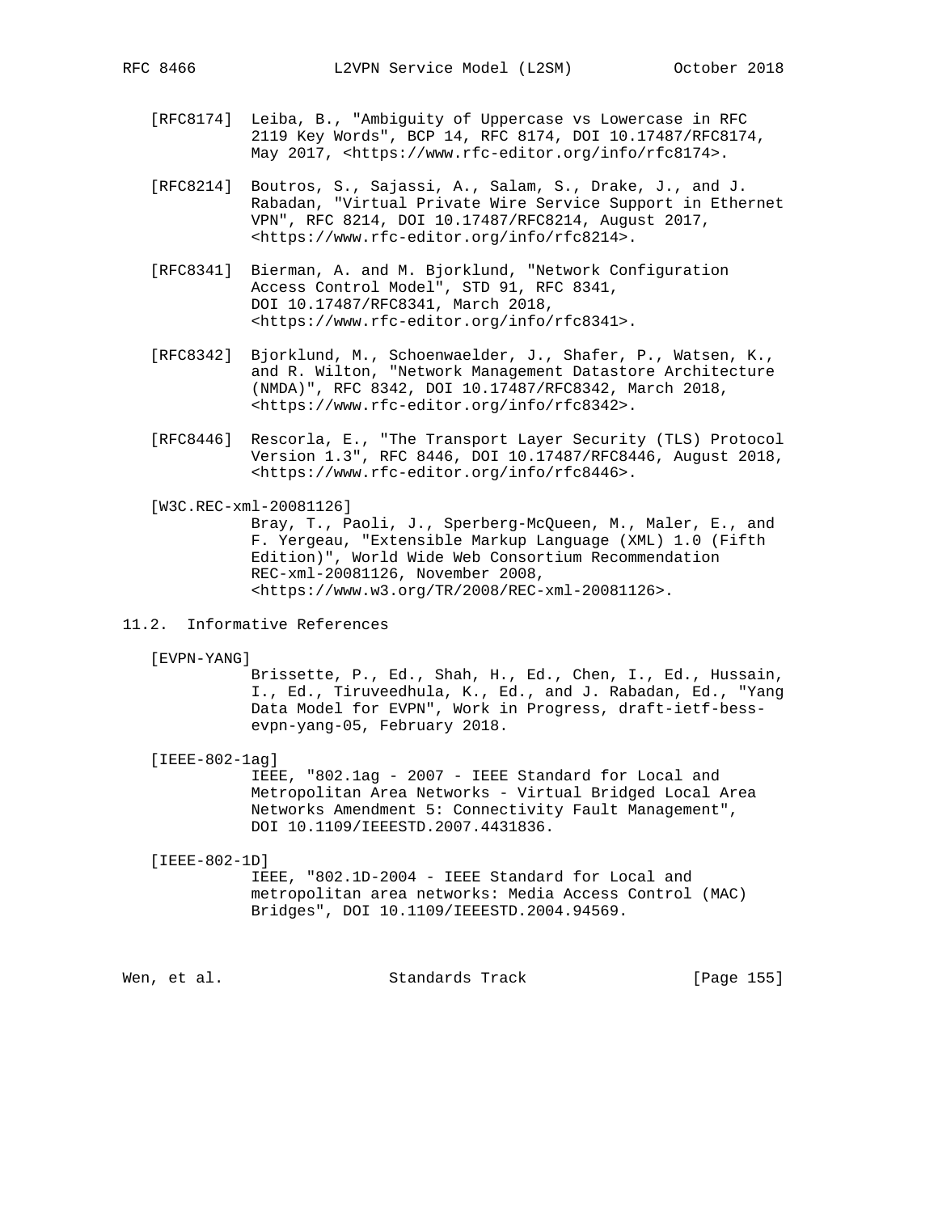[RFC8174] Leiba, B., "Ambiguity of Uppercase vs Lowercase in RFC 2119 Key Words", BCP 14, RFC 8174, DOI 10.17487/RFC8174, May 2017, <https://www.rfc-editor.org/info/rfc8174>.

[RFC8214] Boutros, S., Sajassi, A., Salam, S., Drake, J., and J. Rabadan, "Virtual Private Wire Service Support in Ethernet VPN", RFC 8214, DOI 10.17487/RFC8214, August 2017, <https://www.rfc-editor.org/info/rfc8214>.

[RFC8341] Bierman, A. and M. Bjorklund, "Network Configuration Access Control Model", STD 91, RFC 8341, DOI 10.17487/RFC8341, March 2018, <https://www.rfc-editor.org/info/rfc8341>.

[RFC8342] Bjorklund, M., Schoenwaelder, J., Shafer, P., Watsen, K., and R. Wilton, "Network Management Datastore Architecture (NMDA)", RFC 8342, DOI 10.17487/RFC8342, March 2018, <https://www.rfc-editor.org/info/rfc8342>.

[RFC8446] Rescorla, E., "The Transport Layer Security (TLS) Protocol Version 1.3", RFC 8446, DOI 10.17487/RFC8446, August 2018, <https://www.rfc-editor.org/info/rfc8446>.

[W3C.REC-xml-20081126]
Bray, T., Paoli, J., Sperberg-McQueen, M., Maler, E., and F. Yergeau, "Extensible Markup Language (XML) 1.0 (Fifth Edition)", World Wide Web Consortium Recommendation REC-xml-20081126, November 2008, <https://www.w3.org/TR/2008/REC-xml-20081126>.

## 11.2. Informative References

[EVPN-YANG]
Brissette, P., Ed., Shah, H., Ed., Chen, I., Ed., Hussain, I., Ed., Tiruveedhula, K., Ed., and J. Rabadan, Ed., "Yang Data Model for EVPN", Work in Progress, draft-ietf-bess-evpn-yang-05, February 2018.

[IEEE-802-1ag]
IEEE, "802.1ag - 2007 - IEEE Standard for Local and Metropolitan Area Networks - Virtual Bridged Local Area Networks Amendment 5: Connectivity Fault Management", DOI 10.1109/IEEESTD.2007.4431836.

[IEEE-802-1D]
IEEE, "802.1D-2004 - IEEE Standard for Local and metropolitan area networks: Media Access Control (MAC) Bridges", DOI 10.1109/IEEESTD.2004.94569.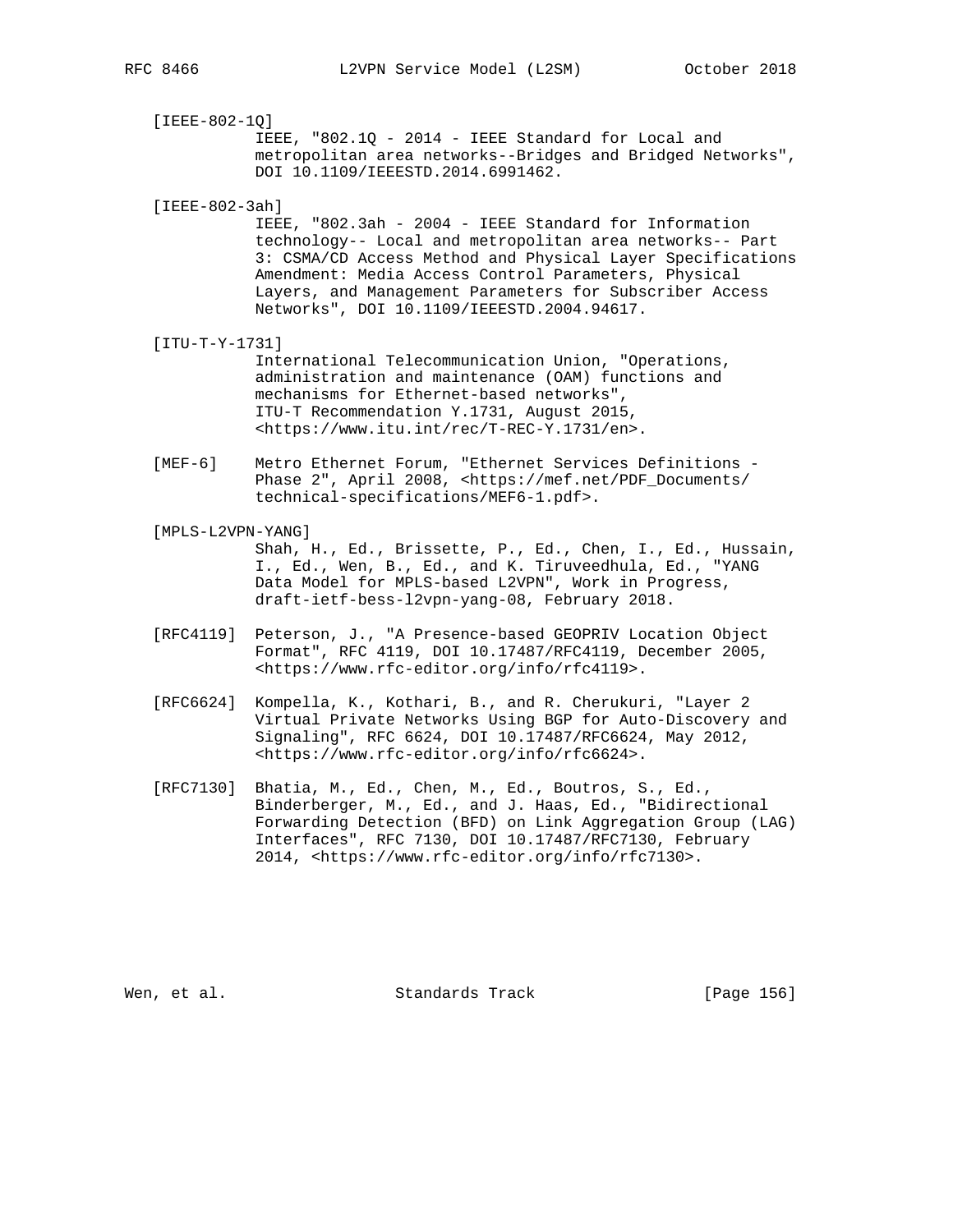[IEEE-802-1Q]
IEEE, "802.1Q - 2014 - IEEE Standard for Local and metropolitan area networks--Bridges and Bridged Networks", DOI 10.1109/IEEESTD.2014.6991462.

[IEEE-802-3ah]
IEEE, "802.3ah - 2004 - IEEE Standard for Information technology-- Local and metropolitan area networks-- Part 3: CSMA/CD Access Method and Physical Layer Specifications Amendment: Media Access Control Parameters, Physical Layers, and Management Parameters for Subscriber Access Networks", DOI 10.1109/IEEESTD.2004.94617.

[ITU-T-Y-1731]
International Telecommunication Union, "Operations, administration and maintenance (OAM) functions and mechanisms for Ethernet-based networks", ITU-T Recommendation Y.1731, August 2015, <https://www.itu.int/rec/T-REC-Y.1731/en>.

[MEF-6] Metro Ethernet Forum, "Ethernet Services Definitions - Phase 2", April 2008, <https://mef.net/PDF_Documents/technical-specifications/MEF6-1.pdf>.

[MPLS-L2VPN-YANG]
Shah, H., Ed., Brissette, P., Ed., Chen, I., Ed., Hussain, I., Ed., Wen, B., Ed., and K. Tiruveedhula, Ed., "YANG Data Model for MPLS-based L2VPN", Work in Progress, draft-ietf-bess-l2vpn-yang-08, February 2018.

[RFC4119] Peterson, J., "A Presence-based GEOPRIV Location Object Format", RFC 4119, DOI 10.17487/RFC4119, December 2005, <https://www.rfc-editor.org/info/rfc4119>.

[RFC6624] Kompella, K., Kothari, B., and R. Cherukuri, "Layer 2 Virtual Private Networks Using BGP for Auto-Discovery and Signaling", RFC 6624, DOI 10.17487/RFC6624, May 2012, <https://www.rfc-editor.org/info/rfc6624>.

[RFC7130] Bhatia, M., Ed., Chen, M., Ed., Boutros, S., Ed., Binderberger, M., Ed., and J. Haas, Ed., "Bidirectional Forwarding Detection (BFD) on Link Aggregation Group (LAG) Interfaces", RFC 7130, DOI 10.17487/RFC7130, February 2014, <https://www.rfc-editor.org/info/rfc7130>.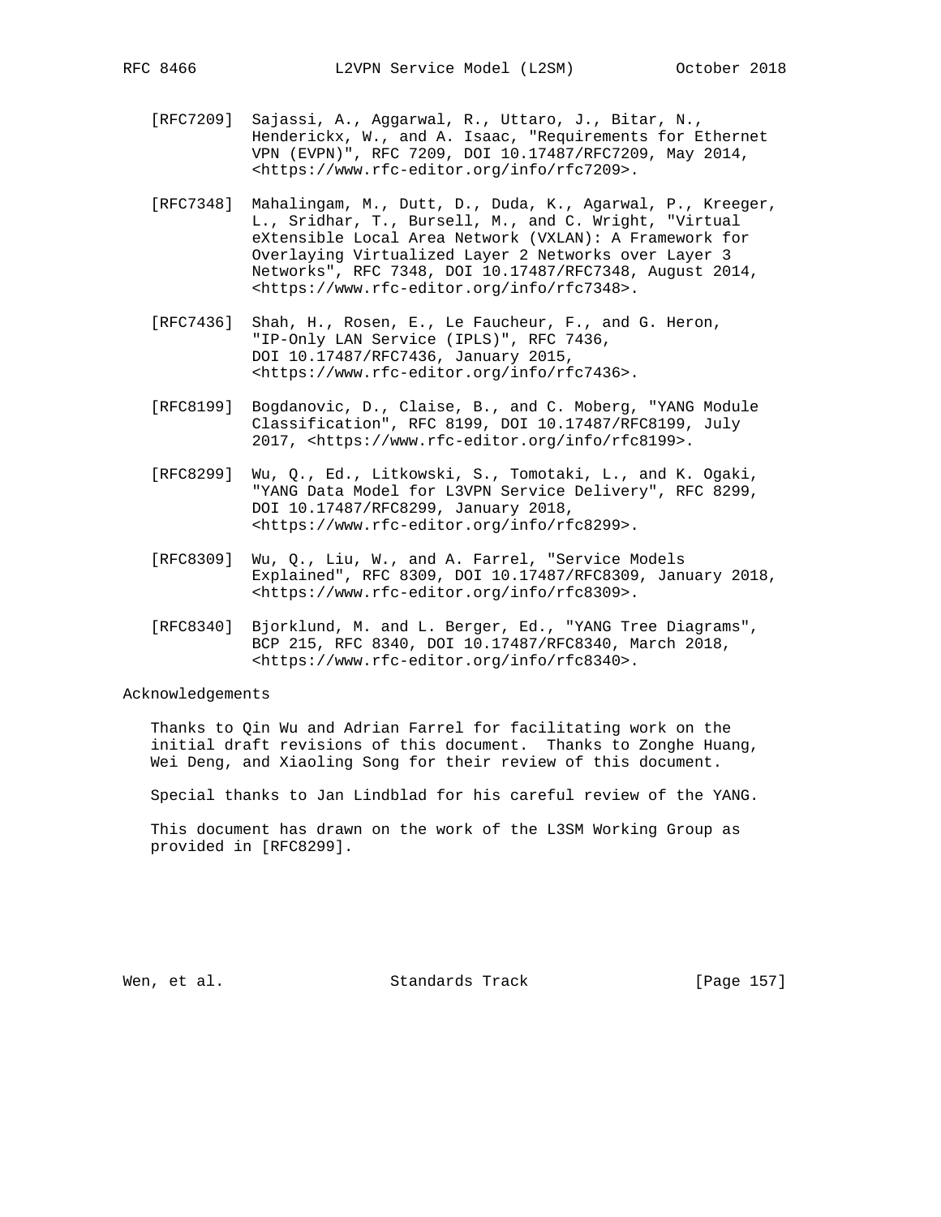[RFC7209] Sajassi, A., Aggarwal, R., Uttaro, J., Bitar, N., Henderickx, W., and A. Isaac, "Requirements for Ethernet VPN (EVPN)", RFC 7209, DOI 10.17487/RFC7209, May 2014, <https://www.rfc-editor.org/info/rfc7209>.

[RFC7348] Mahalingam, M., Dutt, D., Duda, K., Agarwal, P., Kreeger, L., Sridhar, T., Bursell, M., and C. Wright, "Virtual eXtensible Local Area Network (VXLAN): A Framework for Overlaying Virtualized Layer 2 Networks over Layer 3 Networks", RFC 7348, DOI 10.17487/RFC7348, August 2014, <https://www.rfc-editor.org/info/rfc7348>.

[RFC7436] Shah, H., Rosen, E., Le Faucheur, F., and G. Heron, "IP-Only LAN Service (IPLS)", RFC 7436, DOI 10.17487/RFC7436, January 2015, <https://www.rfc-editor.org/info/rfc7436>.

[RFC8199] Bogdanovic, D., Claise, B., and C. Moberg, "YANG Module Classification", RFC 8199, DOI 10.17487/RFC8199, July 2017, <https://www.rfc-editor.org/info/rfc8199>.

[RFC8299] Wu, Q., Ed., Litkowski, S., Tomotaki, L., and K. Ogaki, "YANG Data Model for L3VPN Service Delivery", RFC 8299, DOI 10.17487/RFC8299, January 2018, <https://www.rfc-editor.org/info/rfc8299>.

[RFC8309] Wu, Q., Liu, W., and A. Farrel, "Service Models Explained", RFC 8309, DOI 10.17487/RFC8309, January 2018, <https://www.rfc-editor.org/info/rfc8309>.

[RFC8340] Bjorklund, M. and L. Berger, Ed., "YANG Tree Diagrams", BCP 215, RFC 8340, DOI 10.17487/RFC8340, March 2018, <https://www.rfc-editor.org/info/rfc8340>.

# Acknowledgements

Thanks to Qin Wu and Adrian Farrel for facilitating work on the initial draft revisions of this document. Thanks to Zonghe Huang, Wei Deng, and Xiaoling Song for their review of this document.

Special thanks to Jan Lindblad for his careful review of the YANG.

This document has drawn on the work of the L3SM Working Group as provided in [RFC8299].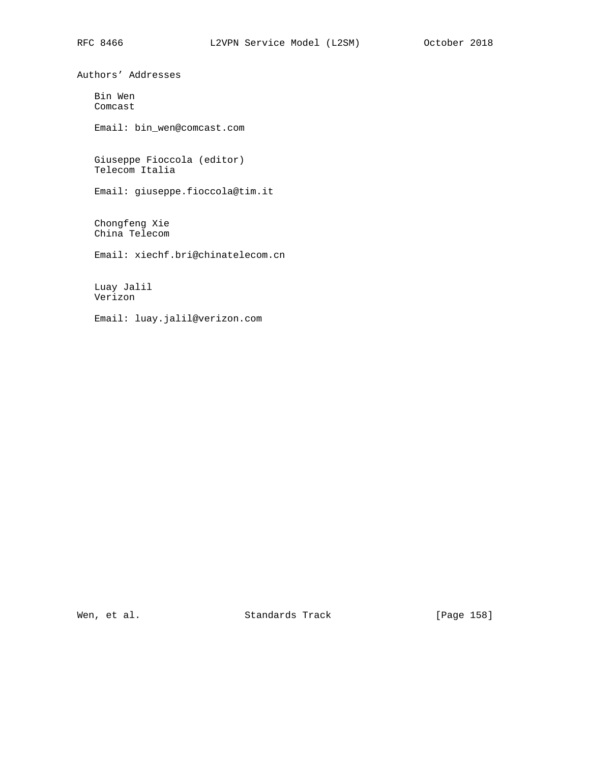## Authors' Addresses

Bin Wen
Comcast

Email: bin_wen@comcast.com

Giuseppe Fioccola (editor)
Telecom Italia

Email: giuseppe.fioccola@tim.it

Chongfeng Xie
China Telecom

Email: xiechf.bri@chinatelecom.cn

Luay Jalil
Verizon

Email: luay.jalil@verizon.com